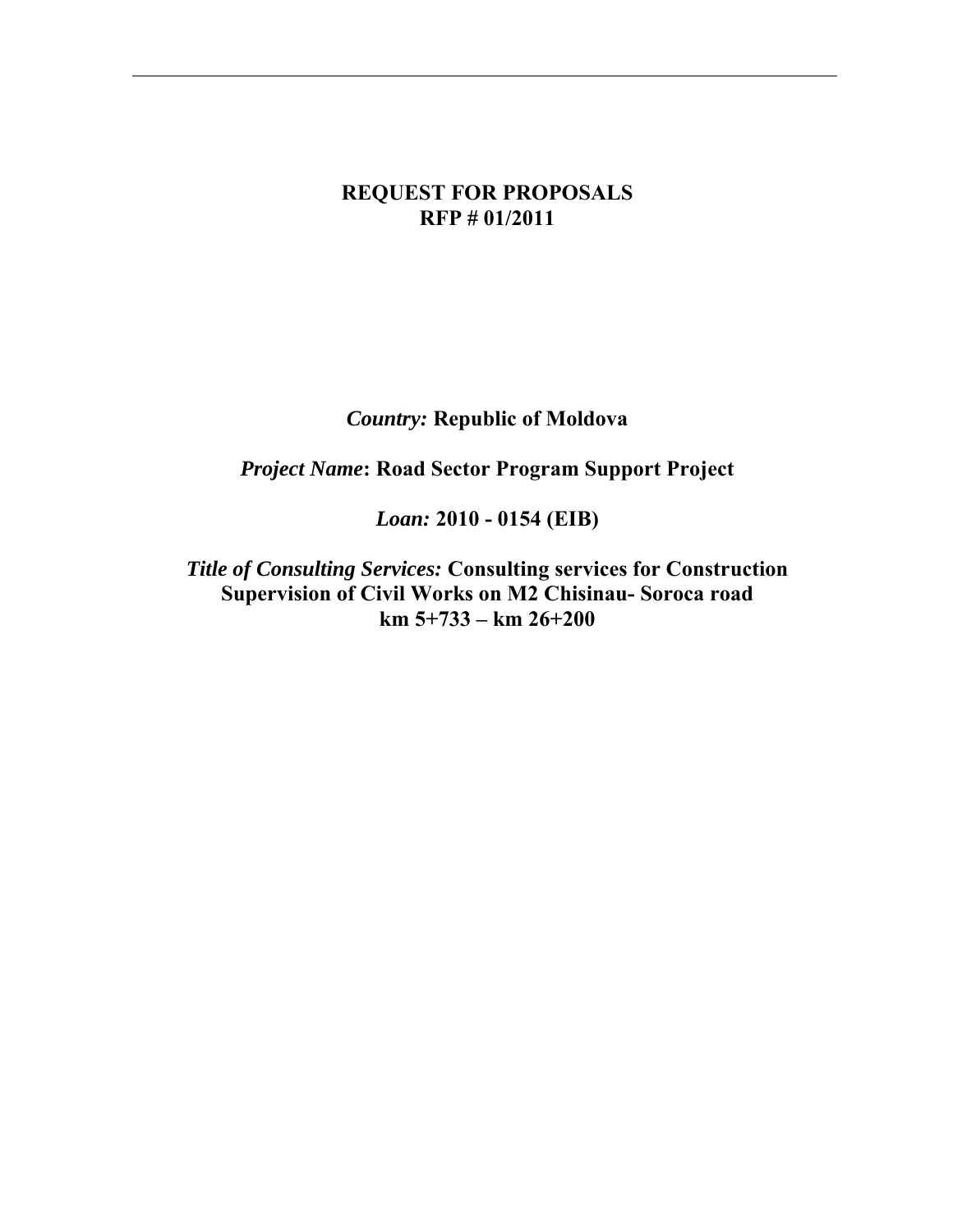# REQUEST FOR PROPOSALS
# RFP # 01/2011

*Country:* **Republic of Moldova**

*Project Name*: **Road Sector Program Support Project**

*Loan:* **2010 - 0154 (EIB)**

*Title of Consulting Services:* **Consulting services for Construction Supervision of Civil Works on M2 Chisinau- Soroca road km 5+733 – km 26+200**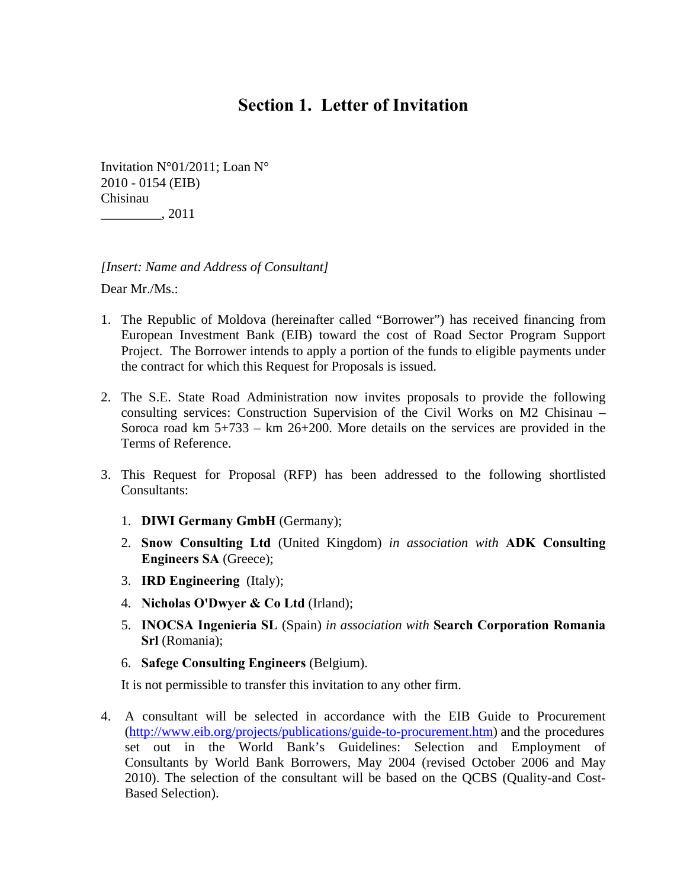# Section 1. Letter of Invitation

Invitation N°01/2011; Loan N°
2010 - 0154 (EIB)
Chisinau
_________, 2011

*[Insert: Name and Address of Consultant]*

Dear Mr./Ms.:

1. The Republic of Moldova (hereinafter called "Borrower") has received financing from European Investment Bank (EIB) toward the cost of Road Sector Program Support Project. The Borrower intends to apply a portion of the funds to eligible payments under the contract for which this Request for Proposals is issued.

2. The S.E. State Road Administration now invites proposals to provide the following consulting services: Construction Supervision of the Civil Works on M2 Chisinau – Soroca road km 5+733 – km 26+200. More details on the services are provided in the Terms of Reference.

3. This Request for Proposal (RFP) has been addressed to the following shortlisted Consultants:

    1. **DIWI Germany GmbH** (Germany);
    2. **Snow Consulting Ltd** (United Kingdom) *in association with* **ADK Consulting Engineers SA** (Greece);
    3. **IRD Engineering** (Italy);
    4. **Nicholas O'Dwyer & Co Ltd** (Irland);
    5. **INOCSA Ingenieria SL** (Spain) *in association with* **Search Corporation Romania Srl** (Romania);
    6. **Safege Consulting Engineers** (Belgium).

    It is not permissible to transfer this invitation to any other firm.

4. A consultant will be selected in accordance with the EIB Guide to Procurement (http://www.eib.org/projects/publications/guide-to-procurement.htm) and the procedures set out in the World Bank's Guidelines: Selection and Employment of Consultants by World Bank Borrowers, May 2004 (revised October 2006 and May 2010). The selection of the consultant will be based on the QCBS (Quality-and Cost-Based Selection).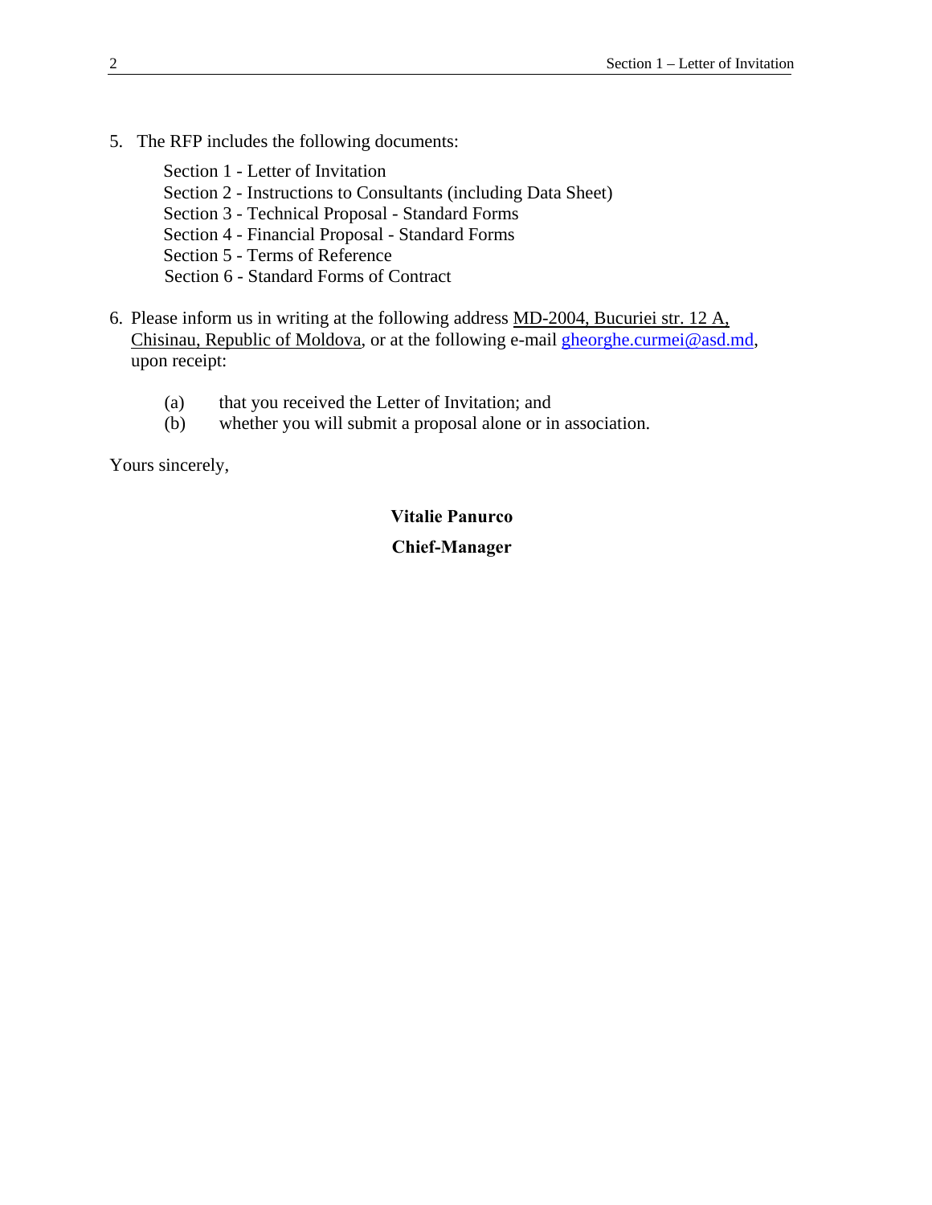5. The RFP includes the following documents:

   Section 1 - Letter of Invitation
   Section 2 - Instructions to Consultants (including Data Sheet)
   Section 3 - Technical Proposal - Standard Forms
   Section 4 - Financial Proposal - Standard Forms
   Section 5 - Terms of Reference
   Section 6 - Standard Forms of Contract

6. Please inform us in writing at the following address MD-2004, Bucuriei str. 12 A, Chisinau, Republic of Moldova, or at the following e-mail gheorghe.curmei@asd.md, upon receipt:

   (a) that you received the Letter of Invitation; and
   (b) whether you will submit a proposal alone or in association.

Yours sincerely,

**Vitalie Panurco**

**Chief-Manager**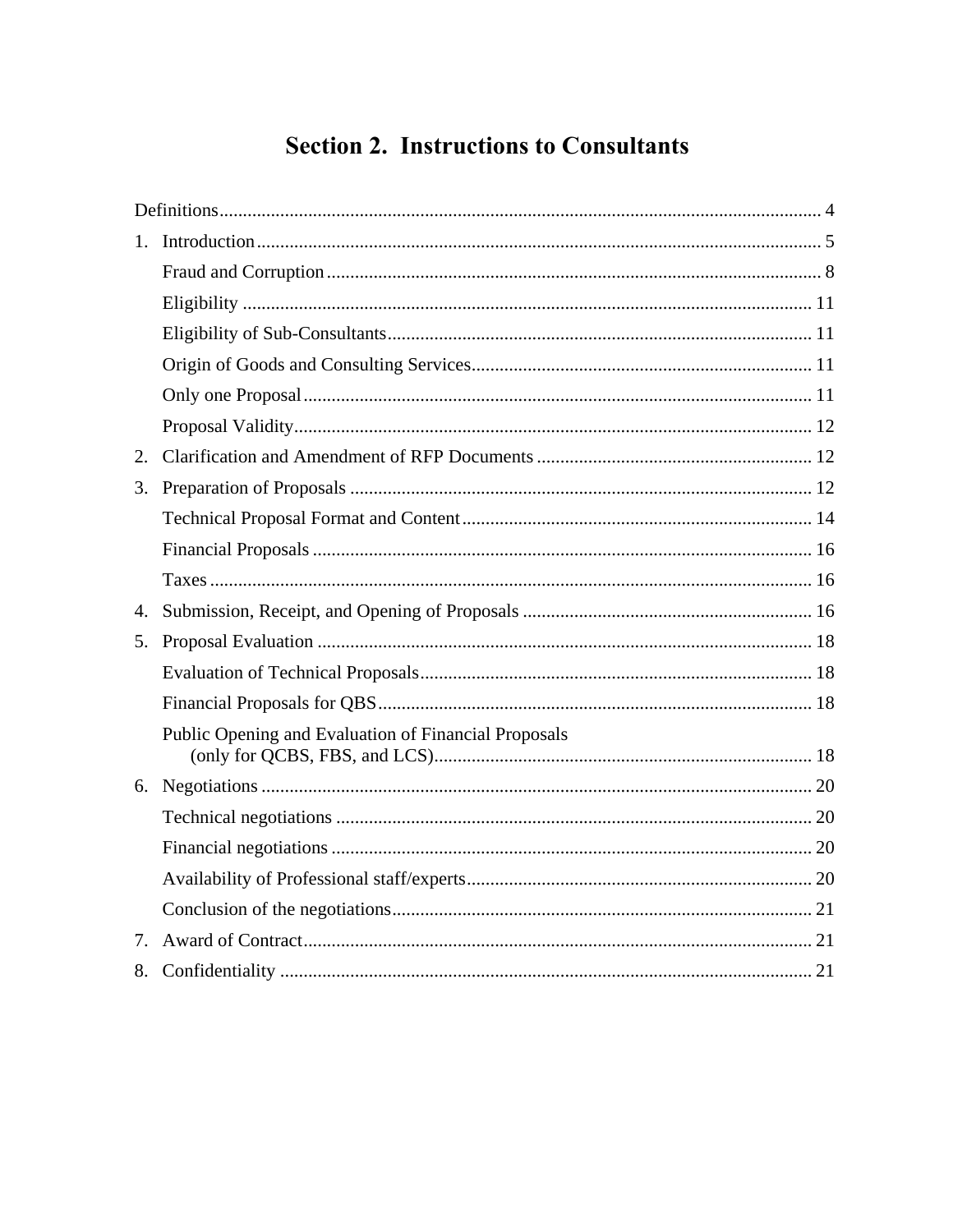# Section 2. Instructions to Consultants

Definitions ... 4

1. Introduction ... 5
   - Fraud and Corruption ... 8
   - Eligibility ... 11
   - Eligibility of Sub-Consultants ... 11
   - Origin of Goods and Consulting Services ... 11
   - Only one Proposal ... 11
   - Proposal Validity ... 12
2. Clarification and Amendment of RFP Documents ... 12
3. Preparation of Proposals ... 12
   - Technical Proposal Format and Content ... 14
   - Financial Proposals ... 16
   - Taxes ... 16
4. Submission, Receipt, and Opening of Proposals ... 16
5. Proposal Evaluation ... 18
   - Evaluation of Technical Proposals ... 18
   - Financial Proposals for QBS ... 18
   - Public Opening and Evaluation of Financial Proposals (only for QCBS, FBS, and LCS) ... 18
6. Negotiations ... 20
   - Technical negotiations ... 20
   - Financial negotiations ... 20
   - Availability of Professional staff/experts ... 20
   - Conclusion of the negotiations ... 21
7. Award of Contract ... 21
8. Confidentiality ... 21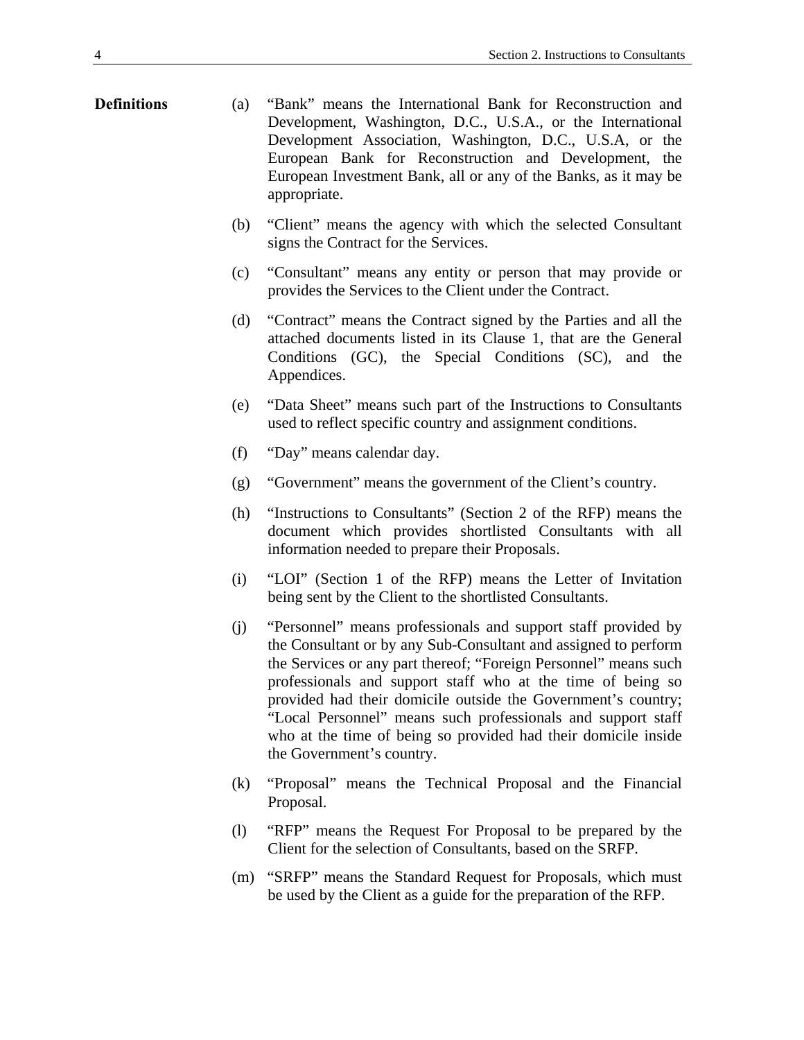**Definitions**

(a) "Bank" means the International Bank for Reconstruction and Development, Washington, D.C., U.S.A., or the International Development Association, Washington, D.C., U.S.A, or the European Bank for Reconstruction and Development, the European Investment Bank, all or any of the Banks, as it may be appropriate.

(b) "Client" means the agency with which the selected Consultant signs the Contract for the Services.

(c) "Consultant" means any entity or person that may provide or provides the Services to the Client under the Contract.

(d) "Contract" means the Contract signed by the Parties and all the attached documents listed in its Clause 1, that are the General Conditions (GC), the Special Conditions (SC), and the Appendices.

(e) "Data Sheet" means such part of the Instructions to Consultants used to reflect specific country and assignment conditions.

(f) "Day" means calendar day.

(g) "Government" means the government of the Client's country.

(h) "Instructions to Consultants" (Section 2 of the RFP) means the document which provides shortlisted Consultants with all information needed to prepare their Proposals.

(i) "LOI" (Section 1 of the RFP) means the Letter of Invitation being sent by the Client to the shortlisted Consultants.

(j) "Personnel" means professionals and support staff provided by the Consultant or by any Sub-Consultant and assigned to perform the Services or any part thereof; "Foreign Personnel" means such professionals and support staff who at the time of being so provided had their domicile outside the Government's country; "Local Personnel" means such professionals and support staff who at the time of being so provided had their domicile inside the Government's country.

(k) "Proposal" means the Technical Proposal and the Financial Proposal.

(l) "RFP" means the Request For Proposal to be prepared by the Client for the selection of Consultants, based on the SRFP.

(m) "SRFP" means the Standard Request for Proposals, which must be used by the Client as a guide for the preparation of the RFP.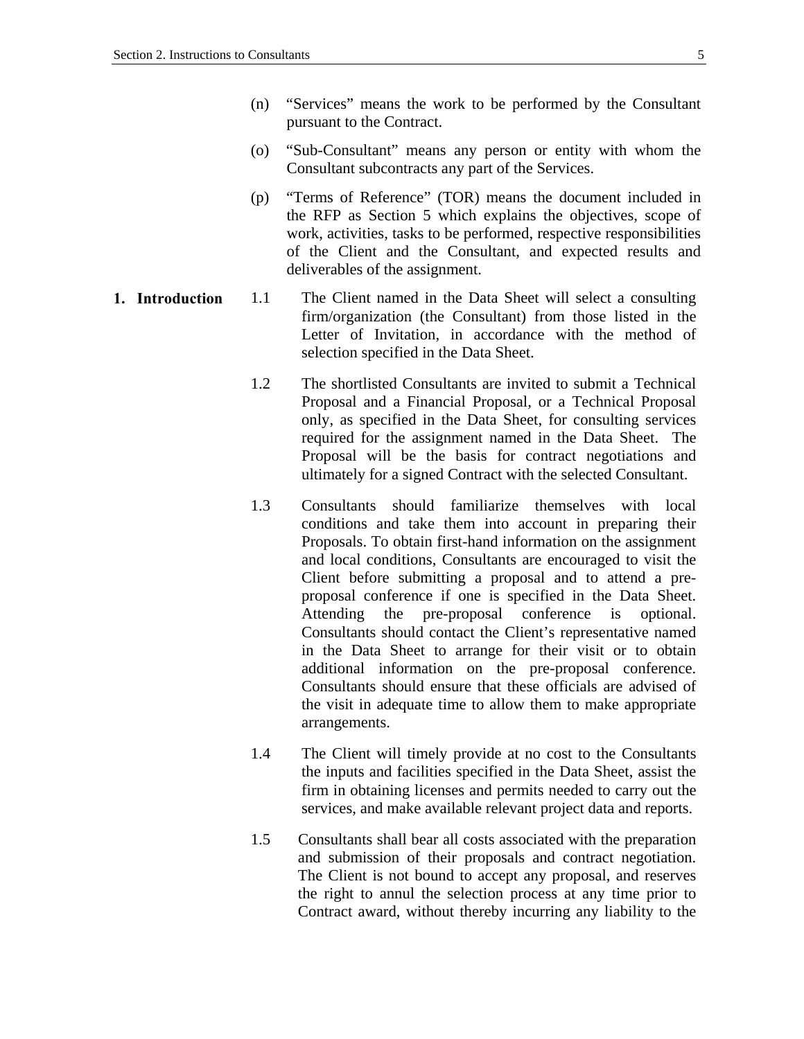(n) "Services" means the work to be performed by the Consultant pursuant to the Contract.

(o) "Sub-Consultant" means any person or entity with whom the Consultant subcontracts any part of the Services.

(p) "Terms of Reference" (TOR) means the document included in the RFP as Section 5 which explains the objectives, scope of work, activities, tasks to be performed, respective responsibilities of the Client and the Consultant, and expected results and deliverables of the assignment.

## 1. Introduction

1.1 The Client named in the Data Sheet will select a consulting firm/organization (the Consultant) from those listed in the Letter of Invitation, in accordance with the method of selection specified in the Data Sheet.

1.2 The shortlisted Consultants are invited to submit a Technical Proposal and a Financial Proposal, or a Technical Proposal only, as specified in the Data Sheet, for consulting services required for the assignment named in the Data Sheet. The Proposal will be the basis for contract negotiations and ultimately for a signed Contract with the selected Consultant.

1.3 Consultants should familiarize themselves with local conditions and take them into account in preparing their Proposals. To obtain first-hand information on the assignment and local conditions, Consultants are encouraged to visit the Client before submitting a proposal and to attend a pre-proposal conference if one is specified in the Data Sheet. Attending the pre-proposal conference is optional. Consultants should contact the Client's representative named in the Data Sheet to arrange for their visit or to obtain additional information on the pre-proposal conference. Consultants should ensure that these officials are advised of the visit in adequate time to allow them to make appropriate arrangements.

1.4 The Client will timely provide at no cost to the Consultants the inputs and facilities specified in the Data Sheet, assist the firm in obtaining licenses and permits needed to carry out the services, and make available relevant project data and reports.

1.5 Consultants shall bear all costs associated with the preparation and submission of their proposals and contract negotiation. The Client is not bound to accept any proposal, and reserves the right to annul the selection process at any time prior to Contract award, without thereby incurring any liability to the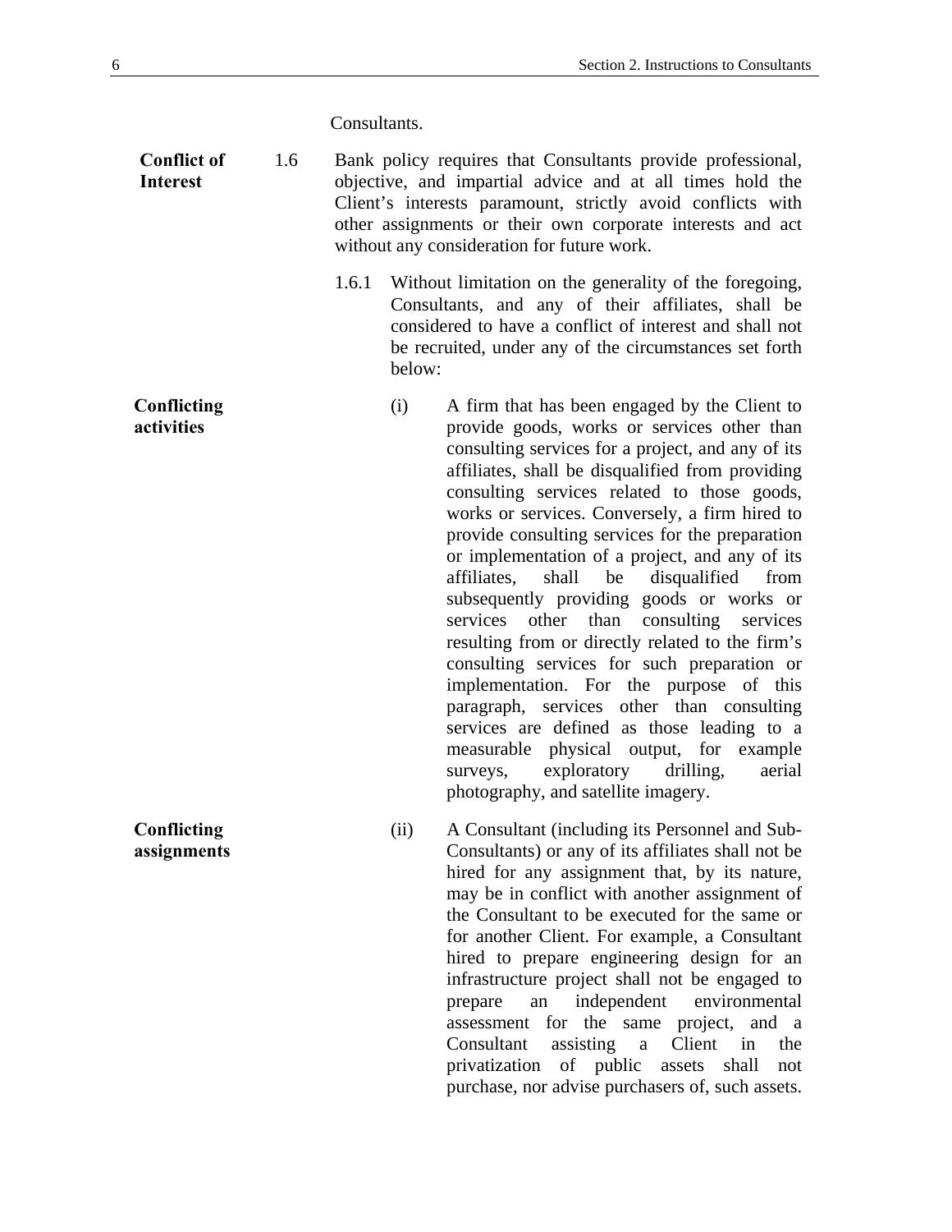Consultants.

**Conflict of Interest**

1.6 Bank policy requires that Consultants provide professional, objective, and impartial advice and at all times hold the Client's interests paramount, strictly avoid conflicts with other assignments or their own corporate interests and act without any consideration for future work.

1.6.1 Without limitation on the generality of the foregoing, Consultants, and any of their affiliates, shall be considered to have a conflict of interest and shall not be recruited, under any of the circumstances set forth below:

**Conflicting activities**

(i) A firm that has been engaged by the Client to provide goods, works or services other than consulting services for a project, and any of its affiliates, shall be disqualified from providing consulting services related to those goods, works or services. Conversely, a firm hired to provide consulting services for the preparation or implementation of a project, and any of its affiliates, shall be disqualified from subsequently providing goods or works or services other than consulting services resulting from or directly related to the firm's consulting services for such preparation or implementation. For the purpose of this paragraph, services other than consulting services are defined as those leading to a measurable physical output, for example surveys, exploratory drilling, aerial photography, and satellite imagery.

**Conflicting assignments**

(ii) A Consultant (including its Personnel and Sub-Consultants) or any of its affiliates shall not be hired for any assignment that, by its nature, may be in conflict with another assignment of the Consultant to be executed for the same or for another Client. For example, a Consultant hired to prepare engineering design for an infrastructure project shall not be engaged to prepare an independent environmental assessment for the same project, and a Consultant assisting a Client in the privatization of public assets shall not purchase, nor advise purchasers of, such assets.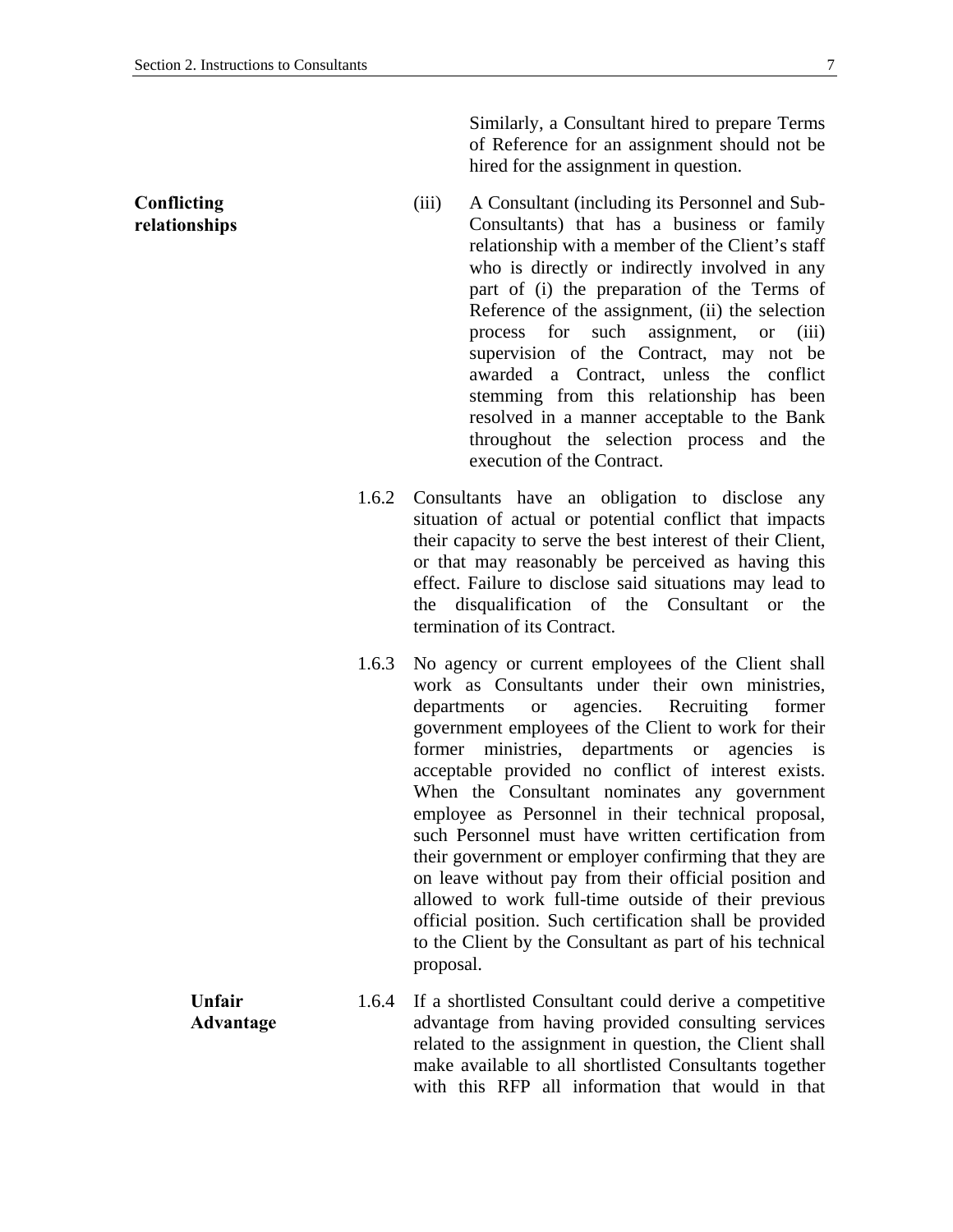Similarly, a Consultant hired to prepare Terms of Reference for an assignment should not be hired for the assignment in question.

**Conflicting relationships**

(iii) A Consultant (including its Personnel and Sub-Consultants) that has a business or family relationship with a member of the Client's staff who is directly or indirectly involved in any part of (i) the preparation of the Terms of Reference of the assignment, (ii) the selection process for such assignment, or (iii) supervision of the Contract, may not be awarded a Contract, unless the conflict stemming from this relationship has been resolved in a manner acceptable to the Bank throughout the selection process and the execution of the Contract.

1.6.2 Consultants have an obligation to disclose any situation of actual or potential conflict that impacts their capacity to serve the best interest of their Client, or that may reasonably be perceived as having this effect. Failure to disclose said situations may lead to the disqualification of the Consultant or the termination of its Contract.

1.6.3 No agency or current employees of the Client shall work as Consultants under their own ministries, departments or agencies. Recruiting former government employees of the Client to work for their former ministries, departments or agencies is acceptable provided no conflict of interest exists. When the Consultant nominates any government employee as Personnel in their technical proposal, such Personnel must have written certification from their government or employer confirming that they are on leave without pay from their official position and allowed to work full-time outside of their previous official position. Such certification shall be provided to the Client by the Consultant as part of his technical proposal.

**Unfair Advantage**

1.6.4 If a shortlisted Consultant could derive a competitive advantage from having provided consulting services related to the assignment in question, the Client shall make available to all shortlisted Consultants together with this RFP all information that would in that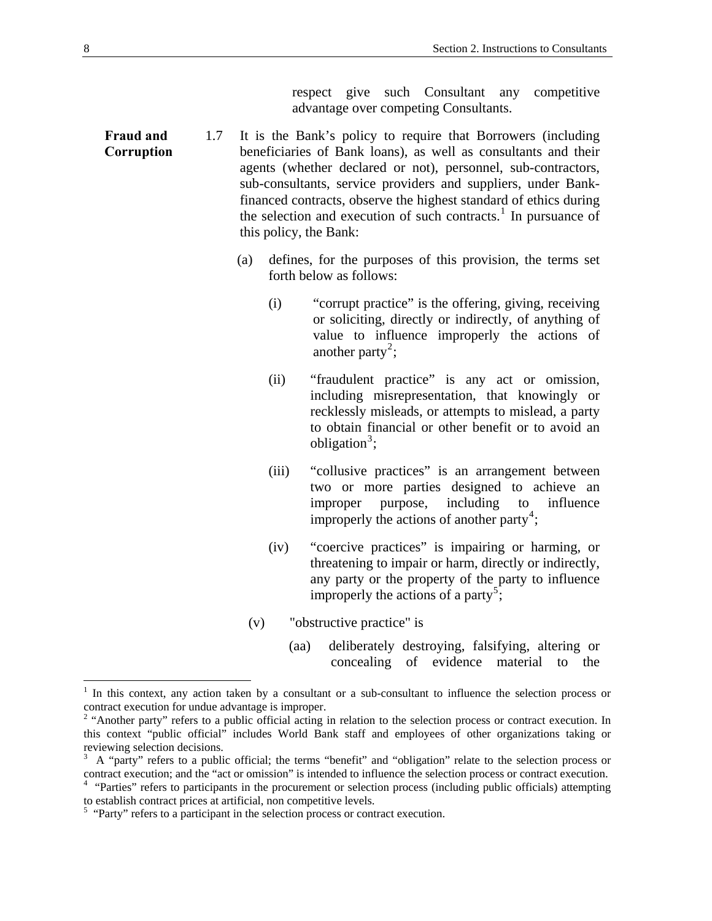respect give such Consultant any competitive advantage over competing Consultants.

**Fraud and Corruption**

1.7 It is the Bank's policy to require that Borrowers (including beneficiaries of Bank loans), as well as consultants and their agents (whether declared or not), personnel, sub-contractors, sub-consultants, service providers and suppliers, under Bank-financed contracts, observe the highest standard of ethics during the selection and execution of such contracts.[1] In pursuance of this policy, the Bank:

(a) defines, for the purposes of this provision, the terms set forth below as follows:

(i) "corrupt practice" is the offering, giving, receiving or soliciting, directly or indirectly, of anything of value to influence improperly the actions of another party[2];

(ii) "fraudulent practice" is any act or omission, including misrepresentation, that knowingly or recklessly misleads, or attempts to mislead, a party to obtain financial or other benefit or to avoid an obligation[3];

(iii) "collusive practices" is an arrangement between two or more parties designed to achieve an improper purpose, including to influence improperly the actions of another party[4];

(iv) "coercive practices" is impairing or harming, or threatening to impair or harm, directly or indirectly, any party or the property of the party to influence improperly the actions of a party[5];

(v) "obstructive practice" is

(aa) deliberately destroying, falsifying, altering or concealing of evidence material to the

---

[1] In this context, any action taken by a consultant or a sub-consultant to influence the selection process or contract execution for undue advantage is improper.

[2] "Another party" refers to a public official acting in relation to the selection process or contract execution. In this context "public official" includes World Bank staff and employees of other organizations taking or reviewing selection decisions.

[3] A "party" refers to a public official; the terms "benefit" and "obligation" relate to the selection process or contract execution; and the "act or omission" is intended to influence the selection process or contract execution.

[4] "Parties" refers to participants in the procurement or selection process (including public officials) attempting to establish contract prices at artificial, non competitive levels.

[5] "Party" refers to a participant in the selection process or contract execution.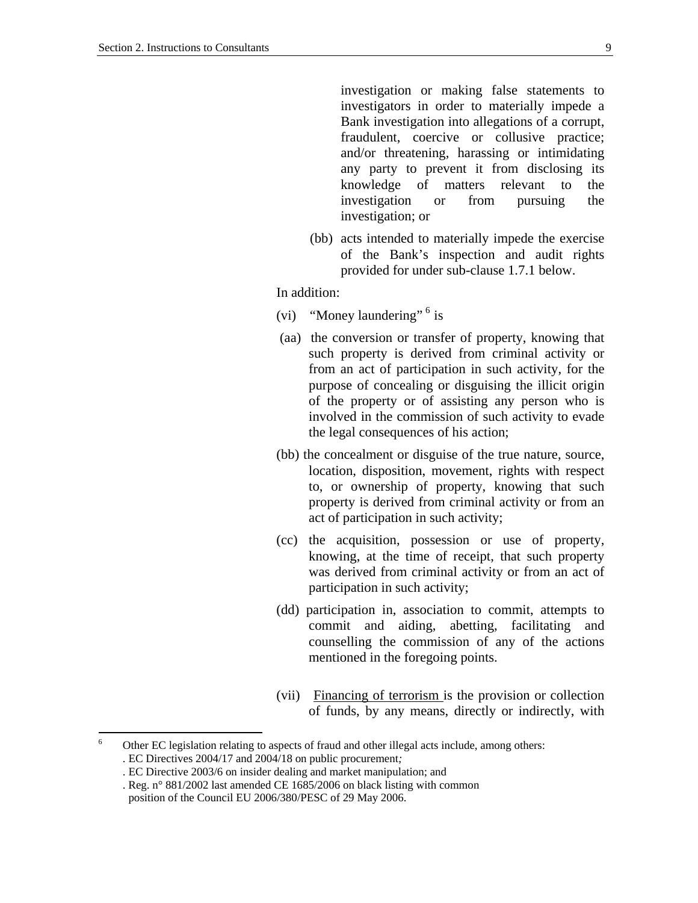investigation or making false statements to investigators in order to materially impede a Bank investigation into allegations of a corrupt, fraudulent, coercive or collusive practice; and/or threatening, harassing or intimidating any party to prevent it from disclosing its knowledge of matters relevant to the investigation or from pursuing the investigation; or

(bb) acts intended to materially impede the exercise of the Bank's inspection and audit rights provided for under sub-clause 1.7.1 below.

In addition:

(vi) "Money laundering" [6] is

(aa) the conversion or transfer of property, knowing that such property is derived from criminal activity or from an act of participation in such activity, for the purpose of concealing or disguising the illicit origin of the property or of assisting any person who is involved in the commission of such activity to evade the legal consequences of his action;

(bb) the concealment or disguise of the true nature, source, location, disposition, movement, rights with respect to, or ownership of property, knowing that such property is derived from criminal activity or from an act of participation in such activity;

(cc) the acquisition, possession or use of property, knowing, at the time of receipt, that such property was derived from criminal activity or from an act of participation in such activity;

(dd) participation in, association to commit, attempts to commit and aiding, abetting, facilitating and counselling the commission of any of the actions mentioned in the foregoing points.

(vii) <u>Financing of terrorism</u> is the provision or collection of funds, by any means, directly or indirectly, with

---

[6] Other EC legislation relating to aspects of fraud and other illegal acts include, among others:
. EC Directives 2004/17 and 2004/18 on public procurement*;*
. EC Directive 2003/6 on insider dealing and market manipulation; and
. Reg. n° 881/2002 last amended CE 1685/2006 on black listing with common position of the Council EU 2006/380/PESC of 29 May 2006.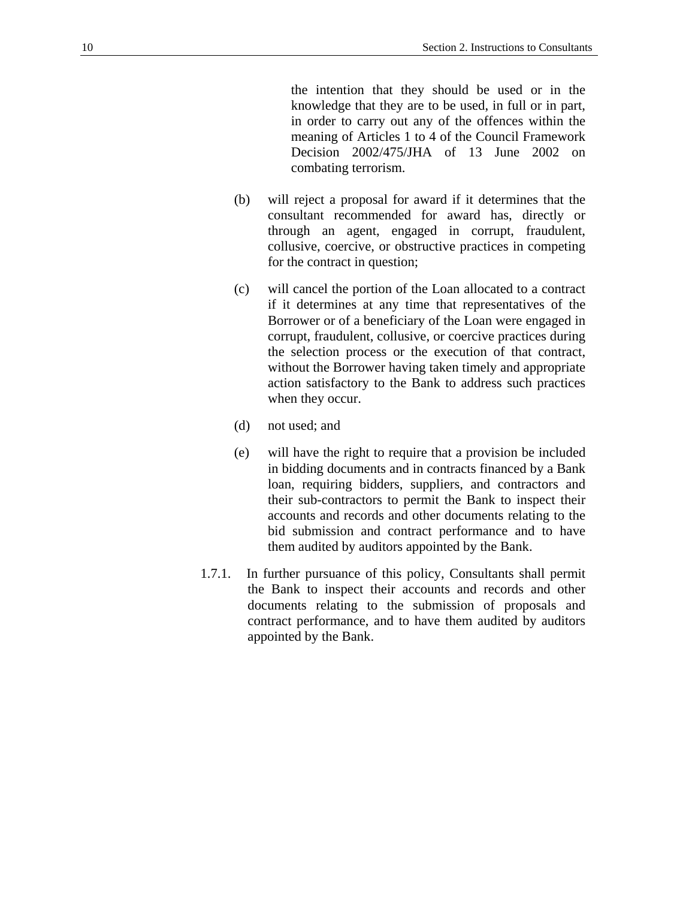the intention that they should be used or in the knowledge that they are to be used, in full or in part, in order to carry out any of the offences within the meaning of Articles 1 to 4 of the Council Framework Decision 2002/475/JHA of 13 June 2002 on combating terrorism.

(b) will reject a proposal for award if it determines that the consultant recommended for award has, directly or through an agent, engaged in corrupt, fraudulent, collusive, coercive, or obstructive practices in competing for the contract in question;

(c) will cancel the portion of the Loan allocated to a contract if it determines at any time that representatives of the Borrower or of a beneficiary of the Loan were engaged in corrupt, fraudulent, collusive, or coercive practices during the selection process or the execution of that contract, without the Borrower having taken timely and appropriate action satisfactory to the Bank to address such practices when they occur.

(d) not used; and

(e) will have the right to require that a provision be included in bidding documents and in contracts financed by a Bank loan, requiring bidders, suppliers, and contractors and their sub-contractors to permit the Bank to inspect their accounts and records and other documents relating to the bid submission and contract performance and to have them audited by auditors appointed by the Bank.

1.7.1. In further pursuance of this policy, Consultants shall permit the Bank to inspect their accounts and records and other documents relating to the submission of proposals and contract performance, and to have them audited by auditors appointed by the Bank.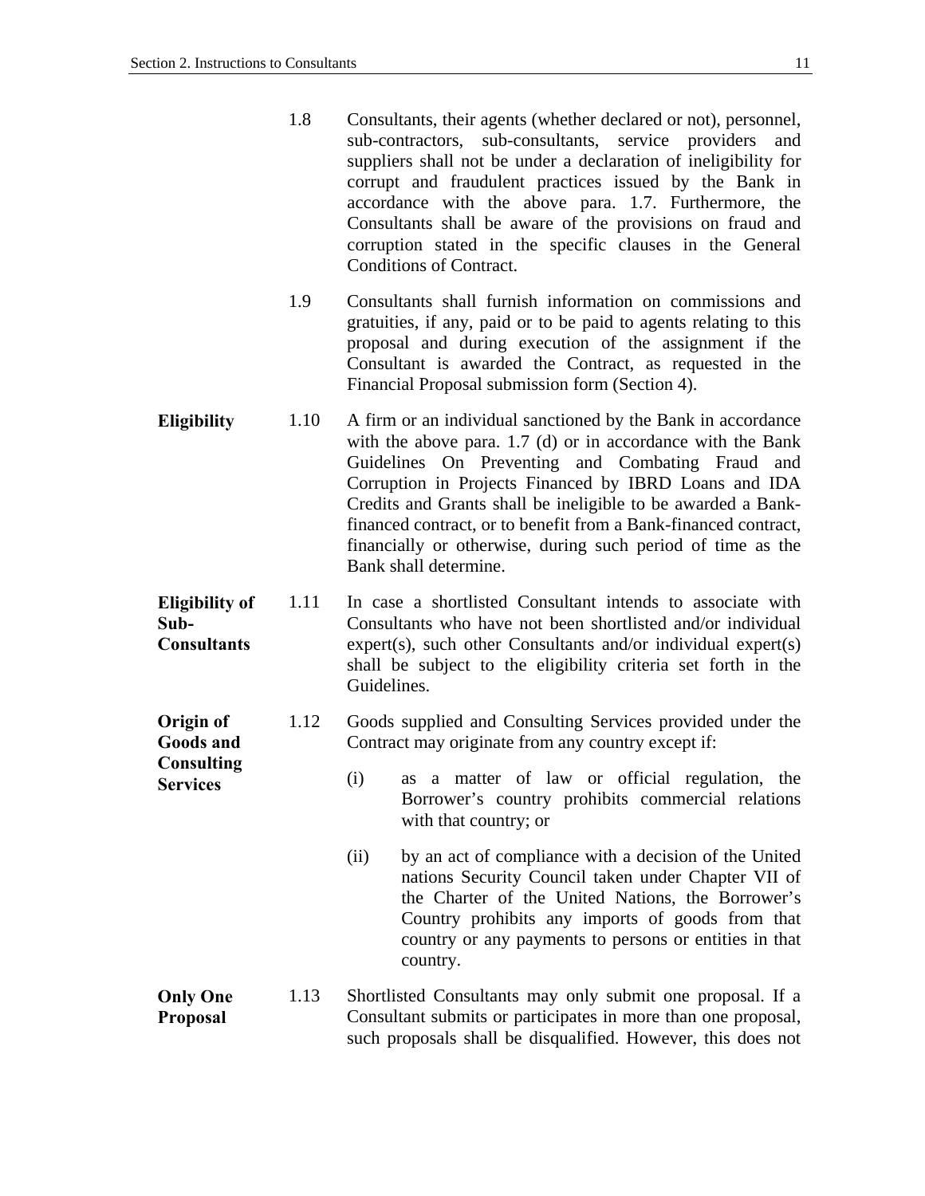1.8 Consultants, their agents (whether declared or not), personnel, sub-contractors, sub-consultants, service providers and suppliers shall not be under a declaration of ineligibility for corrupt and fraudulent practices issued by the Bank in accordance with the above para. 1.7. Furthermore, the Consultants shall be aware of the provisions on fraud and corruption stated in the specific clauses in the General Conditions of Contract.

1.9 Consultants shall furnish information on commissions and gratuities, if any, paid or to be paid to agents relating to this proposal and during execution of the assignment if the Consultant is awarded the Contract, as requested in the Financial Proposal submission form (Section 4).

**Eligibility**

1.10 A firm or an individual sanctioned by the Bank in accordance with the above para. 1.7 (d) or in accordance with the Bank Guidelines On Preventing and Combating Fraud and Corruption in Projects Financed by IBRD Loans and IDA Credits and Grants shall be ineligible to be awarded a Bank-financed contract, or to benefit from a Bank-financed contract, financially or otherwise, during such period of time as the Bank shall determine.

**Eligibility of Sub-Consultants**

1.11 In case a shortlisted Consultant intends to associate with Consultants who have not been shortlisted and/or individual expert(s), such other Consultants and/or individual expert(s) shall be subject to the eligibility criteria set forth in the Guidelines.

**Origin of Goods and Consulting Services**

1.12 Goods supplied and Consulting Services provided under the Contract may originate from any country except if:

(i) as a matter of law or official regulation, the Borrower's country prohibits commercial relations with that country; or

(ii) by an act of compliance with a decision of the United nations Security Council taken under Chapter VII of the Charter of the United Nations, the Borrower's Country prohibits any imports of goods from that country or any payments to persons or entities in that country.

**Only One Proposal**

1.13 Shortlisted Consultants may only submit one proposal. If a Consultant submits or participates in more than one proposal, such proposals shall be disqualified. However, this does not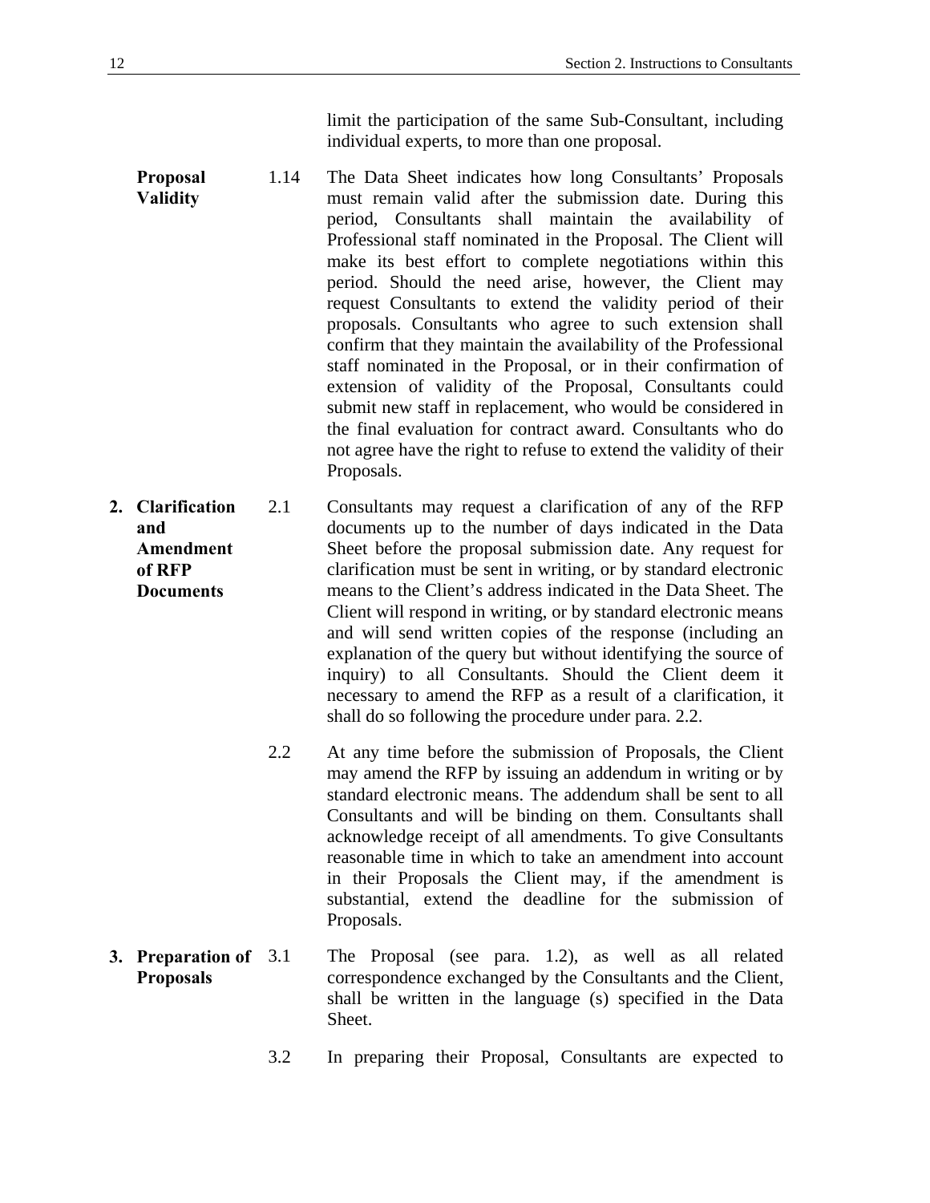limit the participation of the same Sub-Consultant, including individual experts, to more than one proposal.

**Proposal Validity**

1.14 The Data Sheet indicates how long Consultants' Proposals must remain valid after the submission date. During this period, Consultants shall maintain the availability of Professional staff nominated in the Proposal. The Client will make its best effort to complete negotiations within this period. Should the need arise, however, the Client may request Consultants to extend the validity period of their proposals. Consultants who agree to such extension shall confirm that they maintain the availability of the Professional staff nominated in the Proposal, or in their confirmation of extension of validity of the Proposal, Consultants could submit new staff in replacement, who would be considered in the final evaluation for contract award. Consultants who do not agree have the right to refuse to extend the validity of their Proposals.

## 2. Clarification and Amendment of RFP Documents

2.1 Consultants may request a clarification of any of the RFP documents up to the number of days indicated in the Data Sheet before the proposal submission date. Any request for clarification must be sent in writing, or by standard electronic means to the Client's address indicated in the Data Sheet. The Client will respond in writing, or by standard electronic means and will send written copies of the response (including an explanation of the query but without identifying the source of inquiry) to all Consultants. Should the Client deem it necessary to amend the RFP as a result of a clarification, it shall do so following the procedure under para. 2.2.

2.2 At any time before the submission of Proposals, the Client may amend the RFP by issuing an addendum in writing or by standard electronic means. The addendum shall be sent to all Consultants and will be binding on them. Consultants shall acknowledge receipt of all amendments. To give Consultants reasonable time in which to take an amendment into account in their Proposals the Client may, if the amendment is substantial, extend the deadline for the submission of Proposals.

## 3. Preparation of Proposals

3.1 The Proposal (see para. 1.2), as well as all related correspondence exchanged by the Consultants and the Client, shall be written in the language (s) specified in the Data Sheet.

3.2 In preparing their Proposal, Consultants are expected to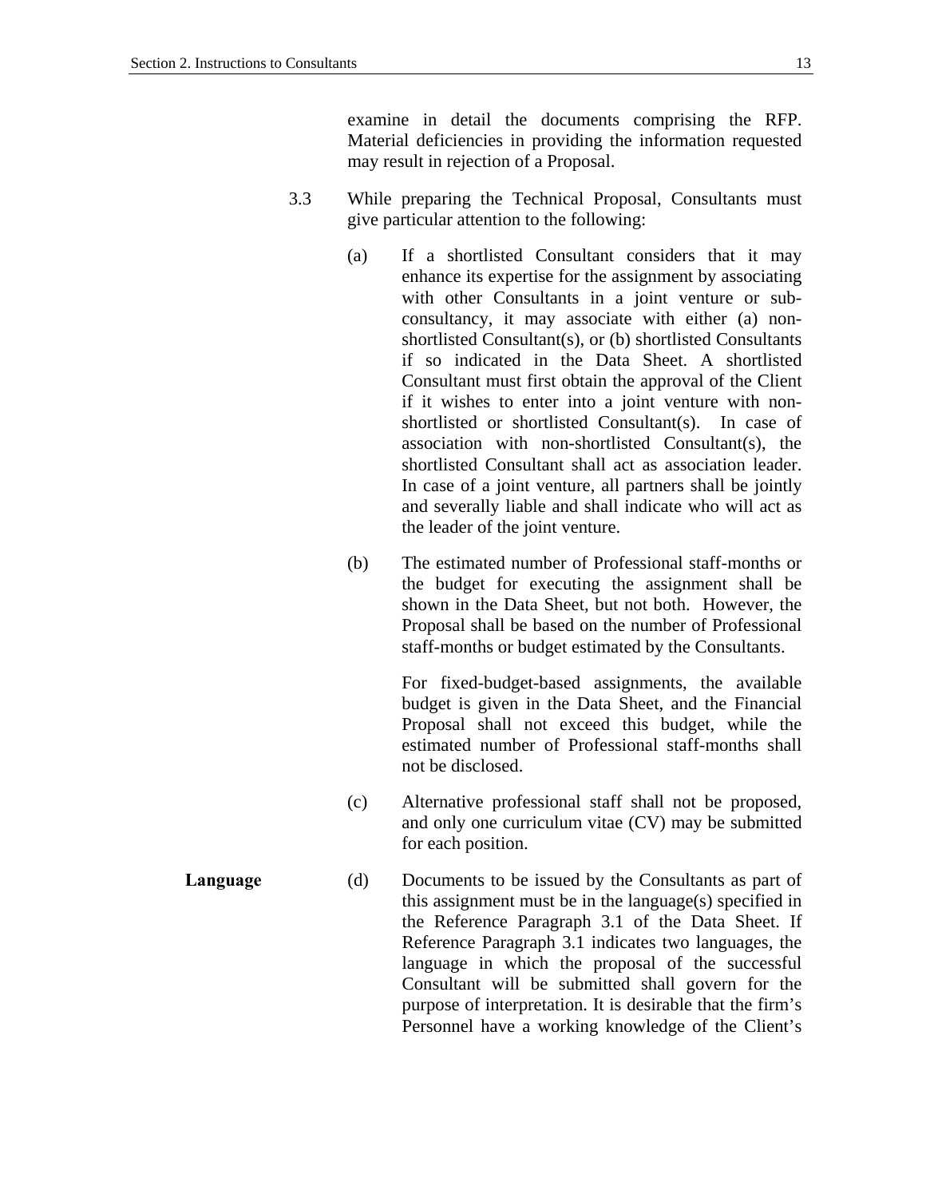examine in detail the documents comprising the RFP. Material deficiencies in providing the information requested may result in rejection of a Proposal.

3.3 While preparing the Technical Proposal, Consultants must give particular attention to the following:

(a) If a shortlisted Consultant considers that it may enhance its expertise for the assignment by associating with other Consultants in a joint venture or sub-consultancy, it may associate with either (a) non-shortlisted Consultant(s), or (b) shortlisted Consultants if so indicated in the Data Sheet. A shortlisted Consultant must first obtain the approval of the Client if it wishes to enter into a joint venture with non-shortlisted or shortlisted Consultant(s). In case of association with non-shortlisted Consultant(s), the shortlisted Consultant shall act as association leader. In case of a joint venture, all partners shall be jointly and severally liable and shall indicate who will act as the leader of the joint venture.

(b) The estimated number of Professional staff-months or the budget for executing the assignment shall be shown in the Data Sheet, but not both. However, the Proposal shall be based on the number of Professional staff-months or budget estimated by the Consultants.

For fixed-budget-based assignments, the available budget is given in the Data Sheet, and the Financial Proposal shall not exceed this budget, while the estimated number of Professional staff-months shall not be disclosed.

(c) Alternative professional staff shall not be proposed, and only one curriculum vitae (CV) may be submitted for each position.

**Language**

(d) Documents to be issued by the Consultants as part of this assignment must be in the language(s) specified in the Reference Paragraph 3.1 of the Data Sheet. If Reference Paragraph 3.1 indicates two languages, the language in which the proposal of the successful Consultant will be submitted shall govern for the purpose of interpretation. It is desirable that the firm's Personnel have a working knowledge of the Client's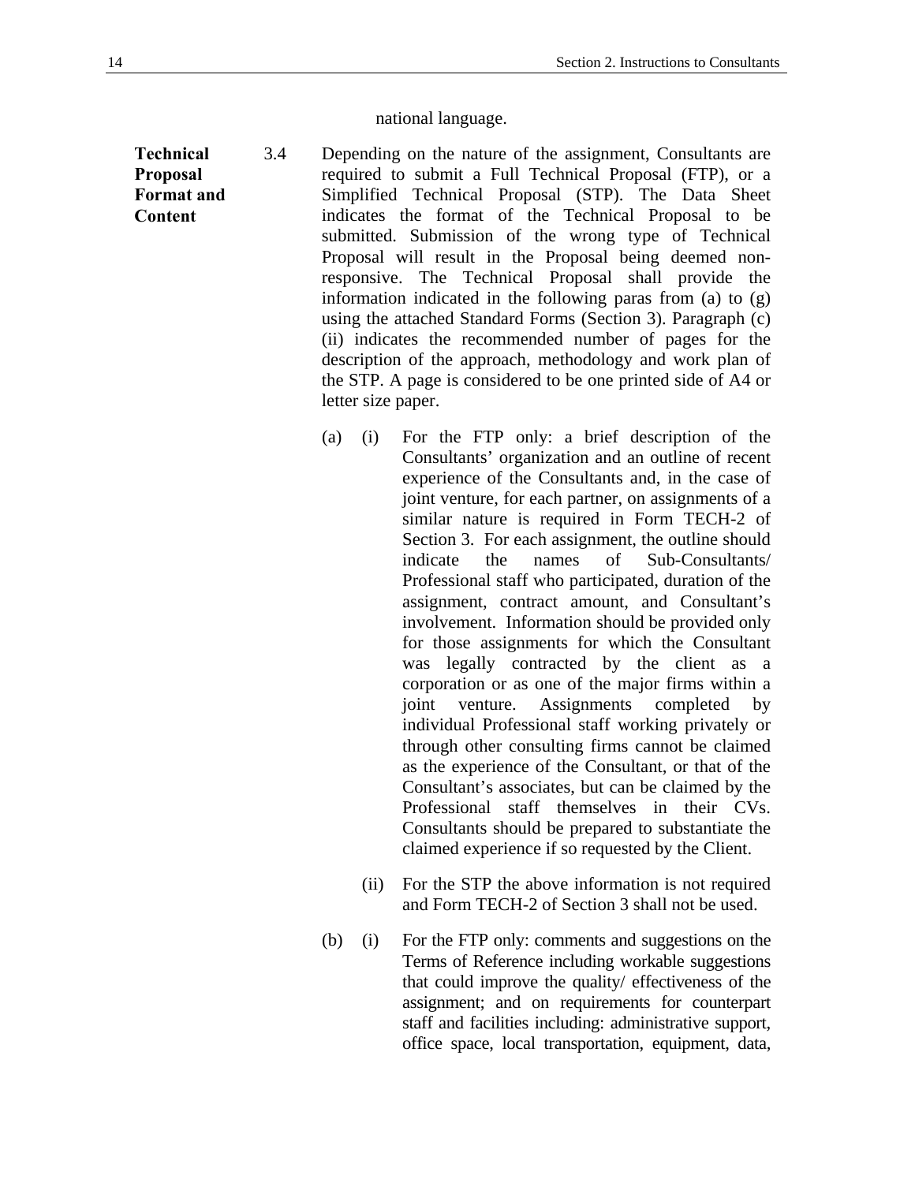national language.

**Technical Proposal Format and Content**

3.4 Depending on the nature of the assignment, Consultants are required to submit a Full Technical Proposal (FTP), or a Simplified Technical Proposal (STP). The Data Sheet indicates the format of the Technical Proposal to be submitted. Submission of the wrong type of Technical Proposal will result in the Proposal being deemed non-responsive. The Technical Proposal shall provide the information indicated in the following paras from (a) to (g) using the attached Standard Forms (Section 3). Paragraph (c) (ii) indicates the recommended number of pages for the description of the approach, methodology and work plan of the STP. A page is considered to be one printed side of A4 or letter size paper.

(a) (i) For the FTP only: a brief description of the Consultants' organization and an outline of recent experience of the Consultants and, in the case of joint venture, for each partner, on assignments of a similar nature is required in Form TECH-2 of Section 3. For each assignment, the outline should indicate the names of Sub-Consultants/ Professional staff who participated, duration of the assignment, contract amount, and Consultant's involvement. Information should be provided only for those assignments for which the Consultant was legally contracted by the client as a corporation or as one of the major firms within a joint venture. Assignments completed by individual Professional staff working privately or through other consulting firms cannot be claimed as the experience of the Consultant, or that of the Consultant's associates, but can be claimed by the Professional staff themselves in their CVs. Consultants should be prepared to substantiate the claimed experience if so requested by the Client.

(ii) For the STP the above information is not required and Form TECH-2 of Section 3 shall not be used.

(b) (i) For the FTP only: comments and suggestions on the Terms of Reference including workable suggestions that could improve the quality/ effectiveness of the assignment; and on requirements for counterpart staff and facilities including: administrative support, office space, local transportation, equipment, data,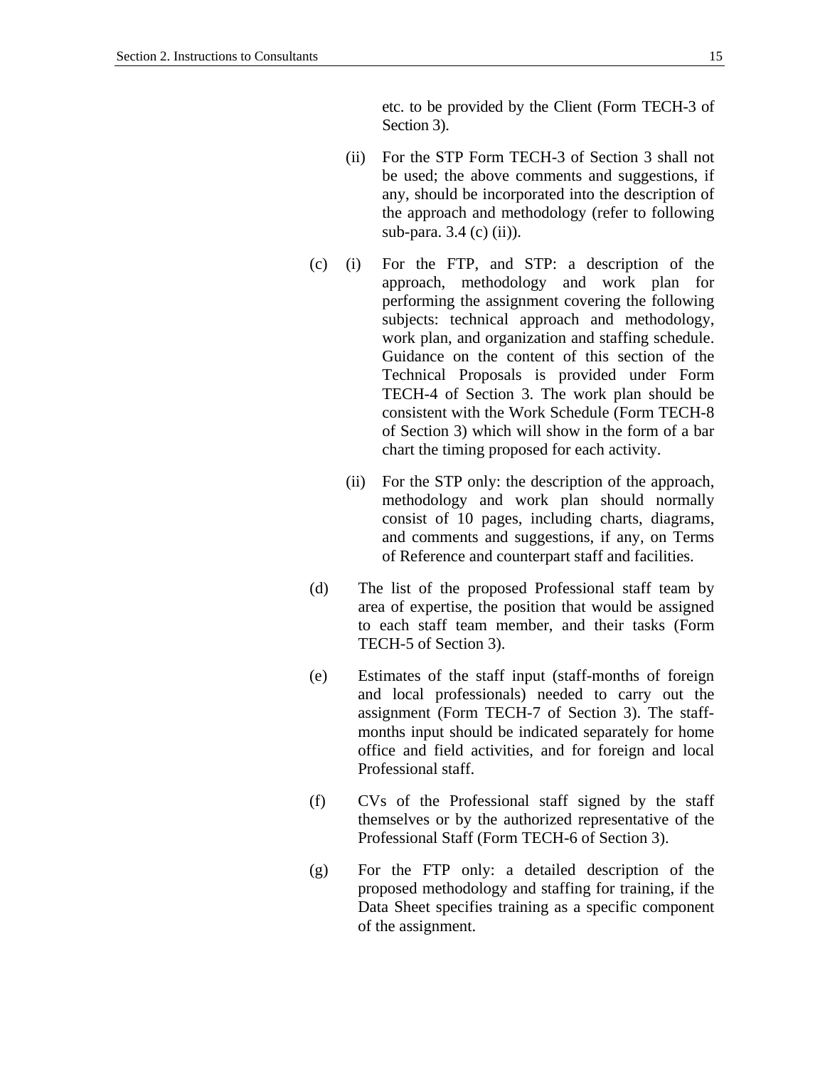etc. to be provided by the Client (Form TECH-3 of Section 3).

(ii) For the STP Form TECH-3 of Section 3 shall not be used; the above comments and suggestions, if any, should be incorporated into the description of the approach and methodology (refer to following sub-para. 3.4 (c) (ii)).

(c) (i) For the FTP, and STP: a description of the approach, methodology and work plan for performing the assignment covering the following subjects: technical approach and methodology, work plan, and organization and staffing schedule. Guidance on the content of this section of the Technical Proposals is provided under Form TECH-4 of Section 3. The work plan should be consistent with the Work Schedule (Form TECH-8 of Section 3) which will show in the form of a bar chart the timing proposed for each activity.

(ii) For the STP only: the description of the approach, methodology and work plan should normally consist of 10 pages, including charts, diagrams, and comments and suggestions, if any, on Terms of Reference and counterpart staff and facilities.

(d) The list of the proposed Professional staff team by area of expertise, the position that would be assigned to each staff team member, and their tasks (Form TECH-5 of Section 3).

(e) Estimates of the staff input (staff-months of foreign and local professionals) needed to carry out the assignment (Form TECH-7 of Section 3). The staff-months input should be indicated separately for home office and field activities, and for foreign and local Professional staff.

(f) CVs of the Professional staff signed by the staff themselves or by the authorized representative of the Professional Staff (Form TECH-6 of Section 3).

(g) For the FTP only: a detailed description of the proposed methodology and staffing for training, if the Data Sheet specifies training as a specific component of the assignment.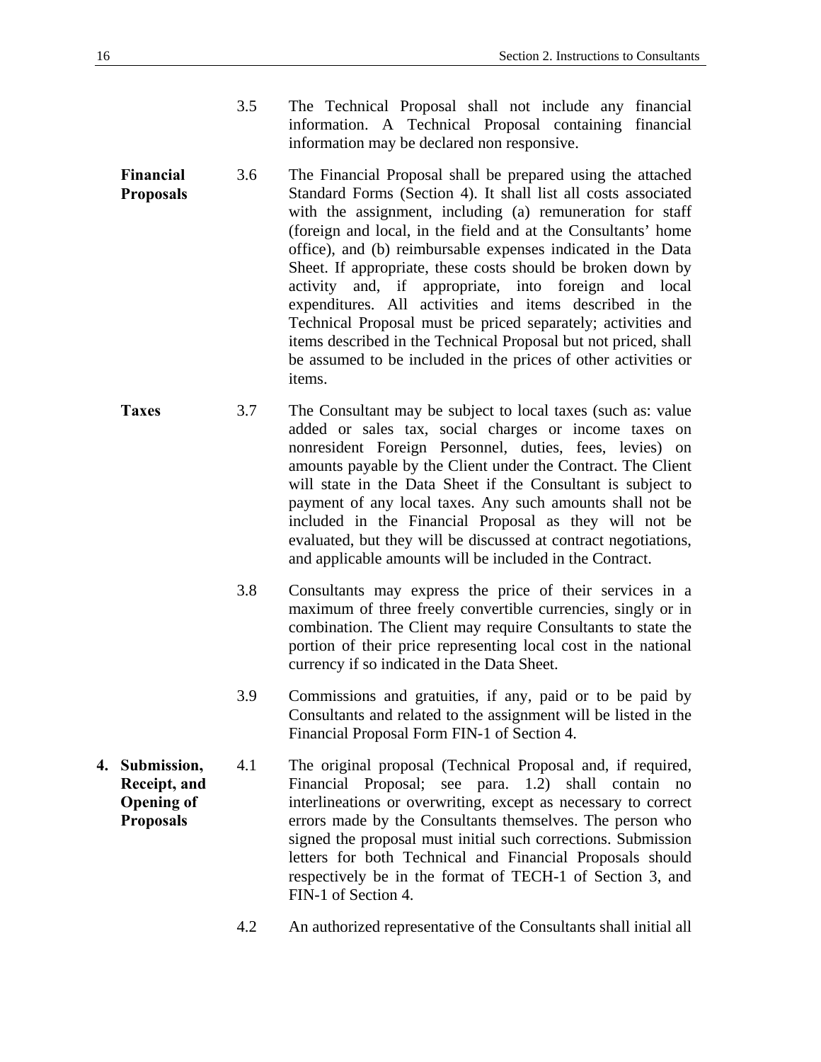3.5 The Technical Proposal shall not include any financial information. A Technical Proposal containing financial information may be declared non responsive.

**Financial Proposals**

3.6 The Financial Proposal shall be prepared using the attached Standard Forms (Section 4). It shall list all costs associated with the assignment, including (a) remuneration for staff (foreign and local, in the field and at the Consultants' home office), and (b) reimbursable expenses indicated in the Data Sheet. If appropriate, these costs should be broken down by activity and, if appropriate, into foreign and local expenditures. All activities and items described in the Technical Proposal must be priced separately; activities and items described in the Technical Proposal but not priced, shall be assumed to be included in the prices of other activities or items.

**Taxes**

3.7 The Consultant may be subject to local taxes (such as: value added or sales tax, social charges or income taxes on nonresident Foreign Personnel, duties, fees, levies) on amounts payable by the Client under the Contract. The Client will state in the Data Sheet if the Consultant is subject to payment of any local taxes. Any such amounts shall not be included in the Financial Proposal as they will not be evaluated, but they will be discussed at contract negotiations, and applicable amounts will be included in the Contract.

3.8 Consultants may express the price of their services in a maximum of three freely convertible currencies, singly or in combination. The Client may require Consultants to state the portion of their price representing local cost in the national currency if so indicated in the Data Sheet.

3.9 Commissions and gratuities, if any, paid or to be paid by Consultants and related to the assignment will be listed in the Financial Proposal Form FIN-1 of Section 4.

## 4. Submission, Receipt, and Opening of Proposals

4.1 The original proposal (Technical Proposal and, if required, Financial Proposal; see para. 1.2) shall contain no interlineations or overwriting, except as necessary to correct errors made by the Consultants themselves. The person who signed the proposal must initial such corrections. Submission letters for both Technical and Financial Proposals should respectively be in the format of TECH-1 of Section 3, and FIN-1 of Section 4.

4.2 An authorized representative of the Consultants shall initial all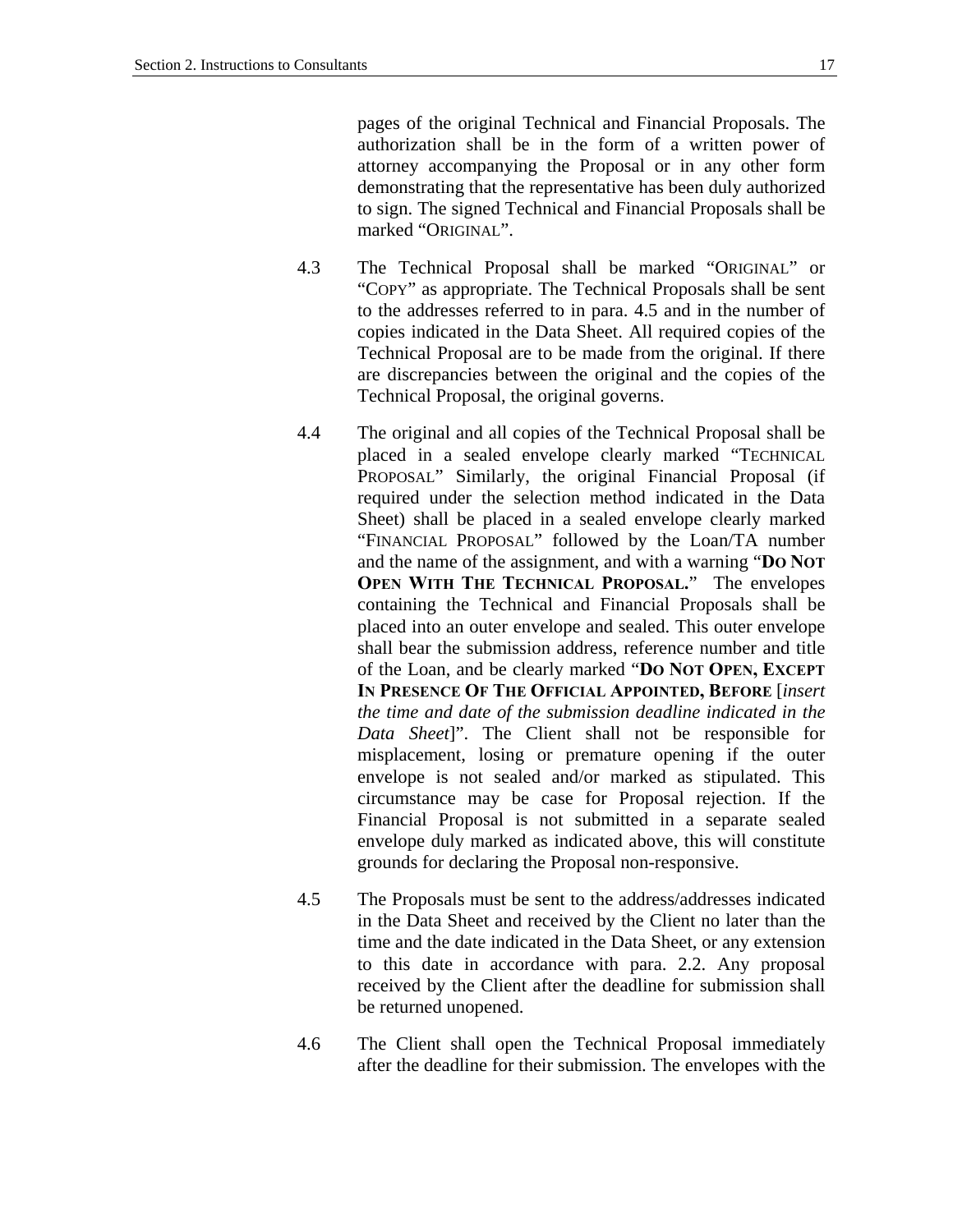pages of the original Technical and Financial Proposals. The authorization shall be in the form of a written power of attorney accompanying the Proposal or in any other form demonstrating that the representative has been duly authorized to sign. The signed Technical and Financial Proposals shall be marked "ORIGINAL".

4.3 The Technical Proposal shall be marked "ORIGINAL" or "COPY" as appropriate. The Technical Proposals shall be sent to the addresses referred to in para. 4.5 and in the number of copies indicated in the Data Sheet. All required copies of the Technical Proposal are to be made from the original. If there are discrepancies between the original and the copies of the Technical Proposal, the original governs.

4.4 The original and all copies of the Technical Proposal shall be placed in a sealed envelope clearly marked "TECHNICAL PROPOSAL" Similarly, the original Financial Proposal (if required under the selection method indicated in the Data Sheet) shall be placed in a sealed envelope clearly marked "FINANCIAL PROPOSAL" followed by the Loan/TA number and the name of the assignment, and with a warning "**DO NOT OPEN WITH THE TECHNICAL PROPOSAL.**" The envelopes containing the Technical and Financial Proposals shall be placed into an outer envelope and sealed. This outer envelope shall bear the submission address, reference number and title of the Loan, and be clearly marked "**DO NOT OPEN, EXCEPT IN PRESENCE OF THE OFFICIAL APPOINTED, BEFORE** [*insert the time and date of the submission deadline indicated in the Data Sheet*]". The Client shall not be responsible for misplacement, losing or premature opening if the outer envelope is not sealed and/or marked as stipulated. This circumstance may be case for Proposal rejection. If the Financial Proposal is not submitted in a separate sealed envelope duly marked as indicated above, this will constitute grounds for declaring the Proposal non-responsive.

4.5 The Proposals must be sent to the address/addresses indicated in the Data Sheet and received by the Client no later than the time and the date indicated in the Data Sheet, or any extension to this date in accordance with para. 2.2. Any proposal received by the Client after the deadline for submission shall be returned unopened.

4.6 The Client shall open the Technical Proposal immediately after the deadline for their submission. The envelopes with the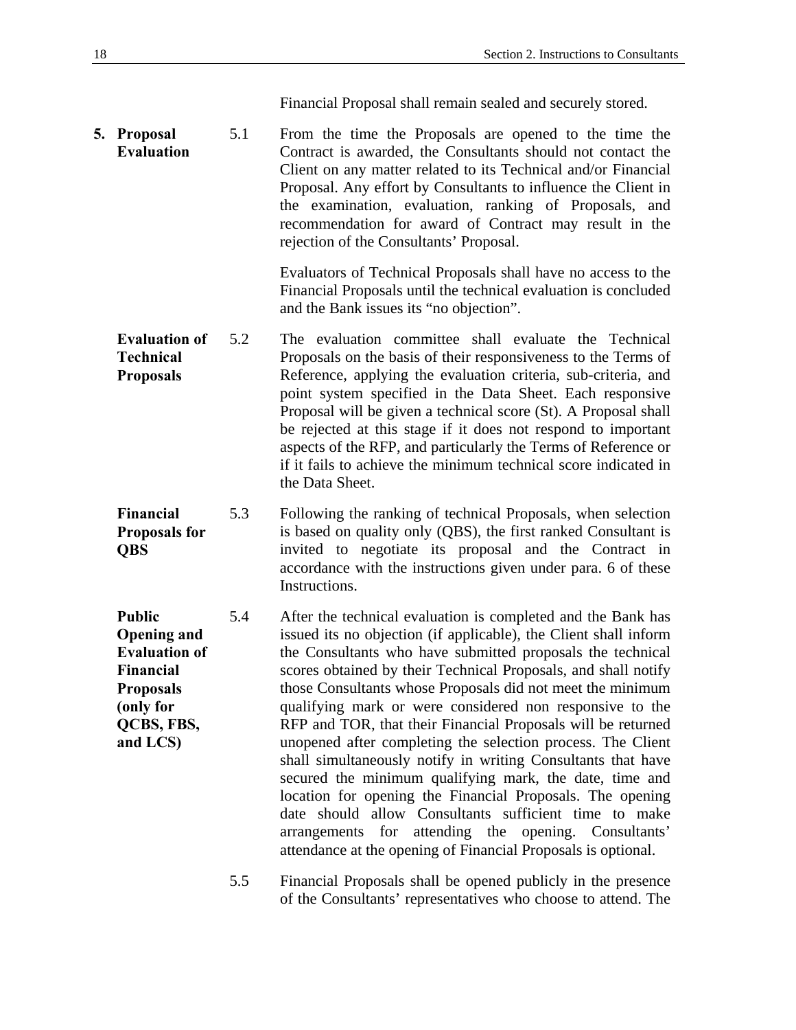Financial Proposal shall remain sealed and securely stored.

**5. Proposal Evaluation**

5.1 From the time the Proposals are opened to the time the Contract is awarded, the Consultants should not contact the Client on any matter related to its Technical and/or Financial Proposal. Any effort by Consultants to influence the Client in the examination, evaluation, ranking of Proposals, and recommendation for award of Contract may result in the rejection of the Consultants' Proposal.

Evaluators of Technical Proposals shall have no access to the Financial Proposals until the technical evaluation is concluded and the Bank issues its "no objection".

**Evaluation of Technical Proposals**

5.2 The evaluation committee shall evaluate the Technical Proposals on the basis of their responsiveness to the Terms of Reference, applying the evaluation criteria, sub-criteria, and point system specified in the Data Sheet. Each responsive Proposal will be given a technical score (St). A Proposal shall be rejected at this stage if it does not respond to important aspects of the RFP, and particularly the Terms of Reference or if it fails to achieve the minimum technical score indicated in the Data Sheet.

**Financial Proposals for QBS**

5.3 Following the ranking of technical Proposals, when selection is based on quality only (QBS), the first ranked Consultant is invited to negotiate its proposal and the Contract in accordance with the instructions given under para. 6 of these Instructions.

**Public Opening and Evaluation of Financial Proposals (only for QCBS, FBS, and LCS)**

5.4 After the technical evaluation is completed and the Bank has issued its no objection (if applicable), the Client shall inform the Consultants who have submitted proposals the technical scores obtained by their Technical Proposals, and shall notify those Consultants whose Proposals did not meet the minimum qualifying mark or were considered non responsive to the RFP and TOR, that their Financial Proposals will be returned unopened after completing the selection process. The Client shall simultaneously notify in writing Consultants that have secured the minimum qualifying mark, the date, time and location for opening the Financial Proposals. The opening date should allow Consultants sufficient time to make arrangements for attending the opening. Consultants' attendance at the opening of Financial Proposals is optional.

5.5 Financial Proposals shall be opened publicly in the presence of the Consultants' representatives who choose to attend. The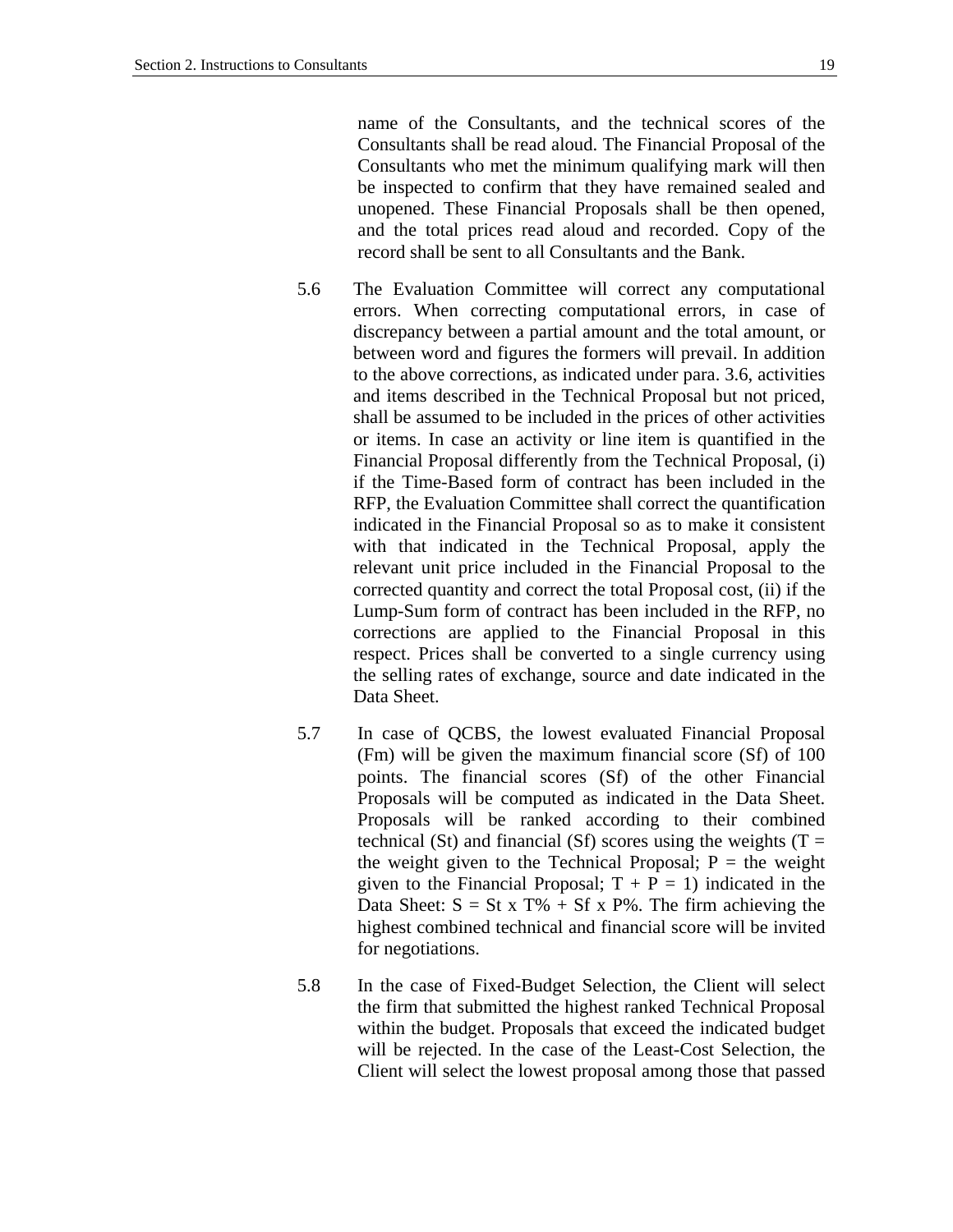name of the Consultants, and the technical scores of the Consultants shall be read aloud. The Financial Proposal of the Consultants who met the minimum qualifying mark will then be inspected to confirm that they have remained sealed and unopened. These Financial Proposals shall be then opened, and the total prices read aloud and recorded. Copy of the record shall be sent to all Consultants and the Bank.

5.6 The Evaluation Committee will correct any computational errors. When correcting computational errors, in case of discrepancy between a partial amount and the total amount, or between word and figures the formers will prevail. In addition to the above corrections, as indicated under para. 3.6, activities and items described in the Technical Proposal but not priced, shall be assumed to be included in the prices of other activities or items. In case an activity or line item is quantified in the Financial Proposal differently from the Technical Proposal, (i) if the Time-Based form of contract has been included in the RFP, the Evaluation Committee shall correct the quantification indicated in the Financial Proposal so as to make it consistent with that indicated in the Technical Proposal, apply the relevant unit price included in the Financial Proposal to the corrected quantity and correct the total Proposal cost, (ii) if the Lump-Sum form of contract has been included in the RFP, no corrections are applied to the Financial Proposal in this respect. Prices shall be converted to a single currency using the selling rates of exchange, source and date indicated in the Data Sheet.

5.7 In case of QCBS, the lowest evaluated Financial Proposal (Fm) will be given the maximum financial score (Sf) of 100 points. The financial scores (Sf) of the other Financial Proposals will be computed as indicated in the Data Sheet. Proposals will be ranked according to their combined technical (St) and financial (Sf) scores using the weights ($T$ = the weight given to the Technical Proposal; $P$ = the weight given to the Financial Proposal; $T + P = 1$) indicated in the Data Sheet: $S = St \times T\% + Sf \times P\%$. The firm achieving the highest combined technical and financial score will be invited for negotiations.

5.8 In the case of Fixed-Budget Selection, the Client will select the firm that submitted the highest ranked Technical Proposal within the budget. Proposals that exceed the indicated budget will be rejected. In the case of the Least-Cost Selection, the Client will select the lowest proposal among those that passed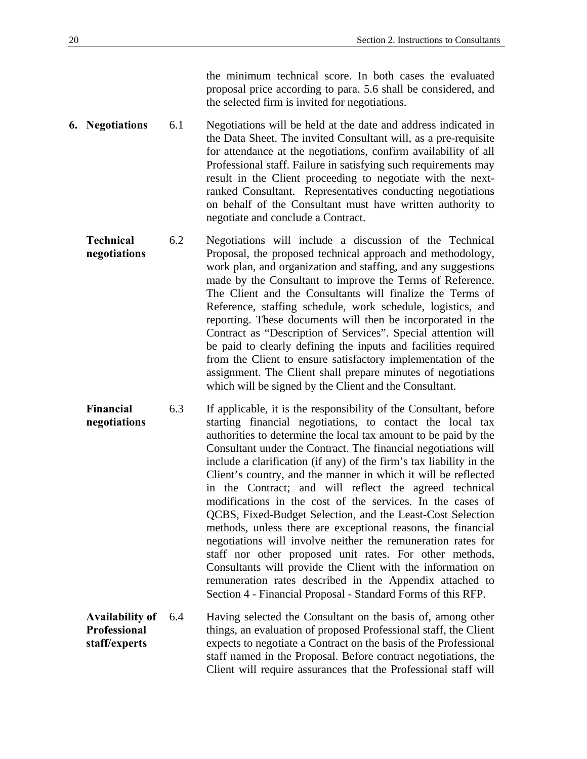the minimum technical score. In both cases the evaluated proposal price according to para. 5.6 shall be considered, and the selected firm is invited for negotiations.

**6. Negotiations**

6.1 Negotiations will be held at the date and address indicated in the Data Sheet. The invited Consultant will, as a pre-requisite for attendance at the negotiations, confirm availability of all Professional staff. Failure in satisfying such requirements may result in the Client proceeding to negotiate with the next-ranked Consultant. Representatives conducting negotiations on behalf of the Consultant must have written authority to negotiate and conclude a Contract.

**Technical negotiations**

6.2 Negotiations will include a discussion of the Technical Proposal, the proposed technical approach and methodology, work plan, and organization and staffing, and any suggestions made by the Consultant to improve the Terms of Reference. The Client and the Consultants will finalize the Terms of Reference, staffing schedule, work schedule, logistics, and reporting. These documents will then be incorporated in the Contract as "Description of Services". Special attention will be paid to clearly defining the inputs and facilities required from the Client to ensure satisfactory implementation of the assignment. The Client shall prepare minutes of negotiations which will be signed by the Client and the Consultant.

**Financial negotiations**

6.3 If applicable, it is the responsibility of the Consultant, before starting financial negotiations, to contact the local tax authorities to determine the local tax amount to be paid by the Consultant under the Contract. The financial negotiations will include a clarification (if any) of the firm's tax liability in the Client's country, and the manner in which it will be reflected in the Contract; and will reflect the agreed technical modifications in the cost of the services. In the cases of QCBS, Fixed-Budget Selection, and the Least-Cost Selection methods, unless there are exceptional reasons, the financial negotiations will involve neither the remuneration rates for staff nor other proposed unit rates. For other methods, Consultants will provide the Client with the information on remuneration rates described in the Appendix attached to Section 4 - Financial Proposal - Standard Forms of this RFP.

**Availability of Professional staff/experts**

6.4 Having selected the Consultant on the basis of, among other things, an evaluation of proposed Professional staff, the Client expects to negotiate a Contract on the basis of the Professional staff named in the Proposal. Before contract negotiations, the Client will require assurances that the Professional staff will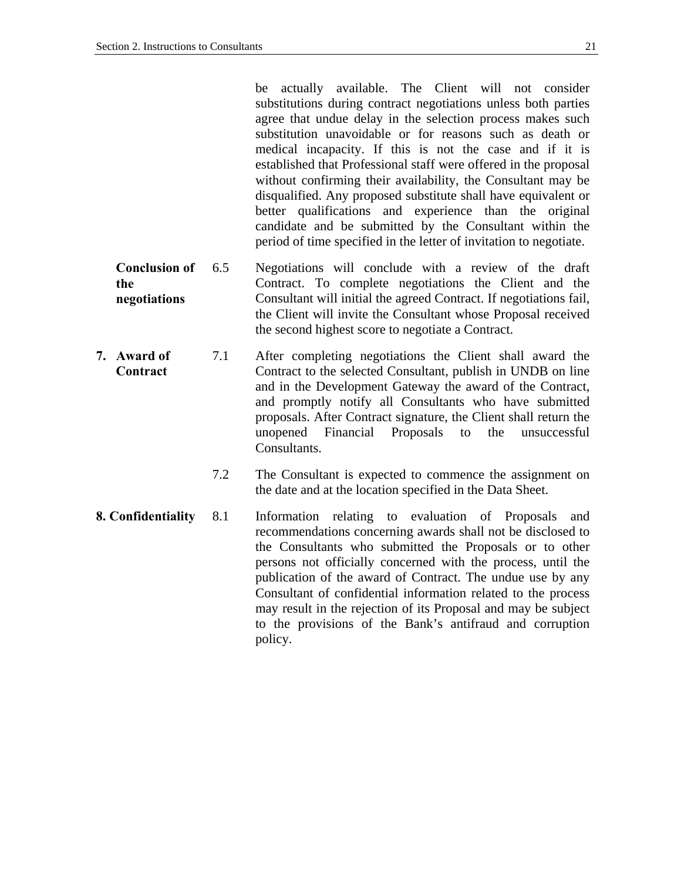be actually available. The Client will not consider substitutions during contract negotiations unless both parties agree that undue delay in the selection process makes such substitution unavoidable or for reasons such as death or medical incapacity. If this is not the case and if it is established that Professional staff were offered in the proposal without confirming their availability, the Consultant may be disqualified. Any proposed substitute shall have equivalent or better qualifications and experience than the original candidate and be submitted by the Consultant within the period of time specified in the letter of invitation to negotiate.

**Conclusion of the negotiations**

6.5 Negotiations will conclude with a review of the draft Contract. To complete negotiations the Client and the Consultant will initial the agreed Contract. If negotiations fail, the Client will invite the Consultant whose Proposal received the second highest score to negotiate a Contract.

## 7. Award of Contract

7.1 After completing negotiations the Client shall award the Contract to the selected Consultant, publish in UNDB on line and in the Development Gateway the award of the Contract, and promptly notify all Consultants who have submitted proposals. After Contract signature, the Client shall return the unopened Financial Proposals to the unsuccessful Consultants.

7.2 The Consultant is expected to commence the assignment on the date and at the location specified in the Data Sheet.

## 8. Confidentiality

8.1 Information relating to evaluation of Proposals and recommendations concerning awards shall not be disclosed to the Consultants who submitted the Proposals or to other persons not officially concerned with the process, until the publication of the award of Contract. The undue use by any Consultant of confidential information related to the process may result in the rejection of its Proposal and may be subject to the provisions of the Bank's antifraud and corruption policy.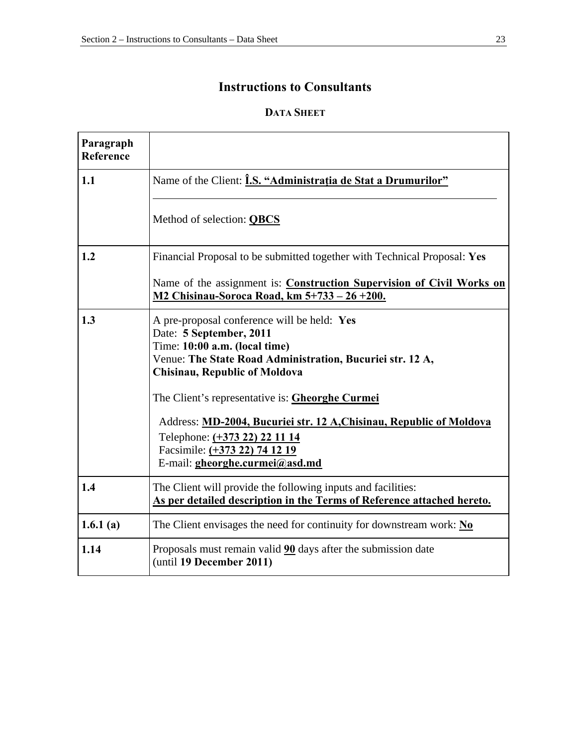# Instructions to Consultants

## Data Sheet

| Paragraph Reference | |
|---|---|
| **1.1** | Name of the Client: **Î.S. "Administrația de Stat a Drumurilor"**<br><br>Method of selection: **QBCS** |
| **1.2** | Financial Proposal to be submitted together with Technical Proposal: **Yes**<br><br>Name of the assignment is: **Construction Supervision of Civil Works on M2 Chisinau-Soroca Road, km 5+733 – 26 +200.** |
| **1.3** | A pre-proposal conference will be held: **Yes**<br>Date: **5 September, 2011**<br>Time: **10:00 a.m. (local time)**<br>Venue: **The State Road Administration, Bucuriei str. 12 A, Chisinau, Republic of Moldova**<br><br>The Client's representative is: **Gheorghe Curmei**<br><br>Address: **MD-2004, Bucuriei str. 12 A,Chisinau, Republic of Moldova**<br>Telephone: **(+373 22) 22 11 14**<br>Facsimile: **(+373 22) 74 12 19**<br>E-mail: **gheorghe.curmei@asd.md** |
| **1.4** | The Client will provide the following inputs and facilities:<br>**As per detailed description in the Terms of Reference attached hereto.** |
| **1.6.1 (a)** | The Client envisages the need for continuity for downstream work: **No** |
| **1.14** | Proposals must remain valid **90** days after the submission date (until **19 December 2011)** |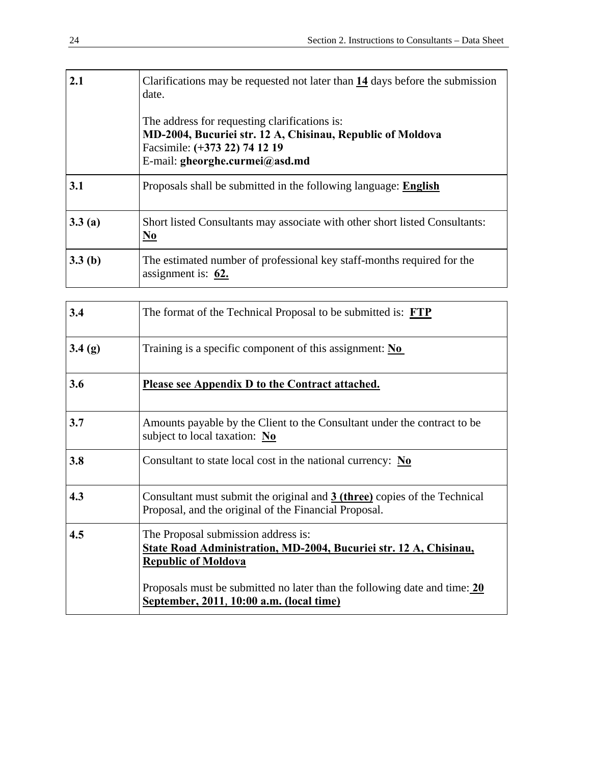| | |
|---|---|
| **2.1** | Clarifications may be requested not later than **14** days before the submission date.<br><br>The address for requesting clarifications is:<br>**MD-2004, Bucuriei str. 12 A, Chisinau, Republic of Moldova**<br>Facsimile: **(+373 22) 74 12 19**<br>E-mail: **gheorghe.curmei@asd.md** |
| **3.1** | Proposals shall be submitted in the following language: **English** |
| **3.3 (a)** | Short listed Consultants may associate with other short listed Consultants: **No** |
| **3.3 (b)** | The estimated number of professional key staff-months required for the assignment is: **62.** |
| **3.4** | The format of the Technical Proposal to be submitted is: **FTP** |
| **3.4 (g)** | Training is a specific component of this assignment: **No** |
| **3.6** | **Please see Appendix D to the Contract attached.** |
| **3.7** | Amounts payable by the Client to the Consultant under the contract to be subject to local taxation: **No** |
| **3.8** | Consultant to state local cost in the national currency: **No** |
| **4.3** | Consultant must submit the original and **3 (three)** copies of the Technical Proposal, and the original of the Financial Proposal. |
| **4.5** | The Proposal submission address is:<br>**State Road Administration, MD-2004, Bucuriei str. 12 A, Chisinau, Republic of Moldova**<br><br>Proposals must be submitted no later than the following date and time: **20 September, 2011, 10:00 a.m. (local time)** |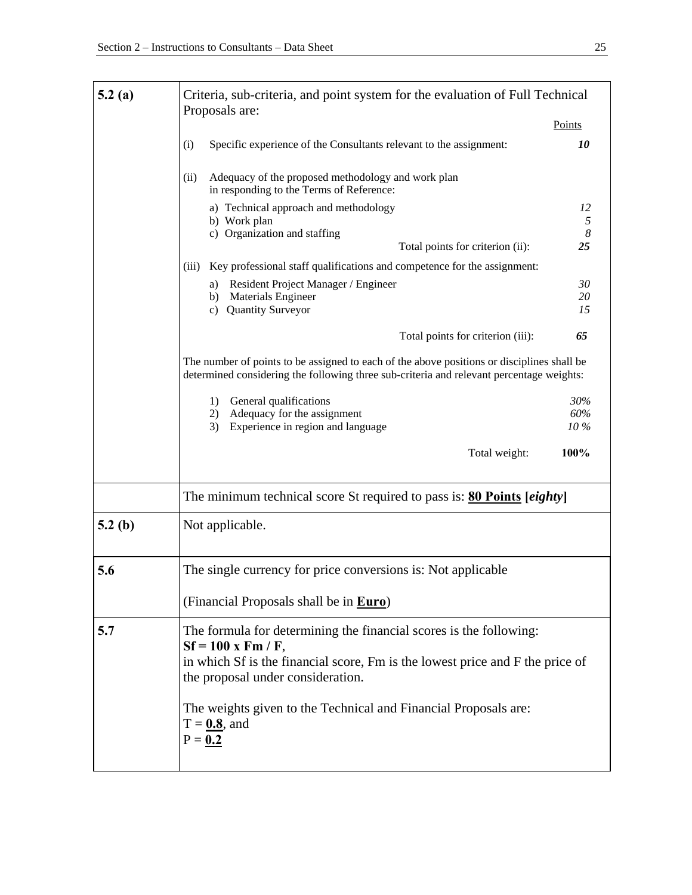| | |
|---|---|
| **5.2 (a)** | Criteria, sub-criteria, and point system for the evaluation of Full Technical Proposals are:<br><br>Points<br><br>(i) Specific experience of the Consultants relevant to the assignment: ***10***<br><br>(ii) Adequacy of the proposed methodology and work plan in responding to the Terms of Reference:<br>a) Technical approach and methodology *12*<br>b) Work plan *5*<br>c) Organization and staffing *8*<br>Total points for criterion (ii): ***25***<br><br>(iii) Key professional staff qualifications and competence for the assignment:<br>a) Resident Project Manager / Engineer *30*<br>b) Materials Engineer *20*<br>c) Quantity Surveyor *15*<br><br>Total points for criterion (iii): ***65***<br><br>The number of points to be assigned to each of the above positions or disciplines shall be determined considering the following three sub-criteria and relevant percentage weights:<br><br>1) General qualifications *30%*<br>2) Adequacy for the assignment *60%*<br>3) Experience in region and language *10 %*<br><br>Total weight: **100%** |
| | The minimum technical score St required to pass is: **80 Points [*eighty*]** |
| **5.2 (b)** | Not applicable. |
| **5.6** | The single currency for price conversions is: Not applicable<br><br>(Financial Proposals shall be in **Euro**) |
| **5.7** | The formula for determining the financial scores is the following:<br>**Sf = 100 x Fm / F**,<br>in which Sf is the financial score, Fm is the lowest price and F the price of the proposal under consideration.<br><br>The weights given to the Technical and Financial Proposals are:<br>T = **0.8**, and<br>P = **0.2** |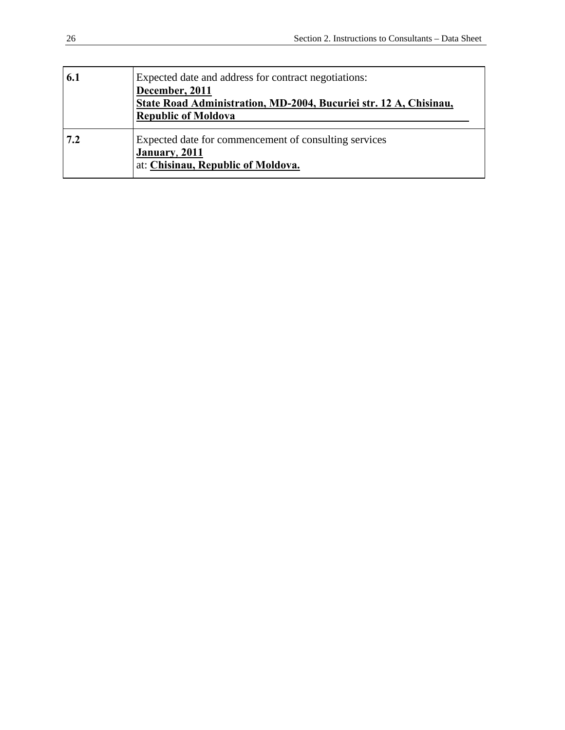| | |
|---|---|
| **6.1** | Expected date and address for contract negotiations:<br>**December, 2011**<br>**State Road Administration, MD-2004, Bucuriei str. 12 A, Chisinau, Republic of Moldova** |
| **7.2** | Expected date for commencement of consulting services<br>**January, 2011**<br>at: **Chisinau, Republic of Moldova.** |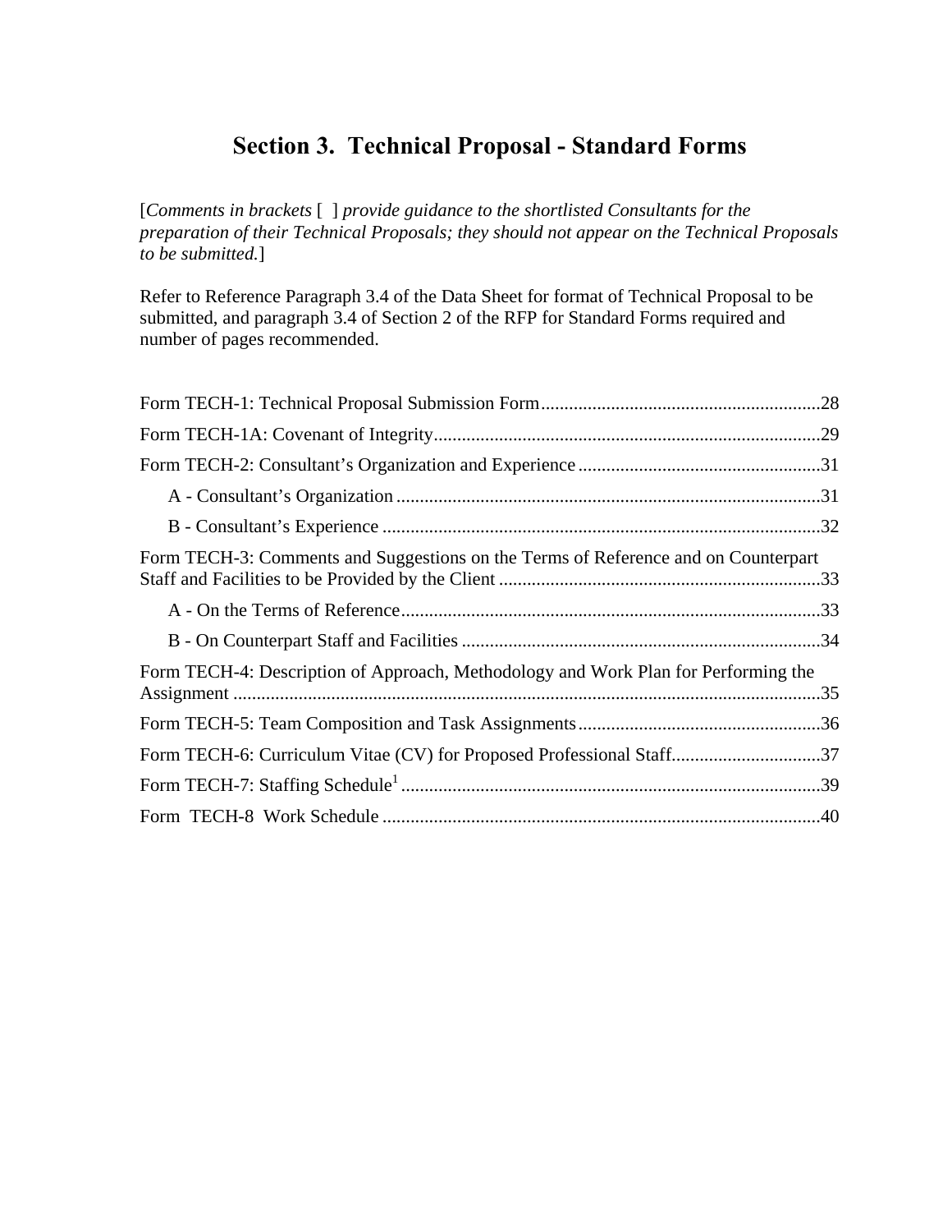# Section 3. Technical Proposal - Standard Forms

[*Comments in brackets* [ ] *provide guidance to the shortlisted Consultants for the preparation of their Technical Proposals; they should not appear on the Technical Proposals to be submitted.*]

Refer to Reference Paragraph 3.4 of the Data Sheet for format of Technical Proposal to be submitted, and paragraph 3.4 of Section 2 of the RFP for Standard Forms required and number of pages recommended.

Form TECH-1: Technical Proposal Submission Form............................................................28

Form TECH-1A: Covenant of Integrity...................................................................................29

Form TECH-2: Consultant's Organization and Experience....................................................31

- A - Consultant's Organization...........................................................................................31
- B - Consultant's Experience..............................................................................................32

Form TECH-3: Comments and Suggestions on the Terms of Reference and on Counterpart Staff and Facilities to be Provided by the Client.....................................................................33

- A - On the Terms of Reference..........................................................................................33
- B - On Counterpart Staff and Facilities.............................................................................34

Form TECH-4: Description of Approach, Methodology and Work Plan for Performing the Assignment..............................................................................................................................35

Form TECH-5: Team Composition and Task Assignments....................................................36

Form TECH-6: Curriculum Vitae (CV) for Proposed Professional Staff................................37

Form TECH-7: Staffing Schedule[1]..........................................................................................39

Form TECH-8 Work Schedule..............................................................................................40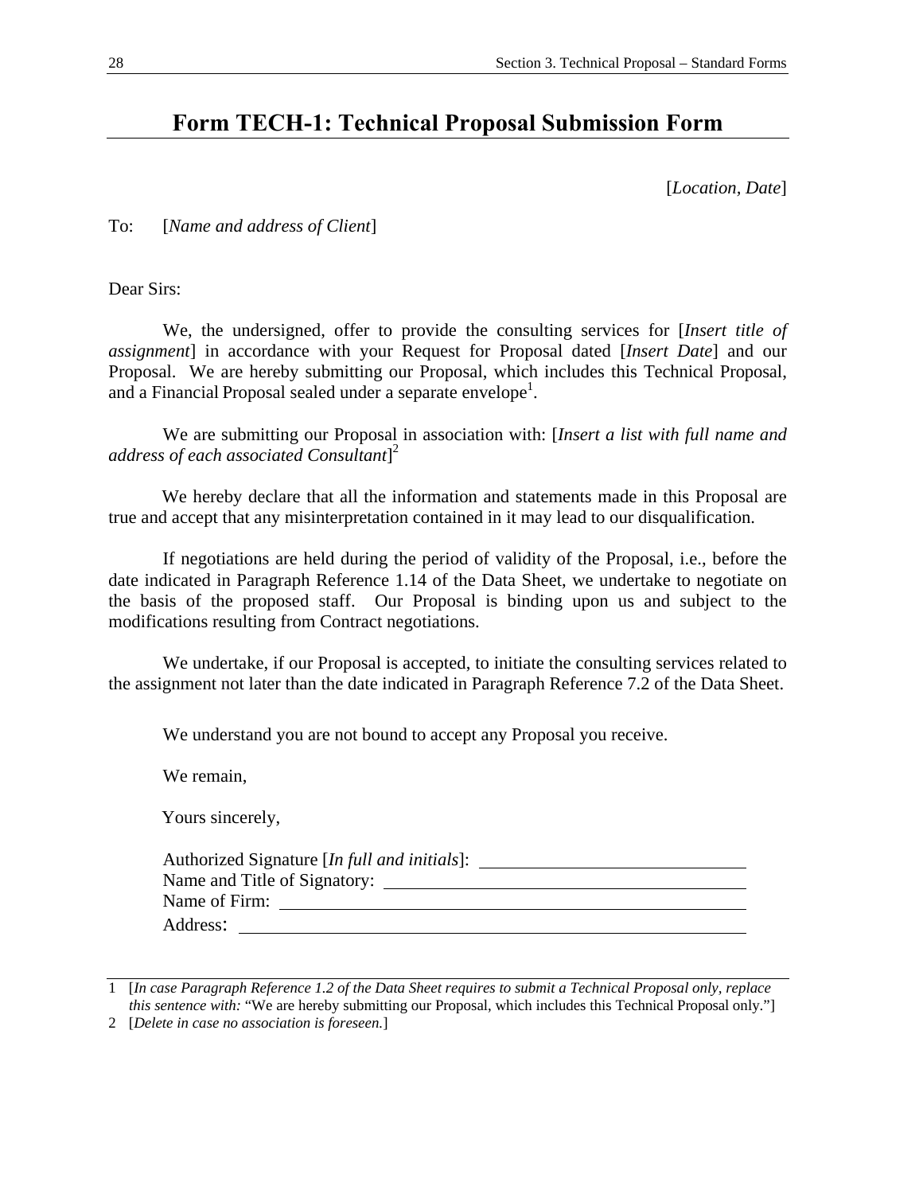# Form TECH-1: Technical Proposal Submission Form

[*Location, Date*]

To: [*Name and address of Client*]

Dear Sirs:

We, the undersigned, offer to provide the consulting services for [*Insert title of assignment*] in accordance with your Request for Proposal dated [*Insert Date*] and our Proposal. We are hereby submitting our Proposal, which includes this Technical Proposal, and a Financial Proposal sealed under a separate envelope[1].

We are submitting our Proposal in association with: [*Insert a list with full name and address of each associated Consultant*][2]

We hereby declare that all the information and statements made in this Proposal are true and accept that any misinterpretation contained in it may lead to our disqualification.

If negotiations are held during the period of validity of the Proposal, i.e., before the date indicated in Paragraph Reference 1.14 of the Data Sheet, we undertake to negotiate on the basis of the proposed staff. Our Proposal is binding upon us and subject to the modifications resulting from Contract negotiations.

We undertake, if our Proposal is accepted, to initiate the consulting services related to the assignment not later than the date indicated in Paragraph Reference 7.2 of the Data Sheet.

We understand you are not bound to accept any Proposal you receive.

We remain,

Yours sincerely,

Authorized Signature [*In full and initials*]: ______________________________

Name and Title of Signatory: ______________________________

Name of Firm: ______________________________

Address: ______________________________

---

1 [*In case Paragraph Reference 1.2 of the Data Sheet requires to submit a Technical Proposal only, replace this sentence with:* "We are hereby submitting our Proposal, which includes this Technical Proposal only."]

2 [*Delete in case no association is foreseen.*]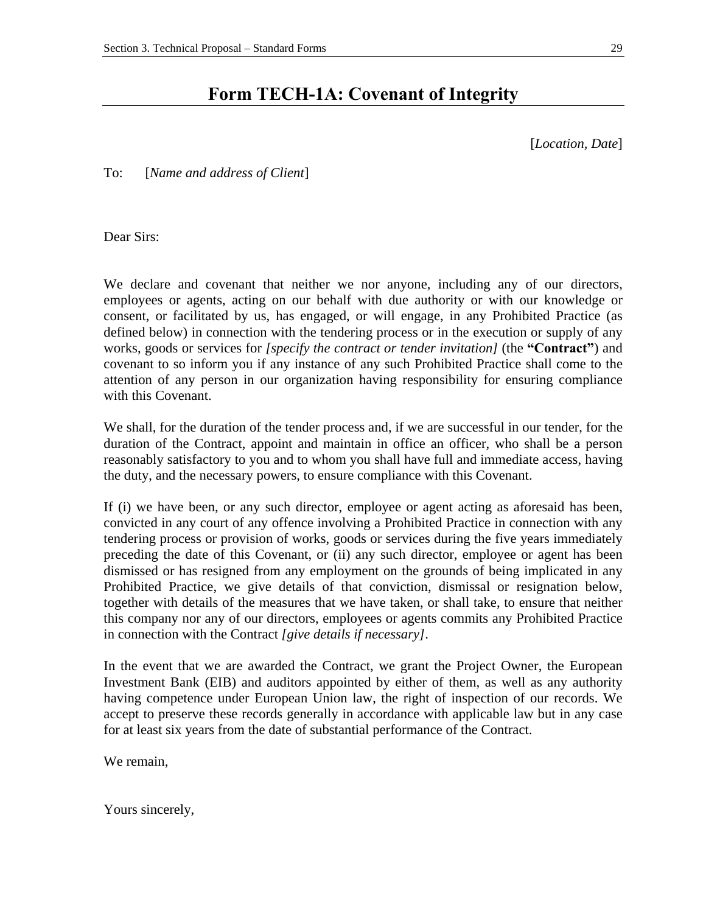# Form TECH-1A: Covenant of Integrity

[*Location, Date*]

To: [*Name and address of Client*]

Dear Sirs:

We declare and covenant that neither we nor anyone, including any of our directors, employees or agents, acting on our behalf with due authority or with our knowledge or consent, or facilitated by us, has engaged, or will engage, in any Prohibited Practice (as defined below) in connection with the tendering process or in the execution or supply of any works, goods or services for *[specify the contract or tender invitation]* (the **"Contract"**) and covenant to so inform you if any instance of any such Prohibited Practice shall come to the attention of any person in our organization having responsibility for ensuring compliance with this Covenant.

We shall, for the duration of the tender process and, if we are successful in our tender, for the duration of the Contract, appoint and maintain in office an officer, who shall be a person reasonably satisfactory to you and to whom you shall have full and immediate access, having the duty, and the necessary powers, to ensure compliance with this Covenant.

If (i) we have been, or any such director, employee or agent acting as aforesaid has been, convicted in any court of any offence involving a Prohibited Practice in connection with any tendering process or provision of works, goods or services during the five years immediately preceding the date of this Covenant, or (ii) any such director, employee or agent has been dismissed or has resigned from any employment on the grounds of being implicated in any Prohibited Practice, we give details of that conviction, dismissal or resignation below, together with details of the measures that we have taken, or shall take, to ensure that neither this company nor any of our directors, employees or agents commits any Prohibited Practice in connection with the Contract *[give details if necessary]*.

In the event that we are awarded the Contract, we grant the Project Owner, the European Investment Bank (EIB) and auditors appointed by either of them, as well as any authority having competence under European Union law, the right of inspection of our records. We accept to preserve these records generally in accordance with applicable law but in any case for at least six years from the date of substantial performance of the Contract.

We remain,

Yours sincerely,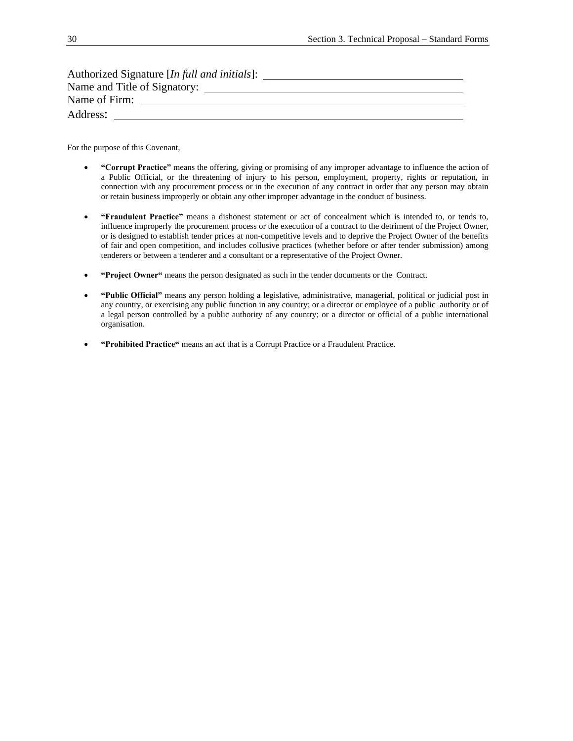Authorized Signature [*In full and initials*]: ______________________________

Name and Title of Signatory: ______________________________

Name of Firm: ______________________________

Address: ______________________________

For the purpose of this Covenant,

- **"Corrupt Practice"** means the offering, giving or promising of any improper advantage to influence the action of a Public Official, or the threatening of injury to his person, employment, property, rights or reputation, in connection with any procurement process or in the execution of any contract in order that any person may obtain or retain business improperly or obtain any other improper advantage in the conduct of business.

- **"Fraudulent Practice"** means a dishonest statement or act of concealment which is intended to, or tends to, influence improperly the procurement process or the execution of a contract to the detriment of the Project Owner, or is designed to establish tender prices at non-competitive levels and to deprive the Project Owner of the benefits of fair and open competition, and includes collusive practices (whether before or after tender submission) among tenderers or between a tenderer and a consultant or a representative of the Project Owner.

- **"Project Owner"** means the person designated as such in the tender documents or the Contract.

- **"Public Official"** means any person holding a legislative, administrative, managerial, political or judicial post in any country, or exercising any public function in any country; or a director or employee of a public authority or of a legal person controlled by a public authority of any country; or a director or official of a public international organisation.

- **"Prohibited Practice"** means an act that is a Corrupt Practice or a Fraudulent Practice.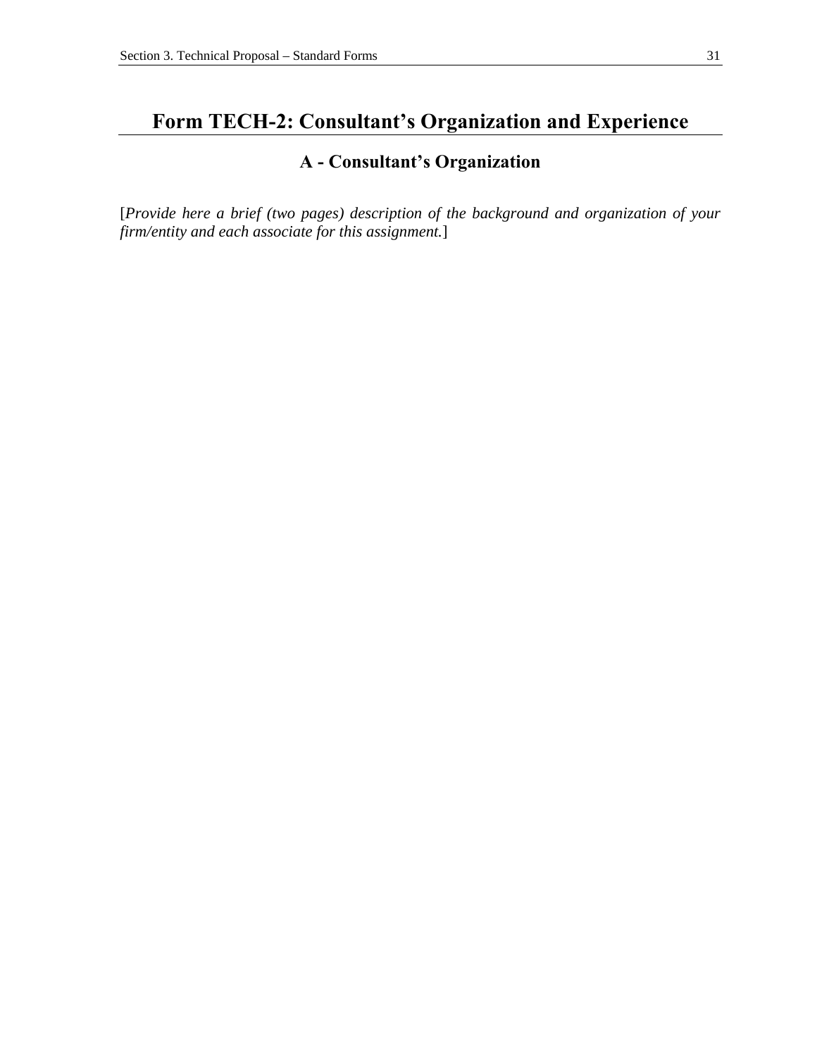# Form TECH-2: Consultant's Organization and Experience

## A - Consultant's Organization

[*Provide here a brief (two pages) description of the background and organization of your firm/entity and each associate for this assignment.*]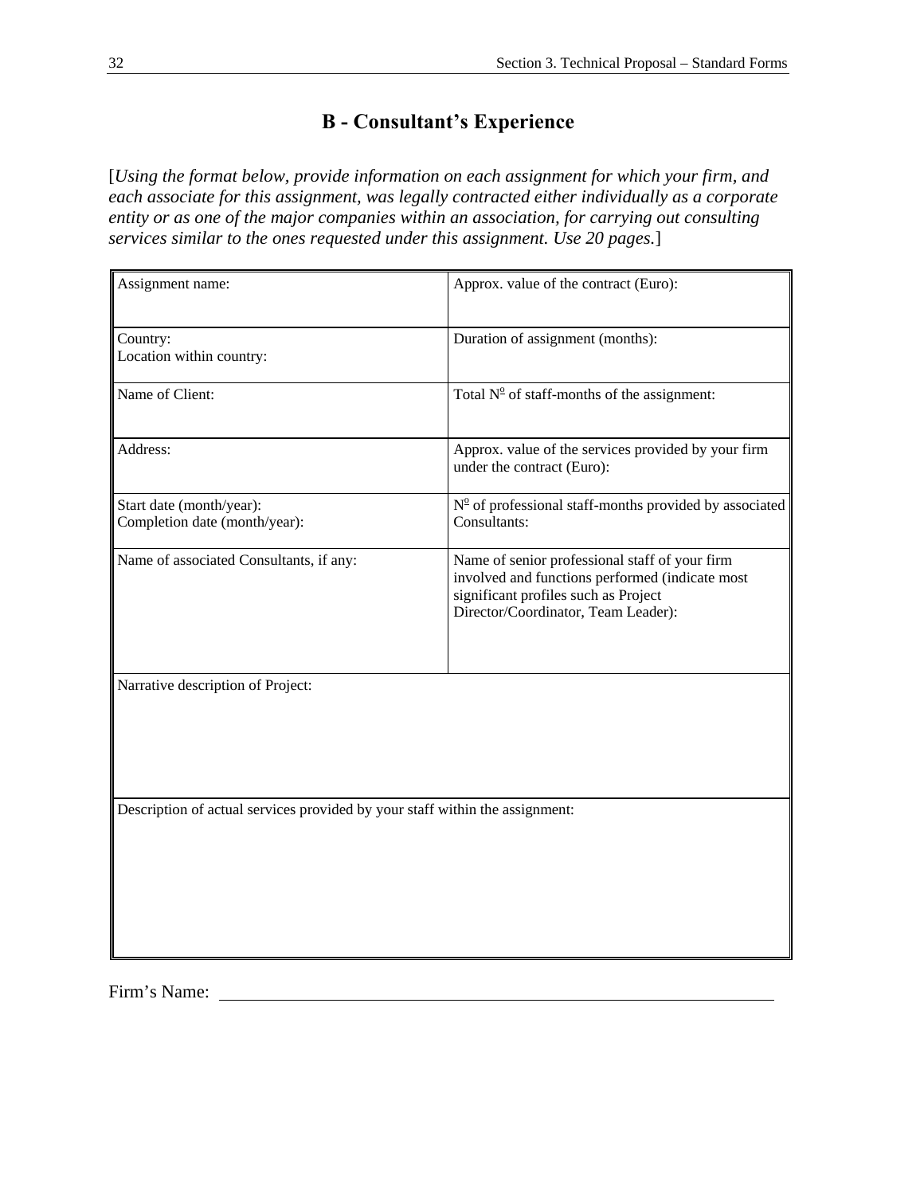## B - Consultant's Experience

[*Using the format below, provide information on each assignment for which your firm, and each associate for this assignment, was legally contracted either individually as a corporate entity or as one of the major companies within an association, for carrying out consulting services similar to the ones requested under this assignment. Use 20 pages.*]

| Assignment name: | Approx. value of the contract (Euro): |
|---|---|
| Country:<br>Location within country: | Duration of assignment (months): |
| Name of Client: | Total N$^{\underline{o}}$ of staff-months of the assignment: |
| Address: | Approx. value of the services provided by your firm under the contract (Euro): |
| Start date (month/year):<br>Completion date (month/year): | N$^{\underline{o}}$ of professional staff-months provided by associated Consultants: |
| Name of associated Consultants, if any: | Name of senior professional staff of your firm involved and functions performed (indicate most significant profiles such as Project Director/Coordinator, Team Leader): |
| Narrative description of Project: | |
| Description of actual services provided by your staff within the assignment: | |

Firm's Name: ______________________________________________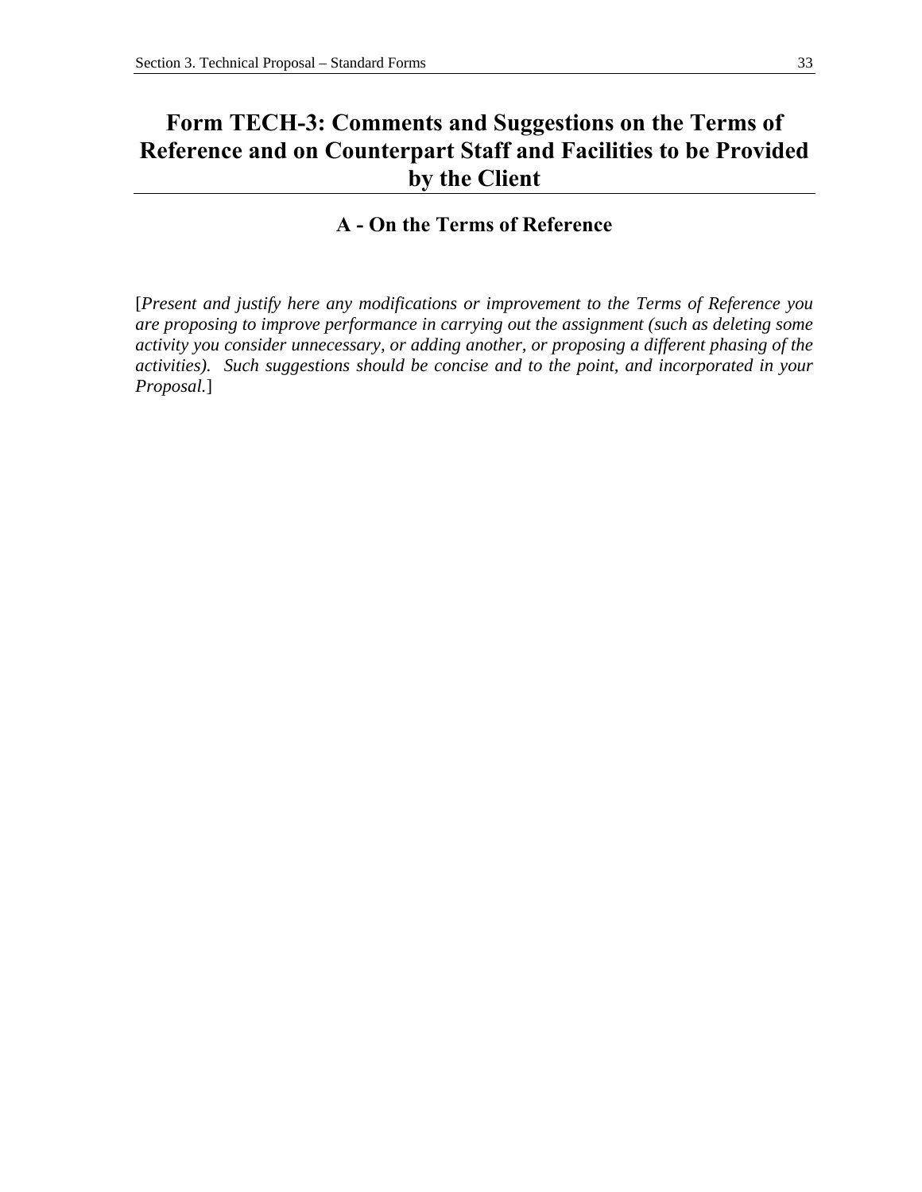# Form TECH-3: Comments and Suggestions on the Terms of Reference and on Counterpart Staff and Facilities to be Provided by the Client

## A - On the Terms of Reference

[*Present and justify here any modifications or improvement to the Terms of Reference you are proposing to improve performance in carrying out the assignment (such as deleting some activity you consider unnecessary, or adding another, or proposing a different phasing of the activities). Such suggestions should be concise and to the point, and incorporated in your Proposal.*]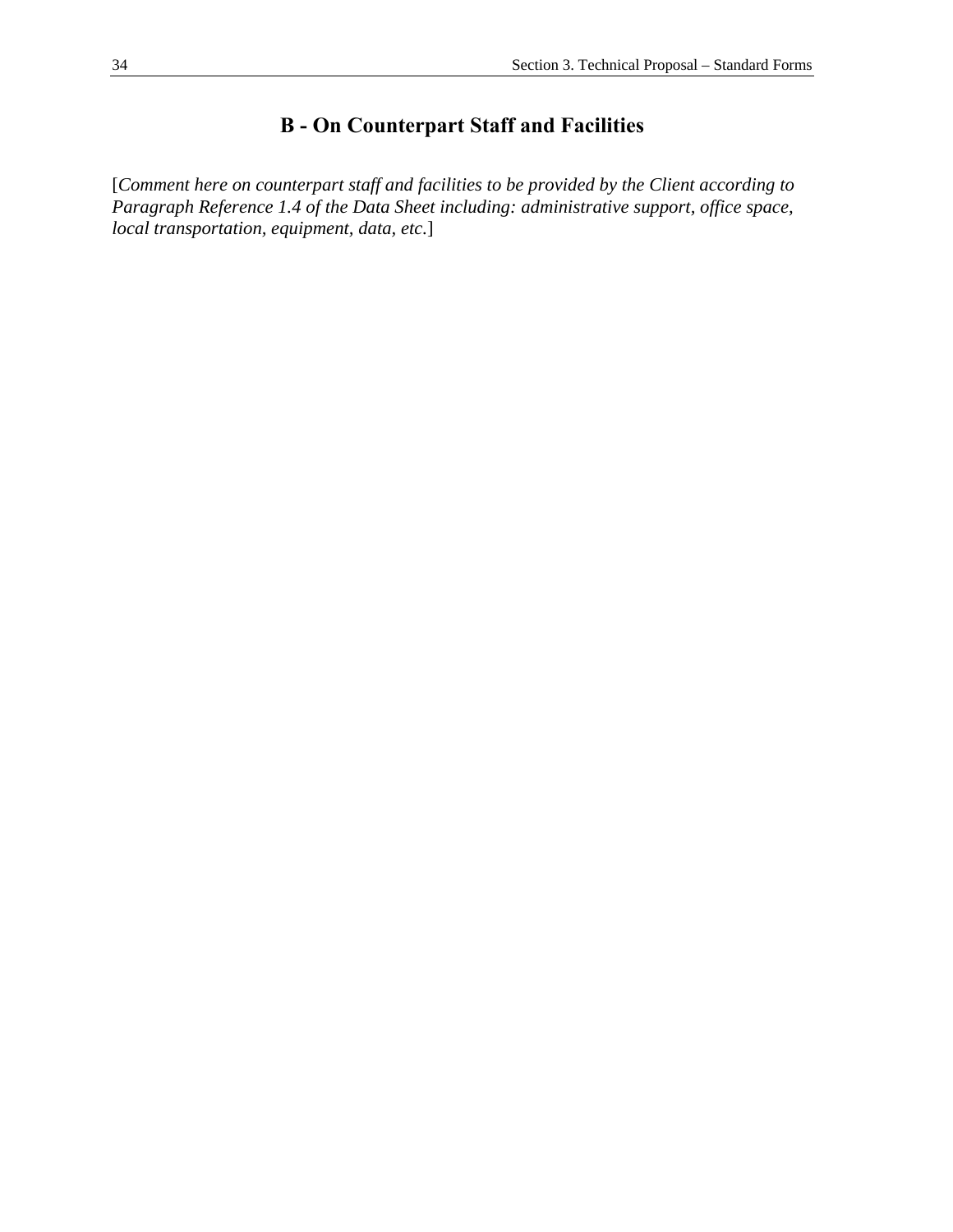## B - On Counterpart Staff and Facilities

[*Comment here on counterpart staff and facilities to be provided by the Client according to Paragraph Reference 1.4 of the Data Sheet including: administrative support, office space, local transportation, equipment, data, etc.*]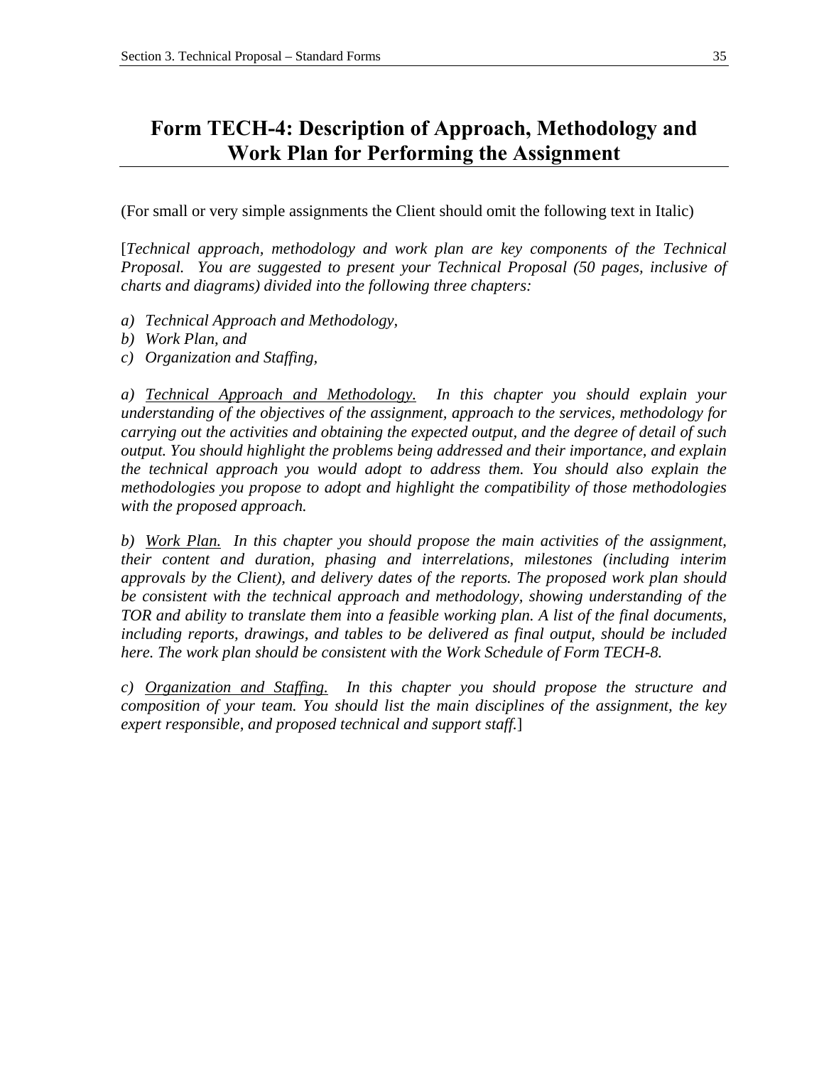# Form TECH-4: Description of Approach, Methodology and Work Plan for Performing the Assignment

(For small or very simple assignments the Client should omit the following text in Italic)

[*Technical approach, methodology and work plan are key components of the Technical Proposal. You are suggested to present your Technical Proposal (50 pages, inclusive of charts and diagrams) divided into the following three chapters:*

*a) Technical Approach and Methodology,*
*b) Work Plan, and*
*c) Organization and Staffing,*

*a) <u>Technical Approach and Methodology.</u> In this chapter you should explain your understanding of the objectives of the assignment, approach to the services, methodology for carrying out the activities and obtaining the expected output, and the degree of detail of such output. You should highlight the problems being addressed and their importance, and explain the technical approach you would adopt to address them. You should also explain the methodologies you propose to adopt and highlight the compatibility of those methodologies with the proposed approach.*

*b) <u>Work Plan.</u> In this chapter you should propose the main activities of the assignment, their content and duration, phasing and interrelations, milestones (including interim approvals by the Client), and delivery dates of the reports. The proposed work plan should be consistent with the technical approach and methodology, showing understanding of the TOR and ability to translate them into a feasible working plan. A list of the final documents, including reports, drawings, and tables to be delivered as final output, should be included here. The work plan should be consistent with the Work Schedule of Form TECH-8.*

*c) <u>Organization and Staffing.</u> In this chapter you should propose the structure and composition of your team. You should list the main disciplines of the assignment, the key expert responsible, and proposed technical and support staff.*]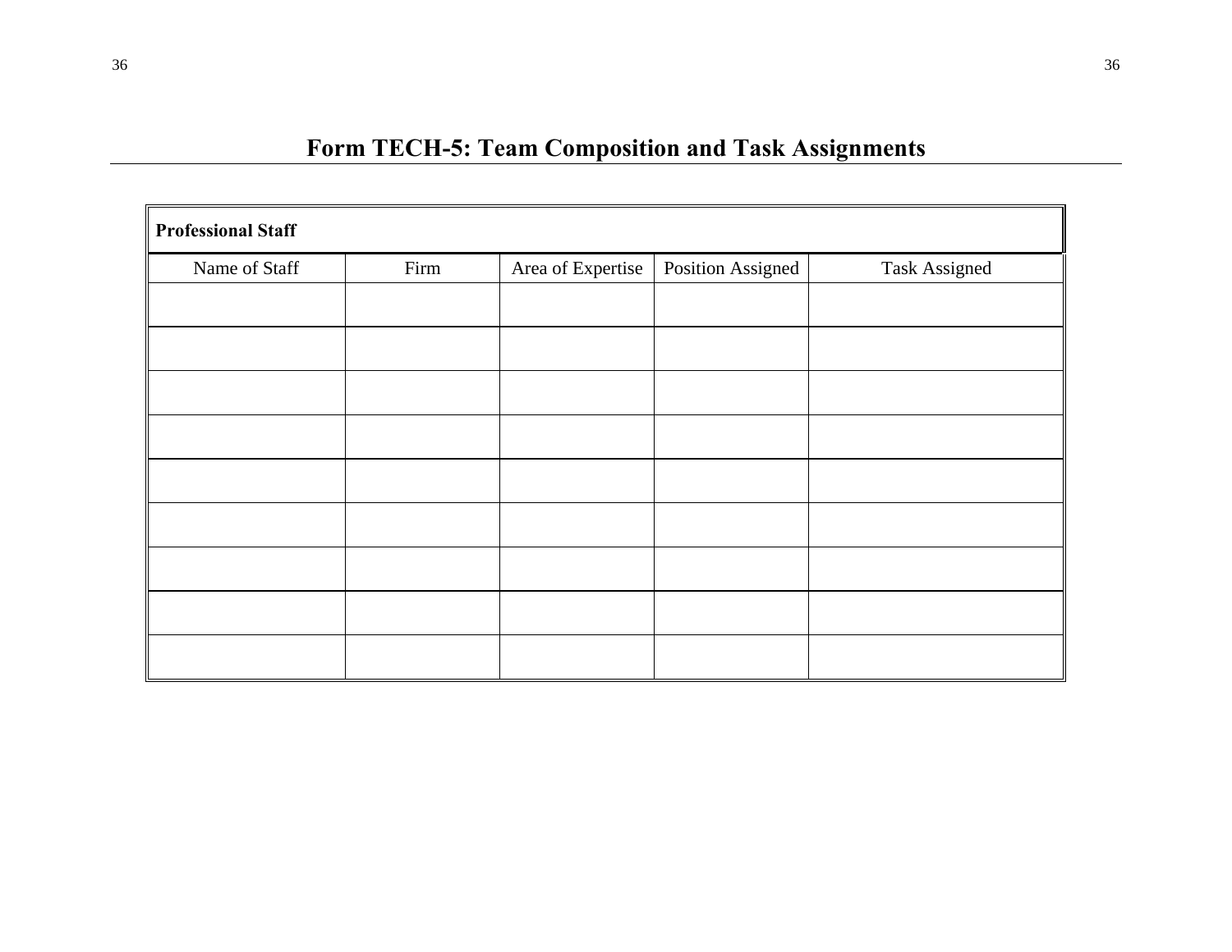# Form TECH-5: Team Composition and Task Assignments

| **Professional Staff** | | | | |
|---|---|---|---|---|
| Name of Staff | Firm | Area of Expertise | Position Assigned | Task Assigned |
| | | | | |
| | | | | |
| | | | | |
| | | | | |
| | | | | |
| | | | | |
| | | | | |
| | | | | |
| | | | | |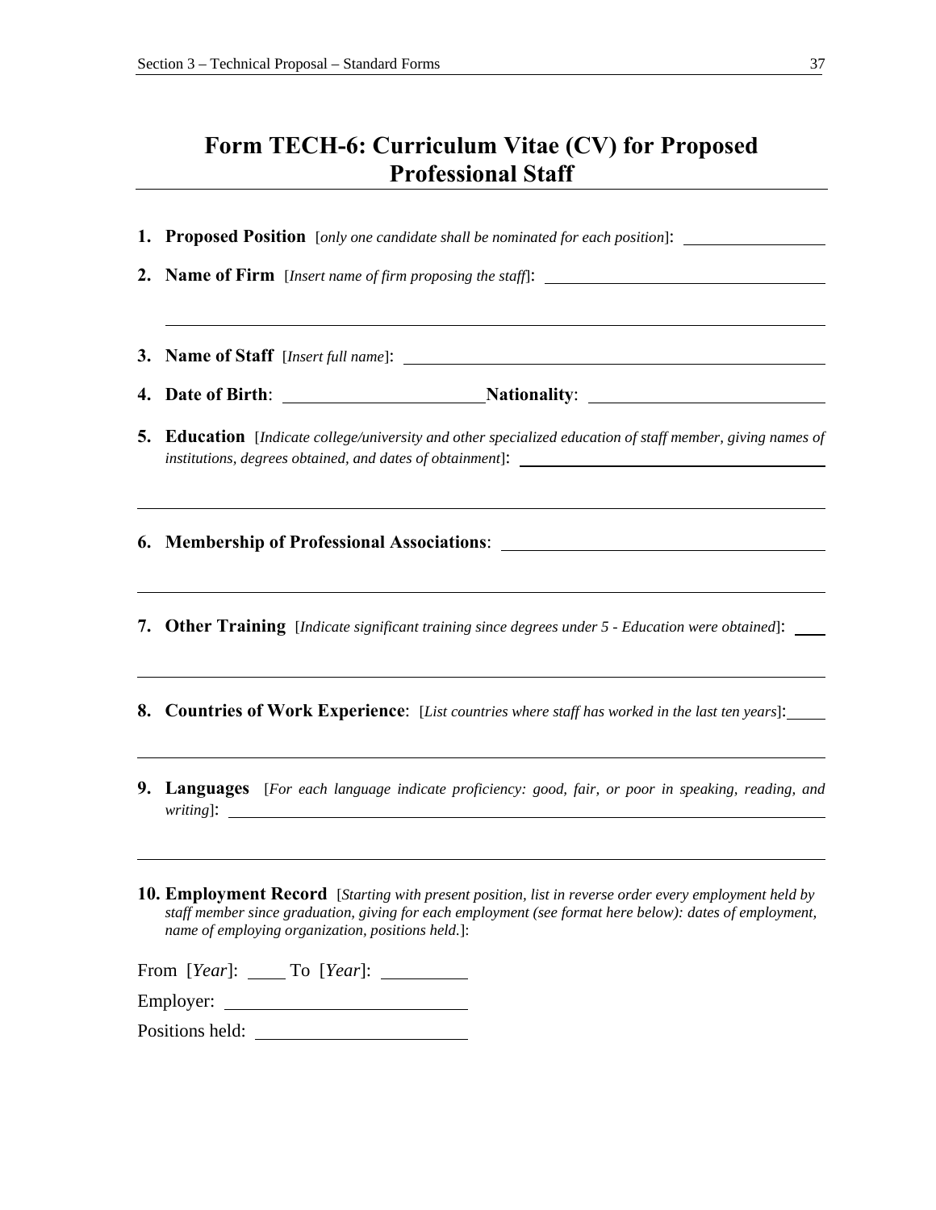# Form TECH-6: Curriculum Vitae (CV) for Proposed Professional Staff

1. **Proposed Position** [*only one candidate shall be nominated for each position*]: \_\_\_\_\_\_\_\_\_\_\_\_\_\_\_\_

2. **Name of Firm** [*Insert name of firm proposing the staff*]: \_\_\_\_\_\_\_\_\_\_\_\_\_\_\_\_\_\_\_\_\_\_\_\_\_\_\_\_\_\_\_\_

   \_\_\_\_\_\_\_\_\_\_\_\_\_\_\_\_\_\_\_\_\_\_\_\_\_\_\_\_\_\_\_\_\_\_\_\_\_\_\_\_\_\_\_\_\_\_\_\_\_\_\_\_\_\_\_\_\_\_\_\_\_\_\_\_\_\_\_\_\_\_\_\_\_\_\_\_

3. **Name of Staff** [*Insert full name*]: \_\_\_\_\_\_\_\_\_\_\_\_\_\_\_\_\_\_\_\_\_\_\_\_\_\_\_\_\_\_\_\_\_\_\_\_\_\_\_\_\_\_\_\_\_\_\_\_

4. **Date of Birth**: \_\_\_\_\_\_\_\_\_\_\_\_\_\_\_\_\_\_\_\_\_\_ **Nationality**: \_\_\_\_\_\_\_\_\_\_\_\_\_\_\_\_\_\_\_\_\_\_\_\_\_\_

5. **Education** [*Indicate college/university and other specialized education of staff member, giving names of institutions, degrees obtained, and dates of obtainment*]: \_\_\_\_\_\_\_\_\_\_\_\_\_\_\_\_\_\_\_\_\_\_\_\_\_\_\_\_\_\_\_\_\_\_\_\_\_

   \_\_\_\_\_\_\_\_\_\_\_\_\_\_\_\_\_\_\_\_\_\_\_\_\_\_\_\_\_\_\_\_\_\_\_\_\_\_\_\_\_\_\_\_\_\_\_\_\_\_\_\_\_\_\_\_\_\_\_\_\_\_\_\_\_\_\_\_\_\_\_\_\_\_\_\_

6. **Membership of Professional Associations**: \_\_\_\_\_\_\_\_\_\_\_\_\_\_\_\_\_\_\_\_\_\_\_\_\_\_\_\_\_\_\_\_\_\_\_\_\_

   \_\_\_\_\_\_\_\_\_\_\_\_\_\_\_\_\_\_\_\_\_\_\_\_\_\_\_\_\_\_\_\_\_\_\_\_\_\_\_\_\_\_\_\_\_\_\_\_\_\_\_\_\_\_\_\_\_\_\_\_\_\_\_\_\_\_\_\_\_\_\_\_\_\_\_\_

7. **Other Training** [*Indicate significant training since degrees under 5 - Education were obtained*]: \_\_\_\_

   \_\_\_\_\_\_\_\_\_\_\_\_\_\_\_\_\_\_\_\_\_\_\_\_\_\_\_\_\_\_\_\_\_\_\_\_\_\_\_\_\_\_\_\_\_\_\_\_\_\_\_\_\_\_\_\_\_\_\_\_\_\_\_\_\_\_\_\_\_\_\_\_\_\_\_\_

8. **Countries of Work Experience**: [*List countries where staff has worked in the last ten years*]:\_\_\_\_\_

   \_\_\_\_\_\_\_\_\_\_\_\_\_\_\_\_\_\_\_\_\_\_\_\_\_\_\_\_\_\_\_\_\_\_\_\_\_\_\_\_\_\_\_\_\_\_\_\_\_\_\_\_\_\_\_\_\_\_\_\_\_\_\_\_\_\_\_\_\_\_\_\_\_\_\_\_

9. **Languages** [*For each language indicate proficiency: good, fair, or poor in speaking, reading, and writing*]: \_\_\_\_\_\_\_\_\_\_\_\_\_\_\_\_\_\_\_\_\_\_\_\_\_\_\_\_\_\_\_\_\_\_\_\_\_\_\_\_\_\_\_\_\_\_\_\_\_\_\_\_\_\_\_\_\_\_\_\_\_\_\_\_\_\_\_

   \_\_\_\_\_\_\_\_\_\_\_\_\_\_\_\_\_\_\_\_\_\_\_\_\_\_\_\_\_\_\_\_\_\_\_\_\_\_\_\_\_\_\_\_\_\_\_\_\_\_\_\_\_\_\_\_\_\_\_\_\_\_\_\_\_\_\_\_\_\_\_\_\_\_\_\_

10. **Employment Record** [*Starting with present position, list in reverse order every employment held by staff member since graduation, giving for each employment (see format here below): dates of employment, name of employing organization, positions held.*]:

From [*Year*]: \_\_\_\_ To [*Year*]: \_\_\_\_\_\_\_\_\_

Employer: \_\_\_\_\_\_\_\_\_\_\_\_\_\_\_\_\_\_\_\_\_\_\_\_\_\_\_

Positions held: \_\_\_\_\_\_\_\_\_\_\_\_\_\_\_\_\_\_\_\_\_\_\_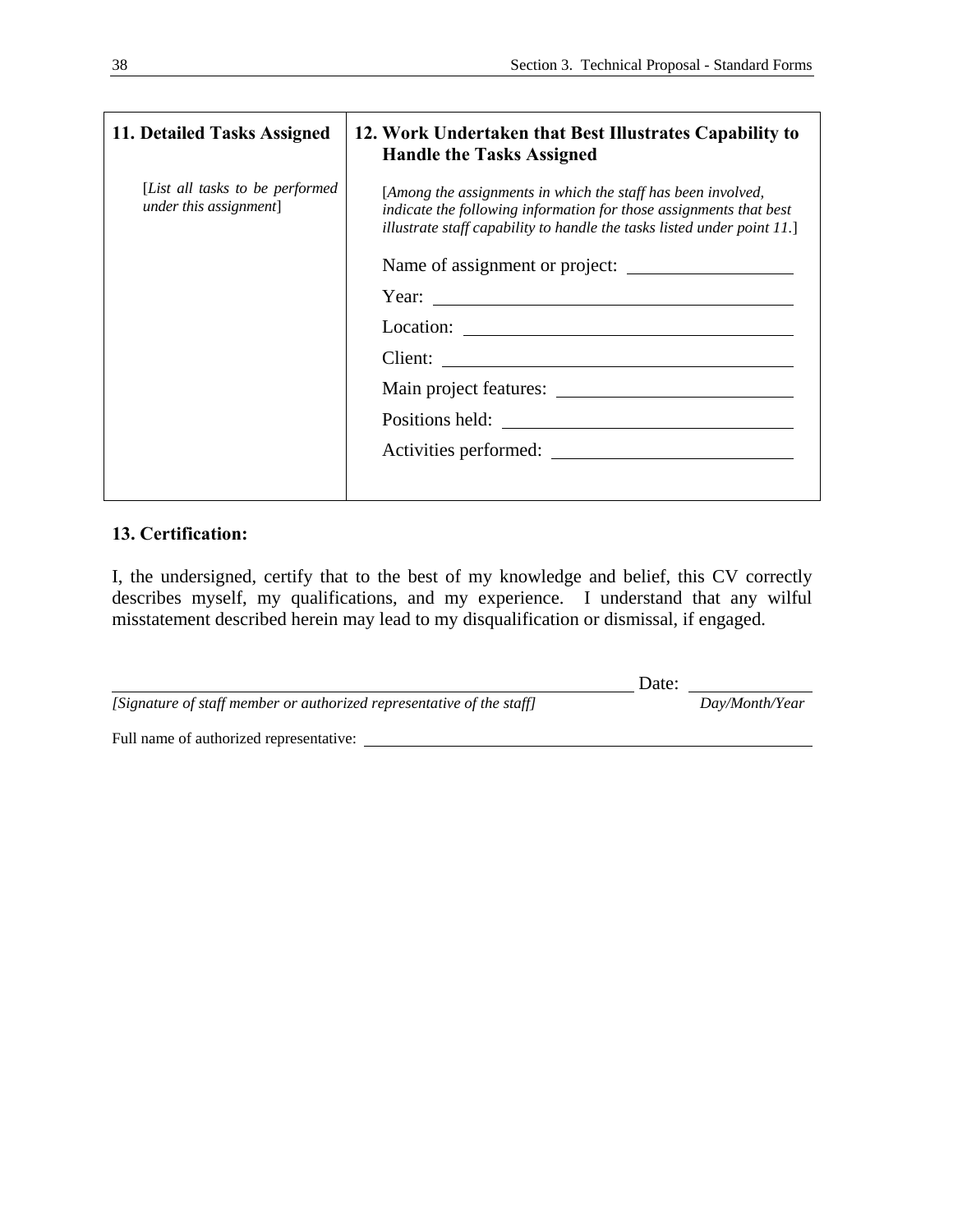| **11. Detailed Tasks Assigned** | **12. Work Undertaken that Best Illustrates Capability to Handle the Tasks Assigned** |
| --- | --- |
| [*List all tasks to be performed under this assignment*] | [*Among the assignments in which the staff has been involved, indicate the following information for those assignments that best illustrate staff capability to handle the tasks listed under point 11.*]<br><br>Name of assignment or project: \_\_\_\_\_\_\_\_\_\_\_\_<br>Year: \_\_\_\_\_\_\_\_\_\_\_\_<br>Location: \_\_\_\_\_\_\_\_\_\_\_\_<br>Client: \_\_\_\_\_\_\_\_\_\_\_\_<br>Main project features: \_\_\_\_\_\_\_\_\_\_\_\_<br>Positions held: \_\_\_\_\_\_\_\_\_\_\_\_<br>Activities performed: \_\_\_\_\_\_\_\_\_\_\_\_ |

**13. Certification:**

I, the undersigned, certify that to the best of my knowledge and belief, this CV correctly describes myself, my qualifications, and my experience. I understand that any wilful misstatement described herein may lead to my disqualification or dismissal, if engaged.

\_\_\_\_\_\_\_\_\_\_\_\_\_\_\_\_\_\_\_\_\_\_\_\_\_\_\_\_\_\_\_\_\_\_\_\_\_\_\_\_ Date: \_\_\_\_\_\_\_\_\_\_\_\_

*[Signature of staff member or authorized representative of the staff]* *Day/Month/Year*

Full name of authorized representative: \_\_\_\_\_\_\_\_\_\_\_\_\_\_\_\_\_\_\_\_\_\_\_\_\_\_\_\_\_\_\_\_\_\_\_\_\_\_\_\_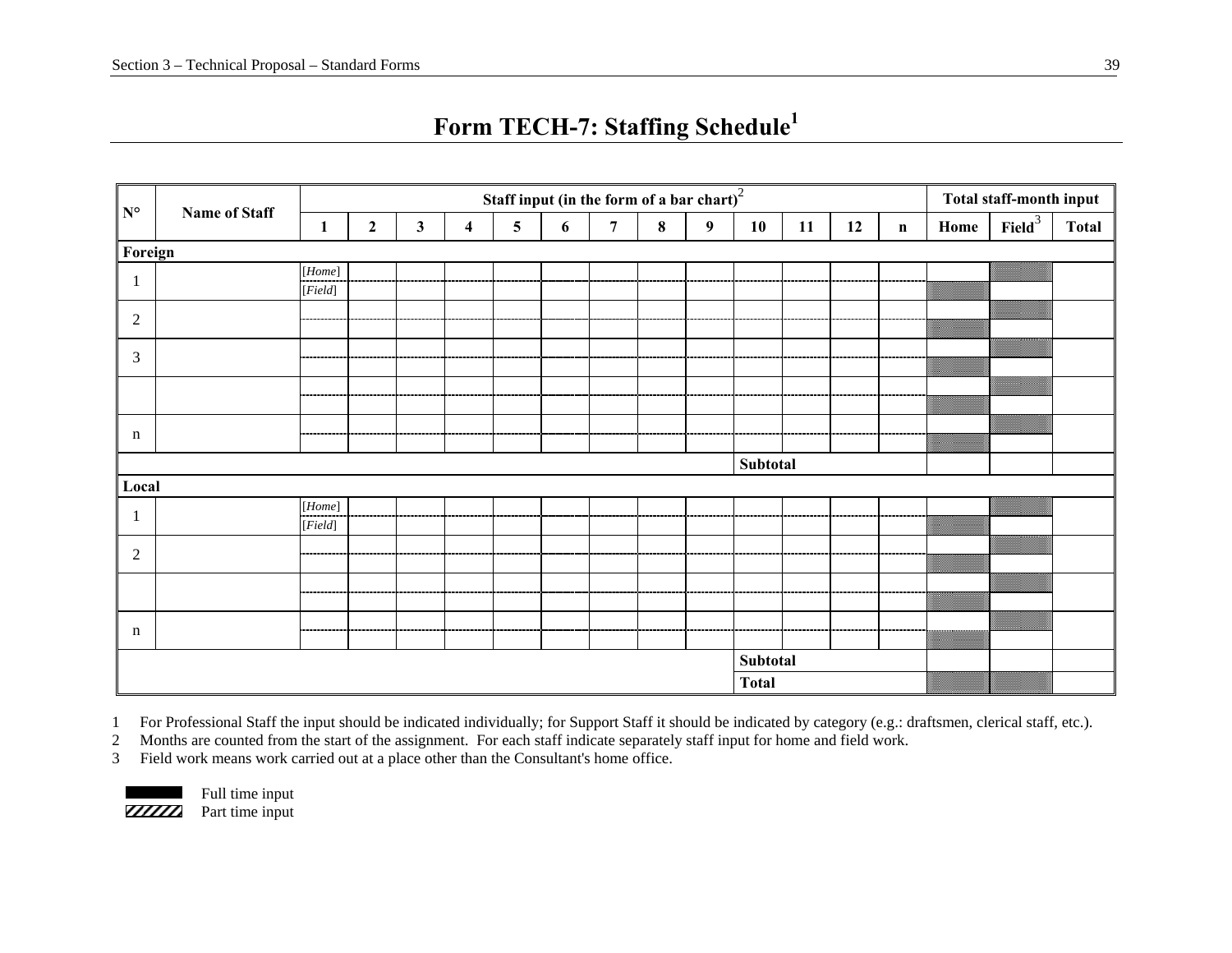# Form TECH-7: Staffing Schedule[1]

| N° | Name of Staff | Staff input (in the form of a bar chart)[2] | | | | | | | | | | | | | Total staff-month input | | |
|---|---|---|---|---|---|---|---|---|---|---|---|---|---|---|---|---|---|
| | | 1 | 2 | 3 | 4 | 5 | 6 | 7 | 8 | 9 | 10 | 11 | 12 | n | Home | Field[3] | Total |
| **Foreign** | | | | | | | | | | | | | | | | | |
| 1 | | [*Home*] | | | | | | | | | | | | | | | |
| | | [*Field*] | | | | | | | | | | | | | | | |
| 2 | | | | | | | | | | | | | | | | | |
| | | | | | | | | | | | | | | | | | |
| 3 | | | | | | | | | | | | | | | | | |
| | | | | | | | | | | | | | | | | | |
| | | | | | | | | | | | | | | | | | |
| | | | | | | | | | | | | | | | | | |
| n | | | | | | | | | | | | | | | | | |
| | | | | | | | | | | | | | | | | | |
| | | | | | | | | | | **Subtotal** | | | | | | | |
| **Local** | | | | | | | | | | | | | | | | | |
| 1 | | [*Home*] | | | | | | | | | | | | | | | |
| | | [*Field*] | | | | | | | | | | | | | | | |
| 2 | | | | | | | | | | | | | | | | | |
| | | | | | | | | | | | | | | | | | |
| | | | | | | | | | | | | | | | | | |
| | | | | | | | | | | | | | | | | | |
| n | | | | | | | | | | | | | | | | | |
| | | | | | | | | | | | | | | | | | |
| | | | | | | | | | | **Subtotal** | | | | | | | |
| | | | | | | | | | | **Total** | | | | | | | |

1 For Professional Staff the input should be indicated individually; for Support Staff it should be indicated by category (e.g.: draftsmen, clerical staff, etc.).

2 Months are counted from the start of the assignment. For each staff indicate separately staff input for home and field work.

3 Field work means work carried out at a place other than the Consultant's home office.

Full time input

Part time input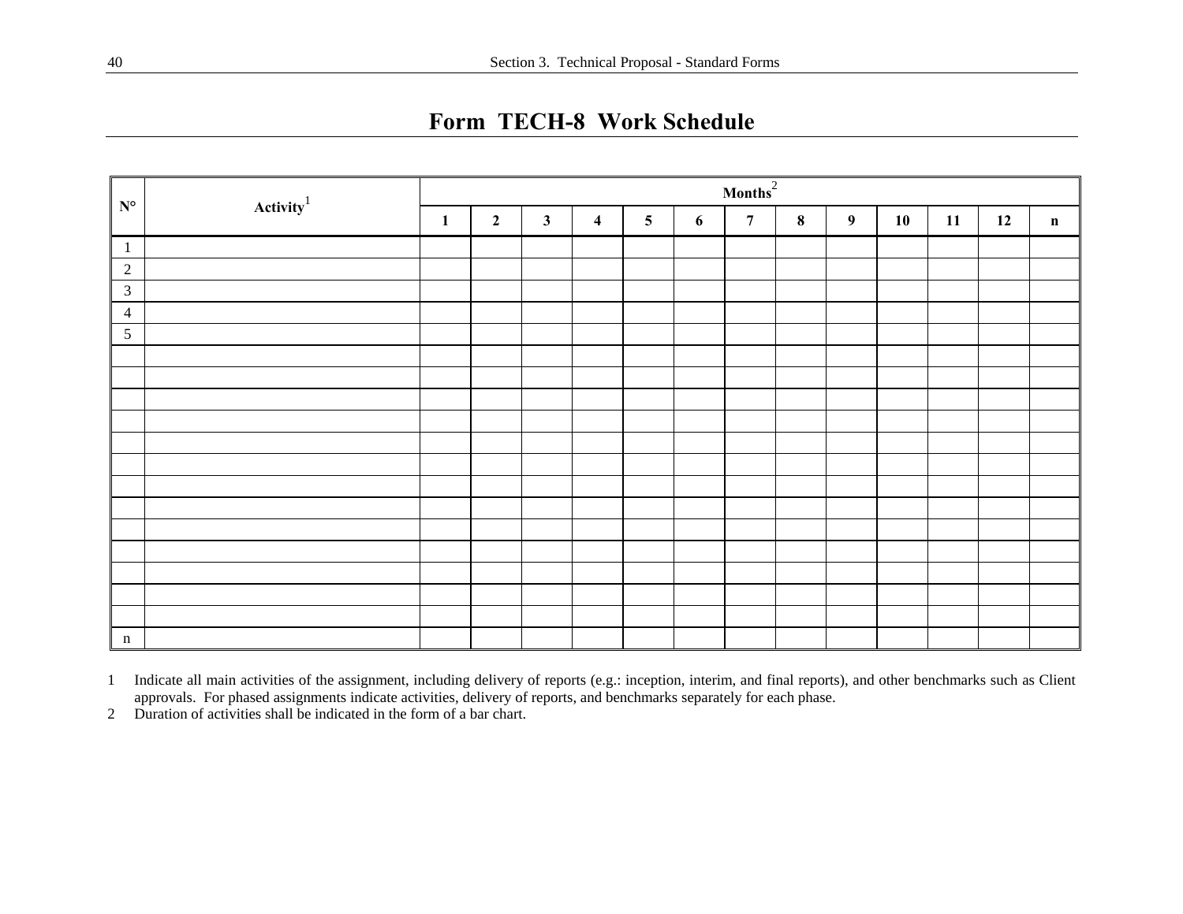# Form TECH-8 Work Schedule

| N° | Activity[1] | Months[2] | | | | | | | | | | | | |
|---|---|---|---|---|---|---|---|---|---|---|---|---|---|---|
| | | 1 | 2 | 3 | 4 | 5 | 6 | 7 | 8 | 9 | 10 | 11 | 12 | n |
| 1 | | | | | | | | | | | | | | |
| 2 | | | | | | | | | | | | | | |
| 3 | | | | | | | | | | | | | | |
| 4 | | | | | | | | | | | | | | |
| 5 | | | | | | | | | | | | | | |
| | | | | | | | | | | | | | | |
| | | | | | | | | | | | | | | |
| | | | | | | | | | | | | | | |
| | | | | | | | | | | | | | | |
| | | | | | | | | | | | | | | |
| | | | | | | | | | | | | | | |
| | | | | | | | | | | | | | | |
| | | | | | | | | | | | | | | |
| | | | | | | | | | | | | | | |
| | | | | | | | | | | | | | | |
| | | | | | | | | | | | | | | |
| | | | | | | | | | | | | | | |
| | | | | | | | | | | | | | | |
| n | | | | | | | | | | | | | | |

1 Indicate all main activities of the assignment, including delivery of reports (e.g.: inception, interim, and final reports), and other benchmarks such as Client approvals. For phased assignments indicate activities, delivery of reports, and benchmarks separately for each phase.

2 Duration of activities shall be indicated in the form of a bar chart.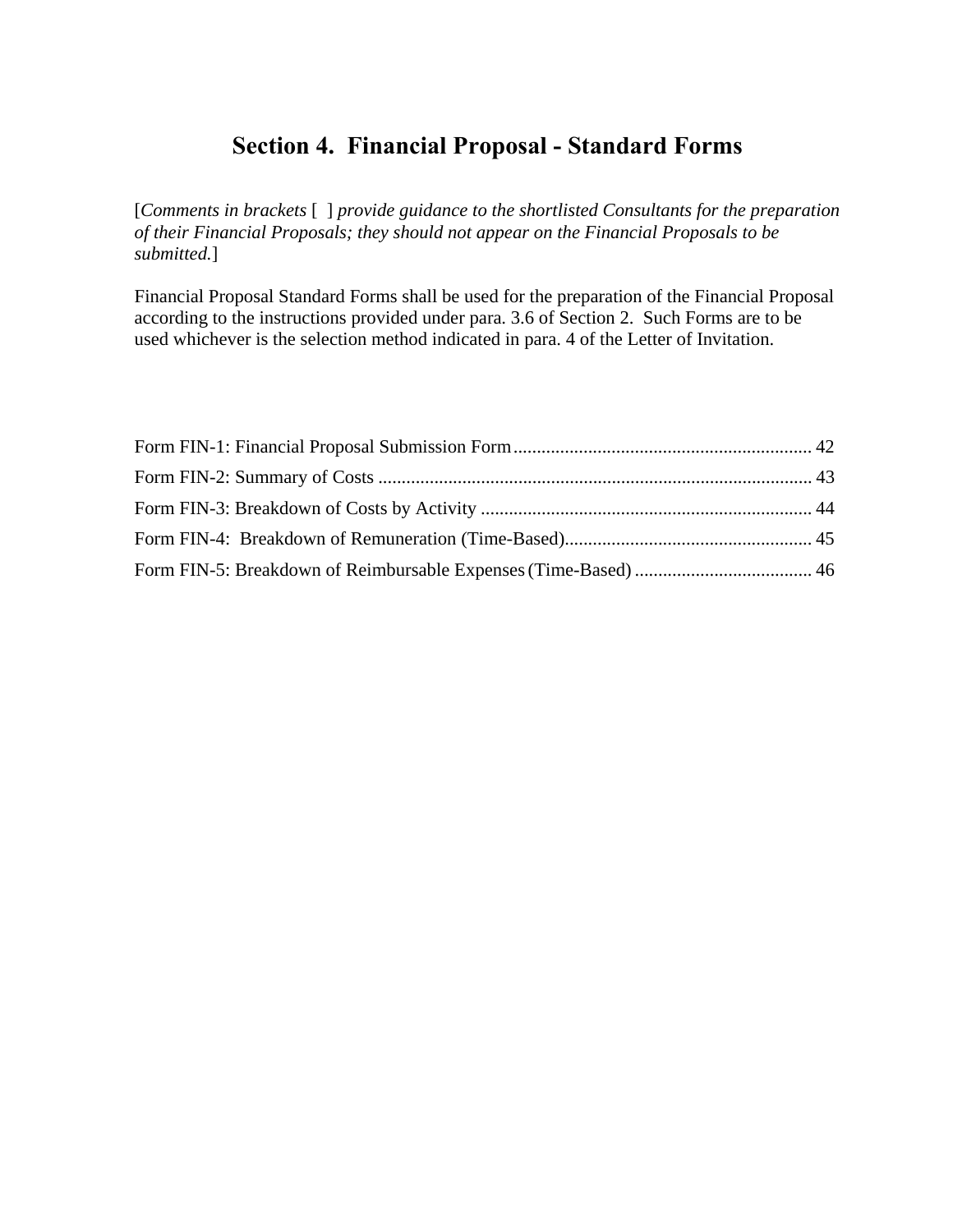# Section 4. Financial Proposal - Standard Forms

[*Comments in brackets* [ ] *provide guidance to the shortlisted Consultants for the preparation of their Financial Proposals; they should not appear on the Financial Proposals to be submitted.*]

Financial Proposal Standard Forms shall be used for the preparation of the Financial Proposal according to the instructions provided under para. 3.6 of Section 2. Such Forms are to be used whichever is the selection method indicated in para. 4 of the Letter of Invitation.

Form FIN-1: Financial Proposal Submission Form ................................................................ 42

Form FIN-2: Summary of Costs ............................................................................................ 43

Form FIN-3: Breakdown of Costs by Activity ...................................................................... 44

Form FIN-4: Breakdown of Remuneration (Time-Based)..................................................... 45

Form FIN-5: Breakdown of Reimbursable Expenses (Time-Based) ...................................... 46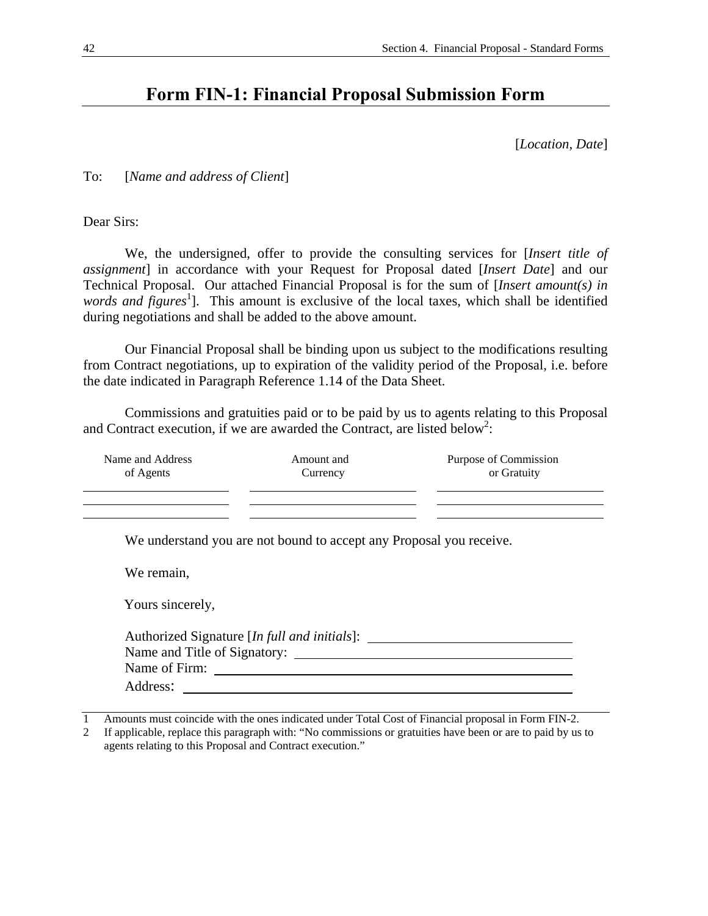# Form FIN-1: Financial Proposal Submission Form

[*Location, Date*]

To: [*Name and address of Client*]

Dear Sirs:

We, the undersigned, offer to provide the consulting services for [*Insert title of assignment*] in accordance with your Request for Proposal dated [*Insert Date*] and our Technical Proposal. Our attached Financial Proposal is for the sum of [*Insert amount(s) in words and figures*[1]]. This amount is exclusive of the local taxes, which shall be identified during negotiations and shall be added to the above amount.

Our Financial Proposal shall be binding upon us subject to the modifications resulting from Contract negotiations, up to expiration of the validity period of the Proposal, i.e. before the date indicated in Paragraph Reference 1.14 of the Data Sheet.

Commissions and gratuities paid or to be paid by us to agents relating to this Proposal and Contract execution, if we are awarded the Contract, are listed below[2]:

| Name and Address of Agents | Amount and Currency | Purpose of Commission or Gratuity |
|---|---|---|
| | | |
| | | |
| | | |

We understand you are not bound to accept any Proposal you receive.

We remain,

Yours sincerely,

Authorized Signature [*In full and initials*]: ______________________

Name and Title of Signatory: ______________________

Name of Firm: ______________________

Address: ______________________

---

1 Amounts must coincide with the ones indicated under Total Cost of Financial proposal in Form FIN-2.

2 If applicable, replace this paragraph with: "No commissions or gratuities have been or are to paid by us to agents relating to this Proposal and Contract execution."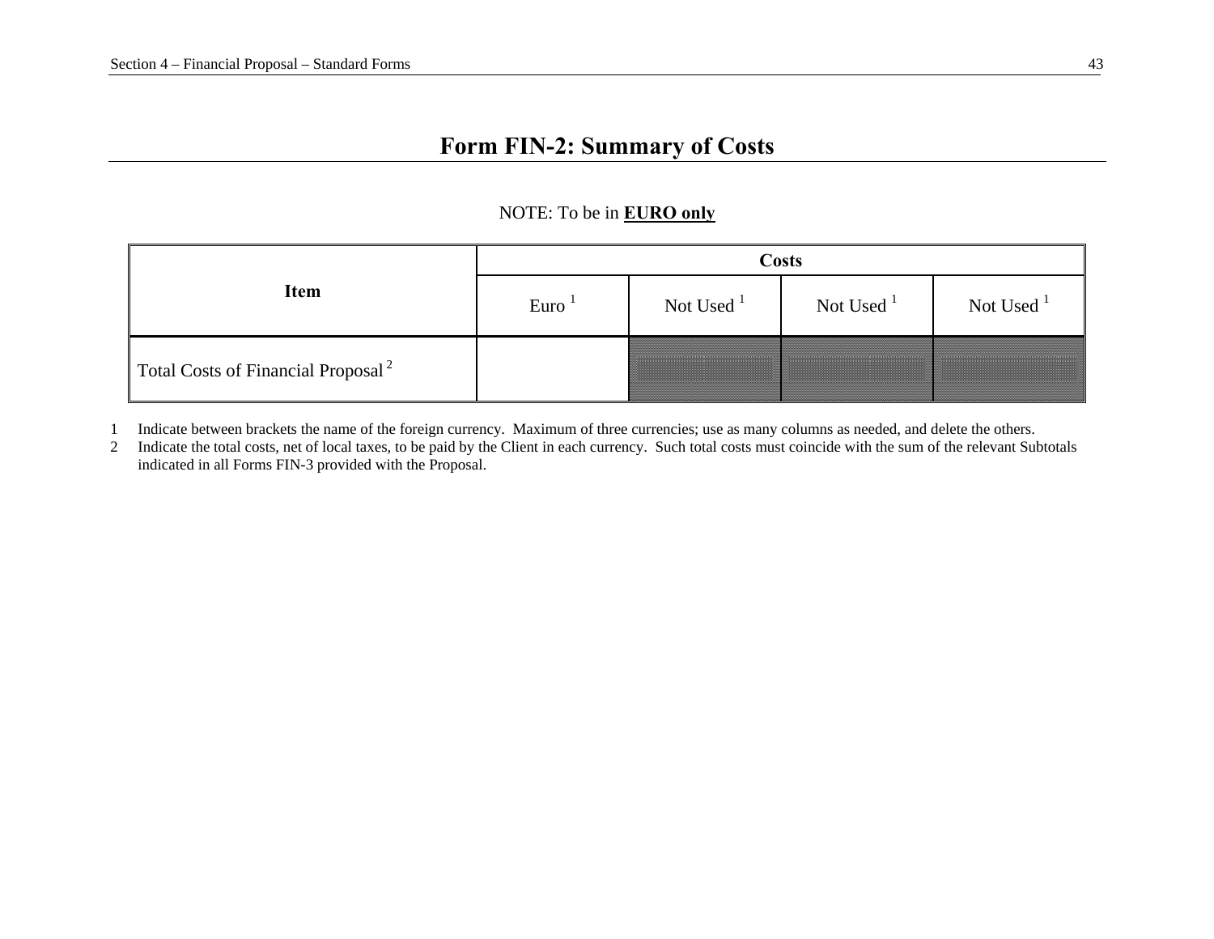# Form FIN-2: Summary of Costs

NOTE: To be in **EURO only**

| Item | Costs | | | |
|---|---|---|---|---|
| | Euro [1] | Not Used [1] | Not Used [1] | Not Used [1] |
| Total Costs of Financial Proposal [2] | | | | |

1 Indicate between brackets the name of the foreign currency. Maximum of three currencies; use as many columns as needed, and delete the others.

2 Indicate the total costs, net of local taxes, to be paid by the Client in each currency. Such total costs must coincide with the sum of the relevant Subtotals indicated in all Forms FIN-3 provided with the Proposal.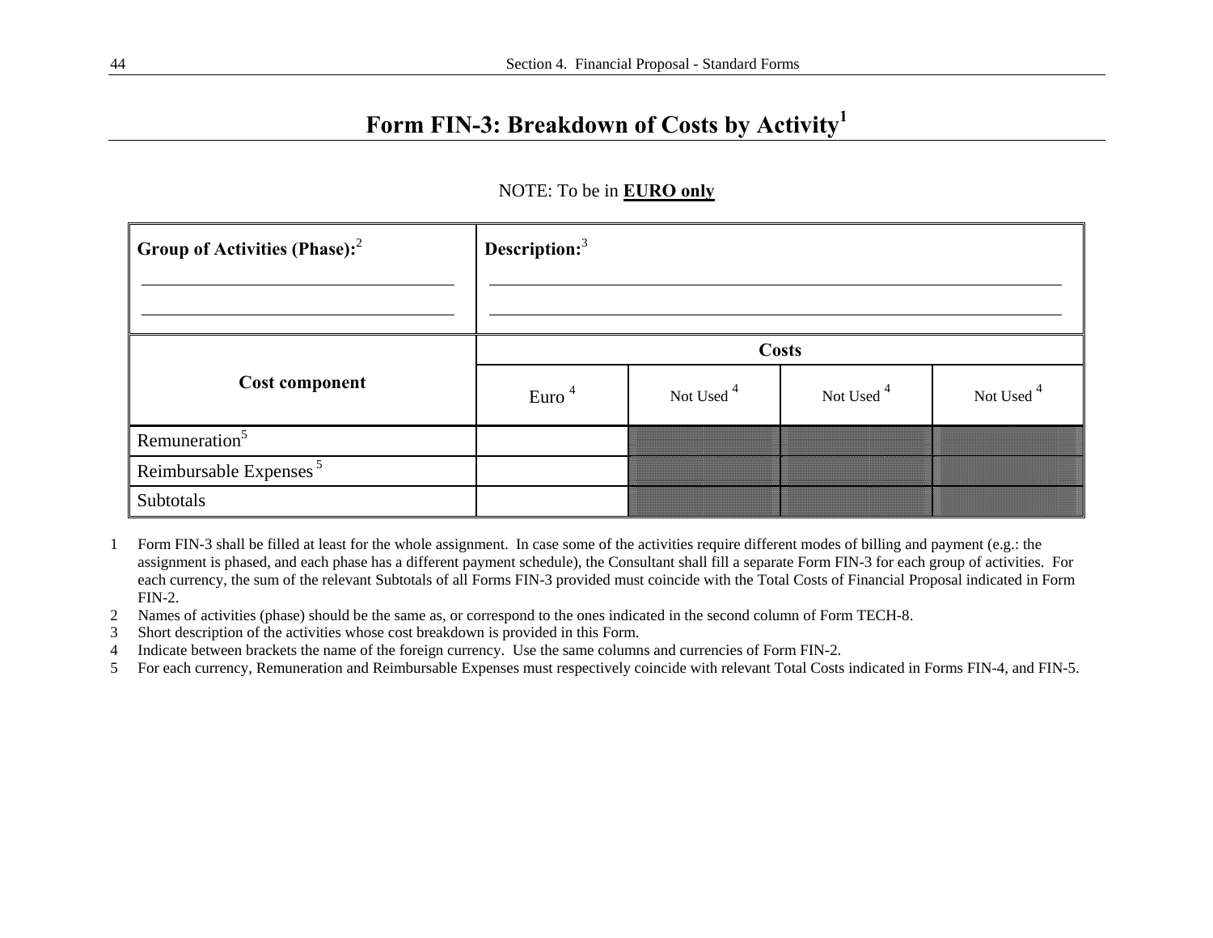# Form FIN-3: Breakdown of Costs by Activity[1]

NOTE: To be in **EURO only**

| Group of Activities (Phase):[2] | Description:[3] | | | |
|---|---|---|---|---|
| Cost component | Costs | | | |
| | Euro [4] | Not Used [4] | Not Used [4] | Not Used [4] |
| Remuneration[5] | | | | |
| Reimbursable Expenses [5] | | | | |
| Subtotals | | | | |

1 Form FIN-3 shall be filled at least for the whole assignment. In case some of the activities require different modes of billing and payment (e.g.: the assignment is phased, and each phase has a different payment schedule), the Consultant shall fill a separate Form FIN-3 for each group of activities. For each currency, the sum of the relevant Subtotals of all Forms FIN-3 provided must coincide with the Total Costs of Financial Proposal indicated in Form FIN-2.

2 Names of activities (phase) should be the same as, or correspond to the ones indicated in the second column of Form TECH-8.

3 Short description of the activities whose cost breakdown is provided in this Form.

4 Indicate between brackets the name of the foreign currency. Use the same columns and currencies of Form FIN-2.

5 For each currency, Remuneration and Reimbursable Expenses must respectively coincide with relevant Total Costs indicated in Forms FIN-4, and FIN-5.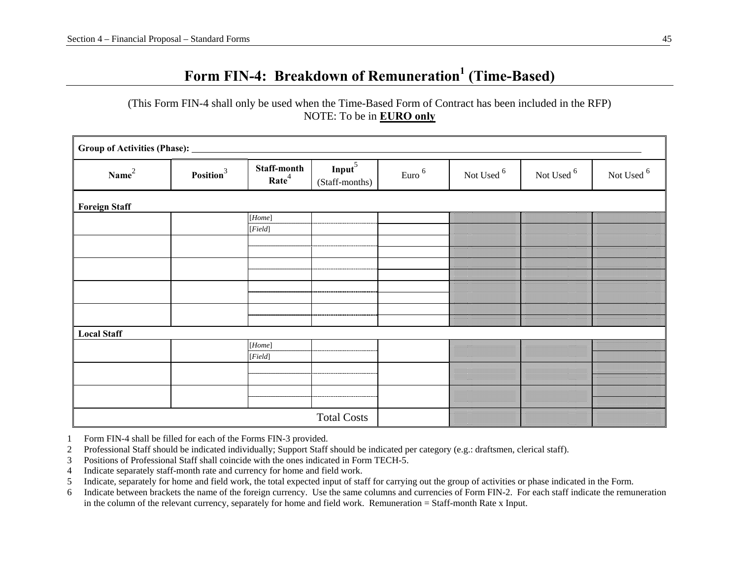# Form FIN-4: Breakdown of Remuneration[1] (Time-Based)

(This Form FIN-4 shall only be used when the Time-Based Form of Contract has been included in the RFP)
NOTE: To be in **EURO only**

| Group of Activities (Phase): ______ | | | | | | | |
|---|---|---|---|---|---|---|---|
| **Name**[2] | **Position**[3] | **Staff-month Rate**[4] | **Input**[5] (Staff-months) | Euro [6] | Not Used [6] | Not Used [6] | Not Used [6] |
| **Foreign Staff** | | | | | | | |
| | | *[Home]* | | | | | |
| | | *[Field]* | | | | | |
| | | | | | | | |
| | | | | | | | |
| | | | | | | | |
| | | | | | | | |
| | | | | | | | |
| | | | | | | | |
| | | | | | | | |
| | | | | | | | |
| **Local Staff** | | | | | | | |
| | | *[Home]* | | | | | |
| | | *[Field]* | | | | | |
| | | | | | | | |
| | | | | | | | |
| | | | | | | | |
| | | | | | | | |
| | | | Total Costs | | | | |

1 Form FIN-4 shall be filled for each of the Forms FIN-3 provided.

2 Professional Staff should be indicated individually; Support Staff should be indicated per category (e.g.: draftsmen, clerical staff).

3 Positions of Professional Staff shall coincide with the ones indicated in Form TECH-5.

4 Indicate separately staff-month rate and currency for home and field work.

5 Indicate, separately for home and field work, the total expected input of staff for carrying out the group of activities or phase indicated in the Form.

6 Indicate between brackets the name of the foreign currency. Use the same columns and currencies of Form FIN-2. For each staff indicate the remuneration in the column of the relevant currency, separately for home and field work. Remuneration = Staff-month Rate x Input.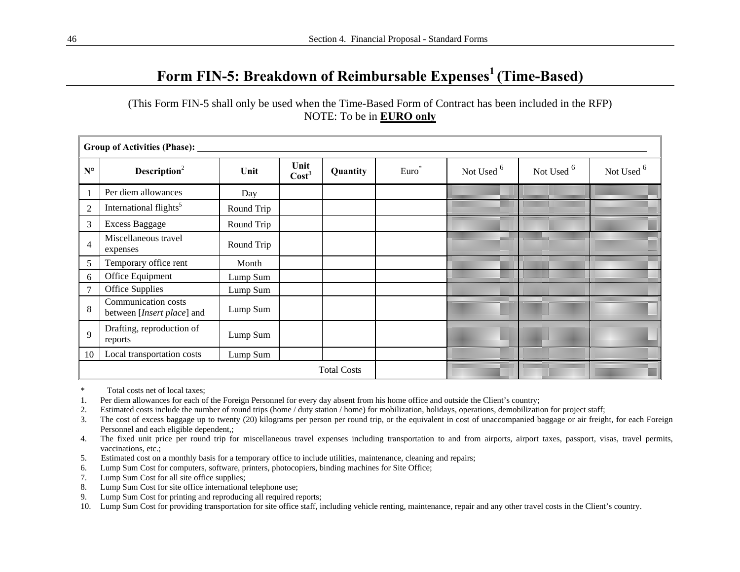# Form FIN-5: Breakdown of Reimbursable Expenses[1] (Time-Based)

(This Form FIN-5 shall only be used when the Time-Based Form of Contract has been included in the RFP)
NOTE: To be in **EURO only**

| **Group of Activities (Phase):** | | | | | | | | |
|---|---|---|---|---|---|---|---|---|
| **N°** | **Description**[2] | **Unit** | **Unit Cost**[3] | **Quantity** | Euro* | Not Used [6] | Not Used [6] | Not Used [6] |
| 1 | Per diem allowances | Day | | | | | | |
| 2 | International flights[5] | Round Trip | | | | | | |
| 3 | Excess Baggage | Round Trip | | | | | | |
| 4 | Miscellaneous travel expenses | Round Trip | | | | | | |
| 5 | Temporary office rent | Month | | | | | | |
| 6 | Office Equipment | Lump Sum | | | | | | |
| 7 | Office Supplies | Lump Sum | | | | | | |
| 8 | Communication costs between [*Insert place*] and | Lump Sum | | | | | | |
| 9 | Drafting, reproduction of reports | Lump Sum | | | | | | |
| 10 | Local transportation costs | Lump Sum | | | | | | |
| | | | | Total Costs | | | | |

\* Total costs net of local taxes;

1. Per diem allowances for each of the Foreign Personnel for every day absent from his home office and outside the Client's country;
2. Estimated costs include the number of round trips (home / duty station / home) for mobilization, holidays, operations, demobilization for project staff;
3. The cost of excess baggage up to twenty (20) kilograms per person per round trip, or the equivalent in cost of unaccompanied baggage or air freight, for each Foreign Personnel and each eligible dependent,;
4. The fixed unit price per round trip for miscellaneous travel expenses including transportation to and from airports, airport taxes, passport, visas, travel permits, vaccinations, etc.;
5. Estimated cost on a monthly basis for a temporary office to include utilities, maintenance, cleaning and repairs;
6. Lump Sum Cost for computers, software, printers, photocopiers, binding machines for Site Office;
7. Lump Sum Cost for all site office supplies;
8. Lump Sum Cost for site office international telephone use;
9. Lump Sum Cost for printing and reproducing all required reports;
10. Lump Sum Cost for providing transportation for site office staff, including vehicle renting, maintenance, repair and any other travel costs in the Client's country.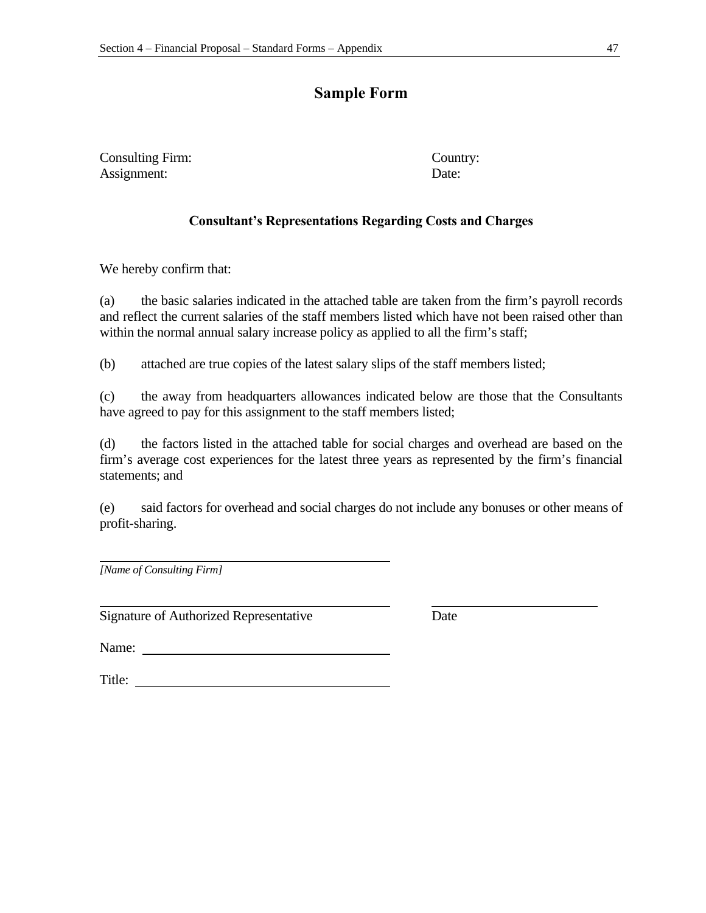# Sample Form

Consulting Firm: Country:
Assignment: Date:

### Consultant's Representations Regarding Costs and Charges

We hereby confirm that:

(a) the basic salaries indicated in the attached table are taken from the firm's payroll records and reflect the current salaries of the staff members listed which have not been raised other than within the normal annual salary increase policy as applied to all the firm's staff;

(b) attached are true copies of the latest salary slips of the staff members listed;

(c) the away from headquarters allowances indicated below are those that the Consultants have agreed to pay for this assignment to the staff members listed;

(d) the factors listed in the attached table for social charges and overhead are based on the firm's average cost experiences for the latest three years as represented by the firm's financial statements; and

(e) said factors for overhead and social charges do not include any bonuses or other means of profit-sharing.

______________________________
*[Name of Consulting Firm]*

______________________________ ______________________
Signature of Authorized Representative Date

Name: ______________________________

Title: ______________________________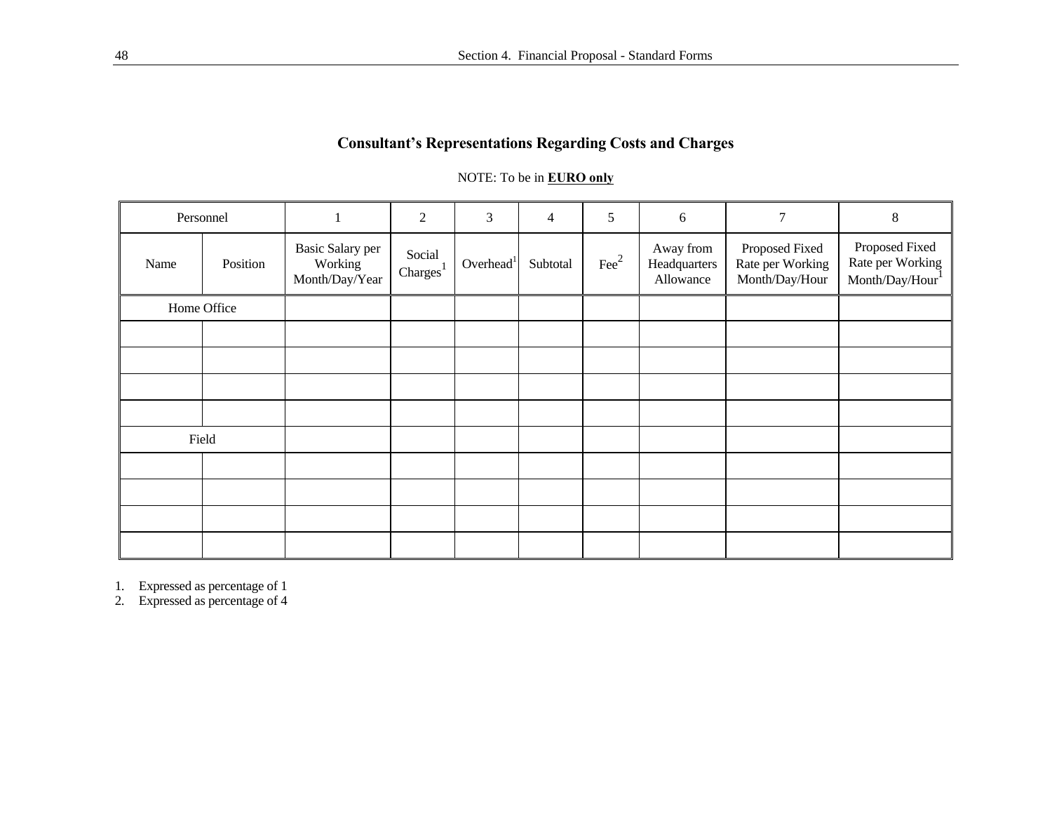## Consultant's Representations Regarding Costs and Charges

NOTE: To be in **EURO only**

| Personnel | | 1 | 2 | 3 | 4 | 5 | 6 | 7 | 8 |
|---|---|---|---|---|---|---|---|---|---|
| Name | Position | Basic Salary per Working Month/Day/Year | Social Charges[1] | Overhead[1] | Subtotal | Fee[2] | Away from Headquarters Allowance | Proposed Fixed Rate per Working Month/Day/Hour | Proposed Fixed Rate per Working Month/Day/Hour[1] |
| Home Office | | | | | | | | | |
| | | | | | | | | | |
| | | | | | | | | | |
| | | | | | | | | | |
| | | | | | | | | | |
| Field | | | | | | | | | |
| | | | | | | | | | |
| | | | | | | | | | |
| | | | | | | | | | |
| | | | | | | | | | |

1. Expressed as percentage of 1
2. Expressed as percentage of 4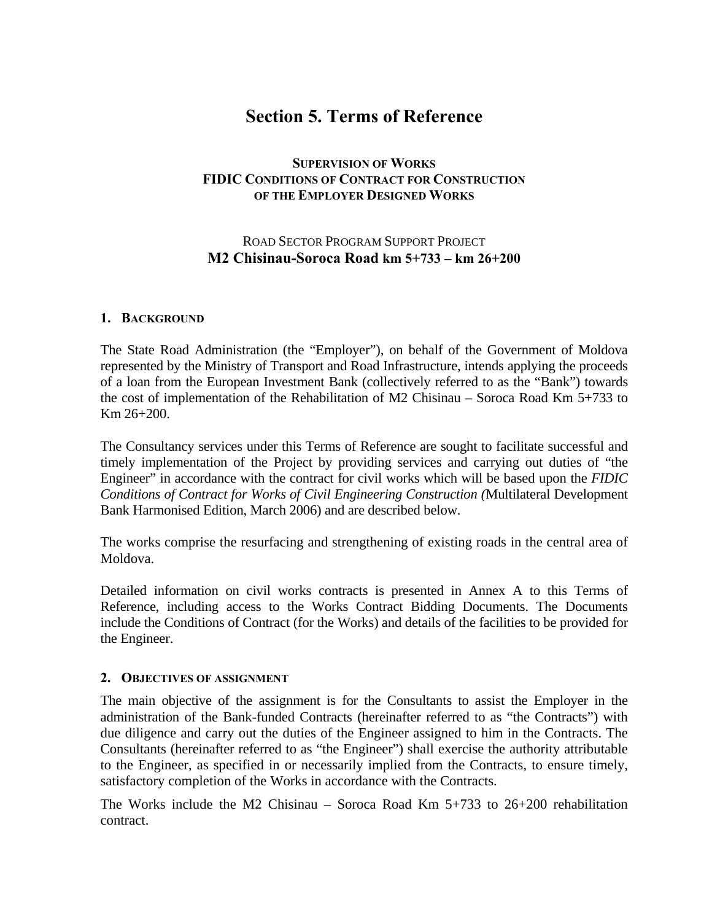# Section 5. Terms of Reference

**SUPERVISION OF WORKS**
**FIDIC CONDITIONS OF CONTRACT FOR CONSTRUCTION**
**OF THE EMPLOYER DESIGNED WORKS**

ROAD SECTOR PROGRAM SUPPORT PROJECT
**M2 Chisinau-Soroca Road km 5+733 – km 26+200**

## 1. BACKGROUND

The State Road Administration (the "Employer"), on behalf of the Government of Moldova represented by the Ministry of Transport and Road Infrastructure, intends applying the proceeds of a loan from the European Investment Bank (collectively referred to as the "Bank") towards the cost of implementation of the Rehabilitation of M2 Chisinau – Soroca Road Km 5+733 to Km 26+200.

The Consultancy services under this Terms of Reference are sought to facilitate successful and timely implementation of the Project by providing services and carrying out duties of "the Engineer" in accordance with the contract for civil works which will be based upon the *FIDIC Conditions of Contract for Works of Civil Engineering Construction (*Multilateral Development Bank Harmonised Edition, March 2006) and are described below.

The works comprise the resurfacing and strengthening of existing roads in the central area of Moldova.

Detailed information on civil works contracts is presented in Annex A to this Terms of Reference, including access to the Works Contract Bidding Documents. The Documents include the Conditions of Contract (for the Works) and details of the facilities to be provided for the Engineer.

## 2. OBJECTIVES OF ASSIGNMENT

The main objective of the assignment is for the Consultants to assist the Employer in the administration of the Bank-funded Contracts (hereinafter referred to as "the Contracts") with due diligence and carry out the duties of the Engineer assigned to him in the Contracts. The Consultants (hereinafter referred to as "the Engineer") shall exercise the authority attributable to the Engineer, as specified in or necessarily implied from the Contracts, to ensure timely, satisfactory completion of the Works in accordance with the Contracts.

The Works include the M2 Chisinau – Soroca Road Km 5+733 to 26+200 rehabilitation contract.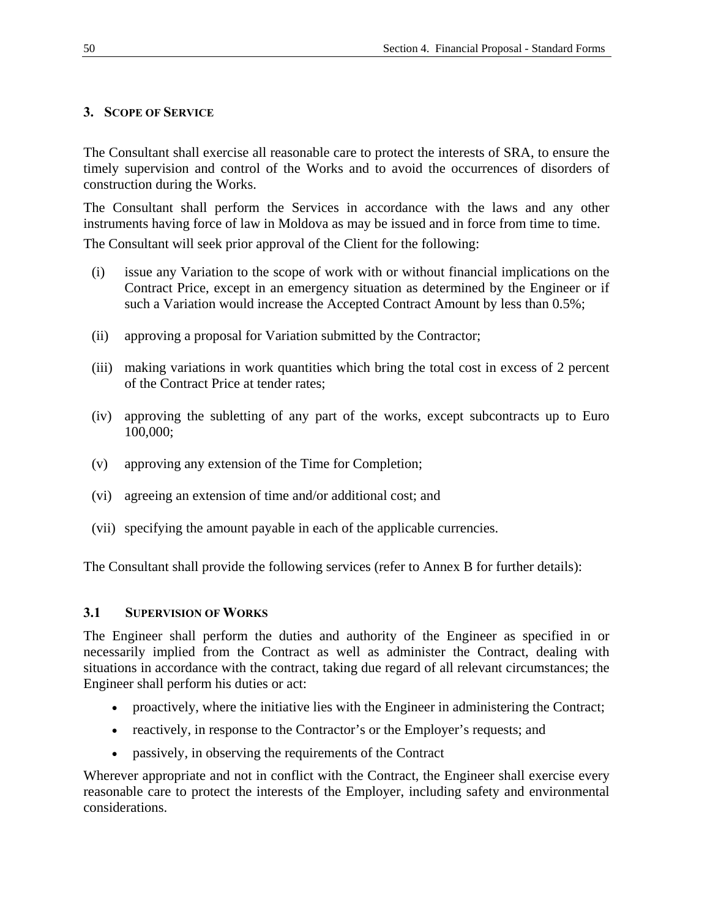## 3. Scope of Service

The Consultant shall exercise all reasonable care to protect the interests of SRA, to ensure the timely supervision and control of the Works and to avoid the occurrences of disorders of construction during the Works.

The Consultant shall perform the Services in accordance with the laws and any other instruments having force of law in Moldova as may be issued and in force from time to time.

The Consultant will seek prior approval of the Client for the following:

(i) issue any Variation to the scope of work with or without financial implications on the Contract Price, except in an emergency situation as determined by the Engineer or if such a Variation would increase the Accepted Contract Amount by less than 0.5%;

(ii) approving a proposal for Variation submitted by the Contractor;

(iii) making variations in work quantities which bring the total cost in excess of 2 percent of the Contract Price at tender rates;

(iv) approving the subletting of any part of the works, except subcontracts up to Euro 100,000;

(v) approving any extension of the Time for Completion;

(vi) agreeing an extension of time and/or additional cost; and

(vii) specifying the amount payable in each of the applicable currencies.

The Consultant shall provide the following services (refer to Annex B for further details):

### 3.1 Supervision of Works

The Engineer shall perform the duties and authority of the Engineer as specified in or necessarily implied from the Contract as well as administer the Contract, dealing with situations in accordance with the contract, taking due regard of all relevant circumstances; the Engineer shall perform his duties or act:

- proactively, where the initiative lies with the Engineer in administering the Contract;
- reactively, in response to the Contractor's or the Employer's requests; and
- passively, in observing the requirements of the Contract

Wherever appropriate and not in conflict with the Contract, the Engineer shall exercise every reasonable care to protect the interests of the Employer, including safety and environmental considerations.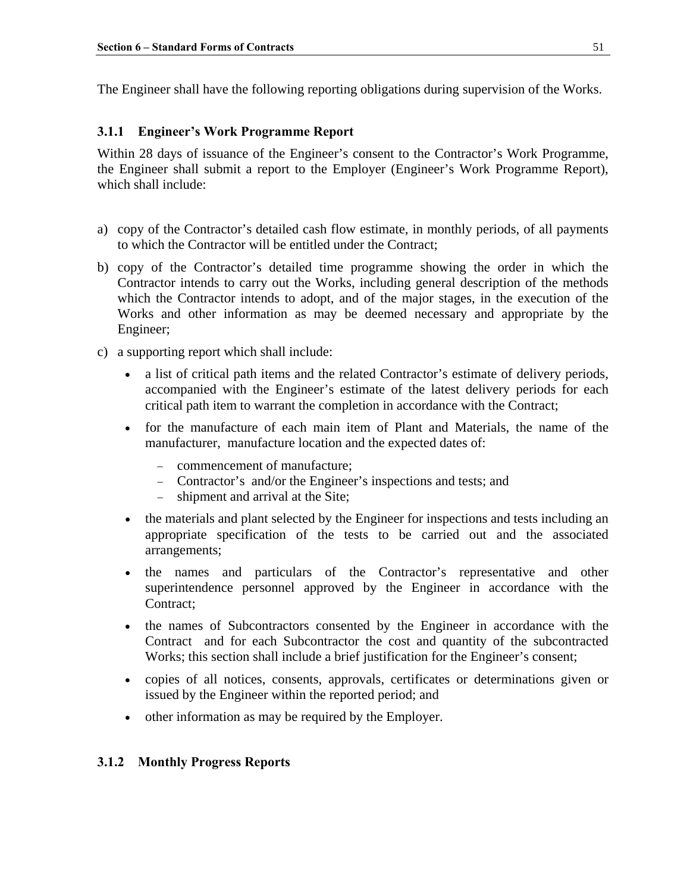The Engineer shall have the following reporting obligations during supervision of the Works.

### 3.1.1 Engineer's Work Programme Report

Within 28 days of issuance of the Engineer's consent to the Contractor's Work Programme, the Engineer shall submit a report to the Employer (Engineer's Work Programme Report), which shall include:

a) copy of the Contractor's detailed cash flow estimate, in monthly periods, of all payments to which the Contractor will be entitled under the Contract;

b) copy of the Contractor's detailed time programme showing the order in which the Contractor intends to carry out the Works, including general description of the methods which the Contractor intends to adopt, and of the major stages, in the execution of the Works and other information as may be deemed necessary and appropriate by the Engineer;

c) a supporting report which shall include:

- a list of critical path items and the related Contractor's estimate of delivery periods, accompanied with the Engineer's estimate of the latest delivery periods for each critical path item to warrant the completion in accordance with the Contract;
- for the manufacture of each main item of Plant and Materials, the name of the manufacturer, manufacture location and the expected dates of:
  - commencement of manufacture;
  - Contractor's and/or the Engineer's inspections and tests; and
  - shipment and arrival at the Site;
- the materials and plant selected by the Engineer for inspections and tests including an appropriate specification of the tests to be carried out and the associated arrangements;
- the names and particulars of the Contractor's representative and other superintendence personnel approved by the Engineer in accordance with the Contract;
- the names of Subcontractors consented by the Engineer in accordance with the Contract and for each Subcontractor the cost and quantity of the subcontracted Works; this section shall include a brief justification for the Engineer's consent;
- copies of all notices, consents, approvals, certificates or determinations given or issued by the Engineer within the reported period; and
- other information as may be required by the Employer.

### 3.1.2 Monthly Progress Reports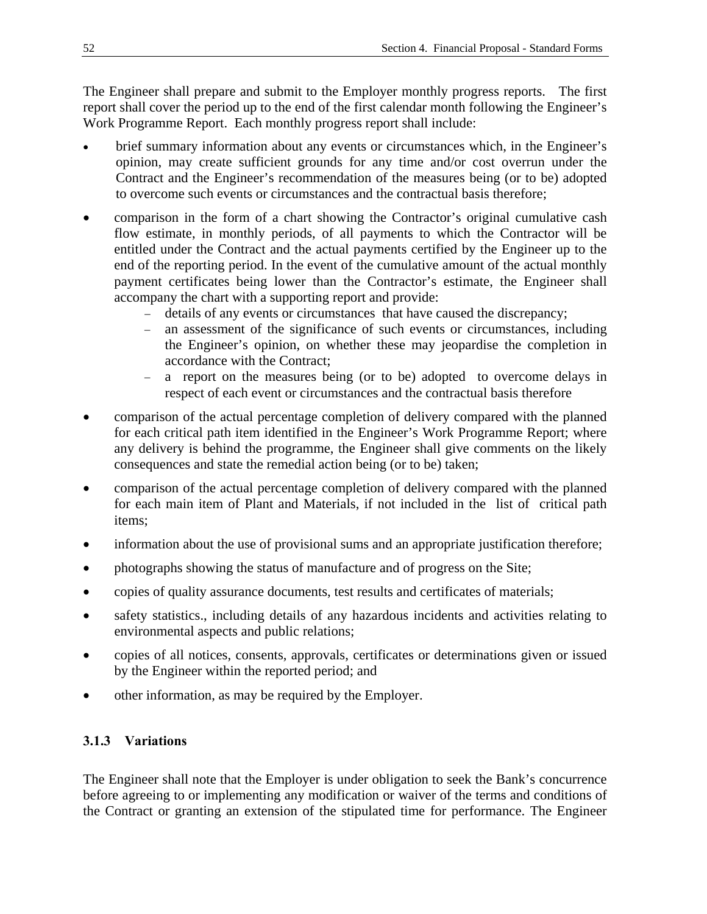The Engineer shall prepare and submit to the Employer monthly progress reports. The first report shall cover the period up to the end of the first calendar month following the Engineer's Work Programme Report. Each monthly progress report shall include:

- brief summary information about any events or circumstances which, in the Engineer's opinion, may create sufficient grounds for any time and/or cost overrun under the Contract and the Engineer's recommendation of the measures being (or to be) adopted to overcome such events or circumstances and the contractual basis therefore;
- comparison in the form of a chart showing the Contractor's original cumulative cash flow estimate, in monthly periods, of all payments to which the Contractor will be entitled under the Contract and the actual payments certified by the Engineer up to the end of the reporting period. In the event of the cumulative amount of the actual monthly payment certificates being lower than the Contractor's estimate, the Engineer shall accompany the chart with a supporting report and provide:
  - details of any events or circumstances that have caused the discrepancy;
  - an assessment of the significance of such events or circumstances, including the Engineer's opinion, on whether these may jeopardise the completion in accordance with the Contract;
  - a report on the measures being (or to be) adopted to overcome delays in respect of each event or circumstances and the contractual basis therefore
- comparison of the actual percentage completion of delivery compared with the planned for each critical path item identified in the Engineer's Work Programme Report; where any delivery is behind the programme, the Engineer shall give comments on the likely consequences and state the remedial action being (or to be) taken;
- comparison of the actual percentage completion of delivery compared with the planned for each main item of Plant and Materials, if not included in the list of critical path items;
- information about the use of provisional sums and an appropriate justification therefore;
- photographs showing the status of manufacture and of progress on the Site;
- copies of quality assurance documents, test results and certificates of materials;
- safety statistics., including details of any hazardous incidents and activities relating to environmental aspects and public relations;
- copies of all notices, consents, approvals, certificates or determinations given or issued by the Engineer within the reported period; and
- other information, as may be required by the Employer.

### 3.1.3 Variations

The Engineer shall note that the Employer is under obligation to seek the Bank's concurrence before agreeing to or implementing any modification or waiver of the terms and conditions of the Contract or granting an extension of the stipulated time for performance. The Engineer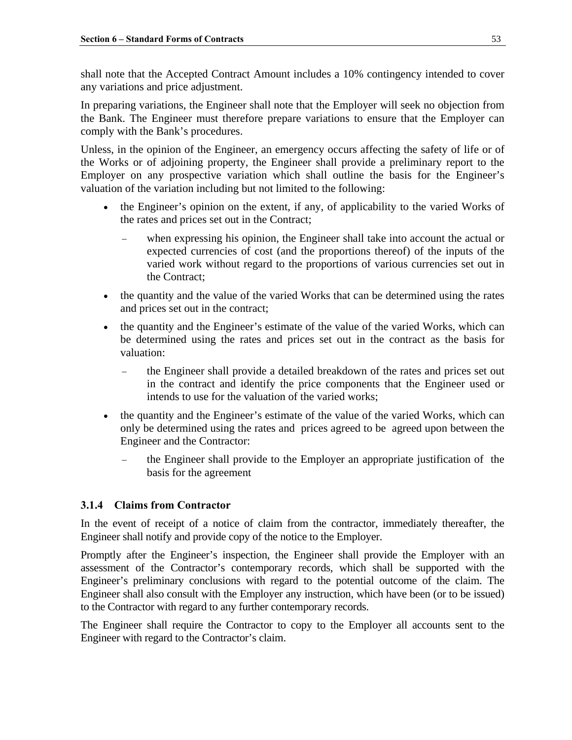shall note that the Accepted Contract Amount includes a 10% contingency intended to cover any variations and price adjustment.

In preparing variations, the Engineer shall note that the Employer will seek no objection from the Bank. The Engineer must therefore prepare variations to ensure that the Employer can comply with the Bank's procedures.

Unless, in the opinion of the Engineer, an emergency occurs affecting the safety of life or of the Works or of adjoining property, the Engineer shall provide a preliminary report to the Employer on any prospective variation which shall outline the basis for the Engineer's valuation of the variation including but not limited to the following:

- the Engineer's opinion on the extent, if any, of applicability to the varied Works of the rates and prices set out in the Contract;
  - when expressing his opinion, the Engineer shall take into account the actual or expected currencies of cost (and the proportions thereof) of the inputs of the varied work without regard to the proportions of various currencies set out in the Contract;
- the quantity and the value of the varied Works that can be determined using the rates and prices set out in the contract;
- the quantity and the Engineer's estimate of the value of the varied Works, which can be determined using the rates and prices set out in the contract as the basis for valuation:
  - the Engineer shall provide a detailed breakdown of the rates and prices set out in the contract and identify the price components that the Engineer used or intends to use for the valuation of the varied works;
- the quantity and the Engineer's estimate of the value of the varied Works, which can only be determined using the rates and prices agreed to be agreed upon between the Engineer and the Contractor:
  - the Engineer shall provide to the Employer an appropriate justification of the basis for the agreement

### 3.1.4 Claims from Contractor

In the event of receipt of a notice of claim from the contractor, immediately thereafter, the Engineer shall notify and provide copy of the notice to the Employer.

Promptly after the Engineer's inspection, the Engineer shall provide the Employer with an assessment of the Contractor's contemporary records, which shall be supported with the Engineer's preliminary conclusions with regard to the potential outcome of the claim. The Engineer shall also consult with the Employer any instruction, which have been (or to be issued) to the Contractor with regard to any further contemporary records.

The Engineer shall require the Contractor to copy to the Employer all accounts sent to the Engineer with regard to the Contractor's claim.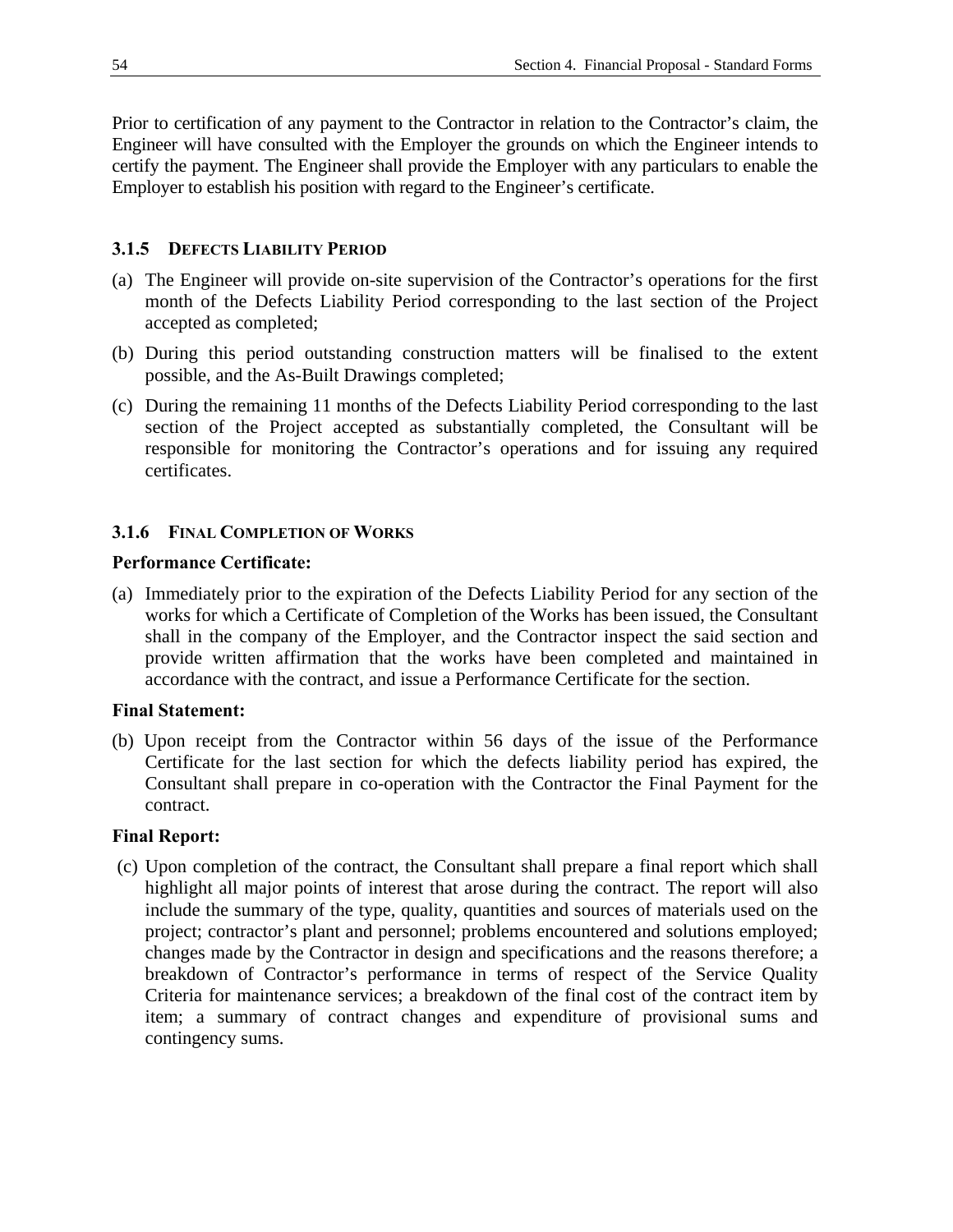Prior to certification of any payment to the Contractor in relation to the Contractor's claim, the Engineer will have consulted with the Employer the grounds on which the Engineer intends to certify the payment. The Engineer shall provide the Employer with any particulars to enable the Employer to establish his position with regard to the Engineer's certificate.

### 3.1.5 DEFECTS LIABILITY PERIOD

(a) The Engineer will provide on-site supervision of the Contractor's operations for the first month of the Defects Liability Period corresponding to the last section of the Project accepted as completed;

(b) During this period outstanding construction matters will be finalised to the extent possible, and the As-Built Drawings completed;

(c) During the remaining 11 months of the Defects Liability Period corresponding to the last section of the Project accepted as substantially completed, the Consultant will be responsible for monitoring the Contractor's operations and for issuing any required certificates.

### 3.1.6 FINAL COMPLETION OF WORKS

**Performance Certificate:**

(a) Immediately prior to the expiration of the Defects Liability Period for any section of the works for which a Certificate of Completion of the Works has been issued, the Consultant shall in the company of the Employer, and the Contractor inspect the said section and provide written affirmation that the works have been completed and maintained in accordance with the contract, and issue a Performance Certificate for the section.

**Final Statement:**

(b) Upon receipt from the Contractor within 56 days of the issue of the Performance Certificate for the last section for which the defects liability period has expired, the Consultant shall prepare in co-operation with the Contractor the Final Payment for the contract.

**Final Report:**

(c) Upon completion of the contract, the Consultant shall prepare a final report which shall highlight all major points of interest that arose during the contract. The report will also include the summary of the type, quality, quantities and sources of materials used on the project; contractor's plant and personnel; problems encountered and solutions employed; changes made by the Contractor in design and specifications and the reasons therefore; a breakdown of Contractor's performance in terms of respect of the Service Quality Criteria for maintenance services; a breakdown of the final cost of the contract item by item; a summary of contract changes and expenditure of provisional sums and contingency sums.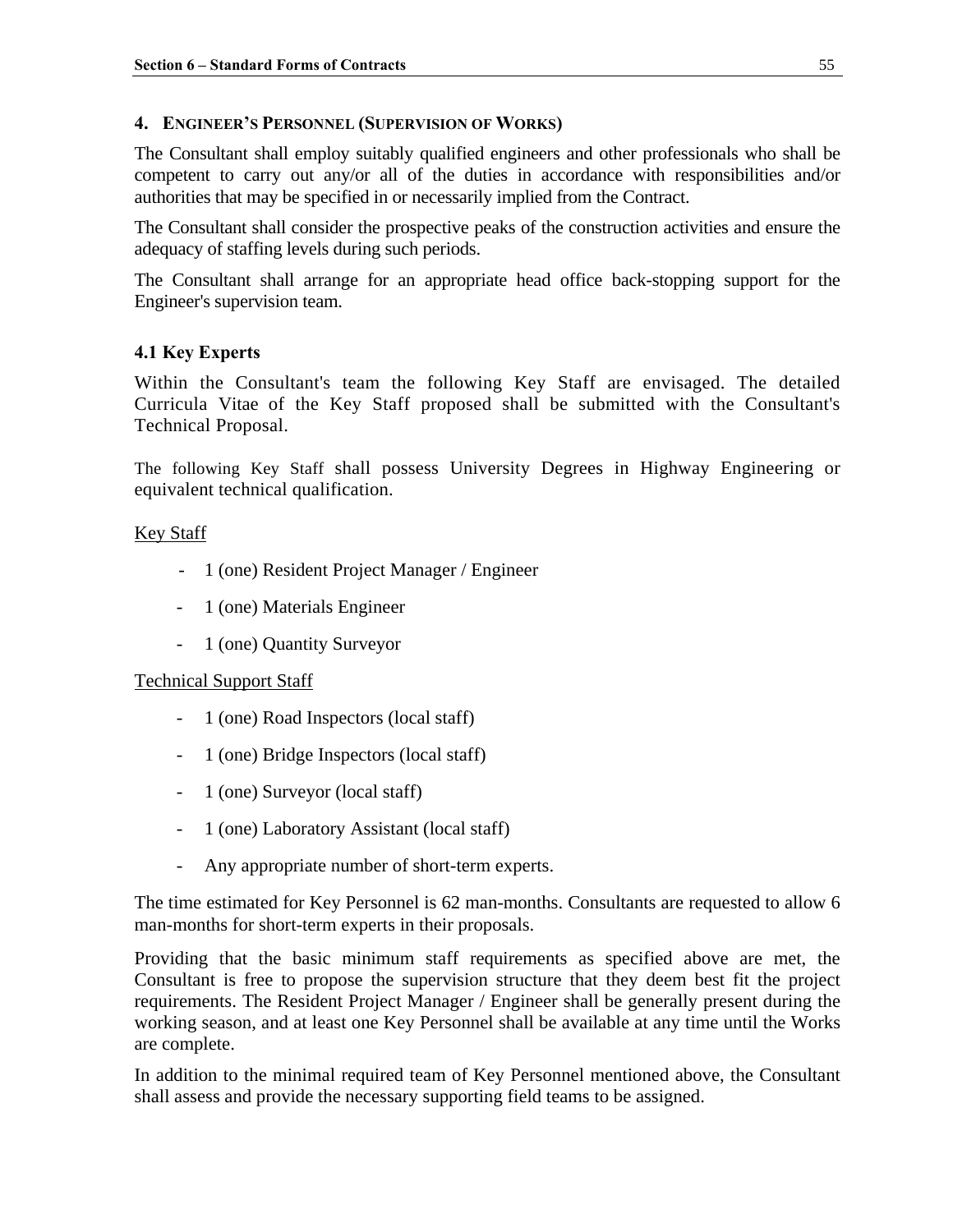## 4. ENGINEER'S PERSONNEL (SUPERVISION OF WORKS)

The Consultant shall employ suitably qualified engineers and other professionals who shall be competent to carry out any/or all of the duties in accordance with responsibilities and/or authorities that may be specified in or necessarily implied from the Contract.

The Consultant shall consider the prospective peaks of the construction activities and ensure the adequacy of staffing levels during such periods.

The Consultant shall arrange for an appropriate head office back-stopping support for the Engineer's supervision team.

### 4.1 Key Experts

Within the Consultant's team the following Key Staff are envisaged. The detailed Curricula Vitae of the Key Staff proposed shall be submitted with the Consultant's Technical Proposal.

The following Key Staff shall possess University Degrees in Highway Engineering or equivalent technical qualification.

Key Staff

- 1 (one) Resident Project Manager / Engineer
- 1 (one) Materials Engineer
- 1 (one) Quantity Surveyor

Technical Support Staff

- 1 (one) Road Inspectors (local staff)
- 1 (one) Bridge Inspectors (local staff)
- 1 (one) Surveyor (local staff)
- 1 (one) Laboratory Assistant (local staff)
- Any appropriate number of short-term experts.

The time estimated for Key Personnel is 62 man-months. Consultants are requested to allow 6 man-months for short-term experts in their proposals.

Providing that the basic minimum staff requirements as specified above are met, the Consultant is free to propose the supervision structure that they deem best fit the project requirements. The Resident Project Manager / Engineer shall be generally present during the working season, and at least one Key Personnel shall be available at any time until the Works are complete.

In addition to the minimal required team of Key Personnel mentioned above, the Consultant shall assess and provide the necessary supporting field teams to be assigned.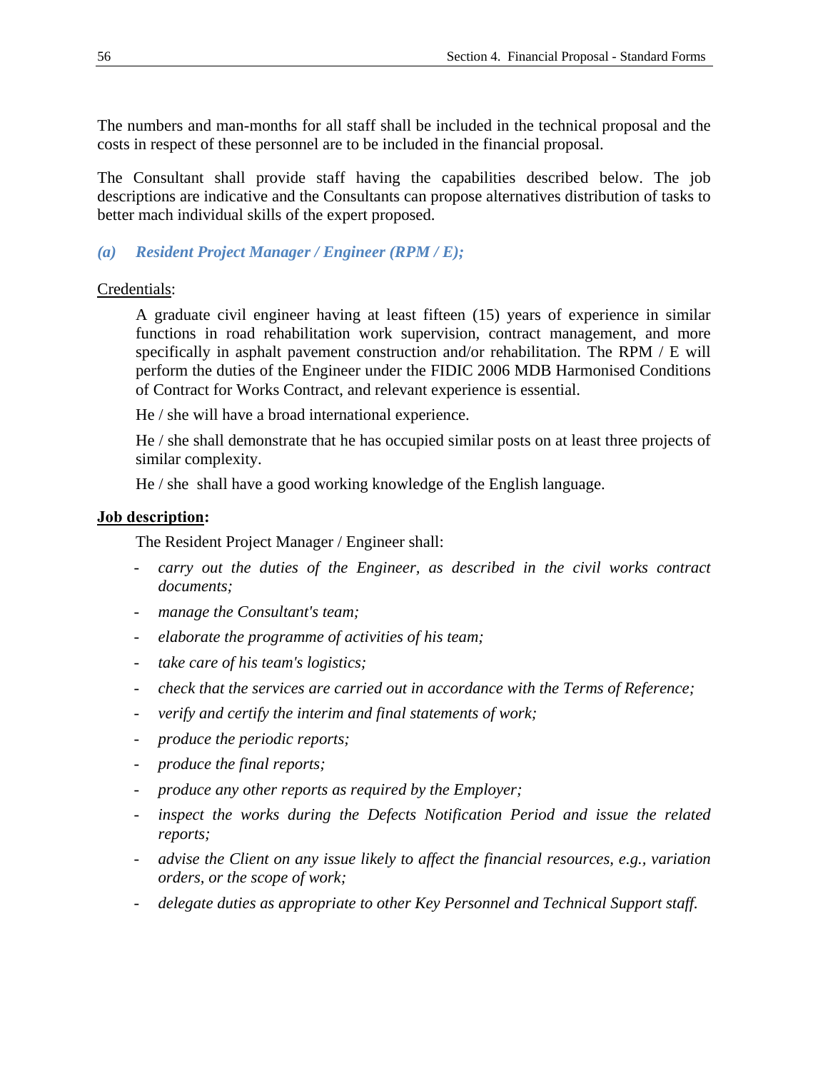The numbers and man-months for all staff shall be included in the technical proposal and the costs in respect of these personnel are to be included in the financial proposal.

The Consultant shall provide staff having the capabilities described below. The job descriptions are indicative and the Consultants can propose alternatives distribution of tasks to better mach individual skills of the expert proposed.

### *(a) Resident Project Manager / Engineer (RPM / E);*

Credentials:

A graduate civil engineer having at least fifteen (15) years of experience in similar functions in road rehabilitation work supervision, contract management, and more specifically in asphalt pavement construction and/or rehabilitation. The RPM / E will perform the duties of the Engineer under the FIDIC 2006 MDB Harmonised Conditions of Contract for Works Contract, and relevant experience is essential.

He / she will have a broad international experience.

He / she shall demonstrate that he has occupied similar posts on at least three projects of similar complexity.

He / she shall have a good working knowledge of the English language.

**Job description:**

The Resident Project Manager / Engineer shall:

- *carry out the duties of the Engineer, as described in the civil works contract documents;*
- *manage the Consultant's team;*
- *elaborate the programme of activities of his team;*
- *take care of his team's logistics;*
- *check that the services are carried out in accordance with the Terms of Reference;*
- *verify and certify the interim and final statements of work;*
- *produce the periodic reports;*
- *produce the final reports;*
- *produce any other reports as required by the Employer;*
- *inspect the works during the Defects Notification Period and issue the related reports;*
- *advise the Client on any issue likely to affect the financial resources, e.g., variation orders, or the scope of work;*
- *delegate duties as appropriate to other Key Personnel and Technical Support staff.*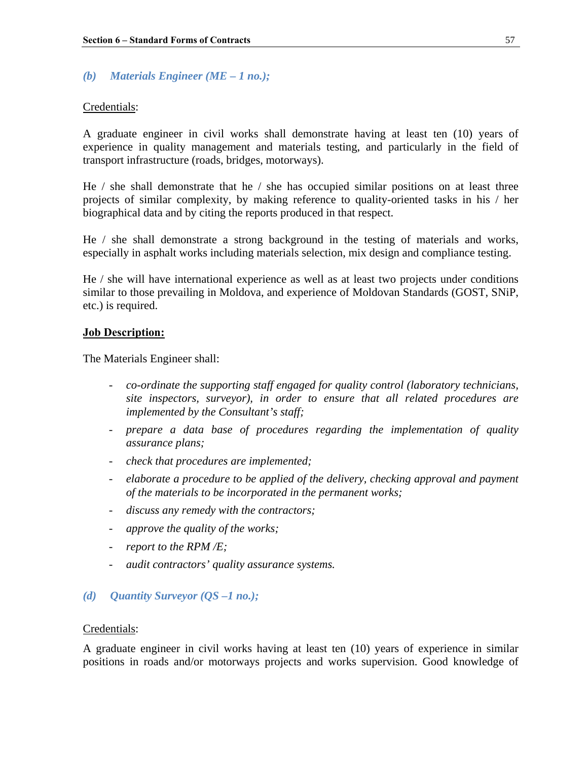### *(b) Materials Engineer (ME – 1 no.);*

Credentials:

A graduate engineer in civil works shall demonstrate having at least ten (10) years of experience in quality management and materials testing, and particularly in the field of transport infrastructure (roads, bridges, motorways).

He / she shall demonstrate that he / she has occupied similar positions on at least three projects of similar complexity, by making reference to quality-oriented tasks in his / her biographical data and by citing the reports produced in that respect.

He / she shall demonstrate a strong background in the testing of materials and works, especially in asphalt works including materials selection, mix design and compliance testing.

He / she will have international experience as well as at least two projects under conditions similar to those prevailing in Moldova, and experience of Moldovan Standards (GOST, SNiP, etc.) is required.

**Job Description:**

The Materials Engineer shall:

- *co-ordinate the supporting staff engaged for quality control (laboratory technicians, site inspectors, surveyor), in order to ensure that all related procedures are implemented by the Consultant's staff;*
- *prepare a data base of procedures regarding the implementation of quality assurance plans;*
- *check that procedures are implemented;*
- *elaborate a procedure to be applied of the delivery, checking approval and payment of the materials to be incorporated in the permanent works;*
- *discuss any remedy with the contractors;*
- *approve the quality of the works;*
- *report to the RPM /E;*
- *audit contractors' quality assurance systems.*

### *(d) Quantity Surveyor (QS –1 no.);*

Credentials:

A graduate engineer in civil works having at least ten (10) years of experience in similar positions in roads and/or motorways projects and works supervision. Good knowledge of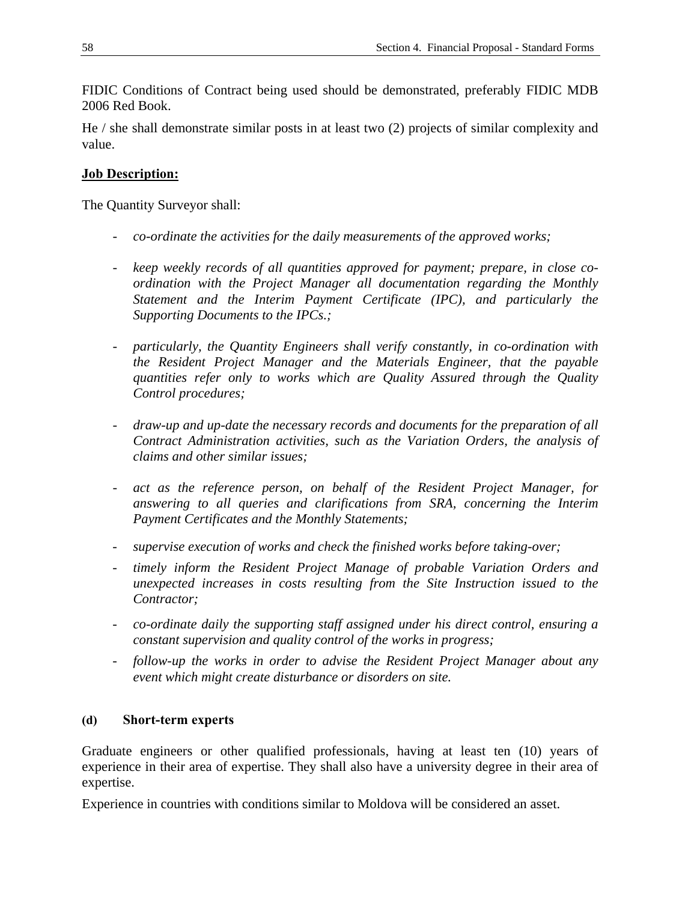FIDIC Conditions of Contract being used should be demonstrated, preferably FIDIC MDB 2006 Red Book.

He / she shall demonstrate similar posts in at least two (2) projects of similar complexity and value.

**Job Description:**

The Quantity Surveyor shall:

- *co-ordinate the activities for the daily measurements of the approved works;*
- *keep weekly records of all quantities approved for payment; prepare, in close co-ordination with the Project Manager all documentation regarding the Monthly Statement and the Interim Payment Certificate (IPC), and particularly the Supporting Documents to the IPCs.;*
- *particularly, the Quantity Engineers shall verify constantly, in co-ordination with the Resident Project Manager and the Materials Engineer, that the payable quantities refer only to works which are Quality Assured through the Quality Control procedures;*
- *draw-up and up-date the necessary records and documents for the preparation of all Contract Administration activities, such as the Variation Orders, the analysis of claims and other similar issues;*
- *act as the reference person, on behalf of the Resident Project Manager, for answering to all queries and clarifications from SRA, concerning the Interim Payment Certificates and the Monthly Statements;*
- *supervise execution of works and check the finished works before taking-over;*
- *timely inform the Resident Project Manage of probable Variation Orders and unexpected increases in costs resulting from the Site Instruction issued to the Contractor;*
- *co-ordinate daily the supporting staff assigned under his direct control, ensuring a constant supervision and quality control of the works in progress;*
- *follow-up the works in order to advise the Resident Project Manager about any event which might create disturbance or disorders on site.*

**(d) Short-term experts**

Graduate engineers or other qualified professionals, having at least ten (10) years of experience in their area of expertise. They shall also have a university degree in their area of expertise.

Experience in countries with conditions similar to Moldova will be considered an asset.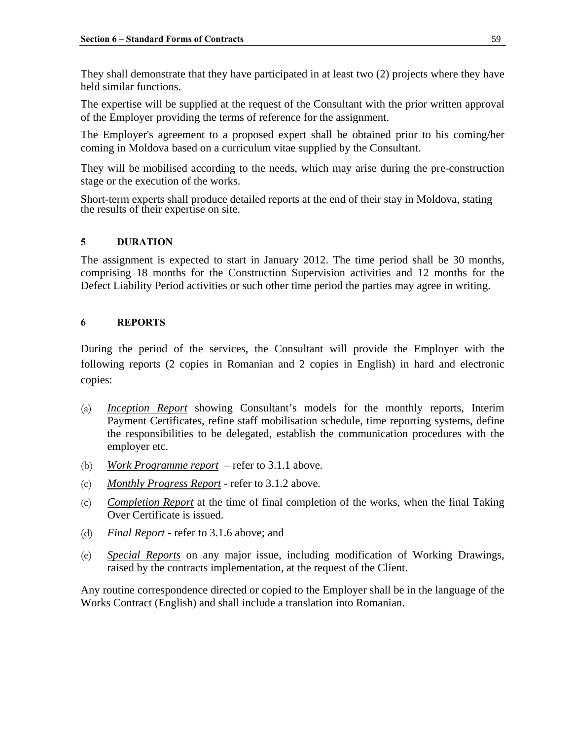They shall demonstrate that they have participated in at least two (2) projects where they have held similar functions.

The expertise will be supplied at the request of the Consultant with the prior written approval of the Employer providing the terms of reference for the assignment.

The Employer's agreement to a proposed expert shall be obtained prior to his coming/her coming in Moldova based on a curriculum vitae supplied by the Consultant.

They will be mobilised according to the needs, which may arise during the pre-construction stage or the execution of the works.

Short-term experts shall produce detailed reports at the end of their stay in Moldova, stating the results of their expertise on site.

## 5 DURATION

The assignment is expected to start in January 2012. The time period shall be 30 months, comprising 18 months for the Construction Supervision activities and 12 months for the Defect Liability Period activities or such other time period the parties may agree in writing.

## 6 REPORTS

During the period of the services, the Consultant will provide the Employer with the following reports (2 copies in Romanian and 2 copies in English) in hard and electronic copies:

(a) *Inception Report* showing Consultant's models for the monthly reports, Interim Payment Certificates, refine staff mobilisation schedule, time reporting systems, define the responsibilities to be delegated, establish the communication procedures with the employer etc.

(b) *Work Programme report* – refer to 3.1.1 above.

(c) *Monthly Progress Report* - refer to 3.1.2 above.

(c) *Completion Report* at the time of final completion of the works, when the final Taking Over Certificate is issued.

(d) *Final Report* - refer to 3.1.6 above; and

(e) *Special Reports* on any major issue, including modification of Working Drawings, raised by the contracts implementation, at the request of the Client.

Any routine correspondence directed or copied to the Employer shall be in the language of the Works Contract (English) and shall include a translation into Romanian.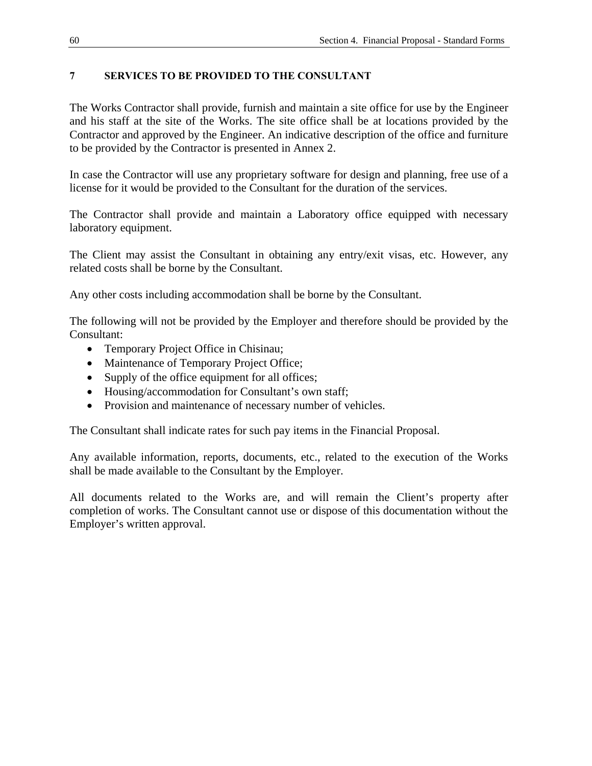## 7 SERVICES TO BE PROVIDED TO THE CONSULTANT

The Works Contractor shall provide, furnish and maintain a site office for use by the Engineer and his staff at the site of the Works. The site office shall be at locations provided by the Contractor and approved by the Engineer. An indicative description of the office and furniture to be provided by the Contractor is presented in Annex 2.

In case the Contractor will use any proprietary software for design and planning, free use of a license for it would be provided to the Consultant for the duration of the services.

The Contractor shall provide and maintain a Laboratory office equipped with necessary laboratory equipment.

The Client may assist the Consultant in obtaining any entry/exit visas, etc. However, any related costs shall be borne by the Consultant.

Any other costs including accommodation shall be borne by the Consultant.

The following will not be provided by the Employer and therefore should be provided by the Consultant:

- Temporary Project Office in Chisinau;
- Maintenance of Temporary Project Office;
- Supply of the office equipment for all offices;
- Housing/accommodation for Consultant's own staff;
- Provision and maintenance of necessary number of vehicles.

The Consultant shall indicate rates for such pay items in the Financial Proposal.

Any available information, reports, documents, etc., related to the execution of the Works shall be made available to the Consultant by the Employer.

All documents related to the Works are, and will remain the Client's property after completion of works. The Consultant cannot use or dispose of this documentation without the Employer's written approval.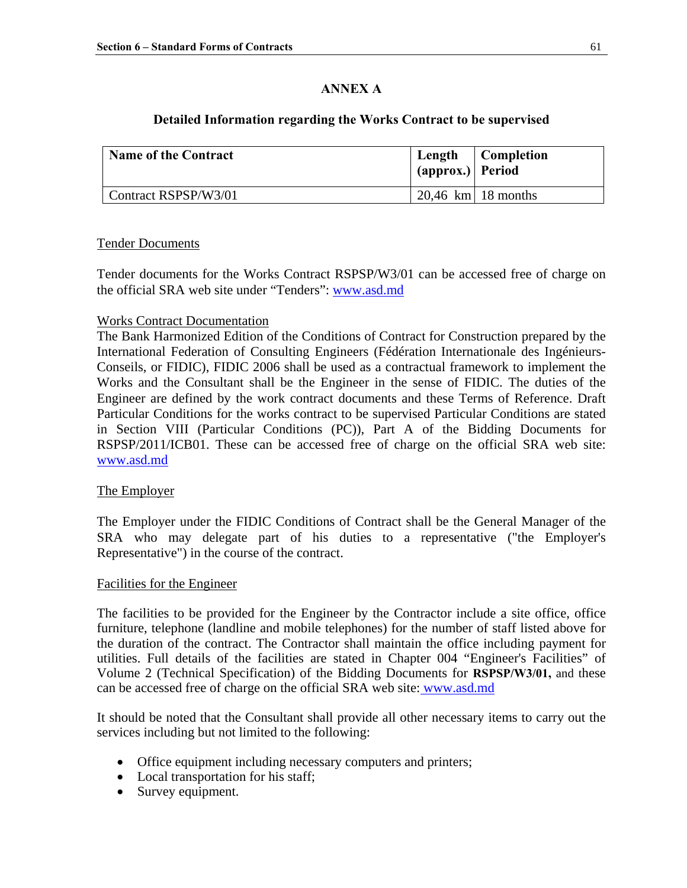## ANNEX A

### Detailed Information regarding the Works Contract to be supervised

| Name of the Contract | Length (approx.) | Completion Period |
|---|---|---|
| Contract RSPSP/W3/01 | 20,46 km | 18 months |

Tender Documents

Tender documents for the Works Contract RSPSP/W3/01 can be accessed free of charge on the official SRA web site under "Tenders": www.asd.md

Works Contract Documentation

The Bank Harmonized Edition of the Conditions of Contract for Construction prepared by the International Federation of Consulting Engineers (Fédération Internationale des Ingénieurs-Conseils, or FIDIC), FIDIC 2006 shall be used as a contractual framework to implement the Works and the Consultant shall be the Engineer in the sense of FIDIC. The duties of the Engineer are defined by the work contract documents and these Terms of Reference. Draft Particular Conditions for the works contract to be supervised Particular Conditions are stated in Section VIII (Particular Conditions (PC)), Part A of the Bidding Documents for RSPSP/2011/ICB01. These can be accessed free of charge on the official SRA web site: www.asd.md

The Employer

The Employer under the FIDIC Conditions of Contract shall be the General Manager of the SRA who may delegate part of his duties to a representative ("the Employer's Representative") in the course of the contract.

Facilities for the Engineer

The facilities to be provided for the Engineer by the Contractor include a site office, office furniture, telephone (landline and mobile telephones) for the number of staff listed above for the duration of the contract. The Contractor shall maintain the office including payment for utilities. Full details of the facilities are stated in Chapter 004 "Engineer's Facilities" of Volume 2 (Technical Specification) of the Bidding Documents for **RSPSP/W3/01,** and these can be accessed free of charge on the official SRA web site: www.asd.md

It should be noted that the Consultant shall provide all other necessary items to carry out the services including but not limited to the following:

- Office equipment including necessary computers and printers;
- Local transportation for his staff;
- Survey equipment.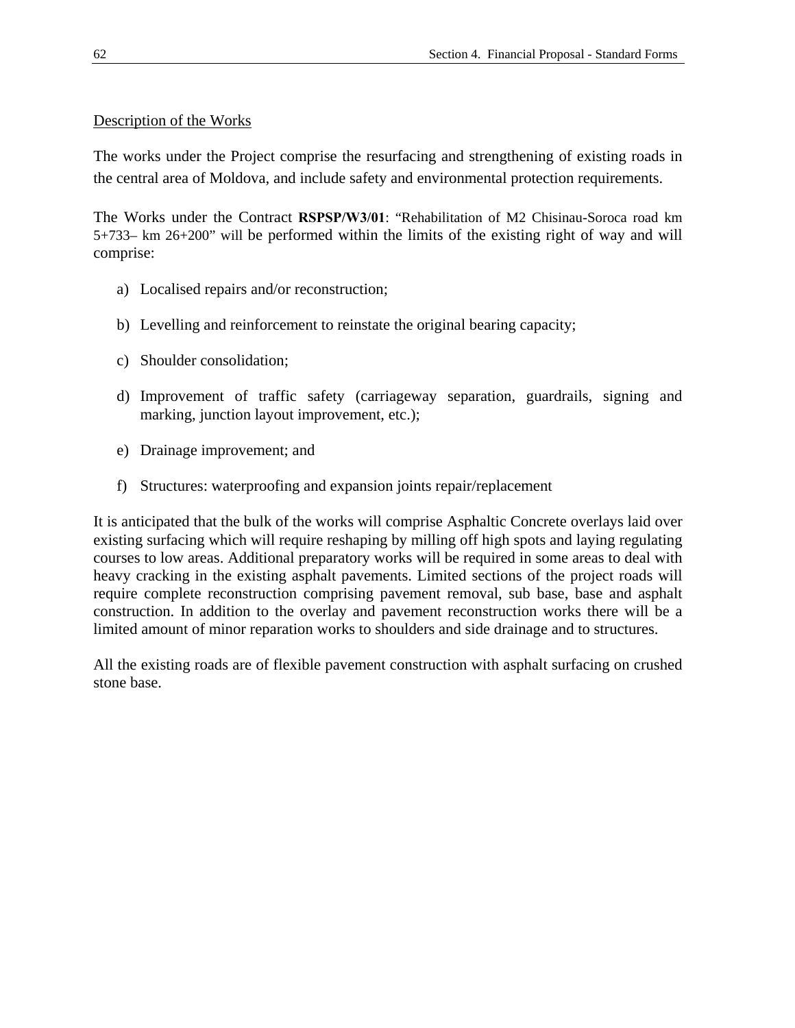<u>Description of the Works</u>

The works under the Project comprise the resurfacing and strengthening of existing roads in the central area of Moldova, and include safety and environmental protection requirements.

The Works under the Contract **RSPSP/W3/01**: "Rehabilitation of M2 Chisinau-Soroca road km 5+733– km 26+200" will be performed within the limits of the existing right of way and will comprise:

a) Localised repairs and/or reconstruction;

b) Levelling and reinforcement to reinstate the original bearing capacity;

c) Shoulder consolidation;

d) Improvement of traffic safety (carriageway separation, guardrails, signing and marking, junction layout improvement, etc.);

e) Drainage improvement; and

f) Structures: waterproofing and expansion joints repair/replacement

It is anticipated that the bulk of the works will comprise Asphaltic Concrete overlays laid over existing surfacing which will require reshaping by milling off high spots and laying regulating courses to low areas. Additional preparatory works will be required in some areas to deal with heavy cracking in the existing asphalt pavements. Limited sections of the project roads will require complete reconstruction comprising pavement removal, sub base, base and asphalt construction. In addition to the overlay and pavement reconstruction works there will be a limited amount of minor reparation works to shoulders and side drainage and to structures.

All the existing roads are of flexible pavement construction with asphalt surfacing on crushed stone base.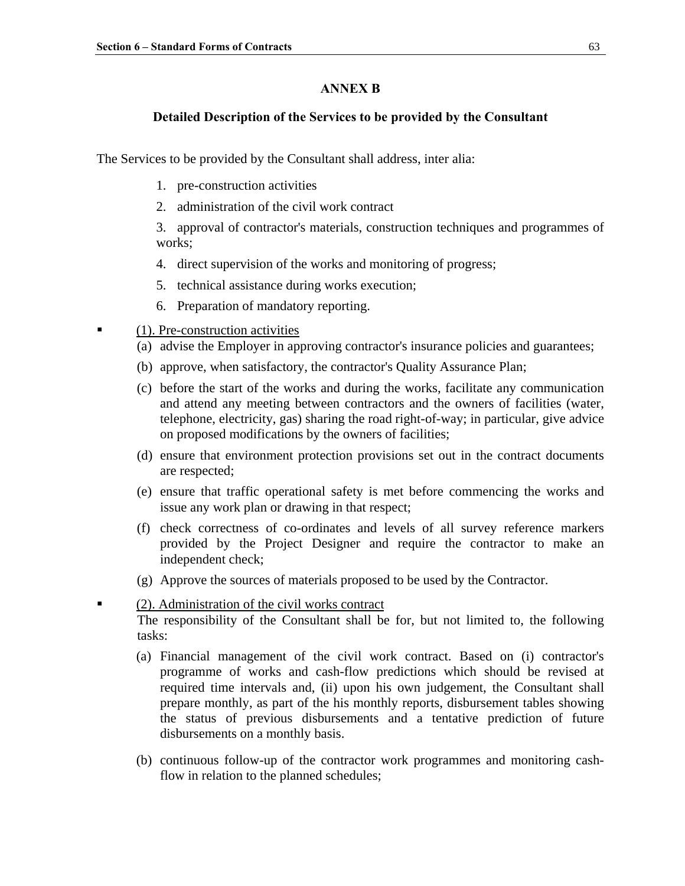## ANNEX B

### Detailed Description of the Services to be provided by the Consultant

The Services to be provided by the Consultant shall address, inter alia:

1. pre-construction activities
2. administration of the civil work contract
3. approval of contractor's materials, construction techniques and programmes of works;
4. direct supervision of the works and monitoring of progress;
5. technical assistance during works execution;
6. Preparation of mandatory reporting.

- <u>(1). Pre-construction activities</u>

  (a) advise the Employer in approving contractor's insurance policies and guarantees;

  (b) approve, when satisfactory, the contractor's Quality Assurance Plan;

  (c) before the start of the works and during the works, facilitate any communication and attend any meeting between contractors and the owners of facilities (water, telephone, electricity, gas) sharing the road right-of-way; in particular, give advice on proposed modifications by the owners of facilities;

  (d) ensure that environment protection provisions set out in the contract documents are respected;

  (e) ensure that traffic operational safety is met before commencing the works and issue any work plan or drawing in that respect;

  (f) check correctness of co-ordinates and levels of all survey reference markers provided by the Project Designer and require the contractor to make an independent check;

  (g) Approve the sources of materials proposed to be used by the Contractor.

- <u>(2). Administration of the civil works contract</u>

  The responsibility of the Consultant shall be for, but not limited to, the following tasks:

  (a) Financial management of the civil work contract. Based on (i) contractor's programme of works and cash-flow predictions which should be revised at required time intervals and, (ii) upon his own judgement, the Consultant shall prepare monthly, as part of the his monthly reports, disbursement tables showing the status of previous disbursements and a tentative prediction of future disbursements on a monthly basis.

  (b) continuous follow-up of the contractor work programmes and monitoring cash-flow in relation to the planned schedules;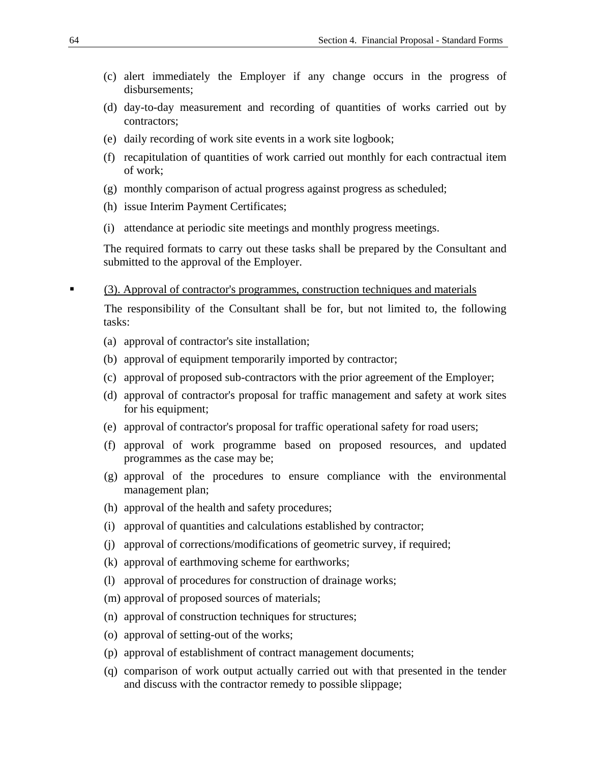(c) alert immediately the Employer if any change occurs in the progress of disbursements;

(d) day-to-day measurement and recording of quantities of works carried out by contractors;

(e) daily recording of work site events in a work site logbook;

(f) recapitulation of quantities of work carried out monthly for each contractual item of work;

(g) monthly comparison of actual progress against progress as scheduled;

(h) issue Interim Payment Certificates;

(i) attendance at periodic site meetings and monthly progress meetings.

The required formats to carry out these tasks shall be prepared by the Consultant and submitted to the approval of the Employer.

- <u>(3). Approval of contractor's programmes, construction techniques and materials</u>

The responsibility of the Consultant shall be for, but not limited to, the following tasks:

(a) approval of contractor's site installation;

(b) approval of equipment temporarily imported by contractor;

(c) approval of proposed sub-contractors with the prior agreement of the Employer;

(d) approval of contractor's proposal for traffic management and safety at work sites for his equipment;

(e) approval of contractor's proposal for traffic operational safety for road users;

(f) approval of work programme based on proposed resources, and updated programmes as the case may be;

(g) approval of the procedures to ensure compliance with the environmental management plan;

(h) approval of the health and safety procedures;

(i) approval of quantities and calculations established by contractor;

(j) approval of corrections/modifications of geometric survey, if required;

(k) approval of earthmoving scheme for earthworks;

(l) approval of procedures for construction of drainage works;

(m) approval of proposed sources of materials;

(n) approval of construction techniques for structures;

(o) approval of setting-out of the works;

(p) approval of establishment of contract management documents;

(q) comparison of work output actually carried out with that presented in the tender and discuss with the contractor remedy to possible slippage;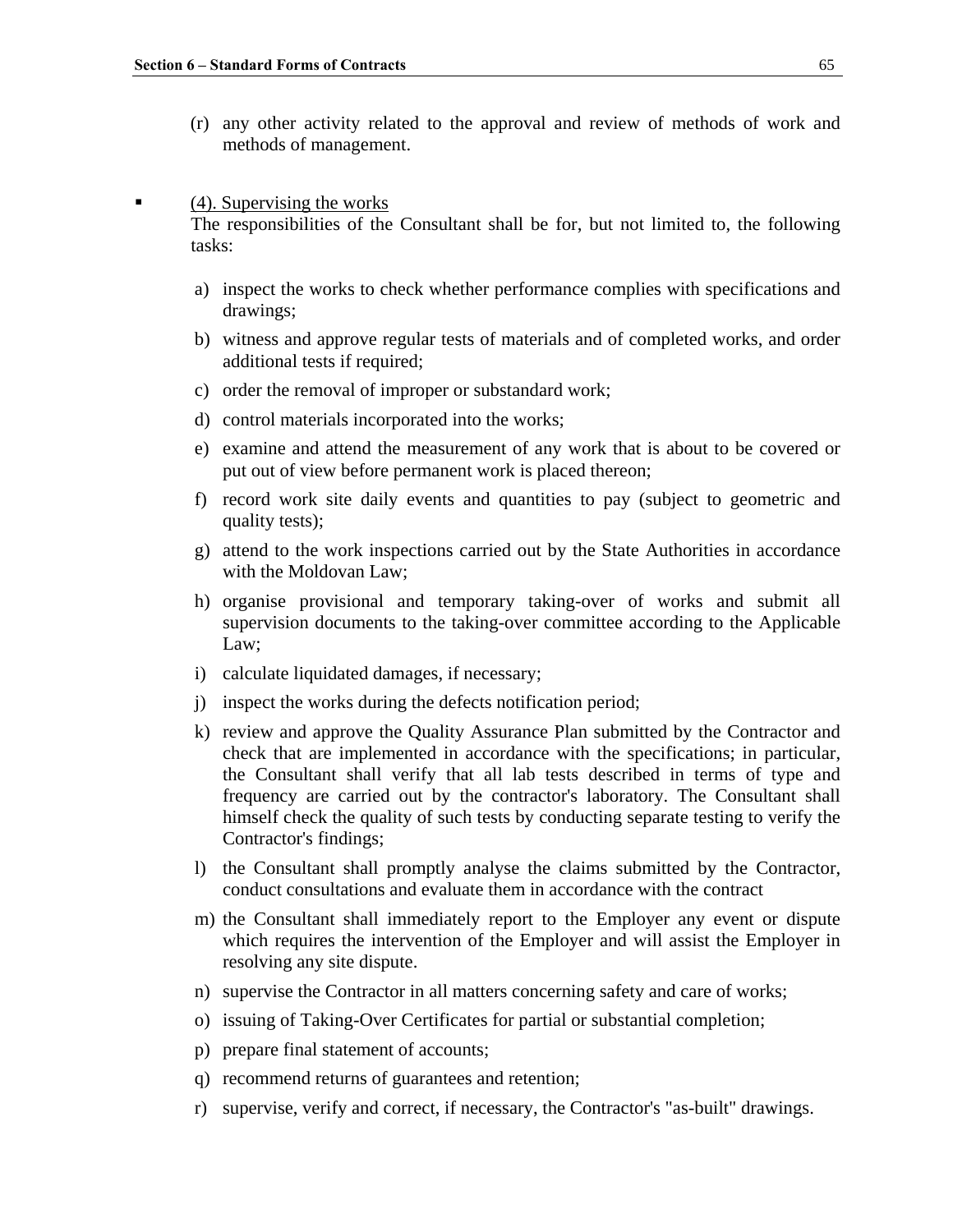(r) any other activity related to the approval and review of methods of work and methods of management.

- (4). Supervising the works

  The responsibilities of the Consultant shall be for, but not limited to, the following tasks:

  a) inspect the works to check whether performance complies with specifications and drawings;
  b) witness and approve regular tests of materials and of completed works, and order additional tests if required;
  c) order the removal of improper or substandard work;
  d) control materials incorporated into the works;
  e) examine and attend the measurement of any work that is about to be covered or put out of view before permanent work is placed thereon;
  f) record work site daily events and quantities to pay (subject to geometric and quality tests);
  g) attend to the work inspections carried out by the State Authorities in accordance with the Moldovan Law;
  h) organise provisional and temporary taking-over of works and submit all supervision documents to the taking-over committee according to the Applicable Law;
  i) calculate liquidated damages, if necessary;
  j) inspect the works during the defects notification period;
  k) review and approve the Quality Assurance Plan submitted by the Contractor and check that are implemented in accordance with the specifications; in particular, the Consultant shall verify that all lab tests described in terms of type and frequency are carried out by the contractor's laboratory. The Consultant shall himself check the quality of such tests by conducting separate testing to verify the Contractor's findings;
  l) the Consultant shall promptly analyse the claims submitted by the Contractor, conduct consultations and evaluate them in accordance with the contract
  m) the Consultant shall immediately report to the Employer any event or dispute which requires the intervention of the Employer and will assist the Employer in resolving any site dispute.
  n) supervise the Contractor in all matters concerning safety and care of works;
  o) issuing of Taking-Over Certificates for partial or substantial completion;
  p) prepare final statement of accounts;
  q) recommend returns of guarantees and retention;
  r) supervise, verify and correct, if necessary, the Contractor's "as-built" drawings.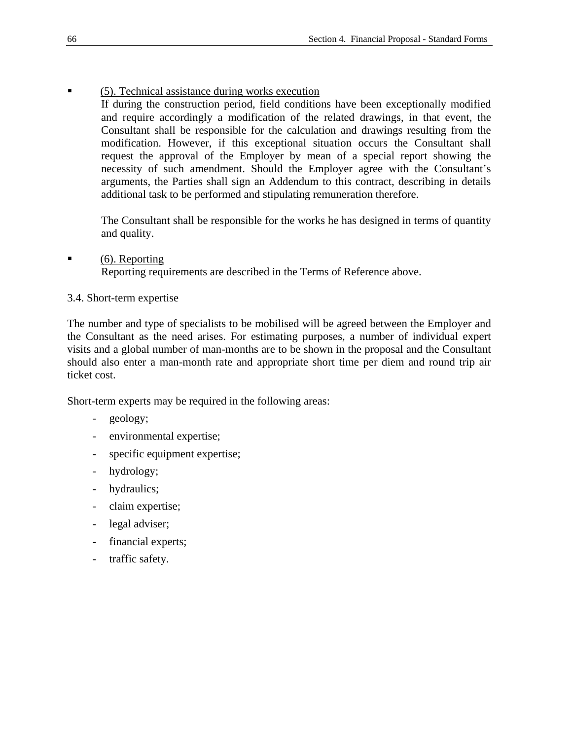- <u>(5). Technical assistance during works execution</u>

  If during the construction period, field conditions have been exceptionally modified and require accordingly a modification of the related drawings, in that event, the Consultant shall be responsible for the calculation and drawings resulting from the modification. However, if this exceptional situation occurs the Consultant shall request the approval of the Employer by mean of a special report showing the necessity of such amendment. Should the Employer agree with the Consultant's arguments, the Parties shall sign an Addendum to this contract, describing in details additional task to be performed and stipulating remuneration therefore.

  The Consultant shall be responsible for the works he has designed in terms of quantity and quality.

- <u>(6). Reporting</u>

  Reporting requirements are described in the Terms of Reference above.

3.4. Short-term expertise

The number and type of specialists to be mobilised will be agreed between the Employer and the Consultant as the need arises. For estimating purposes, a number of individual expert visits and a global number of man-months are to be shown in the proposal and the Consultant should also enter a man-month rate and appropriate short time per diem and round trip air ticket cost.

Short-term experts may be required in the following areas:

- geology;
- environmental expertise;
- specific equipment expertise;
- hydrology;
- hydraulics;
- claim expertise;
- legal adviser;
- financial experts;
- traffic safety.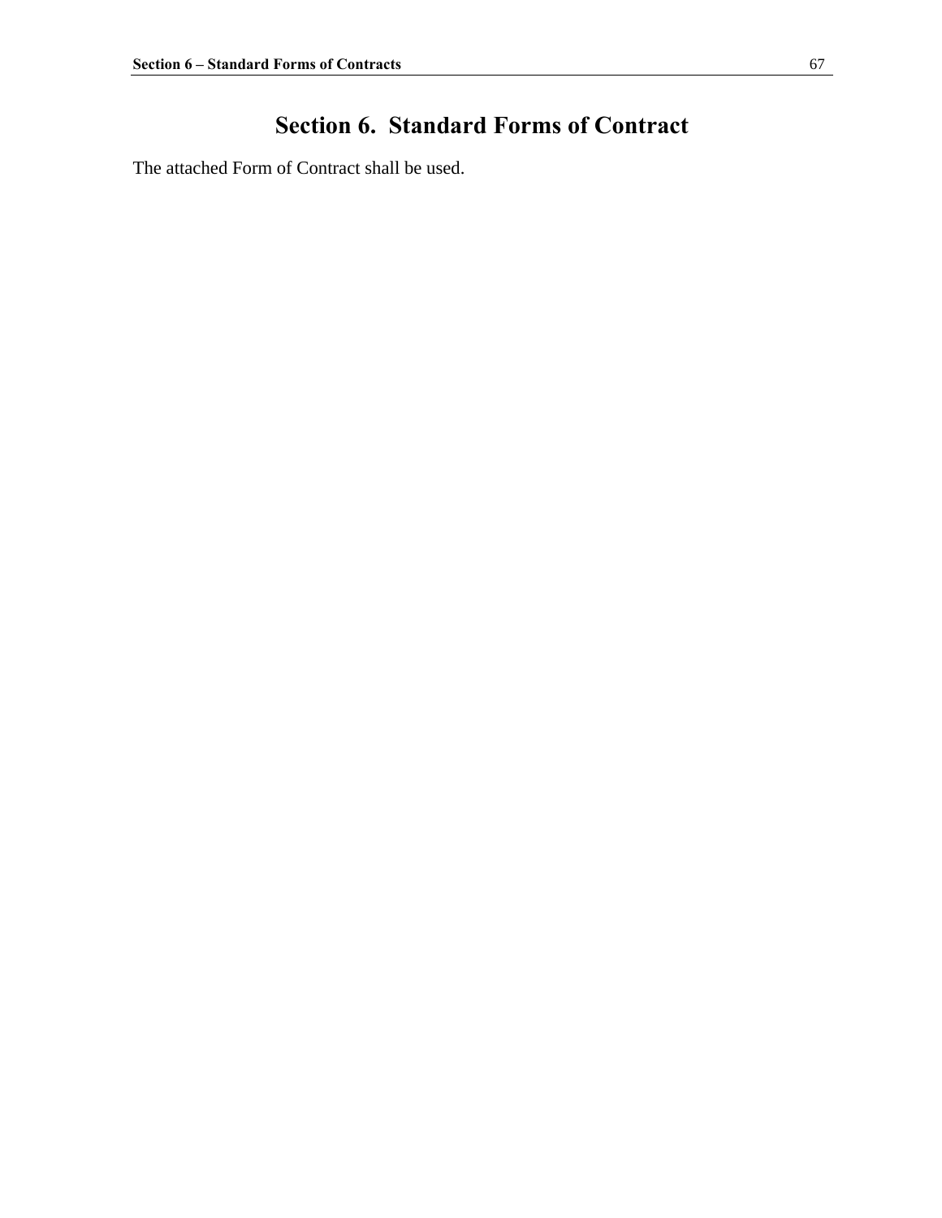# Section 6. Standard Forms of Contract

The attached Form of Contract shall be used.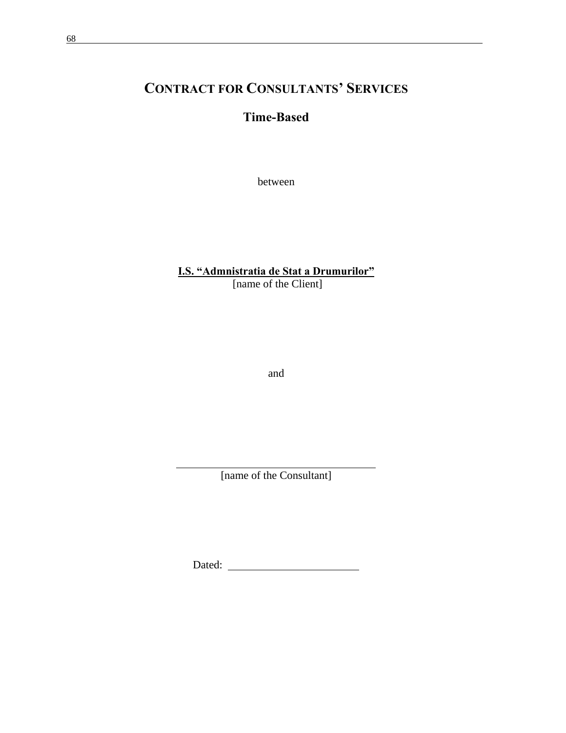# CONTRACT FOR CONSULTANTS' SERVICES

## Time-Based

between

**I.S. "Admnistratia de Stat a Drumurilor"**
[name of the Client]

and

\_\_\_\_\_\_\_\_\_\_\_\_\_\_\_\_\_\_\_\_\_\_\_\_\_\_\_\_\_\_\_\_\_\_\_\_\_\_
[name of the Consultant]

Dated: \_\_\_\_\_\_\_\_\_\_\_\_\_\_\_\_\_\_\_\_\_\_\_\_\_\_\_\_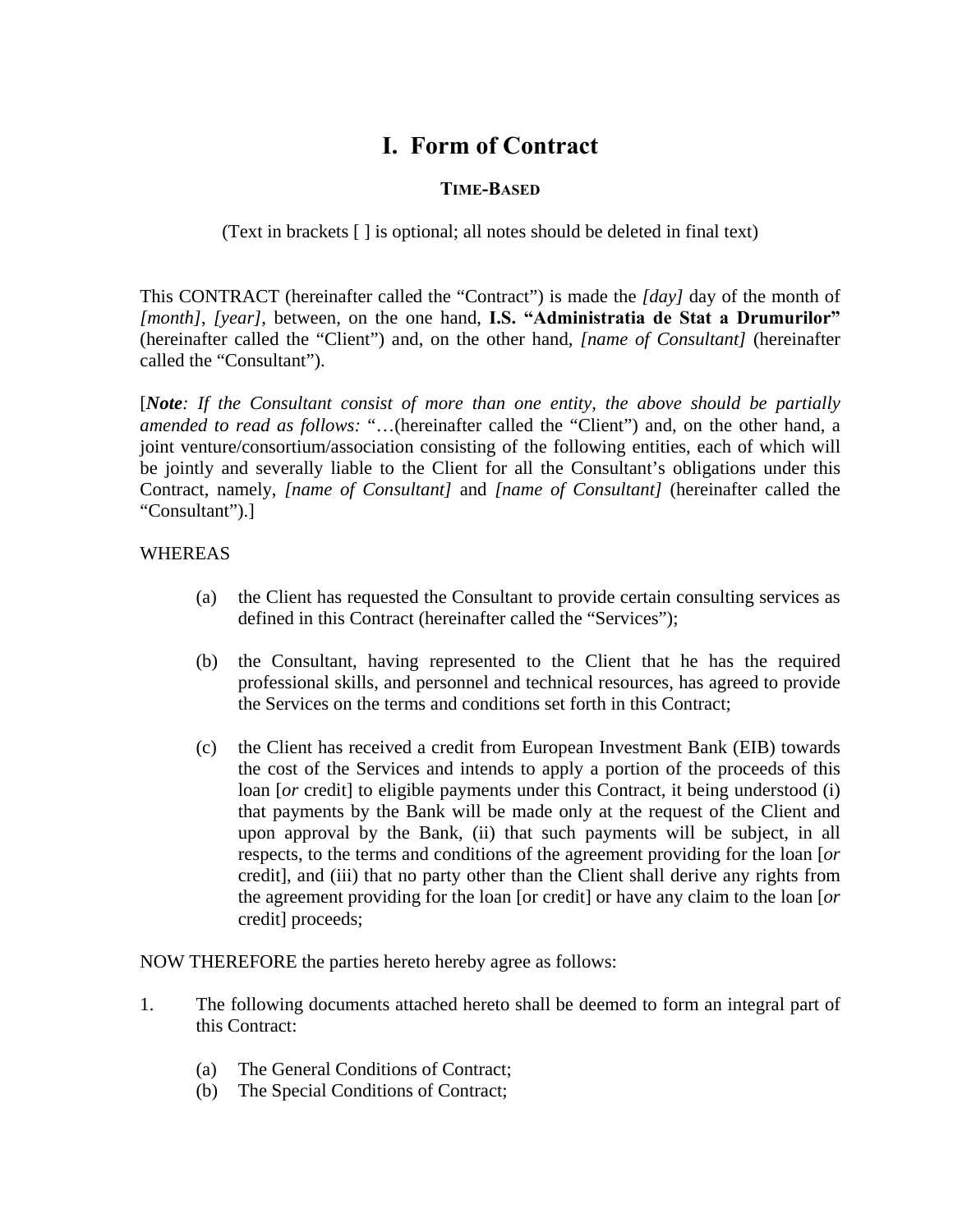# I. Form of Contract

**TIME-BASED**

(Text in brackets [ ] is optional; all notes should be deleted in final text)

This CONTRACT (hereinafter called the "Contract") is made the *[day]* day of the month of *[month]*, *[year]*, between, on the one hand, **I.S. "Administratia de Stat a Drumurilor"** (hereinafter called the "Client") and, on the other hand, *[name of Consultant]* (hereinafter called the "Consultant").

[***Note**: If the Consultant consist of more than one entity, the above should be partially amended to read as follows:* "…(hereinafter called the "Client") and, on the other hand, a joint venture/consortium/association consisting of the following entities, each of which will be jointly and severally liable to the Client for all the Consultant's obligations under this Contract, namely, *[name of Consultant]* and *[name of Consultant]* (hereinafter called the "Consultant").]

WHEREAS

(a) the Client has requested the Consultant to provide certain consulting services as defined in this Contract (hereinafter called the "Services");

(b) the Consultant, having represented to the Client that he has the required professional skills, and personnel and technical resources, has agreed to provide the Services on the terms and conditions set forth in this Contract;

(c) the Client has received a credit from European Investment Bank (EIB) towards the cost of the Services and intends to apply a portion of the proceeds of this loan [*or* credit] to eligible payments under this Contract, it being understood (i) that payments by the Bank will be made only at the request of the Client and upon approval by the Bank, (ii) that such payments will be subject, in all respects, to the terms and conditions of the agreement providing for the loan [*or* credit], and (iii) that no party other than the Client shall derive any rights from the agreement providing for the loan [or credit] or have any claim to the loan [*or* credit] proceeds;

NOW THEREFORE the parties hereto hereby agree as follows:

1. The following documents attached hereto shall be deemed to form an integral part of this Contract:

   (a) The General Conditions of Contract;
   (b) The Special Conditions of Contract;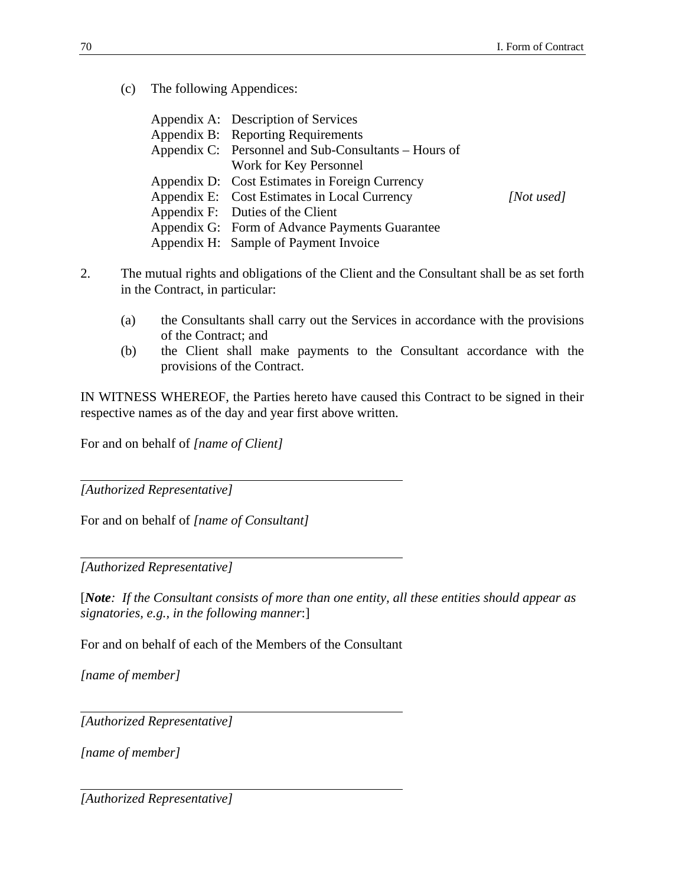(c) The following Appendices:

Appendix A: Description of Services
Appendix B: Reporting Requirements
Appendix C: Personnel and Sub-Consultants – Hours of Work for Key Personnel
Appendix D: Cost Estimates in Foreign Currency
Appendix E: Cost Estimates in Local Currency *[Not used]*
Appendix F: Duties of the Client
Appendix G: Form of Advance Payments Guarantee
Appendix H: Sample of Payment Invoice

2. The mutual rights and obligations of the Client and the Consultant shall be as set forth in the Contract, in particular:

   (a) the Consultants shall carry out the Services in accordance with the provisions of the Contract; and
   (b) the Client shall make payments to the Consultant accordance with the provisions of the Contract.

IN WITNESS WHEREOF, the Parties hereto have caused this Contract to be signed in their respective names as of the day and year first above written.

For and on behalf of *[name of Client]*

______________________________________________

*[Authorized Representative]*

For and on behalf of *[name of Consultant]*

______________________________________________

*[Authorized Representative]*

[***Note**: If the Consultant consists of more than one entity, all these entities should appear as signatories, e.g., in the following manner*:]

For and on behalf of each of the Members of the Consultant

*[name of member]*

______________________________________________

*[Authorized Representative]*

*[name of member]*

______________________________________________

*[Authorized Representative]*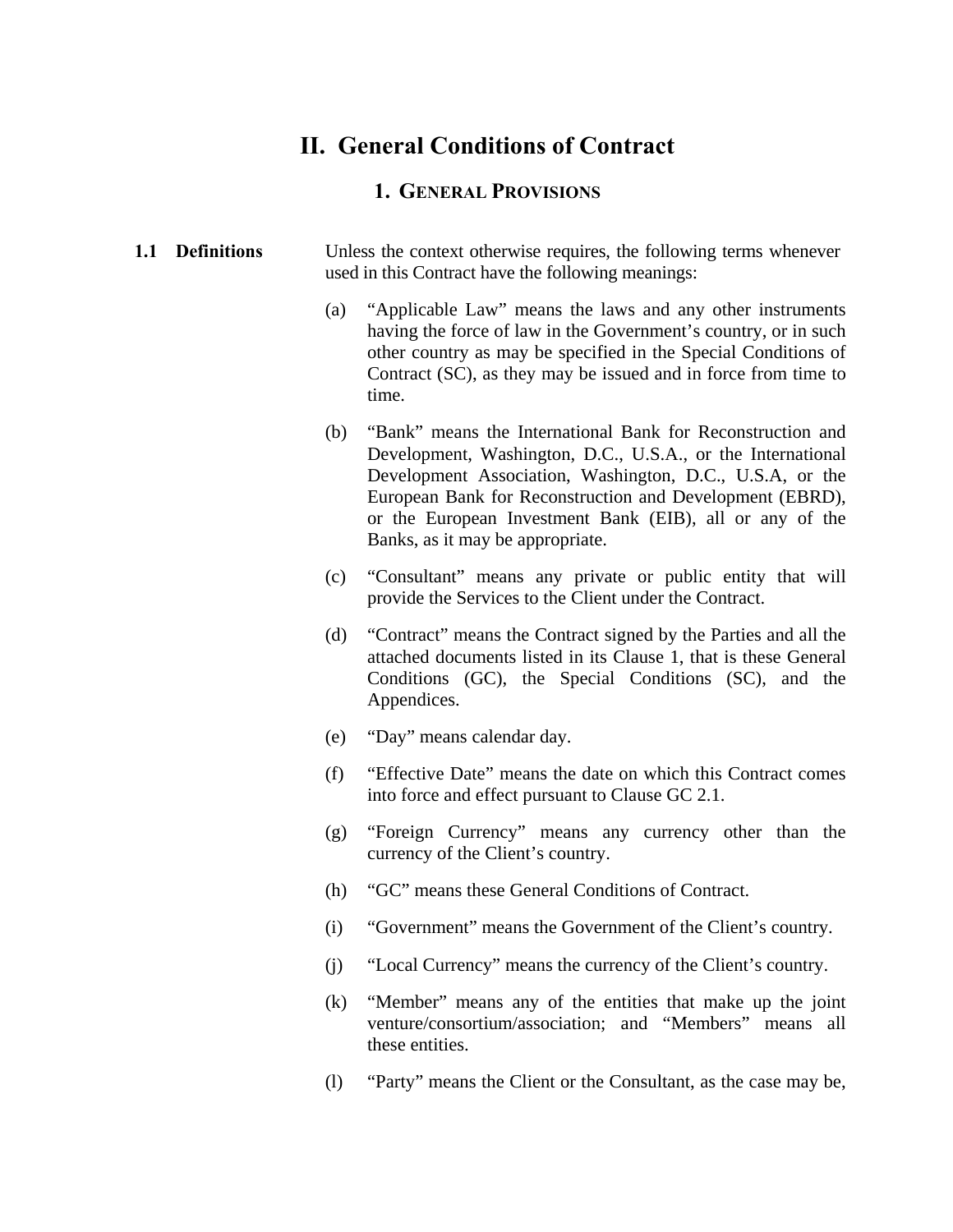# II. General Conditions of Contract

## 1. General Provisions

**1.1 Definitions**

Unless the context otherwise requires, the following terms whenever used in this Contract have the following meanings:

(a) "Applicable Law" means the laws and any other instruments having the force of law in the Government's country, or in such other country as may be specified in the Special Conditions of Contract (SC), as they may be issued and in force from time to time.

(b) "Bank" means the International Bank for Reconstruction and Development, Washington, D.C., U.S.A., or the International Development Association, Washington, D.C., U.S.A, or the European Bank for Reconstruction and Development (EBRD), or the European Investment Bank (EIB), all or any of the Banks, as it may be appropriate.

(c) "Consultant" means any private or public entity that will provide the Services to the Client under the Contract.

(d) "Contract" means the Contract signed by the Parties and all the attached documents listed in its Clause 1, that is these General Conditions (GC), the Special Conditions (SC), and the Appendices.

(e) "Day" means calendar day.

(f) "Effective Date" means the date on which this Contract comes into force and effect pursuant to Clause GC 2.1.

(g) "Foreign Currency" means any currency other than the currency of the Client's country.

(h) "GC" means these General Conditions of Contract.

(i) "Government" means the Government of the Client's country.

(j) "Local Currency" means the currency of the Client's country.

(k) "Member" means any of the entities that make up the joint venture/consortium/association; and "Members" means all these entities.

(l) "Party" means the Client or the Consultant, as the case may be,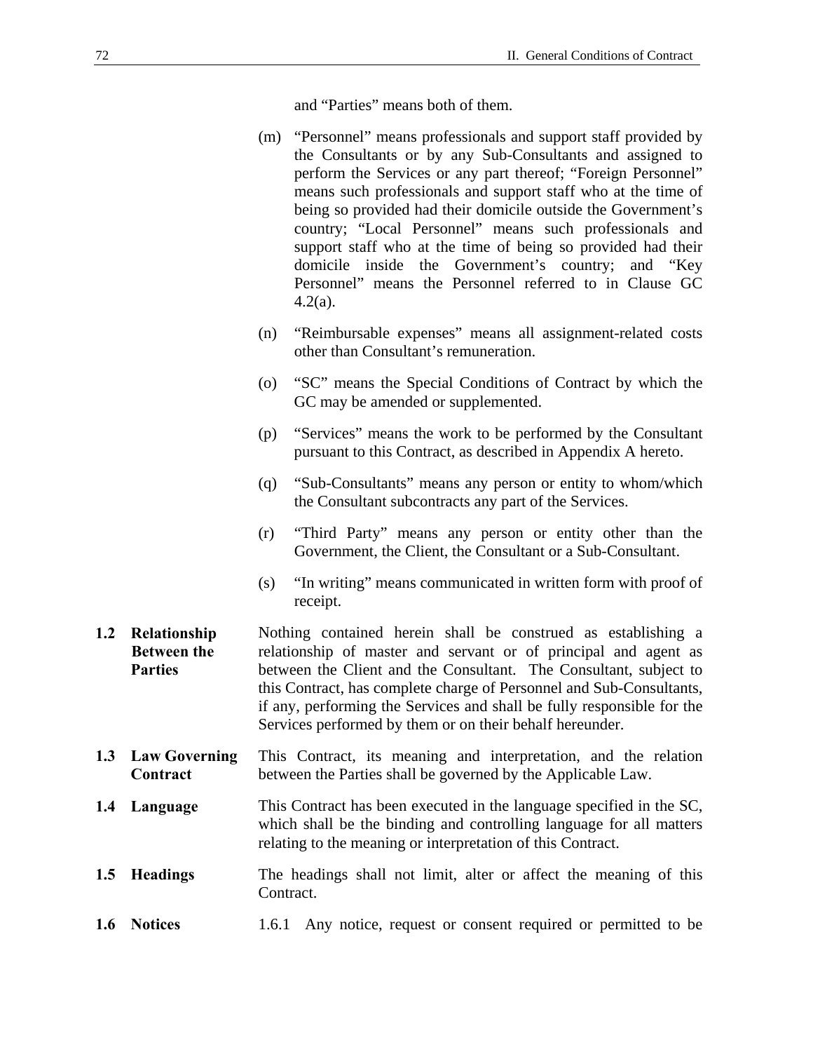and "Parties" means both of them.

(m) "Personnel" means professionals and support staff provided by the Consultants or by any Sub-Consultants and assigned to perform the Services or any part thereof; "Foreign Personnel" means such professionals and support staff who at the time of being so provided had their domicile outside the Government's country; "Local Personnel" means such professionals and support staff who at the time of being so provided had their domicile inside the Government's country; and "Key Personnel" means the Personnel referred to in Clause GC 4.2(a).

(n) "Reimbursable expenses" means all assignment-related costs other than Consultant's remuneration.

(o) "SC" means the Special Conditions of Contract by which the GC may be amended or supplemented.

(p) "Services" means the work to be performed by the Consultant pursuant to this Contract, as described in Appendix A hereto.

(q) "Sub-Consultants" means any person or entity to whom/which the Consultant subcontracts any part of the Services.

(r) "Third Party" means any person or entity other than the Government, the Client, the Consultant or a Sub-Consultant.

(s) "In writing" means communicated in written form with proof of receipt.

**1.2 Relationship Between the Parties**

Nothing contained herein shall be construed as establishing a relationship of master and servant or of principal and agent as between the Client and the Consultant. The Consultant, subject to this Contract, has complete charge of Personnel and Sub-Consultants, if any, performing the Services and shall be fully responsible for the Services performed by them or on their behalf hereunder.

**1.3 Law Governing Contract**

This Contract, its meaning and interpretation, and the relation between the Parties shall be governed by the Applicable Law.

**1.4 Language**

This Contract has been executed in the language specified in the SC, which shall be the binding and controlling language for all matters relating to the meaning or interpretation of this Contract.

**1.5 Headings**

The headings shall not limit, alter or affect the meaning of this Contract.

**1.6 Notices**

1.6.1 Any notice, request or consent required or permitted to be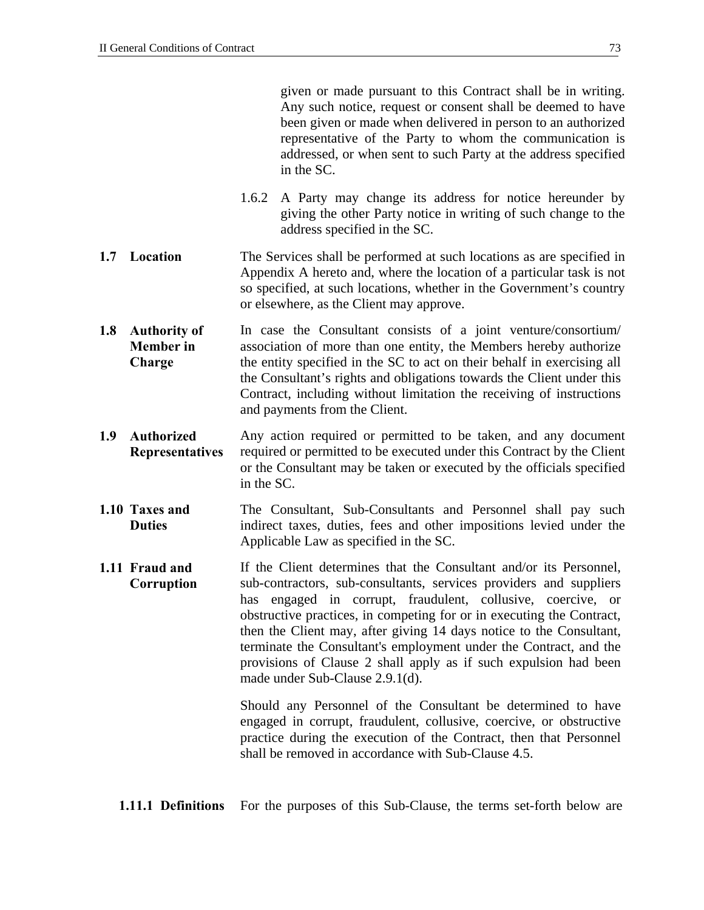given or made pursuant to this Contract shall be in writing. Any such notice, request or consent shall be deemed to have been given or made when delivered in person to an authorized representative of the Party to whom the communication is addressed, or when sent to such Party at the address specified in the SC.

1.6.2 A Party may change its address for notice hereunder by giving the other Party notice in writing of such change to the address specified in the SC.

**1.7 Location**

The Services shall be performed at such locations as are specified in Appendix A hereto and, where the location of a particular task is not so specified, at such locations, whether in the Government's country or elsewhere, as the Client may approve.

**1.8 Authority of Member in Charge**

In case the Consultant consists of a joint venture/consortium/ association of more than one entity, the Members hereby authorize the entity specified in the SC to act on their behalf in exercising all the Consultant's rights and obligations towards the Client under this Contract, including without limitation the receiving of instructions and payments from the Client.

**1.9 Authorized Representatives**

Any action required or permitted to be taken, and any document required or permitted to be executed under this Contract by the Client or the Consultant may be taken or executed by the officials specified in the SC.

**1.10 Taxes and Duties**

The Consultant, Sub-Consultants and Personnel shall pay such indirect taxes, duties, fees and other impositions levied under the Applicable Law as specified in the SC.

**1.11 Fraud and Corruption**

If the Client determines that the Consultant and/or its Personnel, sub-contractors, sub-consultants, services providers and suppliers has engaged in corrupt, fraudulent, collusive, coercive, or obstructive practices, in competing for or in executing the Contract, then the Client may, after giving 14 days notice to the Consultant, terminate the Consultant's employment under the Contract, and the provisions of Clause 2 shall apply as if such expulsion had been made under Sub-Clause 2.9.1(d).

Should any Personnel of the Consultant be determined to have engaged in corrupt, fraudulent, collusive, coercive, or obstructive practice during the execution of the Contract, then that Personnel shall be removed in accordance with Sub-Clause 4.5.

**1.11.1 Definitions**

For the purposes of this Sub-Clause, the terms set-forth below are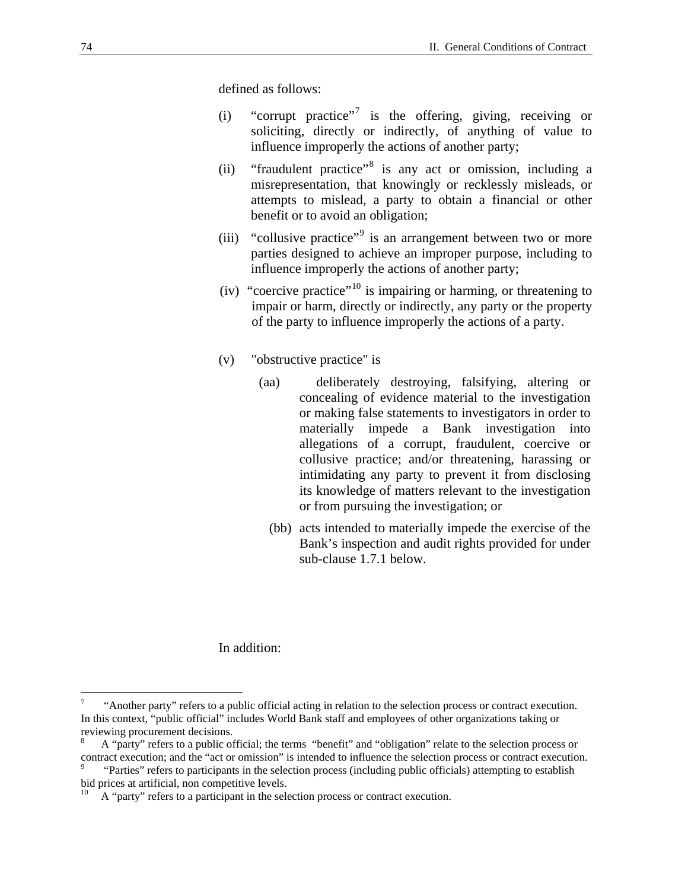defined as follows:

(i) "corrupt practice"[7] is the offering, giving, receiving or soliciting, directly or indirectly, of anything of value to influence improperly the actions of another party;

(ii) "fraudulent practice"[8] is any act or omission, including a misrepresentation, that knowingly or recklessly misleads, or attempts to mislead, a party to obtain a financial or other benefit or to avoid an obligation;

(iii) "collusive practice"[9] is an arrangement between two or more parties designed to achieve an improper purpose, including to influence improperly the actions of another party;

(iv) "coercive practice"[10] is impairing or harming, or threatening to impair or harm, directly or indirectly, any party or the property of the party to influence improperly the actions of a party.

(v) "obstructive practice" is

(aa) deliberately destroying, falsifying, altering or concealing of evidence material to the investigation or making false statements to investigators in order to materially impede a Bank investigation into allegations of a corrupt, fraudulent, coercive or collusive practice; and/or threatening, harassing or intimidating any party to prevent it from disclosing its knowledge of matters relevant to the investigation or from pursuing the investigation; or

(bb) acts intended to materially impede the exercise of the Bank's inspection and audit rights provided for under sub-clause 1.7.1 below.

In addition:

---

[7] "Another party" refers to a public official acting in relation to the selection process or contract execution. In this context, "public official" includes World Bank staff and employees of other organizations taking or reviewing procurement decisions.

[8] A "party" refers to a public official; the terms "benefit" and "obligation" relate to the selection process or contract execution; and the "act or omission" is intended to influence the selection process or contract execution.

[9] "Parties" refers to participants in the selection process (including public officials) attempting to establish bid prices at artificial, non competitive levels.

[10] A "party" refers to a participant in the selection process or contract execution.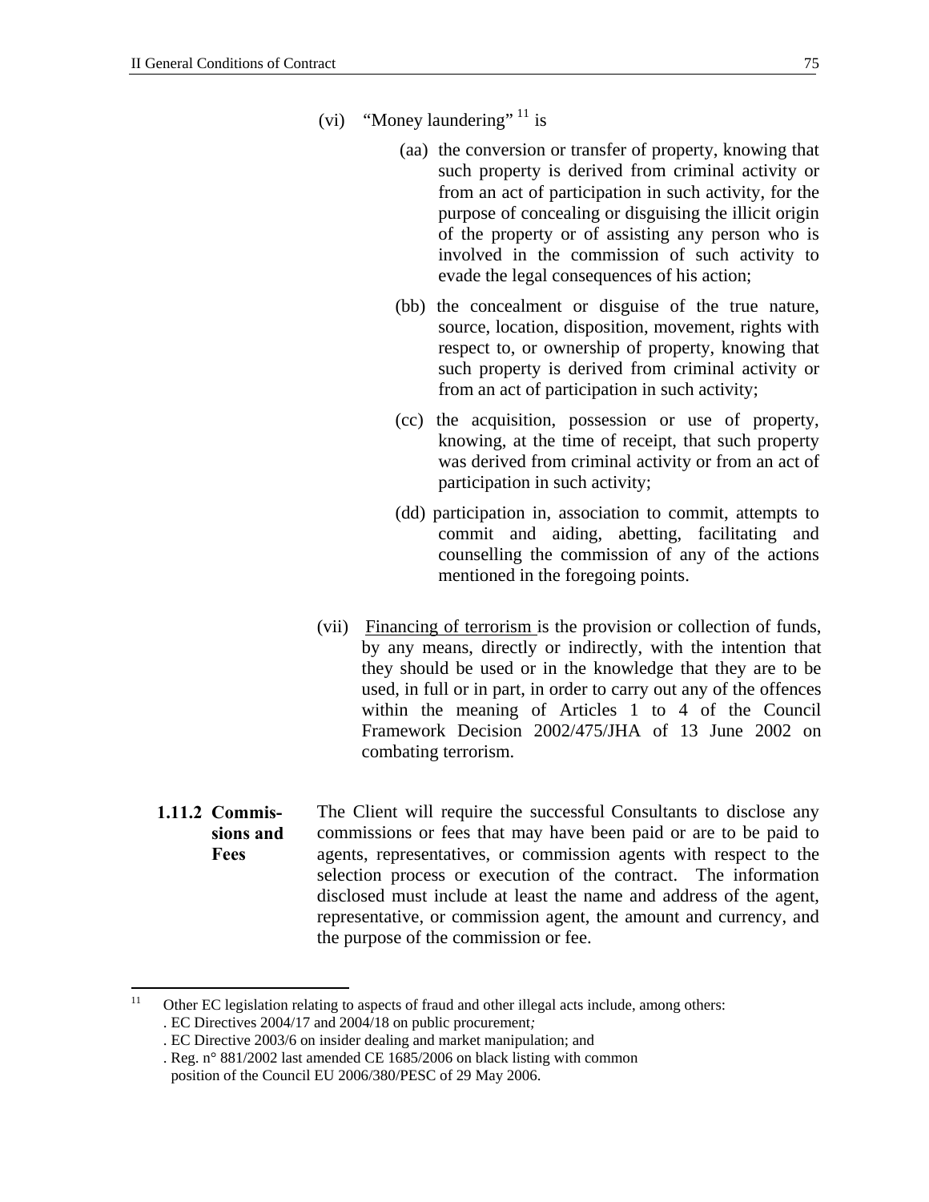(vi) "Money laundering" [11] is

(aa) the conversion or transfer of property, knowing that such property is derived from criminal activity or from an act of participation in such activity, for the purpose of concealing or disguising the illicit origin of the property or of assisting any person who is involved in the commission of such activity to evade the legal consequences of his action;

(bb) the concealment or disguise of the true nature, source, location, disposition, movement, rights with respect to, or ownership of property, knowing that such property is derived from criminal activity or from an act of participation in such activity;

(cc) the acquisition, possession or use of property, knowing, at the time of receipt, that such property was derived from criminal activity or from an act of participation in such activity;

(dd) participation in, association to commit, attempts to commit and aiding, abetting, facilitating and counselling the commission of any of the actions mentioned in the foregoing points.

(vii) Financing of terrorism is the provision or collection of funds, by any means, directly or indirectly, with the intention that they should be used or in the knowledge that they are to be used, in full or in part, in order to carry out any of the offences within the meaning of Articles 1 to 4 of the Council Framework Decision 2002/475/JHA of 13 June 2002 on combating terrorism.

**1.11.2 Commissions and Fees**

The Client will require the successful Consultants to disclose any commissions or fees that may have been paid or are to be paid to agents, representatives, or commission agents with respect to the selection process or execution of the contract. The information disclosed must include at least the name and address of the agent, representative, or commission agent, the amount and currency, and the purpose of the commission or fee.

---

[11] Other EC legislation relating to aspects of fraud and other illegal acts include, among others:
. EC Directives 2004/17 and 2004/18 on public procurement;
. EC Directive 2003/6 on insider dealing and market manipulation; and
. Reg. n° 881/2002 last amended CE 1685/2006 on black listing with common position of the Council EU 2006/380/PESC of 29 May 2006.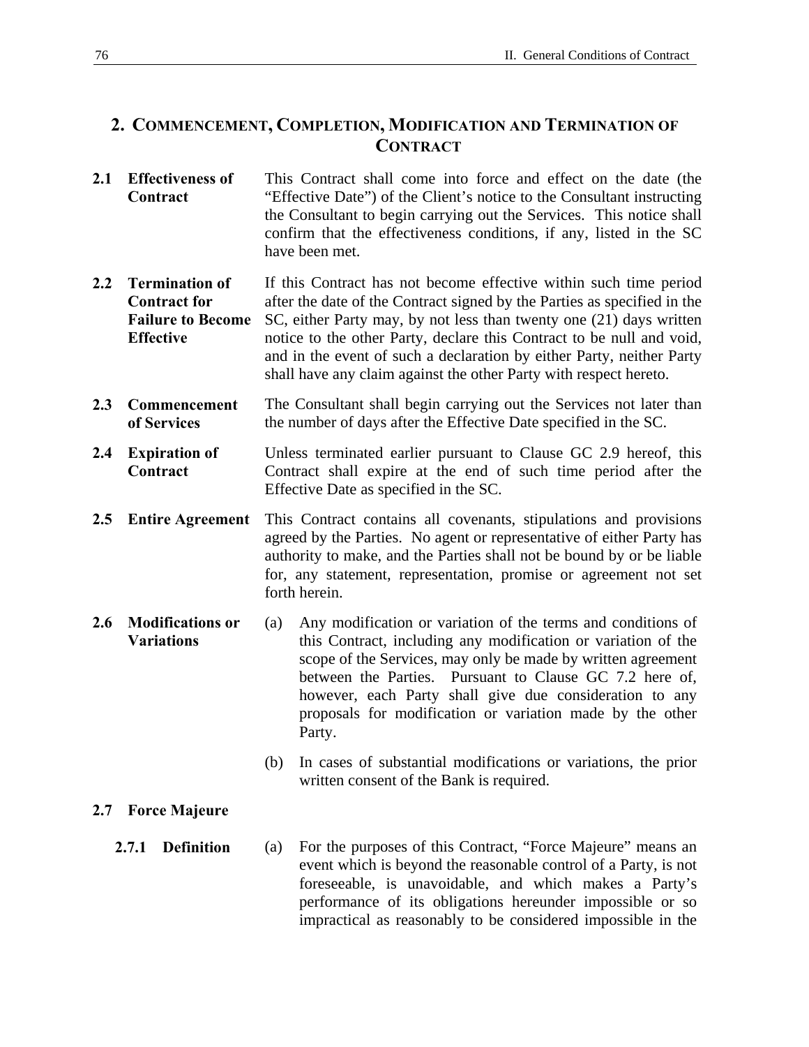## 2. COMMENCEMENT, COMPLETION, MODIFICATION AND TERMINATION OF CONTRACT

**2.1 Effectiveness of Contract**

This Contract shall come into force and effect on the date (the "Effective Date") of the Client's notice to the Consultant instructing the Consultant to begin carrying out the Services. This notice shall confirm that the effectiveness conditions, if any, listed in the SC have been met.

**2.2 Termination of Contract for Failure to Become Effective**

If this Contract has not become effective within such time period after the date of the Contract signed by the Parties as specified in the SC, either Party may, by not less than twenty one (21) days written notice to the other Party, declare this Contract to be null and void, and in the event of such a declaration by either Party, neither Party shall have any claim against the other Party with respect hereto.

**2.3 Commencement of Services**

The Consultant shall begin carrying out the Services not later than the number of days after the Effective Date specified in the SC.

**2.4 Expiration of Contract**

Unless terminated earlier pursuant to Clause GC 2.9 hereof, this Contract shall expire at the end of such time period after the Effective Date as specified in the SC.

**2.5 Entire Agreement**

This Contract contains all covenants, stipulations and provisions agreed by the Parties. No agent or representative of either Party has authority to make, and the Parties shall not be bound by or be liable for, any statement, representation, promise or agreement not set forth herein.

**2.6 Modifications or Variations**

(a) Any modification or variation of the terms and conditions of this Contract, including any modification or variation of the scope of the Services, may only be made by written agreement between the Parties. Pursuant to Clause GC 7.2 here of, however, each Party shall give due consideration to any proposals for modification or variation made by the other Party.

(b) In cases of substantial modifications or variations, the prior written consent of the Bank is required.

**2.7 Force Majeure**

**2.7.1 Definition**

(a) For the purposes of this Contract, "Force Majeure" means an event which is beyond the reasonable control of a Party, is not foreseeable, is unavoidable, and which makes a Party's performance of its obligations hereunder impossible or so impractical as reasonably to be considered impossible in the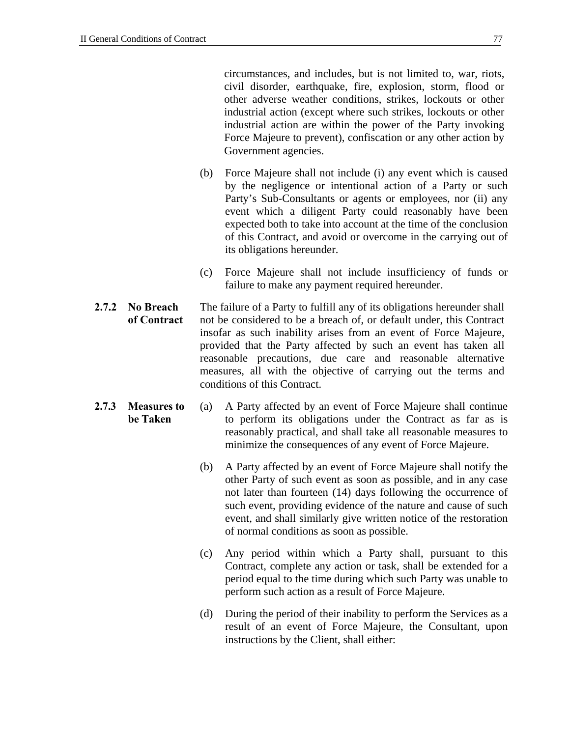circumstances, and includes, but is not limited to, war, riots, civil disorder, earthquake, fire, explosion, storm, flood or other adverse weather conditions, strikes, lockouts or other industrial action (except where such strikes, lockouts or other industrial action are within the power of the Party invoking Force Majeure to prevent), confiscation or any other action by Government agencies.

(b) Force Majeure shall not include (i) any event which is caused by the negligence or intentional action of a Party or such Party's Sub-Consultants or agents or employees, nor (ii) any event which a diligent Party could reasonably have been expected both to take into account at the time of the conclusion of this Contract, and avoid or overcome in the carrying out of its obligations hereunder.

(c) Force Majeure shall not include insufficiency of funds or failure to make any payment required hereunder.

**2.7.2 No Breach of Contract**

The failure of a Party to fulfill any of its obligations hereunder shall not be considered to be a breach of, or default under, this Contract insofar as such inability arises from an event of Force Majeure, provided that the Party affected by such an event has taken all reasonable precautions, due care and reasonable alternative measures, all with the objective of carrying out the terms and conditions of this Contract.

**2.7.3 Measures to be Taken**

(a) A Party affected by an event of Force Majeure shall continue to perform its obligations under the Contract as far as is reasonably practical, and shall take all reasonable measures to minimize the consequences of any event of Force Majeure.

(b) A Party affected by an event of Force Majeure shall notify the other Party of such event as soon as possible, and in any case not later than fourteen (14) days following the occurrence of such event, providing evidence of the nature and cause of such event, and shall similarly give written notice of the restoration of normal conditions as soon as possible.

(c) Any period within which a Party shall, pursuant to this Contract, complete any action or task, shall be extended for a period equal to the time during which such Party was unable to perform such action as a result of Force Majeure.

(d) During the period of their inability to perform the Services as a result of an event of Force Majeure, the Consultant, upon instructions by the Client, shall either: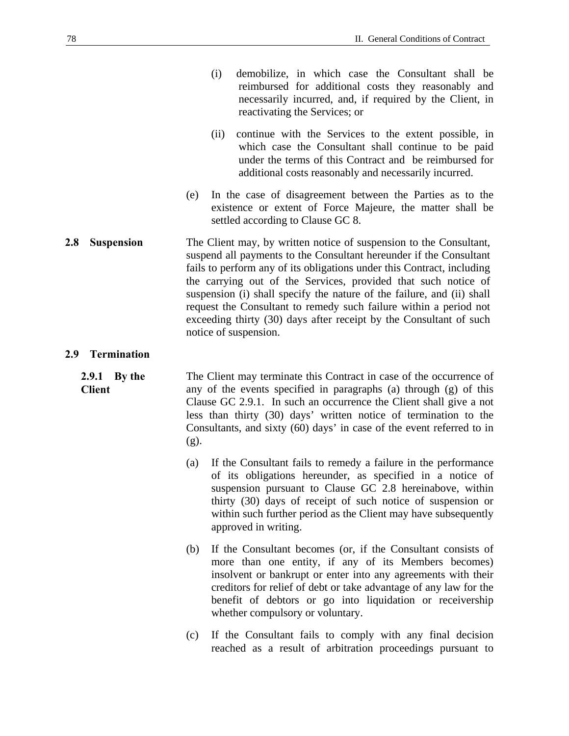(i) demobilize, in which case the Consultant shall be reimbursed for additional costs they reasonably and necessarily incurred, and, if required by the Client, in reactivating the Services; or

(ii) continue with the Services to the extent possible, in which case the Consultant shall continue to be paid under the terms of this Contract and be reimbursed for additional costs reasonably and necessarily incurred.

(e) In the case of disagreement between the Parties as to the existence or extent of Force Majeure, the matter shall be settled according to Clause GC 8.

**2.8 Suspension**

The Client may, by written notice of suspension to the Consultant, suspend all payments to the Consultant hereunder if the Consultant fails to perform any of its obligations under this Contract, including the carrying out of the Services, provided that such notice of suspension (i) shall specify the nature of the failure, and (ii) shall request the Consultant to remedy such failure within a period not exceeding thirty (30) days after receipt by the Consultant of such notice of suspension.

**2.9 Termination**

**2.9.1 By the Client**

The Client may terminate this Contract in case of the occurrence of any of the events specified in paragraphs (a) through (g) of this Clause GC 2.9.1. In such an occurrence the Client shall give a not less than thirty (30) days' written notice of termination to the Consultants, and sixty (60) days' in case of the event referred to in (g).

(a) If the Consultant fails to remedy a failure in the performance of its obligations hereunder, as specified in a notice of suspension pursuant to Clause GC 2.8 hereinabove, within thirty (30) days of receipt of such notice of suspension or within such further period as the Client may have subsequently approved in writing.

(b) If the Consultant becomes (or, if the Consultant consists of more than one entity, if any of its Members becomes) insolvent or bankrupt or enter into any agreements with their creditors for relief of debt or take advantage of any law for the benefit of debtors or go into liquidation or receivership whether compulsory or voluntary.

(c) If the Consultant fails to comply with any final decision reached as a result of arbitration proceedings pursuant to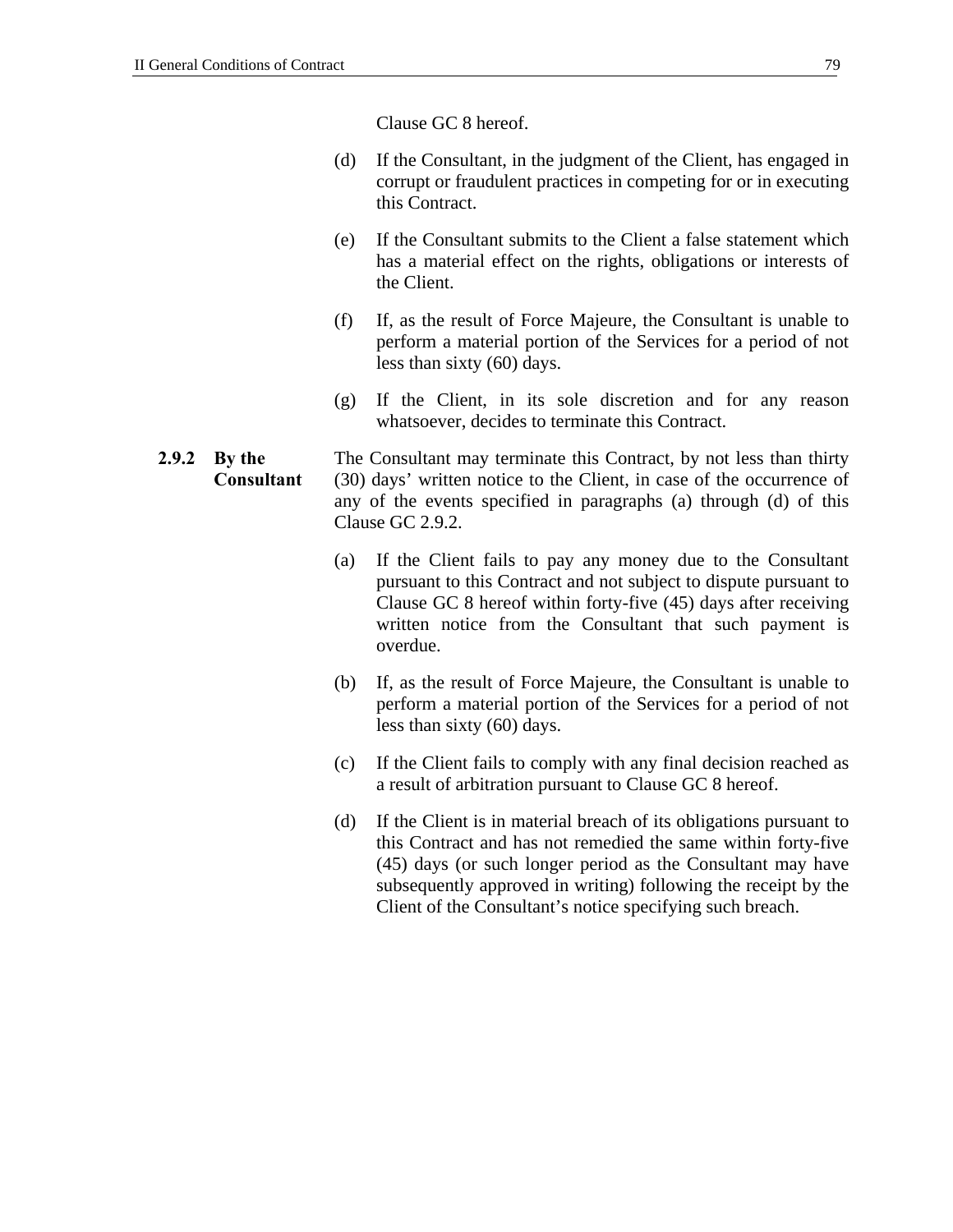Clause GC 8 hereof.

(d) If the Consultant, in the judgment of the Client, has engaged in corrupt or fraudulent practices in competing for or in executing this Contract.

(e) If the Consultant submits to the Client a false statement which has a material effect on the rights, obligations or interests of the Client.

(f) If, as the result of Force Majeure, the Consultant is unable to perform a material portion of the Services for a period of not less than sixty (60) days.

(g) If the Client, in its sole discretion and for any reason whatsoever, decides to terminate this Contract.

**2.9.2 By the Consultant**

The Consultant may terminate this Contract, by not less than thirty (30) days' written notice to the Client, in case of the occurrence of any of the events specified in paragraphs (a) through (d) of this Clause GC 2.9.2.

(a) If the Client fails to pay any money due to the Consultant pursuant to this Contract and not subject to dispute pursuant to Clause GC 8 hereof within forty-five (45) days after receiving written notice from the Consultant that such payment is overdue.

(b) If, as the result of Force Majeure, the Consultant is unable to perform a material portion of the Services for a period of not less than sixty (60) days.

(c) If the Client fails to comply with any final decision reached as a result of arbitration pursuant to Clause GC 8 hereof.

(d) If the Client is in material breach of its obligations pursuant to this Contract and has not remedied the same within forty-five (45) days (or such longer period as the Consultant may have subsequently approved in writing) following the receipt by the Client of the Consultant's notice specifying such breach.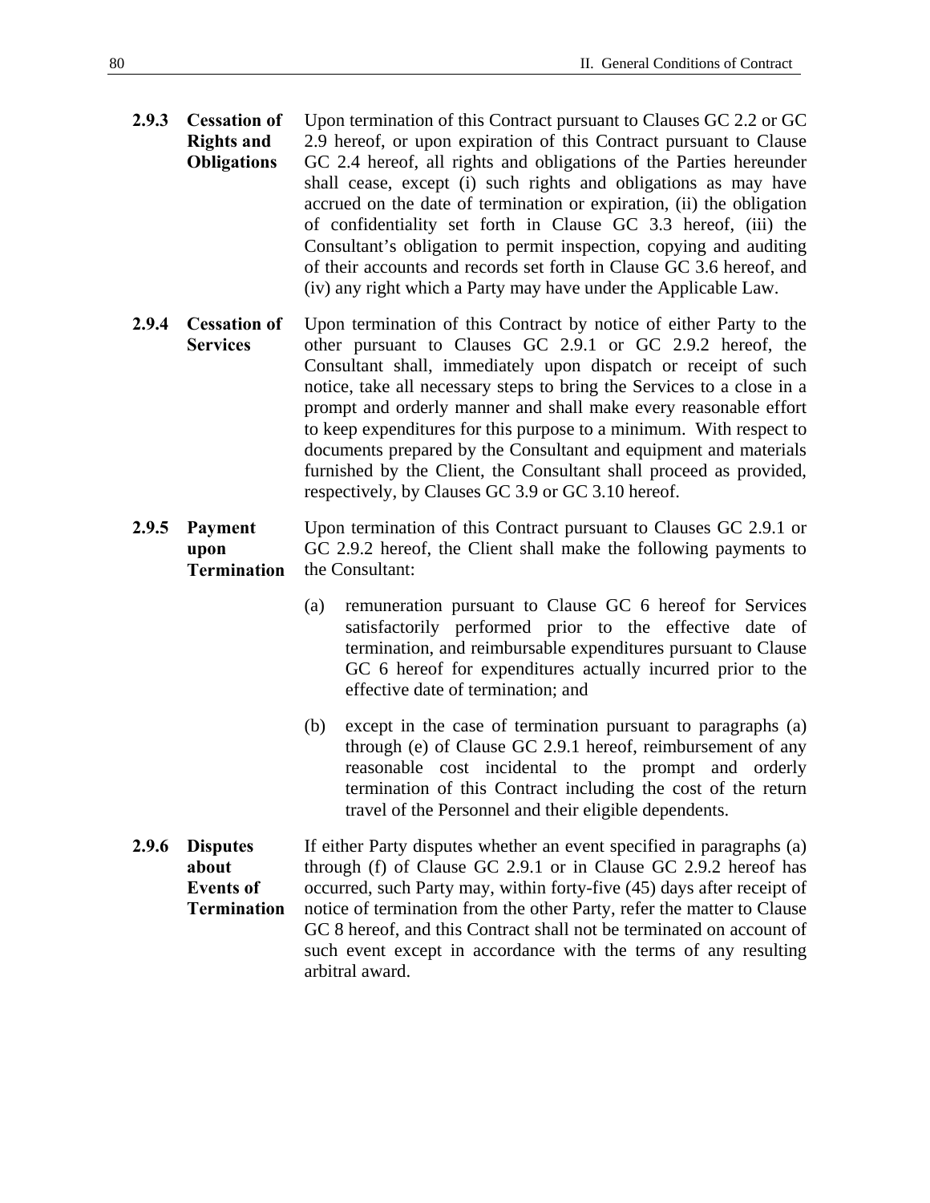**2.9.3 Cessation of Rights and Obligations**

Upon termination of this Contract pursuant to Clauses GC 2.2 or GC 2.9 hereof, or upon expiration of this Contract pursuant to Clause GC 2.4 hereof, all rights and obligations of the Parties hereunder shall cease, except (i) such rights and obligations as may have accrued on the date of termination or expiration, (ii) the obligation of confidentiality set forth in Clause GC 3.3 hereof, (iii) the Consultant's obligation to permit inspection, copying and auditing of their accounts and records set forth in Clause GC 3.6 hereof, and (iv) any right which a Party may have under the Applicable Law.

**2.9.4 Cessation of Services**

Upon termination of this Contract by notice of either Party to the other pursuant to Clauses GC 2.9.1 or GC 2.9.2 hereof, the Consultant shall, immediately upon dispatch or receipt of such notice, take all necessary steps to bring the Services to a close in a prompt and orderly manner and shall make every reasonable effort to keep expenditures for this purpose to a minimum. With respect to documents prepared by the Consultant and equipment and materials furnished by the Client, the Consultant shall proceed as provided, respectively, by Clauses GC 3.9 or GC 3.10 hereof.

**2.9.5 Payment upon Termination**

Upon termination of this Contract pursuant to Clauses GC 2.9.1 or GC 2.9.2 hereof, the Client shall make the following payments to the Consultant:

(a) remuneration pursuant to Clause GC 6 hereof for Services satisfactorily performed prior to the effective date of termination, and reimbursable expenditures pursuant to Clause GC 6 hereof for expenditures actually incurred prior to the effective date of termination; and

(b) except in the case of termination pursuant to paragraphs (a) through (e) of Clause GC 2.9.1 hereof, reimbursement of any reasonable cost incidental to the prompt and orderly termination of this Contract including the cost of the return travel of the Personnel and their eligible dependents.

**2.9.6 Disputes about Events of Termination**

If either Party disputes whether an event specified in paragraphs (a) through (f) of Clause GC 2.9.1 or in Clause GC 2.9.2 hereof has occurred, such Party may, within forty-five (45) days after receipt of notice of termination from the other Party, refer the matter to Clause GC 8 hereof, and this Contract shall not be terminated on account of such event except in accordance with the terms of any resulting arbitral award.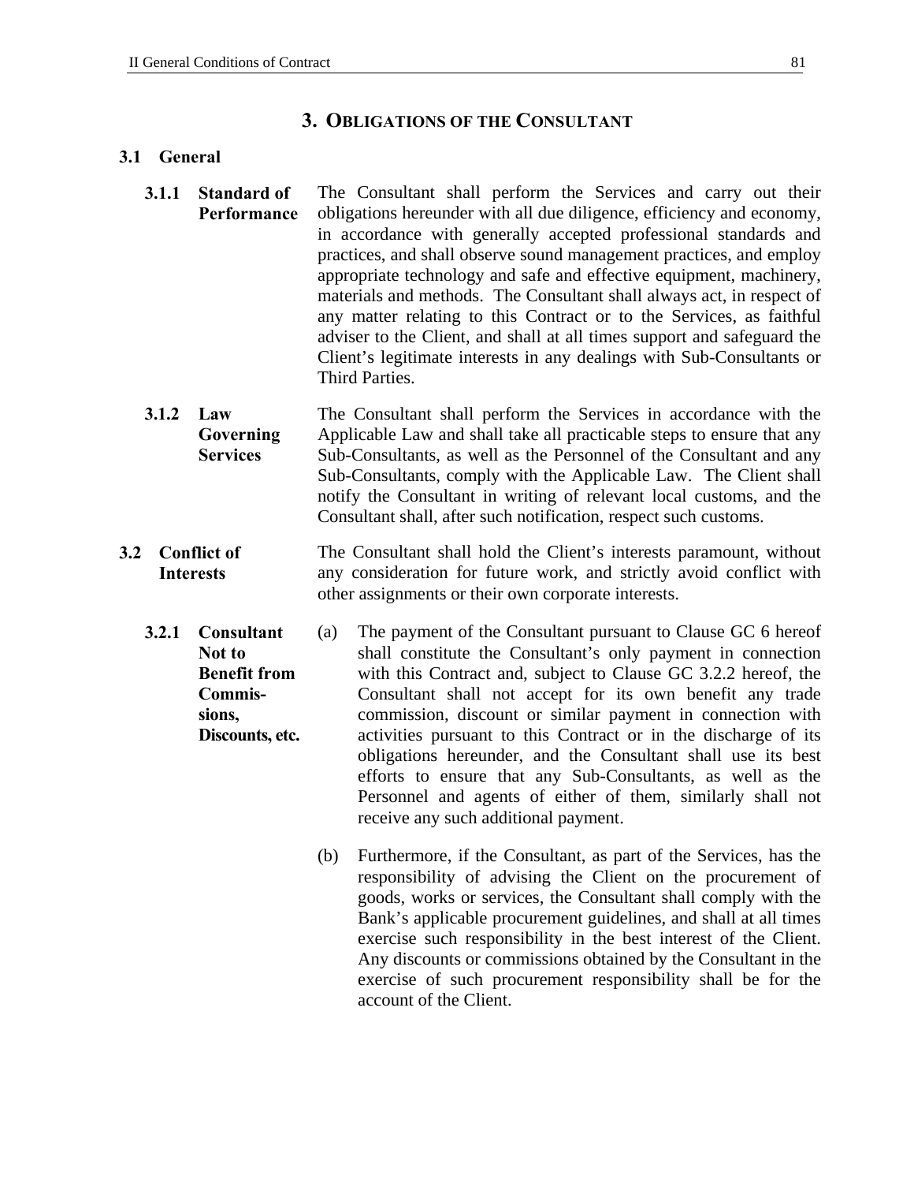## 3. OBLIGATIONS OF THE CONSULTANT

### 3.1 General

**3.1.1 Standard of Performance**

The Consultant shall perform the Services and carry out their obligations hereunder with all due diligence, efficiency and economy, in accordance with generally accepted professional standards and practices, and shall observe sound management practices, and employ appropriate technology and safe and effective equipment, machinery, materials and methods. The Consultant shall always act, in respect of any matter relating to this Contract or to the Services, as faithful adviser to the Client, and shall at all times support and safeguard the Client's legitimate interests in any dealings with Sub-Consultants or Third Parties.

**3.1.2 Law Governing Services**

The Consultant shall perform the Services in accordance with the Applicable Law and shall take all practicable steps to ensure that any Sub-Consultants, as well as the Personnel of the Consultant and any Sub-Consultants, comply with the Applicable Law. The Client shall notify the Consultant in writing of relevant local customs, and the Consultant shall, after such notification, respect such customs.

### 3.2 Conflict of Interests

The Consultant shall hold the Client's interests paramount, without any consideration for future work, and strictly avoid conflict with other assignments or their own corporate interests.

**3.2.1 Consultant Not to Benefit from Commissions, Discounts, etc.**

(a) The payment of the Consultant pursuant to Clause GC 6 hereof shall constitute the Consultant's only payment in connection with this Contract and, subject to Clause GC 3.2.2 hereof, the Consultant shall not accept for its own benefit any trade commission, discount or similar payment in connection with activities pursuant to this Contract or in the discharge of its obligations hereunder, and the Consultant shall use its best efforts to ensure that any Sub-Consultants, as well as the Personnel and agents of either of them, similarly shall not receive any such additional payment.

(b) Furthermore, if the Consultant, as part of the Services, has the responsibility of advising the Client on the procurement of goods, works or services, the Consultant shall comply with the Bank's applicable procurement guidelines, and shall at all times exercise such responsibility in the best interest of the Client. Any discounts or commissions obtained by the Consultant in the exercise of such procurement responsibility shall be for the account of the Client.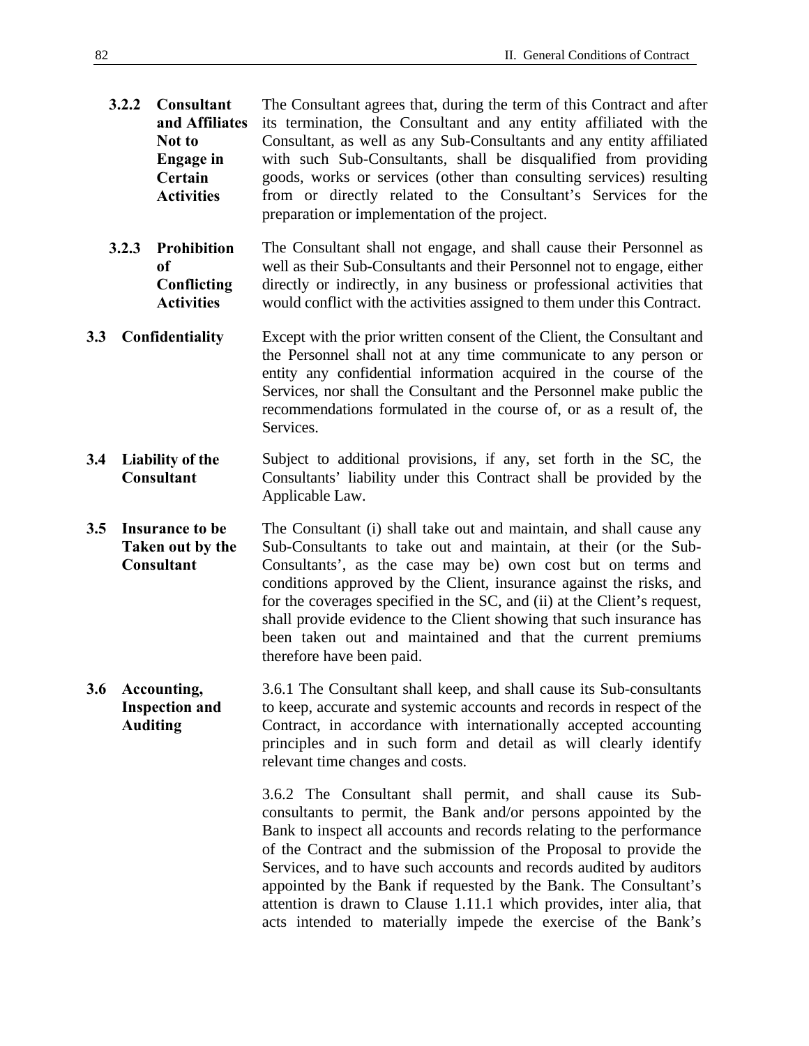**3.2.2 Consultant and Affiliates Not to Engage in Certain Activities**

The Consultant agrees that, during the term of this Contract and after its termination, the Consultant and any entity affiliated with the Consultant, as well as any Sub-Consultants and any entity affiliated with such Sub-Consultants, shall be disqualified from providing goods, works or services (other than consulting services) resulting from or directly related to the Consultant's Services for the preparation or implementation of the project.

**3.2.3 Prohibition of Conflicting Activities**

The Consultant shall not engage, and shall cause their Personnel as well as their Sub-Consultants and their Personnel not to engage, either directly or indirectly, in any business or professional activities that would conflict with the activities assigned to them under this Contract.

**3.3 Confidentiality**

Except with the prior written consent of the Client, the Consultant and the Personnel shall not at any time communicate to any person or entity any confidential information acquired in the course of the Services, nor shall the Consultant and the Personnel make public the recommendations formulated in the course of, or as a result of, the Services.

**3.4 Liability of the Consultant**

Subject to additional provisions, if any, set forth in the SC, the Consultants' liability under this Contract shall be provided by the Applicable Law.

**3.5 Insurance to be Taken out by the Consultant**

The Consultant (i) shall take out and maintain, and shall cause any Sub-Consultants to take out and maintain, at their (or the Sub-Consultants', as the case may be) own cost but on terms and conditions approved by the Client, insurance against the risks, and for the coverages specified in the SC, and (ii) at the Client's request, shall provide evidence to the Client showing that such insurance has been taken out and maintained and that the current premiums therefore have been paid.

**3.6 Accounting, Inspection and Auditing**

3.6.1 The Consultant shall keep, and shall cause its Sub-consultants to keep, accurate and systemic accounts and records in respect of the Contract, in accordance with internationally accepted accounting principles and in such form and detail as will clearly identify relevant time changes and costs.

3.6.2 The Consultant shall permit, and shall cause its Sub-consultants to permit, the Bank and/or persons appointed by the Bank to inspect all accounts and records relating to the performance of the Contract and the submission of the Proposal to provide the Services, and to have such accounts and records audited by auditors appointed by the Bank if requested by the Bank. The Consultant's attention is drawn to Clause 1.11.1 which provides, inter alia, that acts intended to materially impede the exercise of the Bank's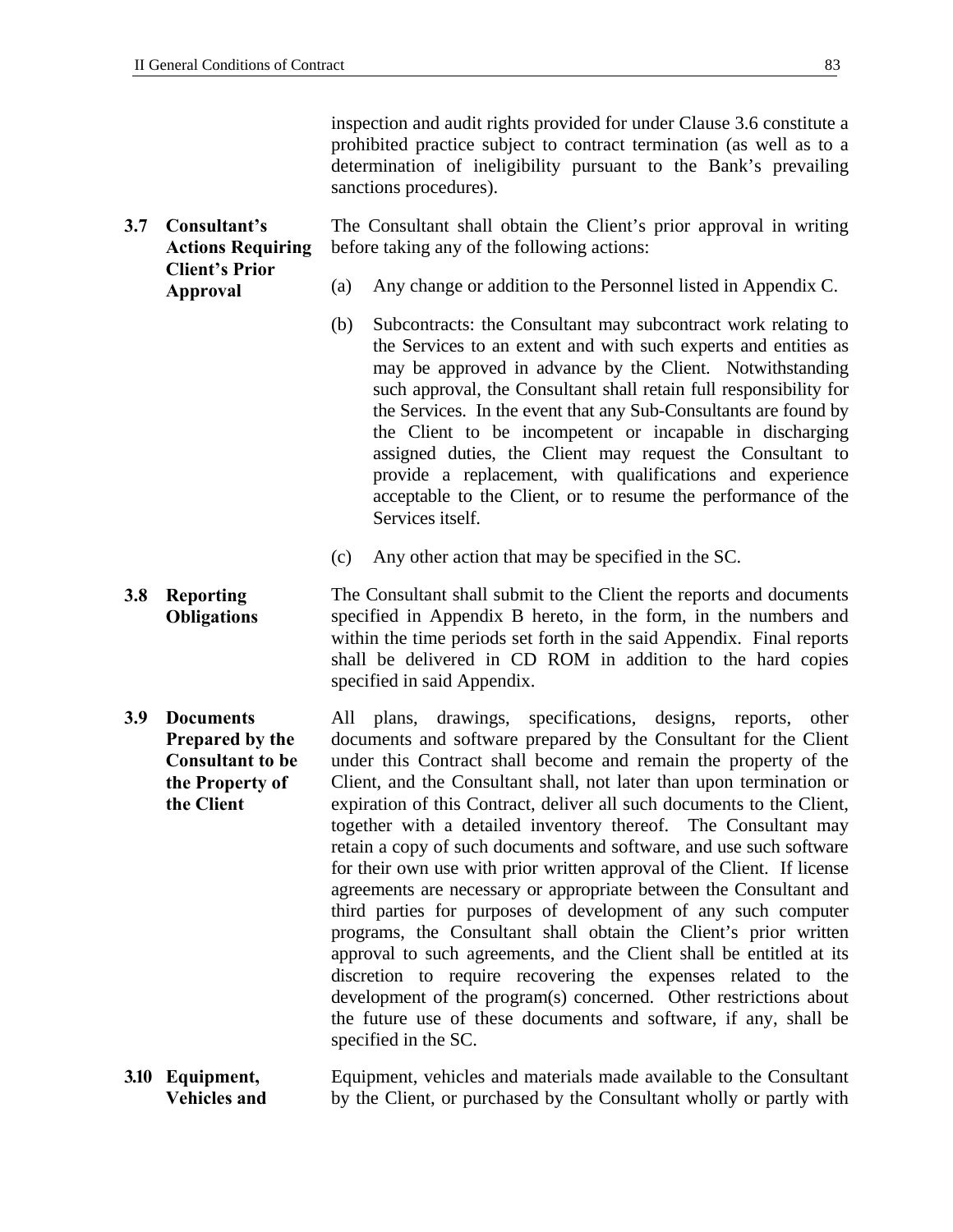inspection and audit rights provided for under Clause 3.6 constitute a prohibited practice subject to contract termination (as well as to a determination of ineligibility pursuant to the Bank's prevailing sanctions procedures).

**3.7 Consultant's Actions Requiring Client's Prior Approval**

The Consultant shall obtain the Client's prior approval in writing before taking any of the following actions:

(a) Any change or addition to the Personnel listed in Appendix C.

(b) Subcontracts: the Consultant may subcontract work relating to the Services to an extent and with such experts and entities as may be approved in advance by the Client. Notwithstanding such approval, the Consultant shall retain full responsibility for the Services. In the event that any Sub-Consultants are found by the Client to be incompetent or incapable in discharging assigned duties, the Client may request the Consultant to provide a replacement, with qualifications and experience acceptable to the Client, or to resume the performance of the Services itself.

(c) Any other action that may be specified in the SC.

**3.8 Reporting Obligations**

The Consultant shall submit to the Client the reports and documents specified in Appendix B hereto, in the form, in the numbers and within the time periods set forth in the said Appendix. Final reports shall be delivered in CD ROM in addition to the hard copies specified in said Appendix.

**3.9 Documents Prepared by the Consultant to be the Property of the Client**

All plans, drawings, specifications, designs, reports, other documents and software prepared by the Consultant for the Client under this Contract shall become and remain the property of the Client, and the Consultant shall, not later than upon termination or expiration of this Contract, deliver all such documents to the Client, together with a detailed inventory thereof. The Consultant may retain a copy of such documents and software, and use such software for their own use with prior written approval of the Client. If license agreements are necessary or appropriate between the Consultant and third parties for purposes of development of any such computer programs, the Consultant shall obtain the Client's prior written approval to such agreements, and the Client shall be entitled at its discretion to require recovering the expenses related to the development of the program(s) concerned. Other restrictions about the future use of these documents and software, if any, shall be specified in the SC.

**3.10 Equipment, Vehicles and**

Equipment, vehicles and materials made available to the Consultant by the Client, or purchased by the Consultant wholly or partly with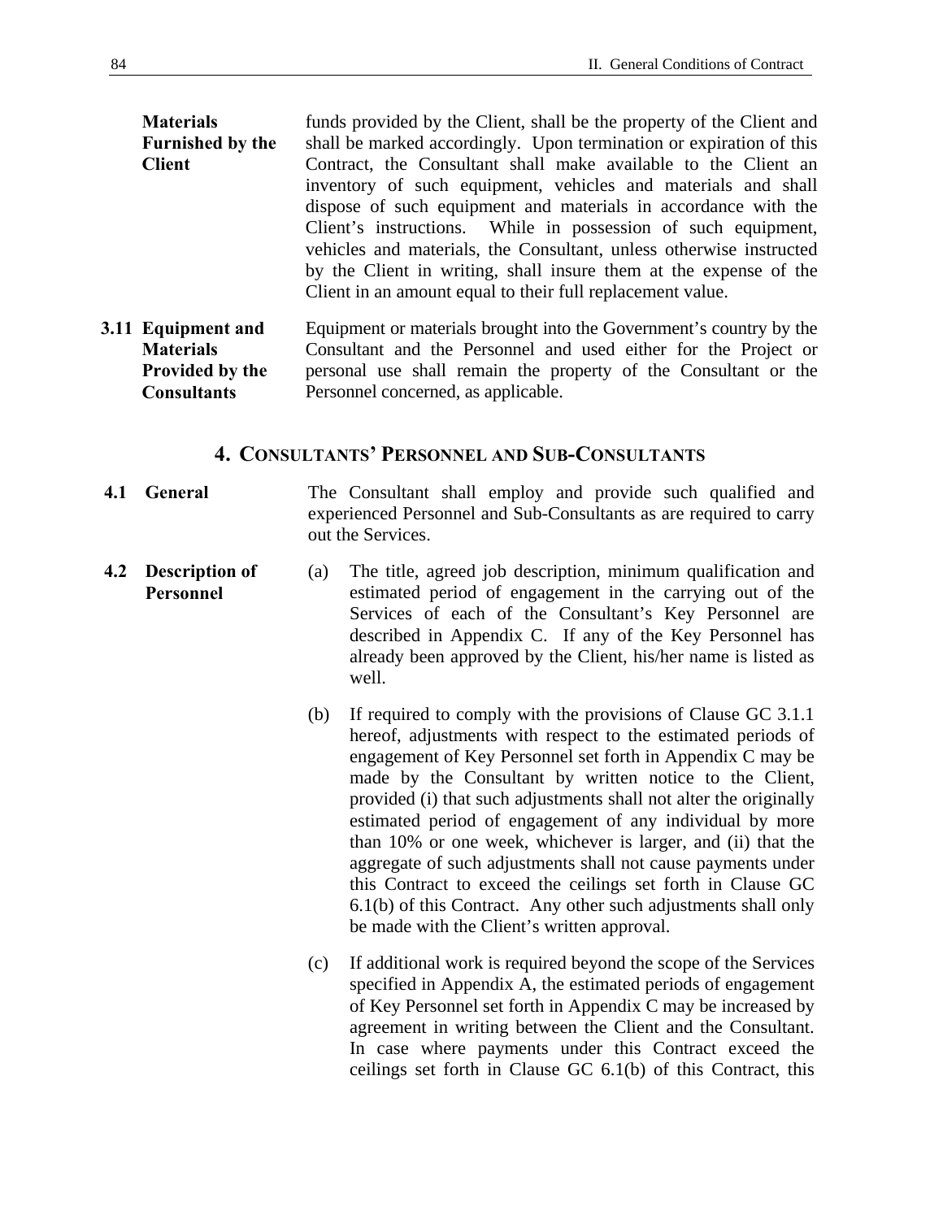**Materials Furnished by the Client**

funds provided by the Client, shall be the property of the Client and shall be marked accordingly. Upon termination or expiration of this Contract, the Consultant shall make available to the Client an inventory of such equipment, vehicles and materials and shall dispose of such equipment and materials in accordance with the Client's instructions. While in possession of such equipment, vehicles and materials, the Consultant, unless otherwise instructed by the Client in writing, shall insure them at the expense of the Client in an amount equal to their full replacement value.

**3.11 Equipment and Materials Provided by the Consultants**

Equipment or materials brought into the Government's country by the Consultant and the Personnel and used either for the Project or personal use shall remain the property of the Consultant or the Personnel concerned, as applicable.

## 4. CONSULTANTS' PERSONNEL AND SUB-CONSULTANTS

**4.1 General**

The Consultant shall employ and provide such qualified and experienced Personnel and Sub-Consultants as are required to carry out the Services.

**4.2 Description of Personnel**

(a) The title, agreed job description, minimum qualification and estimated period of engagement in the carrying out of the Services of each of the Consultant's Key Personnel are described in Appendix C. If any of the Key Personnel has already been approved by the Client, his/her name is listed as well.

(b) If required to comply with the provisions of Clause GC 3.1.1 hereof, adjustments with respect to the estimated periods of engagement of Key Personnel set forth in Appendix C may be made by the Consultant by written notice to the Client, provided (i) that such adjustments shall not alter the originally estimated period of engagement of any individual by more than 10% or one week, whichever is larger, and (ii) that the aggregate of such adjustments shall not cause payments under this Contract to exceed the ceilings set forth in Clause GC 6.1(b) of this Contract. Any other such adjustments shall only be made with the Client's written approval.

(c) If additional work is required beyond the scope of the Services specified in Appendix A, the estimated periods of engagement of Key Personnel set forth in Appendix C may be increased by agreement in writing between the Client and the Consultant. In case where payments under this Contract exceed the ceilings set forth in Clause GC 6.1(b) of this Contract, this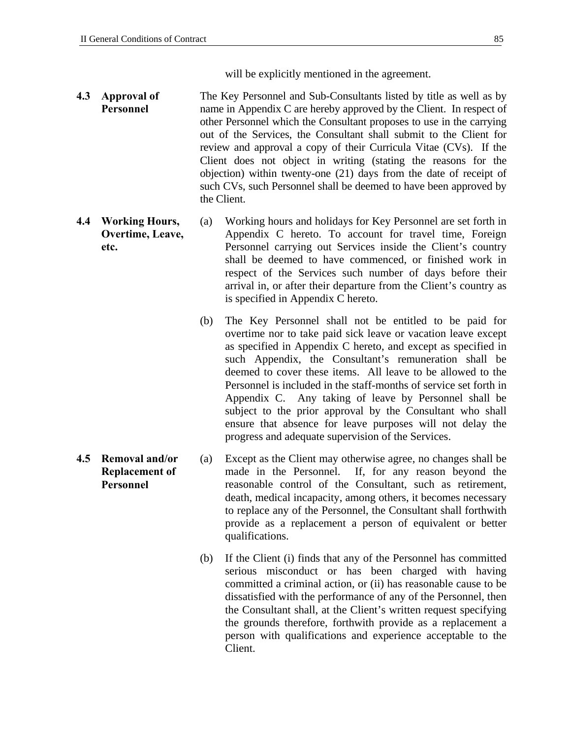will be explicitly mentioned in the agreement.

**4.3 Approval of Personnel**

The Key Personnel and Sub-Consultants listed by title as well as by name in Appendix C are hereby approved by the Client. In respect of other Personnel which the Consultant proposes to use in the carrying out of the Services, the Consultant shall submit to the Client for review and approval a copy of their Curricula Vitae (CVs). If the Client does not object in writing (stating the reasons for the objection) within twenty-one (21) days from the date of receipt of such CVs, such Personnel shall be deemed to have been approved by the Client.

**4.4 Working Hours, Overtime, Leave, etc.**

(a) Working hours and holidays for Key Personnel are set forth in Appendix C hereto. To account for travel time, Foreign Personnel carrying out Services inside the Client's country shall be deemed to have commenced, or finished work in respect of the Services such number of days before their arrival in, or after their departure from the Client's country as is specified in Appendix C hereto.

(b) The Key Personnel shall not be entitled to be paid for overtime nor to take paid sick leave or vacation leave except as specified in Appendix C hereto, and except as specified in such Appendix, the Consultant's remuneration shall be deemed to cover these items. All leave to be allowed to the Personnel is included in the staff-months of service set forth in Appendix C. Any taking of leave by Personnel shall be subject to the prior approval by the Consultant who shall ensure that absence for leave purposes will not delay the progress and adequate supervision of the Services.

**4.5 Removal and/or Replacement of Personnel**

(a) Except as the Client may otherwise agree, no changes shall be made in the Personnel. If, for any reason beyond the reasonable control of the Consultant, such as retirement, death, medical incapacity, among others, it becomes necessary to replace any of the Personnel, the Consultant shall forthwith provide as a replacement a person of equivalent or better qualifications.

(b) If the Client (i) finds that any of the Personnel has committed serious misconduct or has been charged with having committed a criminal action, or (ii) has reasonable cause to be dissatisfied with the performance of any of the Personnel, then the Consultant shall, at the Client's written request specifying the grounds therefore, forthwith provide as a replacement a person with qualifications and experience acceptable to the Client.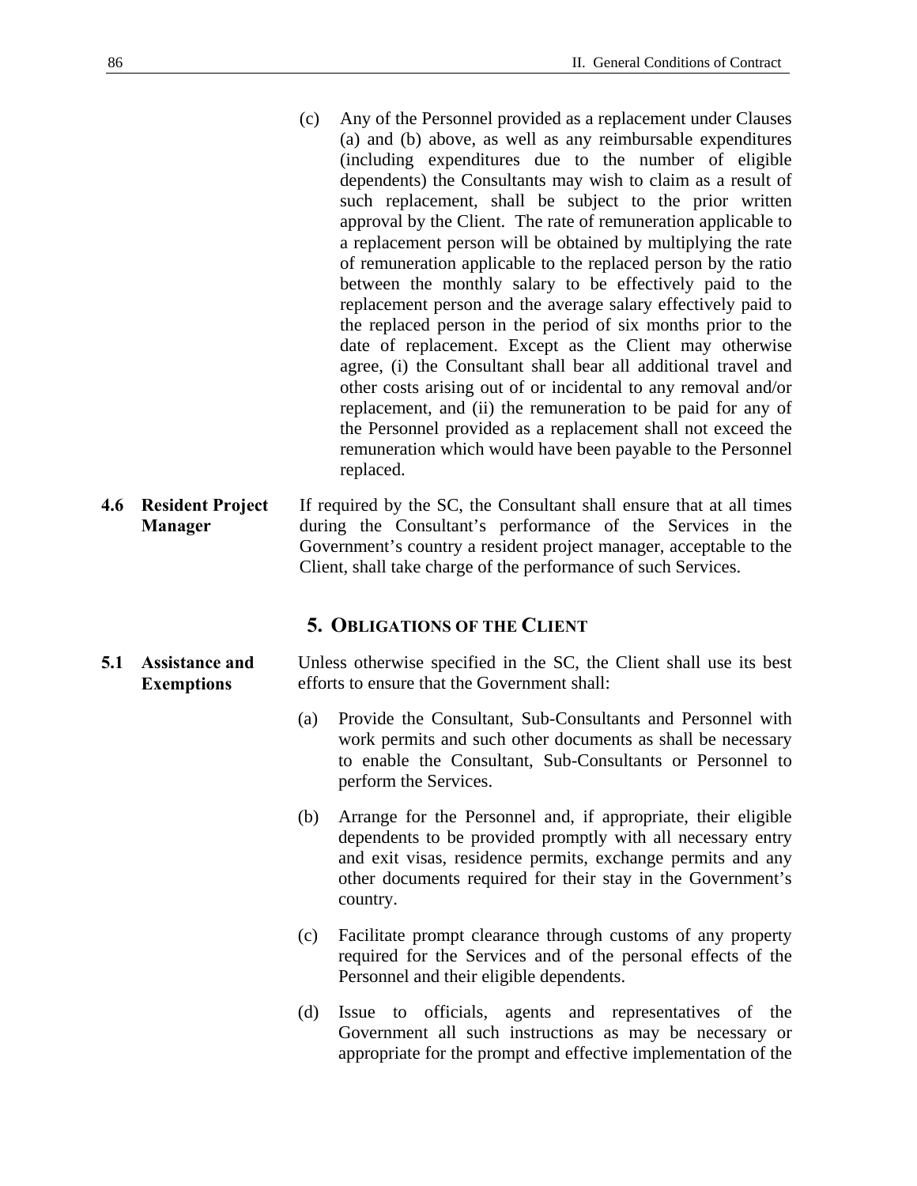(c) Any of the Personnel provided as a replacement under Clauses (a) and (b) above, as well as any reimbursable expenditures (including expenditures due to the number of eligible dependents) the Consultants may wish to claim as a result of such replacement, shall be subject to the prior written approval by the Client. The rate of remuneration applicable to a replacement person will be obtained by multiplying the rate of remuneration applicable to the replaced person by the ratio between the monthly salary to be effectively paid to the replacement person and the average salary effectively paid to the replaced person in the period of six months prior to the date of replacement. Except as the Client may otherwise agree, (i) the Consultant shall bear all additional travel and other costs arising out of or incidental to any removal and/or replacement, and (ii) the remuneration to be paid for any of the Personnel provided as a replacement shall not exceed the remuneration which would have been payable to the Personnel replaced.

**4.6 Resident Project Manager**

If required by the SC, the Consultant shall ensure that at all times during the Consultant's performance of the Services in the Government's country a resident project manager, acceptable to the Client, shall take charge of the performance of such Services.

## 5. Obligations of the Client

**5.1 Assistance and Exemptions**

Unless otherwise specified in the SC, the Client shall use its best efforts to ensure that the Government shall:

(a) Provide the Consultant, Sub-Consultants and Personnel with work permits and such other documents as shall be necessary to enable the Consultant, Sub-Consultants or Personnel to perform the Services.

(b) Arrange for the Personnel and, if appropriate, their eligible dependents to be provided promptly with all necessary entry and exit visas, residence permits, exchange permits and any other documents required for their stay in the Government's country.

(c) Facilitate prompt clearance through customs of any property required for the Services and of the personal effects of the Personnel and their eligible dependents.

(d) Issue to officials, agents and representatives of the Government all such instructions as may be necessary or appropriate for the prompt and effective implementation of the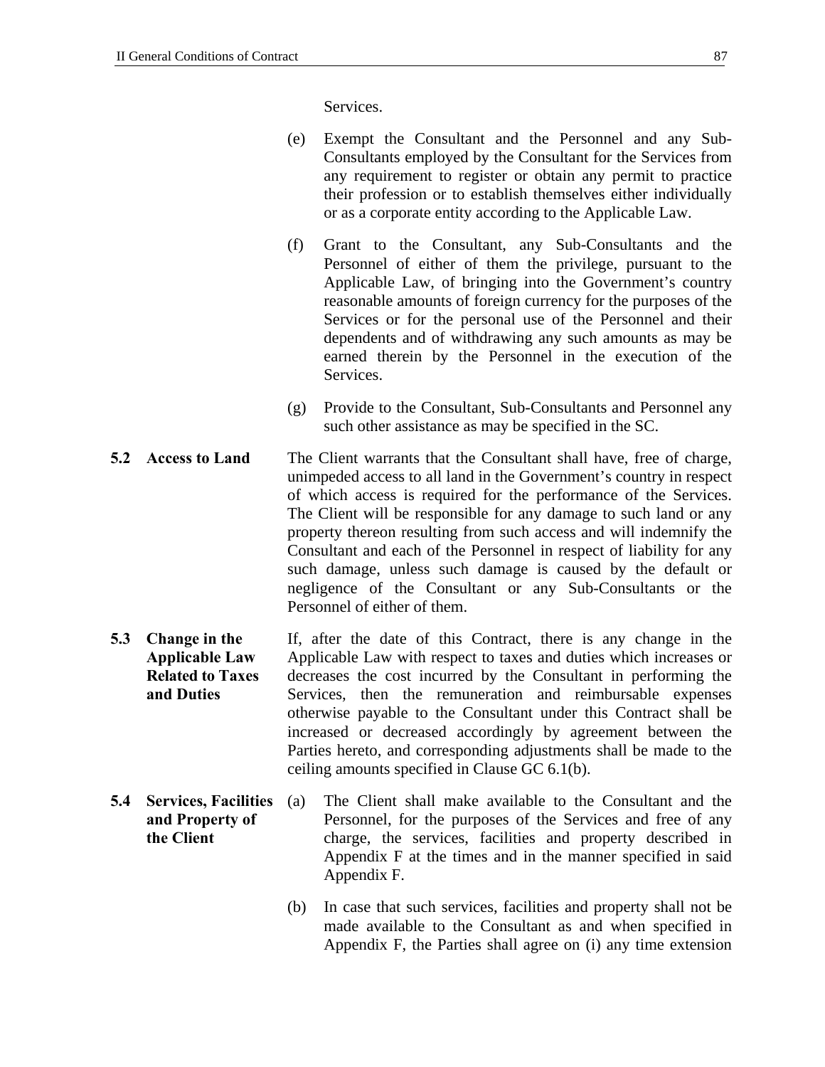Services.

(e) Exempt the Consultant and the Personnel and any Sub-Consultants employed by the Consultant for the Services from any requirement to register or obtain any permit to practice their profession or to establish themselves either individually or as a corporate entity according to the Applicable Law.

(f) Grant to the Consultant, any Sub-Consultants and the Personnel of either of them the privilege, pursuant to the Applicable Law, of bringing into the Government's country reasonable amounts of foreign currency for the purposes of the Services or for the personal use of the Personnel and their dependents and of withdrawing any such amounts as may be earned therein by the Personnel in the execution of the Services.

(g) Provide to the Consultant, Sub-Consultants and Personnel any such other assistance as may be specified in the SC.

**5.2 Access to Land**

The Client warrants that the Consultant shall have, free of charge, unimpeded access to all land in the Government's country in respect of which access is required for the performance of the Services. The Client will be responsible for any damage to such land or any property thereon resulting from such access and will indemnify the Consultant and each of the Personnel in respect of liability for any such damage, unless such damage is caused by the default or negligence of the Consultant or any Sub-Consultants or the Personnel of either of them.

**5.3 Change in the Applicable Law Related to Taxes and Duties**

If, after the date of this Contract, there is any change in the Applicable Law with respect to taxes and duties which increases or decreases the cost incurred by the Consultant in performing the Services, then the remuneration and reimbursable expenses otherwise payable to the Consultant under this Contract shall be increased or decreased accordingly by agreement between the Parties hereto, and corresponding adjustments shall be made to the ceiling amounts specified in Clause GC 6.1(b).

**5.4 Services, Facilities and Property of the Client**

(a) The Client shall make available to the Consultant and the Personnel, for the purposes of the Services and free of any charge, the services, facilities and property described in Appendix F at the times and in the manner specified in said Appendix F.

(b) In case that such services, facilities and property shall not be made available to the Consultant as and when specified in Appendix F, the Parties shall agree on (i) any time extension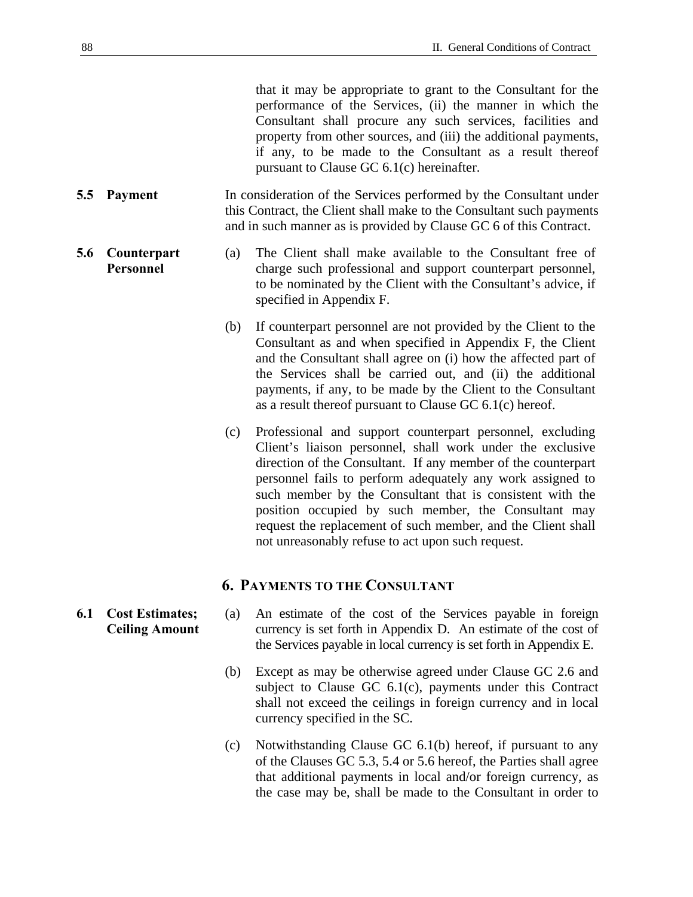that it may be appropriate to grant to the Consultant for the performance of the Services, (ii) the manner in which the Consultant shall procure any such services, facilities and property from other sources, and (iii) the additional payments, if any, to be made to the Consultant as a result thereof pursuant to Clause GC 6.1(c) hereinafter.

**5.5 Payment**

In consideration of the Services performed by the Consultant under this Contract, the Client shall make to the Consultant such payments and in such manner as is provided by Clause GC 6 of this Contract.

**5.6 Counterpart Personnel**

(a) The Client shall make available to the Consultant free of charge such professional and support counterpart personnel, to be nominated by the Client with the Consultant's advice, if specified in Appendix F.

(b) If counterpart personnel are not provided by the Client to the Consultant as and when specified in Appendix F, the Client and the Consultant shall agree on (i) how the affected part of the Services shall be carried out, and (ii) the additional payments, if any, to be made by the Client to the Consultant as a result thereof pursuant to Clause GC 6.1(c) hereof.

(c) Professional and support counterpart personnel, excluding Client's liaison personnel, shall work under the exclusive direction of the Consultant. If any member of the counterpart personnel fails to perform adequately any work assigned to such member by the Consultant that is consistent with the position occupied by such member, the Consultant may request the replacement of such member, and the Client shall not unreasonably refuse to act upon such request.

## 6. Payments to the Consultant

**6.1 Cost Estimates; Ceiling Amount**

(a) An estimate of the cost of the Services payable in foreign currency is set forth in Appendix D. An estimate of the cost of the Services payable in local currency is set forth in Appendix E.

(b) Except as may be otherwise agreed under Clause GC 2.6 and subject to Clause GC 6.1(c), payments under this Contract shall not exceed the ceilings in foreign currency and in local currency specified in the SC.

(c) Notwithstanding Clause GC 6.1(b) hereof, if pursuant to any of the Clauses GC 5.3, 5.4 or 5.6 hereof, the Parties shall agree that additional payments in local and/or foreign currency, as the case may be, shall be made to the Consultant in order to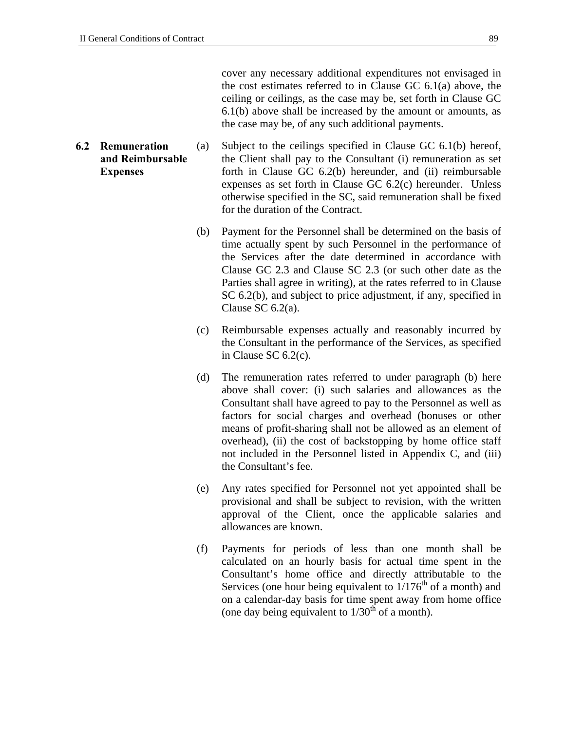cover any necessary additional expenditures not envisaged in the cost estimates referred to in Clause GC 6.1(a) above, the ceiling or ceilings, as the case may be, set forth in Clause GC 6.1(b) above shall be increased by the amount or amounts, as the case may be, of any such additional payments.

**6.2 Remuneration and Reimbursable Expenses**

(a) Subject to the ceilings specified in Clause GC 6.1(b) hereof, the Client shall pay to the Consultant (i) remuneration as set forth in Clause GC 6.2(b) hereunder, and (ii) reimbursable expenses as set forth in Clause GC 6.2(c) hereunder. Unless otherwise specified in the SC, said remuneration shall be fixed for the duration of the Contract.

(b) Payment for the Personnel shall be determined on the basis of time actually spent by such Personnel in the performance of the Services after the date determined in accordance with Clause GC 2.3 and Clause SC 2.3 (or such other date as the Parties shall agree in writing), at the rates referred to in Clause SC 6.2(b), and subject to price adjustment, if any, specified in Clause SC 6.2(a).

(c) Reimbursable expenses actually and reasonably incurred by the Consultant in the performance of the Services, as specified in Clause SC 6.2(c).

(d) The remuneration rates referred to under paragraph (b) here above shall cover: (i) such salaries and allowances as the Consultant shall have agreed to pay to the Personnel as well as factors for social charges and overhead (bonuses or other means of profit-sharing shall not be allowed as an element of overhead), (ii) the cost of backstopping by home office staff not included in the Personnel listed in Appendix C, and (iii) the Consultant's fee.

(e) Any rates specified for Personnel not yet appointed shall be provisional and shall be subject to revision, with the written approval of the Client, once the applicable salaries and allowances are known.

(f) Payments for periods of less than one month shall be calculated on an hourly basis for actual time spent in the Consultant's home office and directly attributable to the Services (one hour being equivalent to 1/176th of a month) and on a calendar-day basis for time spent away from home office (one day being equivalent to 1/30th of a month).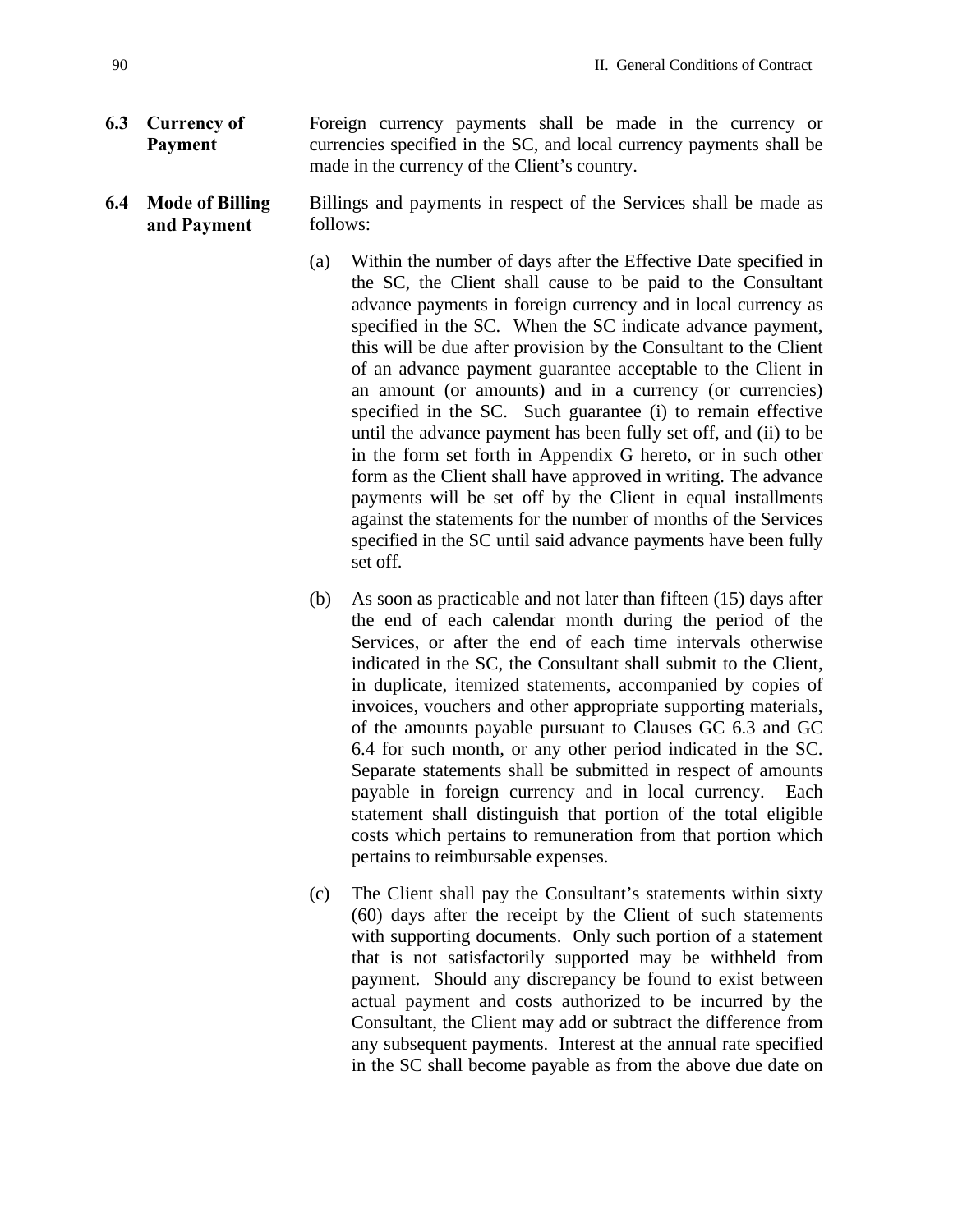**6.3 Currency of Payment**

Foreign currency payments shall be made in the currency or currencies specified in the SC, and local currency payments shall be made in the currency of the Client's country.

**6.4 Mode of Billing and Payment**

Billings and payments in respect of the Services shall be made as follows:

(a) Within the number of days after the Effective Date specified in the SC, the Client shall cause to be paid to the Consultant advance payments in foreign currency and in local currency as specified in the SC. When the SC indicate advance payment, this will be due after provision by the Consultant to the Client of an advance payment guarantee acceptable to the Client in an amount (or amounts) and in a currency (or currencies) specified in the SC. Such guarantee (i) to remain effective until the advance payment has been fully set off, and (ii) to be in the form set forth in Appendix G hereto, or in such other form as the Client shall have approved in writing. The advance payments will be set off by the Client in equal installments against the statements for the number of months of the Services specified in the SC until said advance payments have been fully set off.

(b) As soon as practicable and not later than fifteen (15) days after the end of each calendar month during the period of the Services, or after the end of each time intervals otherwise indicated in the SC, the Consultant shall submit to the Client, in duplicate, itemized statements, accompanied by copies of invoices, vouchers and other appropriate supporting materials, of the amounts payable pursuant to Clauses GC 6.3 and GC 6.4 for such month, or any other period indicated in the SC. Separate statements shall be submitted in respect of amounts payable in foreign currency and in local currency. Each statement shall distinguish that portion of the total eligible costs which pertains to remuneration from that portion which pertains to reimbursable expenses.

(c) The Client shall pay the Consultant's statements within sixty (60) days after the receipt by the Client of such statements with supporting documents. Only such portion of a statement that is not satisfactorily supported may be withheld from payment. Should any discrepancy be found to exist between actual payment and costs authorized to be incurred by the Consultant, the Client may add or subtract the difference from any subsequent payments. Interest at the annual rate specified in the SC shall become payable as from the above due date on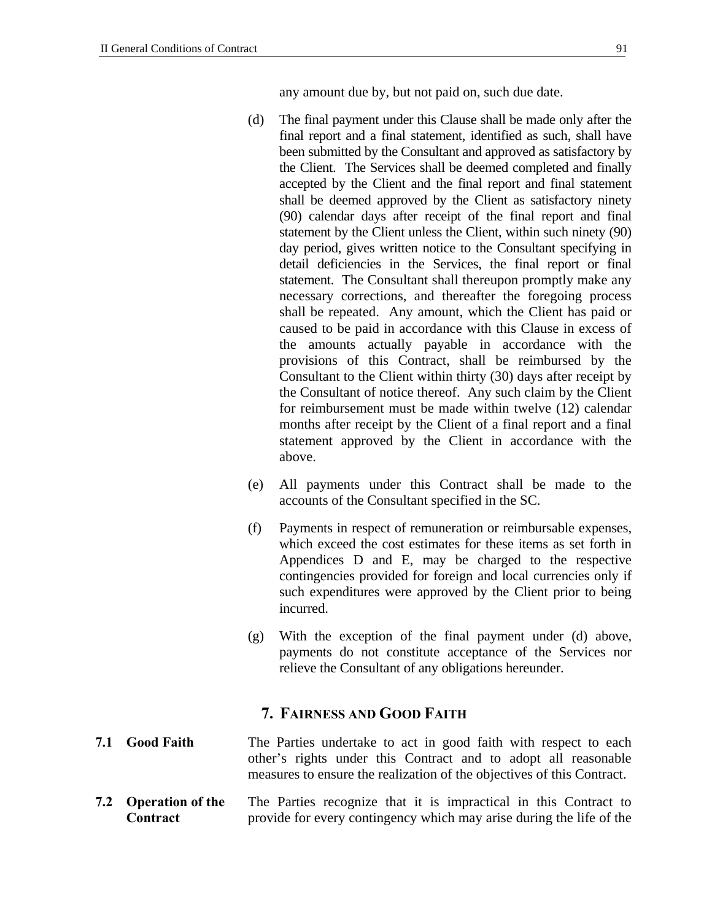any amount due by, but not paid on, such due date.

(d) The final payment under this Clause shall be made only after the final report and a final statement, identified as such, shall have been submitted by the Consultant and approved as satisfactory by the Client. The Services shall be deemed completed and finally accepted by the Client and the final report and final statement shall be deemed approved by the Client as satisfactory ninety (90) calendar days after receipt of the final report and final statement by the Client unless the Client, within such ninety (90) day period, gives written notice to the Consultant specifying in detail deficiencies in the Services, the final report or final statement. The Consultant shall thereupon promptly make any necessary corrections, and thereafter the foregoing process shall be repeated. Any amount, which the Client has paid or caused to be paid in accordance with this Clause in excess of the amounts actually payable in accordance with the provisions of this Contract, shall be reimbursed by the Consultant to the Client within thirty (30) days after receipt by the Consultant of notice thereof. Any such claim by the Client for reimbursement must be made within twelve (12) calendar months after receipt by the Client of a final report and a final statement approved by the Client in accordance with the above.

(e) All payments under this Contract shall be made to the accounts of the Consultant specified in the SC.

(f) Payments in respect of remuneration or reimbursable expenses, which exceed the cost estimates for these items as set forth in Appendices D and E, may be charged to the respective contingencies provided for foreign and local currencies only if such expenditures were approved by the Client prior to being incurred.

(g) With the exception of the final payment under (d) above, payments do not constitute acceptance of the Services nor relieve the Consultant of any obligations hereunder.

## 7. Fairness and Good Faith

**7.1 Good Faith** The Parties undertake to act in good faith with respect to each other's rights under this Contract and to adopt all reasonable measures to ensure the realization of the objectives of this Contract.

**7.2 Operation of the Contract** The Parties recognize that it is impractical in this Contract to provide for every contingency which may arise during the life of the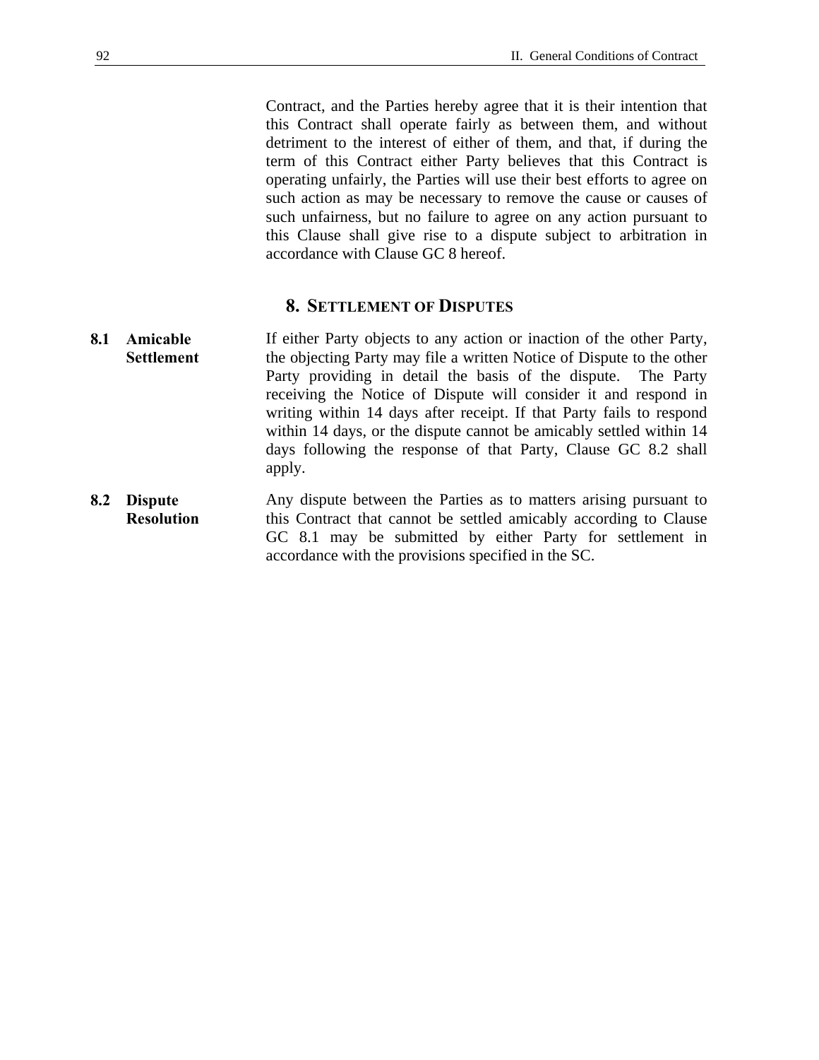Contract, and the Parties hereby agree that it is their intention that this Contract shall operate fairly as between them, and without detriment to the interest of either of them, and that, if during the term of this Contract either Party believes that this Contract is operating unfairly, the Parties will use their best efforts to agree on such action as may be necessary to remove the cause or causes of such unfairness, but no failure to agree on any action pursuant to this Clause shall give rise to a dispute subject to arbitration in accordance with Clause GC 8 hereof.

## 8. Settlement of Disputes

**8.1 Amicable Settlement**

If either Party objects to any action or inaction of the other Party, the objecting Party may file a written Notice of Dispute to the other Party providing in detail the basis of the dispute. The Party receiving the Notice of Dispute will consider it and respond in writing within 14 days after receipt. If that Party fails to respond within 14 days, or the dispute cannot be amicably settled within 14 days following the response of that Party, Clause GC 8.2 shall apply.

**8.2 Dispute Resolution**

Any dispute between the Parties as to matters arising pursuant to this Contract that cannot be settled amicably according to Clause GC 8.1 may be submitted by either Party for settlement in accordance with the provisions specified in the SC.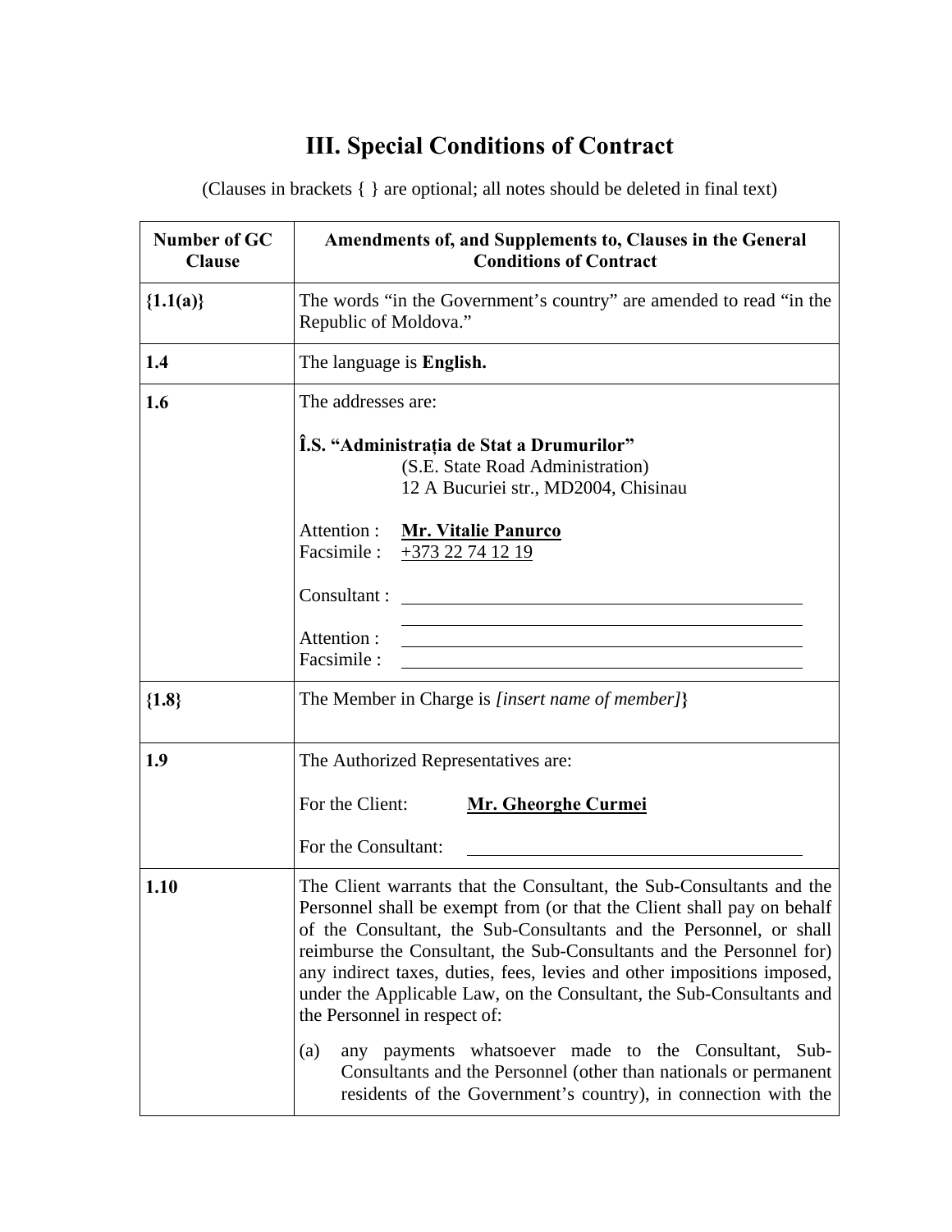# III. Special Conditions of Contract

(Clauses in brackets { } are optional; all notes should be deleted in final text)

| Number of GC Clause | Amendments of, and Supplements to, Clauses in the General Conditions of Contract |
|---|---|
| {1.1(a)} | The words "in the Government's country" are amended to read "in the Republic of Moldova." |
| 1.4 | The language is **English.** |
| 1.6 | The addresses are:<br><br>**Î.S. "Administrația de Stat a Drumurilor"**<br>(S.E. State Road Administration)<br>12 A Bucuriei str., MD2004, Chisinau<br><br>Attention : **Mr. Vitalie Panurco**<br>Facsimile : +373 22 74 12 19<br><br>Consultant : ______________________<br>______________________<br><br>Attention : ______________________<br>Facsimile : ______________________ |
| {1.8} | The Member in Charge is *[insert name of member]*} |
| 1.9 | The Authorized Representatives are:<br><br>For the Client: **Mr. Gheorghe Curmei**<br><br>For the Consultant: ______________________ |
| 1.10 | The Client warrants that the Consultant, the Sub-Consultants and the Personnel shall be exempt from (or that the Client shall pay on behalf of the Consultant, the Sub-Consultants and the Personnel, or shall reimburse the Consultant, the Sub-Consultants and the Personnel for) any indirect taxes, duties, fees, levies and other impositions imposed, under the Applicable Law, on the Consultant, the Sub-Consultants and the Personnel in respect of:<br><br>(a) any payments whatsoever made to the Consultant, Sub-Consultants and the Personnel (other than nationals or permanent residents of the Government's country), in connection with the |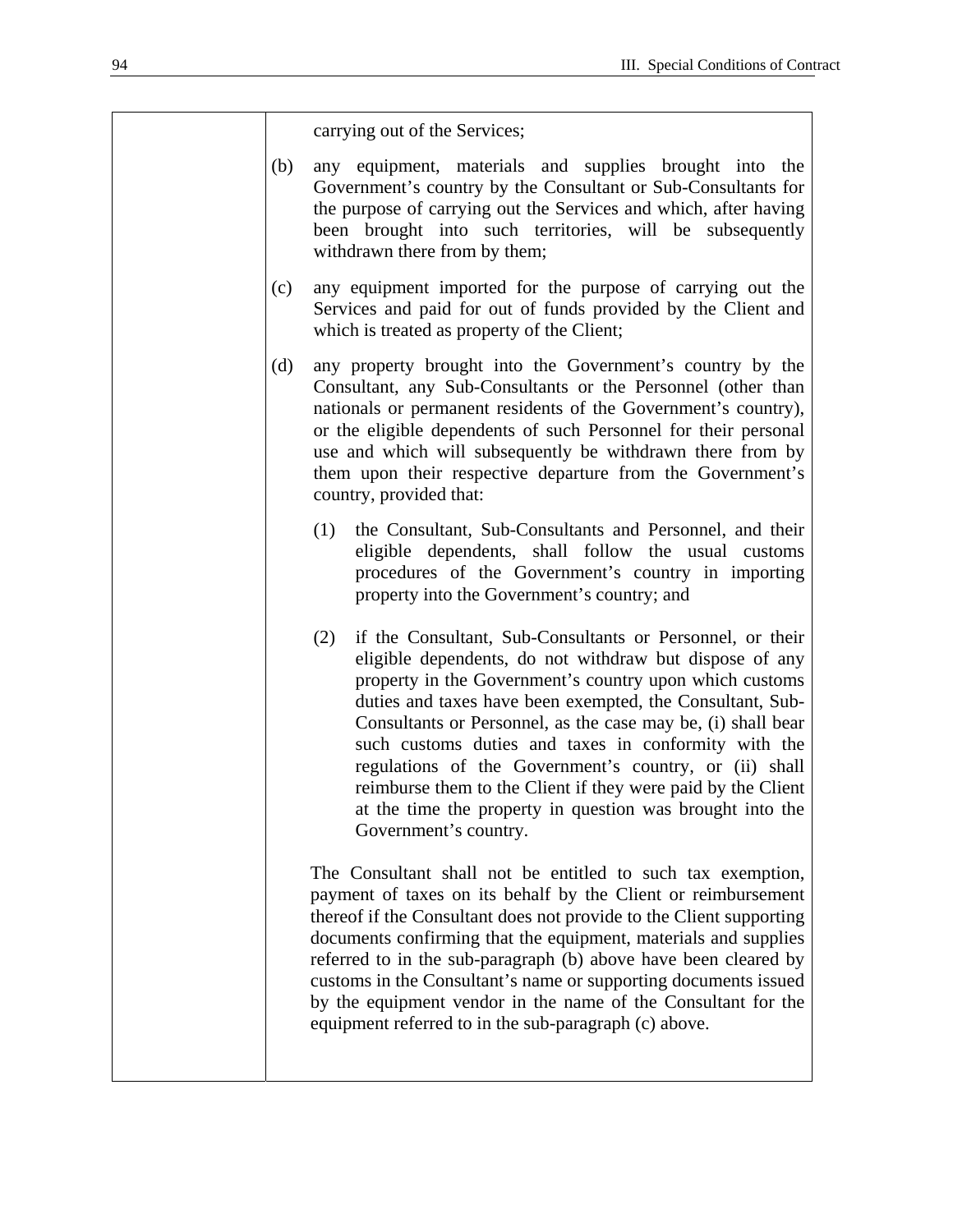carrying out of the Services;

(b) any equipment, materials and supplies brought into the Government's country by the Consultant or Sub-Consultants for the purpose of carrying out the Services and which, after having been brought into such territories, will be subsequently withdrawn there from by them;

(c) any equipment imported for the purpose of carrying out the Services and paid for out of funds provided by the Client and which is treated as property of the Client;

(d) any property brought into the Government's country by the Consultant, any Sub-Consultants or the Personnel (other than nationals or permanent residents of the Government's country), or the eligible dependents of such Personnel for their personal use and which will subsequently be withdrawn there from by them upon their respective departure from the Government's country, provided that:

   (1) the Consultant, Sub-Consultants and Personnel, and their eligible dependents, shall follow the usual customs procedures of the Government's country in importing property into the Government's country; and

   (2) if the Consultant, Sub-Consultants or Personnel, or their eligible dependents, do not withdraw but dispose of any property in the Government's country upon which customs duties and taxes have been exempted, the Consultant, Sub-Consultants or Personnel, as the case may be, (i) shall bear such customs duties and taxes in conformity with the regulations of the Government's country, or (ii) shall reimburse them to the Client if they were paid by the Client at the time the property in question was brought into the Government's country.

The Consultant shall not be entitled to such tax exemption, payment of taxes on its behalf by the Client or reimbursement thereof if the Consultant does not provide to the Client supporting documents confirming that the equipment, materials and supplies referred to in the sub-paragraph (b) above have been cleared by customs in the Consultant's name or supporting documents issued by the equipment vendor in the name of the Consultant for the equipment referred to in the sub-paragraph (c) above.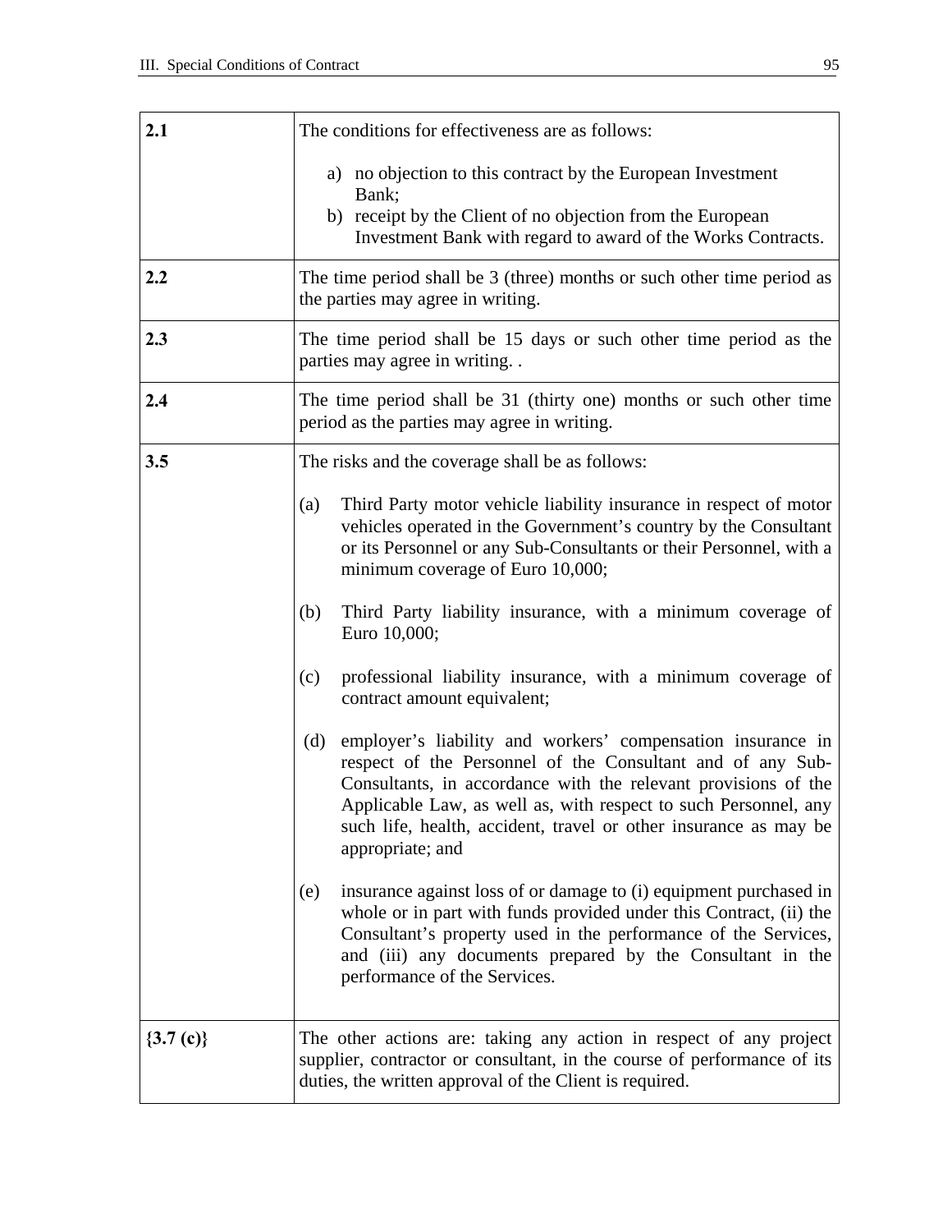| | |
|---|---|
| **2.1** | The conditions for effectiveness are as follows:<br><br>a) no objection to this contract by the European Investment Bank;<br>b) receipt by the Client of no objection from the European Investment Bank with regard to award of the Works Contracts. |
| **2.2** | The time period shall be 3 (three) months or such other time period as the parties may agree in writing. |
| **2.3** | The time period shall be 15 days or such other time period as the parties may agree in writing. . |
| **2.4** | The time period shall be 31 (thirty one) months or such other time period as the parties may agree in writing. |
| **3.5** | The risks and the coverage shall be as follows:<br><br>(a) Third Party motor vehicle liability insurance in respect of motor vehicles operated in the Government's country by the Consultant or its Personnel or any Sub-Consultants or their Personnel, with a minimum coverage of Euro 10,000;<br><br>(b) Third Party liability insurance, with a minimum coverage of Euro 10,000;<br><br>(c) professional liability insurance, with a minimum coverage of contract amount equivalent;<br><br>(d) employer's liability and workers' compensation insurance in respect of the Personnel of the Consultant and of any Sub-Consultants, in accordance with the relevant provisions of the Applicable Law, as well as, with respect to such Personnel, any such life, health, accident, travel or other insurance as may be appropriate; and<br><br>(e) insurance against loss of or damage to (i) equipment purchased in whole or in part with funds provided under this Contract, (ii) the Consultant's property used in the performance of the Services, and (iii) any documents prepared by the Consultant in the performance of the Services. |
| **{3.7 (c)}** | The other actions are: taking any action in respect of any project supplier, contractor or consultant, in the course of performance of its duties, the written approval of the Client is required. |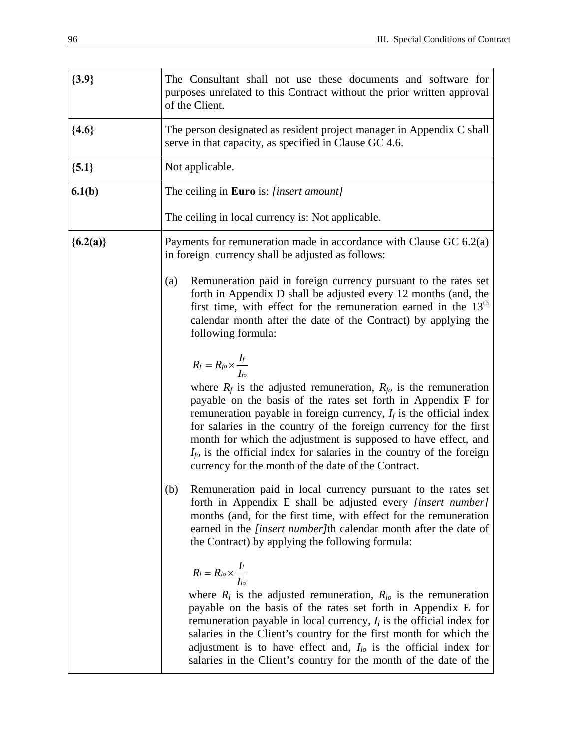| | |
|---|---|
| **{3.9}** | The Consultant shall not use these documents and software for purposes unrelated to this Contract without the prior written approval of the Client. |
| **{4.6}** | The person designated as resident project manager in Appendix C shall serve in that capacity, as specified in Clause GC 4.6. |
| **{5.1}** | Not applicable. |
| **6.1(b)** | The ceiling in **Euro** is: *[insert amount]*<br><br>The ceiling in local currency is: Not applicable. |
| **{6.2(a)}** | Payments for remuneration made in accordance with Clause GC 6.2(a) in foreign currency shall be adjusted as follows:<br><br>(a) Remuneration paid in foreign currency pursuant to the rates set forth in Appendix D shall be adjusted every 12 months (and, the first time, with effect for the remuneration earned in the 13th calendar month after the date of the Contract) by applying the following formula:<br><br>$R_f = R_{fo} \times \frac{I_f}{I_{fo}}$<br><br>where $R_f$ is the adjusted remuneration, $R_{fo}$ is the remuneration payable on the basis of the rates set forth in Appendix F for remuneration payable in foreign currency, $I_f$ is the official index for salaries in the country of the foreign currency for the first month for which the adjustment is supposed to have effect, and $I_{fo}$ is the official index for salaries in the country of the foreign currency for the month of the date of the Contract.<br><br>(b) Remuneration paid in local currency pursuant to the rates set forth in Appendix E shall be adjusted every *[insert number]* months (and, for the first time, with effect for the remuneration earned in the *[insert number]*th calendar month after the date of the Contract) by applying the following formula:<br><br>$R_l = R_{lo} \times \frac{I_l}{I_{lo}}$<br><br>where $R_l$ is the adjusted remuneration, $R_{lo}$ is the remuneration payable on the basis of the rates set forth in Appendix E for remuneration payable in local currency, $I_l$ is the official index for salaries in the Client's country for the first month for which the adjustment is to have effect and, $I_{lo}$ is the official index for salaries in the Client's country for the month of the date of the |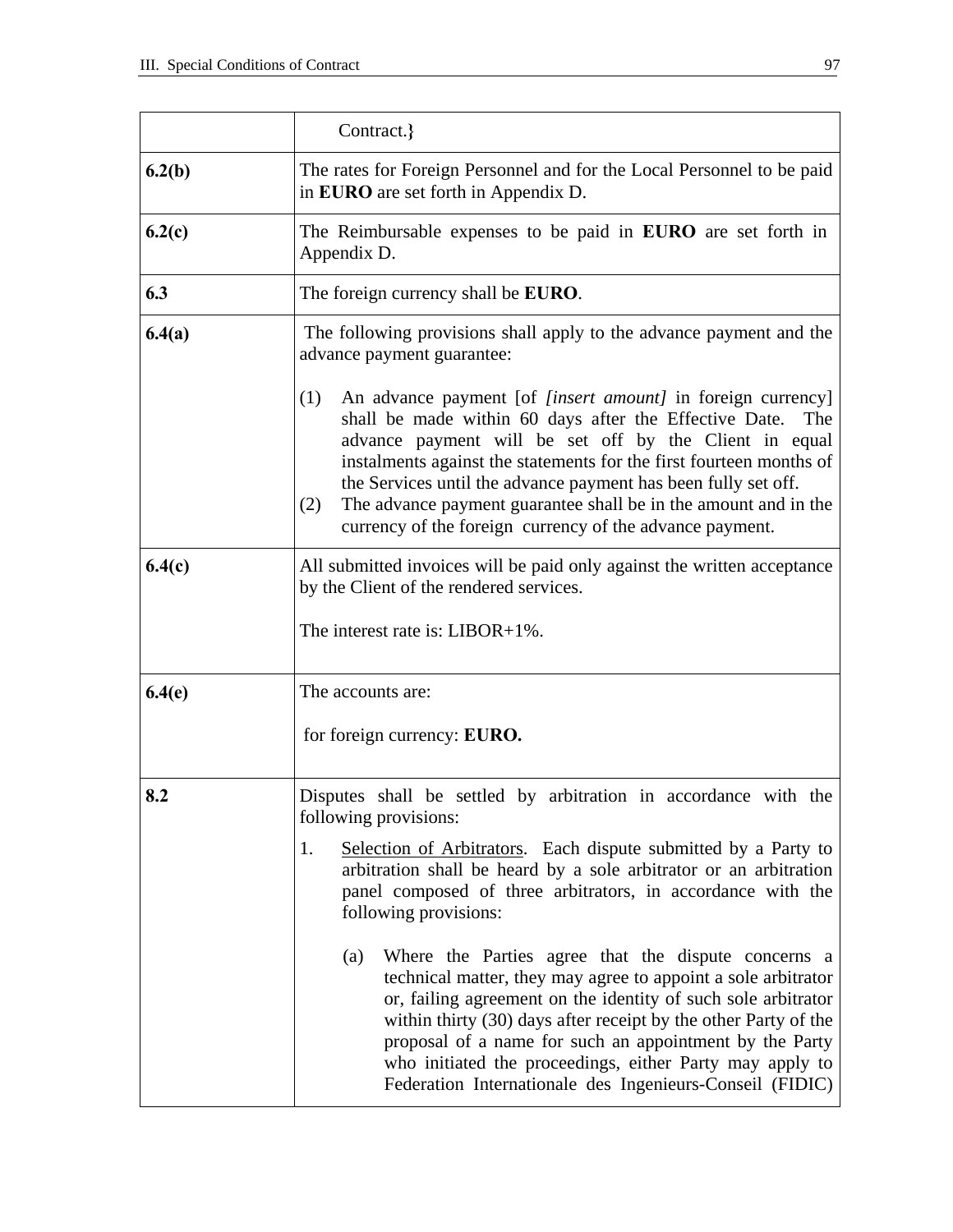| | |
|---|---|
| | Contract.} |
| **6.2(b)** | The rates for Foreign Personnel and for the Local Personnel to be paid in **EURO** are set forth in Appendix D. |
| **6.2(c)** | The Reimbursable expenses to be paid in **EURO** are set forth in Appendix D. |
| **6.3** | The foreign currency shall be **EURO**. |
| **6.4(a)** | The following provisions shall apply to the advance payment and the advance payment guarantee:<br><br>(1) An advance payment [of *[insert amount]* in foreign currency] shall be made within 60 days after the Effective Date. The advance payment will be set off by the Client in equal instalments against the statements for the first fourteen months of the Services until the advance payment has been fully set off.<br>(2) The advance payment guarantee shall be in the amount and in the currency of the foreign currency of the advance payment. |
| **6.4(c)** | All submitted invoices will be paid only against the written acceptance by the Client of the rendered services.<br><br>The interest rate is: LIBOR+1%. |
| **6.4(e)** | The accounts are:<br><br>for foreign currency: **EURO.** |
| **8.2** | Disputes shall be settled by arbitration in accordance with the following provisions:<br><br>1. <u>Selection of Arbitrators</u>. Each dispute submitted by a Party to arbitration shall be heard by a sole arbitrator or an arbitration panel composed of three arbitrators, in accordance with the following provisions:<br><br>(a) Where the Parties agree that the dispute concerns a technical matter, they may agree to appoint a sole arbitrator or, failing agreement on the identity of such sole arbitrator within thirty (30) days after receipt by the other Party of the proposal of a name for such an appointment by the Party who initiated the proceedings, either Party may apply to Federation Internationale des Ingenieurs-Conseil (FIDIC) |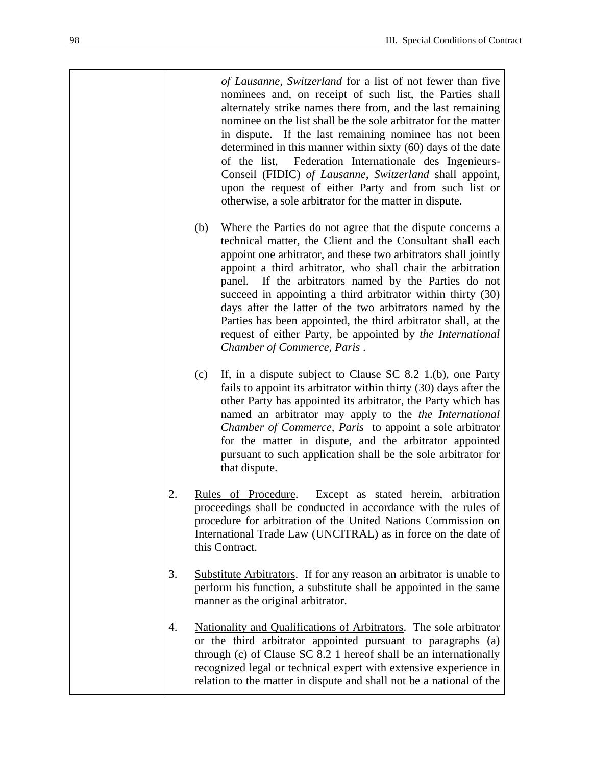*of Lausanne, Switzerland* for a list of not fewer than five nominees and, on receipt of such list, the Parties shall alternately strike names there from, and the last remaining nominee on the list shall be the sole arbitrator for the matter in dispute. If the last remaining nominee has not been determined in this manner within sixty (60) days of the date of the list, Federation Internationale des Ingenieurs-Conseil (FIDIC) *of Lausanne, Switzerland* shall appoint, upon the request of either Party and from such list or otherwise, a sole arbitrator for the matter in dispute.

(b) Where the Parties do not agree that the dispute concerns a technical matter, the Client and the Consultant shall each appoint one arbitrator, and these two arbitrators shall jointly appoint a third arbitrator, who shall chair the arbitration panel. If the arbitrators named by the Parties do not succeed in appointing a third arbitrator within thirty (30) days after the latter of the two arbitrators named by the Parties has been appointed, the third arbitrator shall, at the request of either Party, be appointed by *the International Chamber of Commerce, Paris* .

(c) If, in a dispute subject to Clause SC 8.2 1.(b), one Party fails to appoint its arbitrator within thirty (30) days after the other Party has appointed its arbitrator, the Party which has named an arbitrator may apply to the *the International Chamber of Commerce, Paris* to appoint a sole arbitrator for the matter in dispute, and the arbitrator appointed pursuant to such application shall be the sole arbitrator for that dispute.

2. Rules of Procedure. Except as stated herein, arbitration proceedings shall be conducted in accordance with the rules of procedure for arbitration of the United Nations Commission on International Trade Law (UNCITRAL) as in force on the date of this Contract.

3. Substitute Arbitrators. If for any reason an arbitrator is unable to perform his function, a substitute shall be appointed in the same manner as the original arbitrator.

4. Nationality and Qualifications of Arbitrators. The sole arbitrator or the third arbitrator appointed pursuant to paragraphs (a) through (c) of Clause SC 8.2 1 hereof shall be an internationally recognized legal or technical expert with extensive experience in relation to the matter in dispute and shall not be a national of the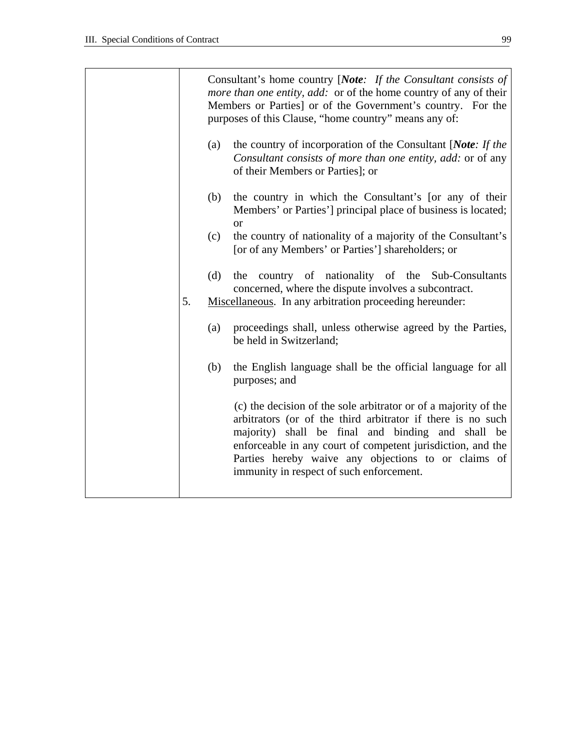| | Consultant's home country [***Note****:  If the Consultant consists of more than one entity, add:*  or of the home country of any of their Members or Parties] or of the Government's country.  For the purposes of this Clause, "home country" means any of:<br><br>(a) the country of incorporation of the Consultant [***Note****: If the Consultant consists of more than one entity, add:* or of any of their Members or Parties]; or<br><br>(b) the country in which the Consultant's [or any of their Members' or Parties'] principal place of business is located; or<br>(c) the country of nationality of a majority of the Consultant's [or of any Members' or Parties'] shareholders; or<br><br>(d) the country of nationality of the Sub-Consultants concerned, where the dispute involves a subcontract.<br>5. Miscellaneous.  In any arbitration proceeding hereunder:<br><br>(a) proceedings shall, unless otherwise agreed by the Parties, be held in Switzerland;<br><br>(b) the English language shall be the official language for all purposes; and<br><br>(c) the decision of the sole arbitrator or of a majority of the arbitrators (or of the third arbitrator if there is no such majority) shall be final and binding and shall be enforceable in any court of competent jurisdiction, and the Parties hereby waive any objections to or claims of immunity in respect of such enforcement. |
|---|---|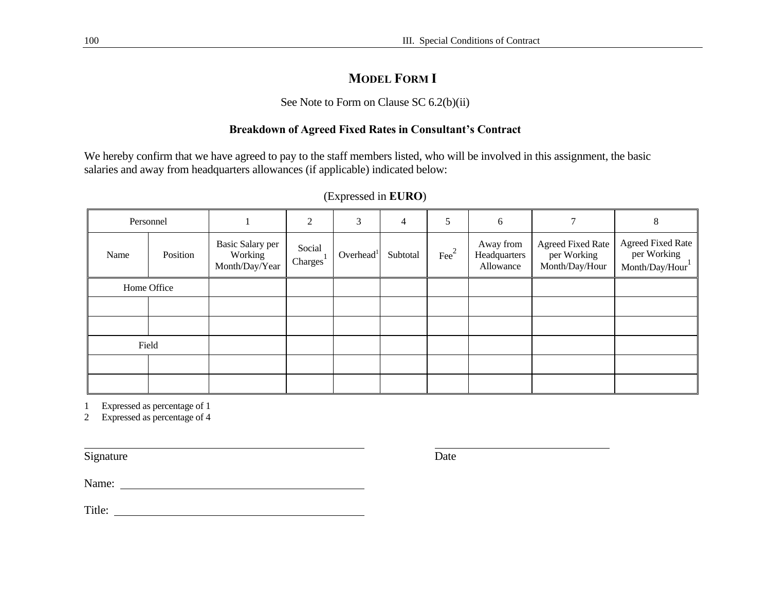## Model Form I

See Note to Form on Clause SC 6.2(b)(ii)

**Breakdown of Agreed Fixed Rates in Consultant's Contract**

We hereby confirm that we have agreed to pay to the staff members listed, who will be involved in this assignment, the basic salaries and away from headquarters allowances (if applicable) indicated below:

(Expressed in **EURO**)

| Personnel | | 1 | 2 | 3 | 4 | 5 | 6 | 7 | 8 |
|---|---|---|---|---|---|---|---|---|---|
| Name | Position | Basic Salary per Working Month/Day/Year | Social Charges[1] | Overhead[1] | Subtotal | Fee[2] | Away from Headquarters Allowance | Agreed Fixed Rate per Working Month/Day/Hour | Agreed Fixed Rate per Working Month/Day/Hour[1] |
| Home Office | | | | | | | | | |
| | | | | | | | | | |
| | | | | | | | | | |
| Field | | | | | | | | | |
| | | | | | | | | | |
| | | | | | | | | | |

1 Expressed as percentage of 1
2 Expressed as percentage of 4

_________________________________ Signature

_________________________________ Date

Name: _________________________________

Title: _________________________________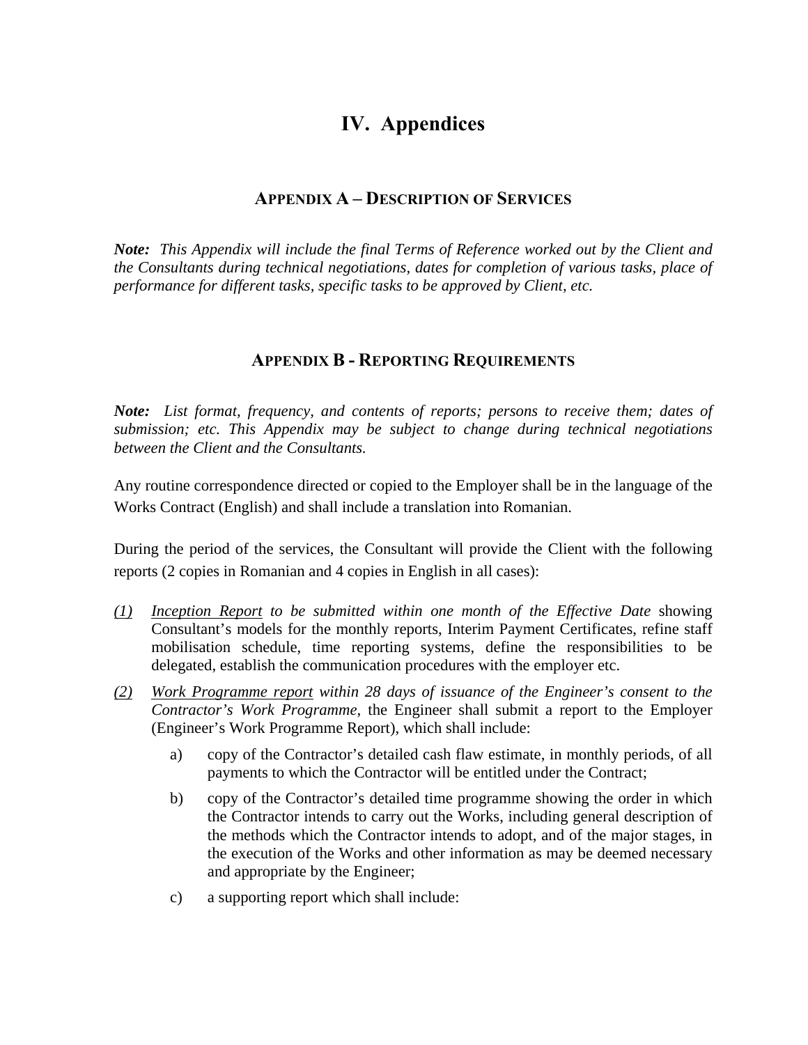# IV. Appendices

## Appendix A – Description of Services

***Note:*** *This Appendix will include the final Terms of Reference worked out by the Client and the Consultants during technical negotiations, dates for completion of various tasks, place of performance for different tasks, specific tasks to be approved by Client, etc.*

## Appendix B - Reporting Requirements

***Note:*** *List format, frequency, and contents of reports; persons to receive them; dates of submission; etc. This Appendix may be subject to change during technical negotiations between the Client and the Consultants.*

Any routine correspondence directed or copied to the Employer shall be in the language of the Works Contract (English) and shall include a translation into Romanian.

During the period of the services, the Consultant will provide the Client with the following reports (2 copies in Romanian and 4 copies in English in all cases):

*(1)* *Inception Report to be submitted within one month of the Effective Date* showing Consultant's models for the monthly reports, Interim Payment Certificates, refine staff mobilisation schedule, time reporting systems, define the responsibilities to be delegated, establish the communication procedures with the employer etc.

*(2)* *Work Programme report within 28 days of issuance of the Engineer's consent to the Contractor's Work Programme*, the Engineer shall submit a report to the Employer (Engineer's Work Programme Report), which shall include:

   a) copy of the Contractor's detailed cash flaw estimate, in monthly periods, of all payments to which the Contractor will be entitled under the Contract;

   b) copy of the Contractor's detailed time programme showing the order in which the Contractor intends to carry out the Works, including general description of the methods which the Contractor intends to adopt, and of the major stages, in the execution of the Works and other information as may be deemed necessary and appropriate by the Engineer;

   c) a supporting report which shall include: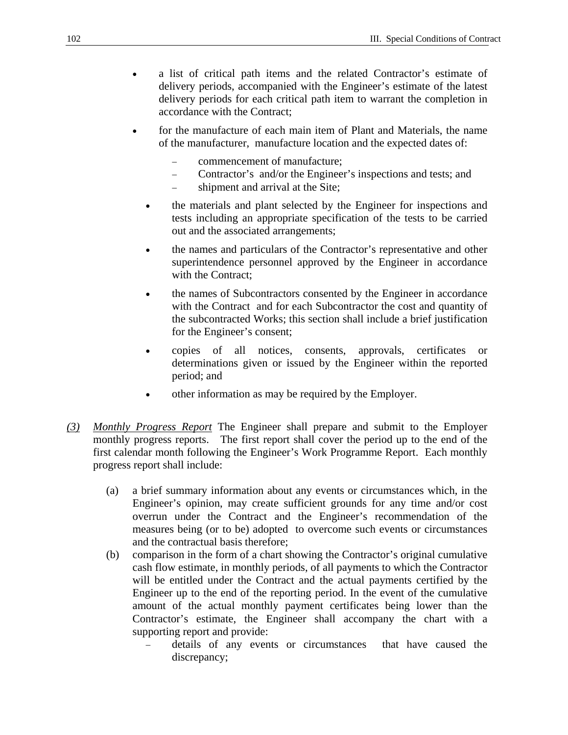- a list of critical path items and the related Contractor's estimate of delivery periods, accompanied with the Engineer's estimate of the latest delivery periods for each critical path item to warrant the completion in accordance with the Contract;
- for the manufacture of each main item of Plant and Materials, the name of the manufacturer, manufacture location and the expected dates of:
  - commencement of manufacture;
  - Contractor's and/or the Engineer's inspections and tests; and
  - shipment and arrival at the Site;
- the materials and plant selected by the Engineer for inspections and tests including an appropriate specification of the tests to be carried out and the associated arrangements;
- the names and particulars of the Contractor's representative and other superintendence personnel approved by the Engineer in accordance with the Contract;
- the names of Subcontractors consented by the Engineer in accordance with the Contract and for each Subcontractor the cost and quantity of the subcontracted Works; this section shall include a brief justification for the Engineer's consent;
- copies of all notices, consents, approvals, certificates or determinations given or issued by the Engineer within the reported period; and
- other information as may be required by the Employer.

*(3)* *Monthly Progress Report* The Engineer shall prepare and submit to the Employer monthly progress reports. The first report shall cover the period up to the end of the first calendar month following the Engineer's Work Programme Report. Each monthly progress report shall include:

(a) a brief summary information about any events or circumstances which, in the Engineer's opinion, may create sufficient grounds for any time and/or cost overrun under the Contract and the Engineer's recommendation of the measures being (or to be) adopted to overcome such events or circumstances and the contractual basis therefore;

(b) comparison in the form of a chart showing the Contractor's original cumulative cash flow estimate, in monthly periods, of all payments to which the Contractor will be entitled under the Contract and the actual payments certified by the Engineer up to the end of the reporting period. In the event of the cumulative amount of the actual monthly payment certificates being lower than the Contractor's estimate, the Engineer shall accompany the chart with a supporting report and provide:
  - details of any events or circumstances that have caused the discrepancy;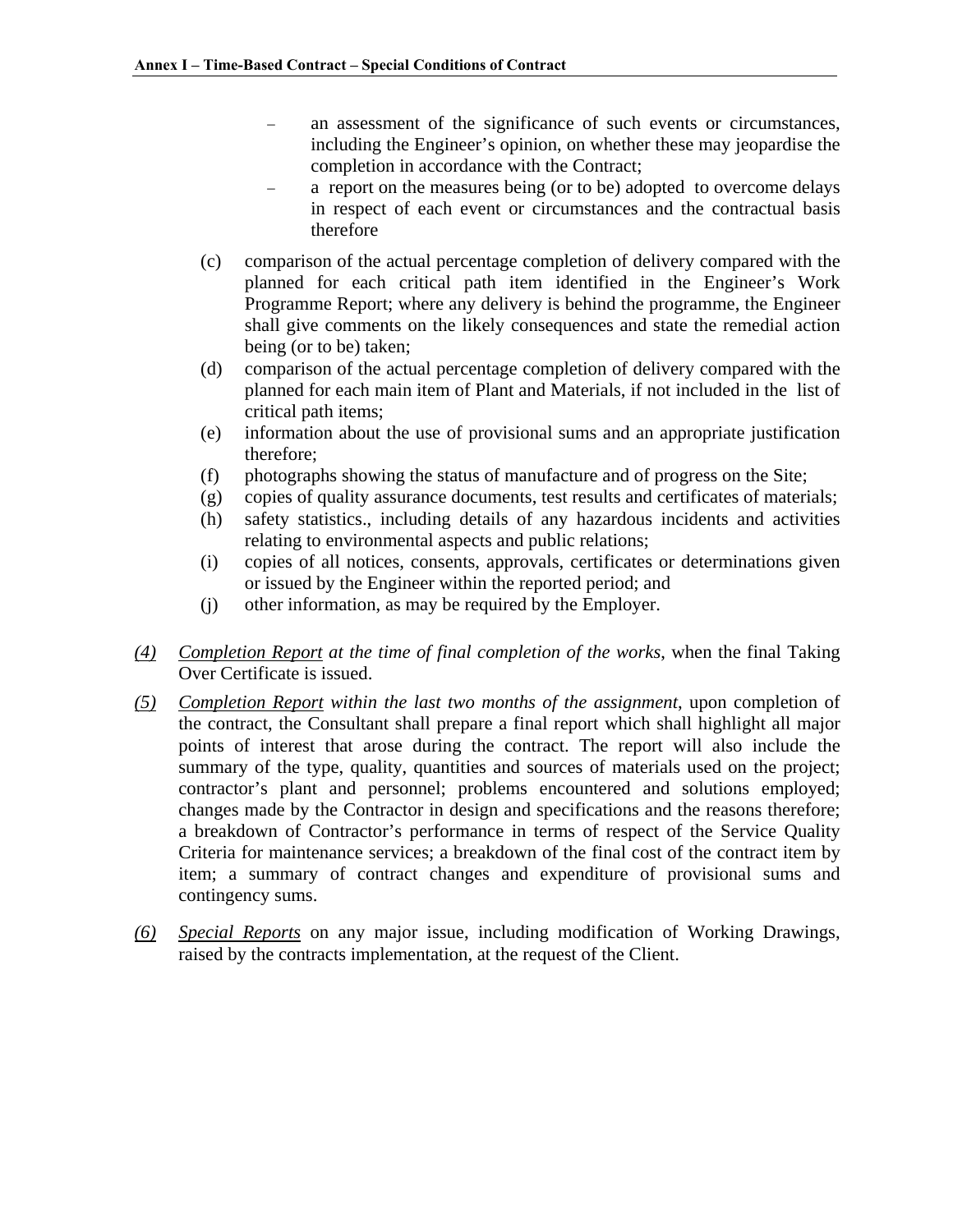- an assessment of the significance of such events or circumstances, including the Engineer's opinion, on whether these may jeopardise the completion in accordance with the Contract;
- a report on the measures being (or to be) adopted to overcome delays in respect of each event or circumstances and the contractual basis therefore

(c) comparison of the actual percentage completion of delivery compared with the planned for each critical path item identified in the Engineer's Work Programme Report; where any delivery is behind the programme, the Engineer shall give comments on the likely consequences and state the remedial action being (or to be) taken;

(d) comparison of the actual percentage completion of delivery compared with the planned for each main item of Plant and Materials, if not included in the list of critical path items;

(e) information about the use of provisional sums and an appropriate justification therefore;

(f) photographs showing the status of manufacture and of progress on the Site;

(g) copies of quality assurance documents, test results and certificates of materials;

(h) safety statistics., including details of any hazardous incidents and activities relating to environmental aspects and public relations;

(i) copies of all notices, consents, approvals, certificates or determinations given or issued by the Engineer within the reported period; and

(j) other information, as may be required by the Employer.

*(4)* *Completion Report at the time of final completion of the works*, when the final Taking Over Certificate is issued.

*(5)* *Completion Report within the last two months of the assignment*, upon completion of the contract, the Consultant shall prepare a final report which shall highlight all major points of interest that arose during the contract. The report will also include the summary of the type, quality, quantities and sources of materials used on the project; contractor's plant and personnel; problems encountered and solutions employed; changes made by the Contractor in design and specifications and the reasons therefore; a breakdown of Contractor's performance in terms of respect of the Service Quality Criteria for maintenance services; a breakdown of the final cost of the contract item by item; a summary of contract changes and expenditure of provisional sums and contingency sums.

*(6)* *Special Reports* on any major issue, including modification of Working Drawings, raised by the contracts implementation, at the request of the Client.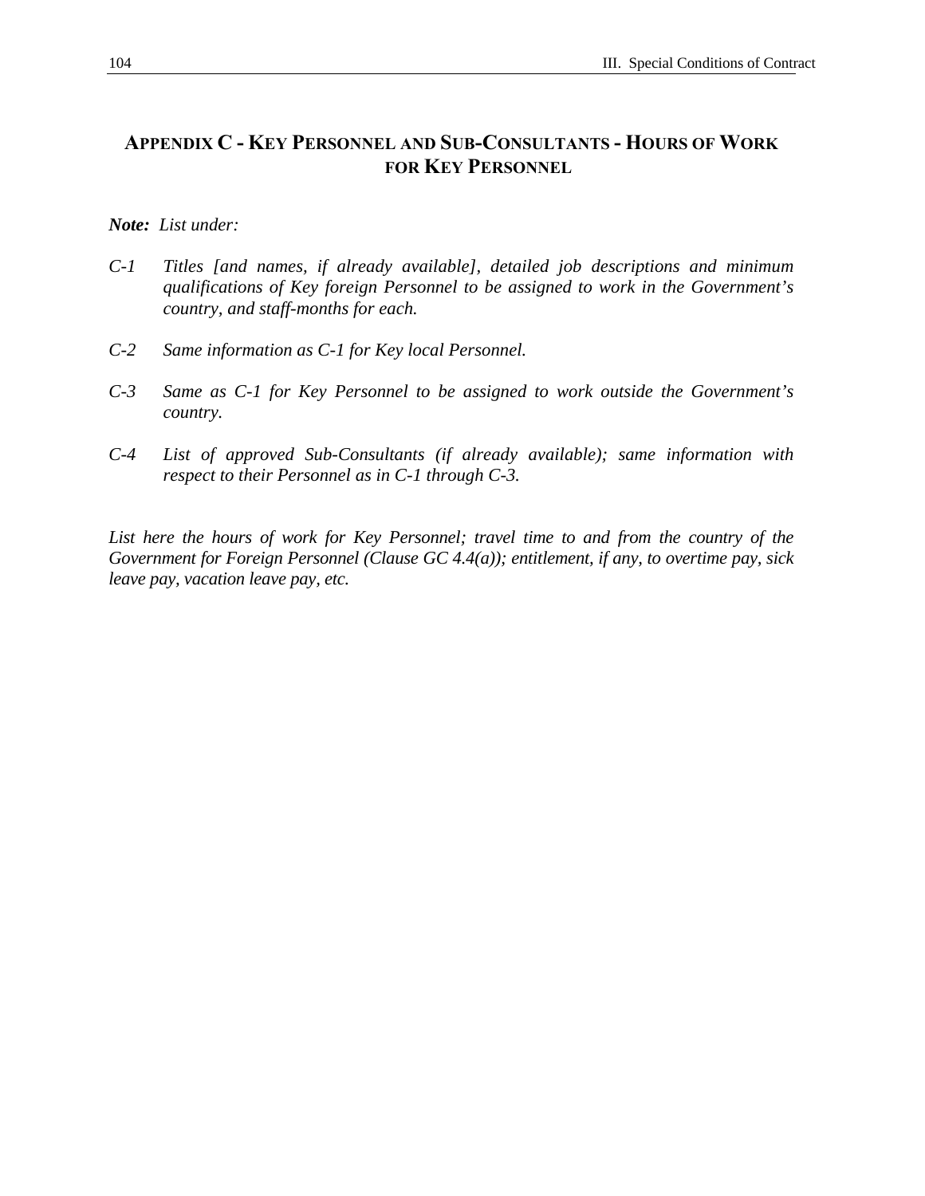## Appendix C - Key Personnel and Sub-Consultants - Hours of Work for Key Personnel

***Note:*** *List under:*

*C-1* *Titles [and names, if already available], detailed job descriptions and minimum qualifications of Key foreign Personnel to be assigned to work in the Government's country, and staff-months for each.*

*C-2* *Same information as C-1 for Key local Personnel.*

*C-3* *Same as C-1 for Key Personnel to be assigned to work outside the Government's country.*

*C-4* *List of approved Sub-Consultants (if already available); same information with respect to their Personnel as in C-1 through C-3.*

*List here the hours of work for Key Personnel; travel time to and from the country of the Government for Foreign Personnel (Clause GC 4.4(a)); entitlement, if any, to overtime pay, sick leave pay, vacation leave pay, etc.*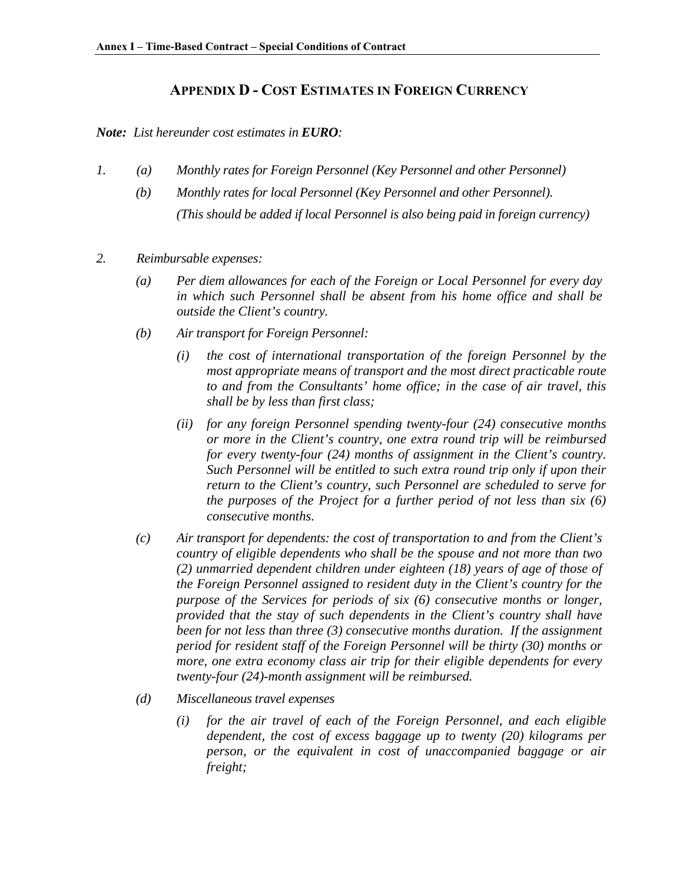## APPENDIX D - COST ESTIMATES IN FOREIGN CURRENCY

***Note:*** *List hereunder cost estimates in* ***EURO****:*

*1.* *(a)* *Monthly rates for Foreign Personnel (Key Personnel and other Personnel)*

*(b)* *Monthly rates for local Personnel (Key Personnel and other Personnel).*

*(This should be added if local Personnel is also being paid in foreign currency)*

*2.* *Reimbursable expenses:*

*(a)* *Per diem allowances for each of the Foreign or Local Personnel for every day in which such Personnel shall be absent from his home office and shall be outside the Client's country.*

*(b)* *Air transport for Foreign Personnel:*

*(i)* *the cost of international transportation of the foreign Personnel by the most appropriate means of transport and the most direct practicable route to and from the Consultants' home office; in the case of air travel, this shall be by less than first class;*

*(ii)* *for any foreign Personnel spending twenty-four (24) consecutive months or more in the Client's country, one extra round trip will be reimbursed for every twenty-four (24) months of assignment in the Client's country. Such Personnel will be entitled to such extra round trip only if upon their return to the Client's country, such Personnel are scheduled to serve for the purposes of the Project for a further period of not less than six (6) consecutive months.*

*(c)* *Air transport for dependents: the cost of transportation to and from the Client's country of eligible dependents who shall be the spouse and not more than two (2) unmarried dependent children under eighteen (18) years of age of those of the Foreign Personnel assigned to resident duty in the Client's country for the purpose of the Services for periods of six (6) consecutive months or longer, provided that the stay of such dependents in the Client's country shall have been for not less than three (3) consecutive months duration. If the assignment period for resident staff of the Foreign Personnel will be thirty (30) months or more, one extra economy class air trip for their eligible dependents for every twenty-four (24)-month assignment will be reimbursed.*

*(d)* *Miscellaneous travel expenses*

*(i)* *for the air travel of each of the Foreign Personnel, and each eligible dependent, the cost of excess baggage up to twenty (20) kilograms per person, or the equivalent in cost of unaccompanied baggage or air freight;*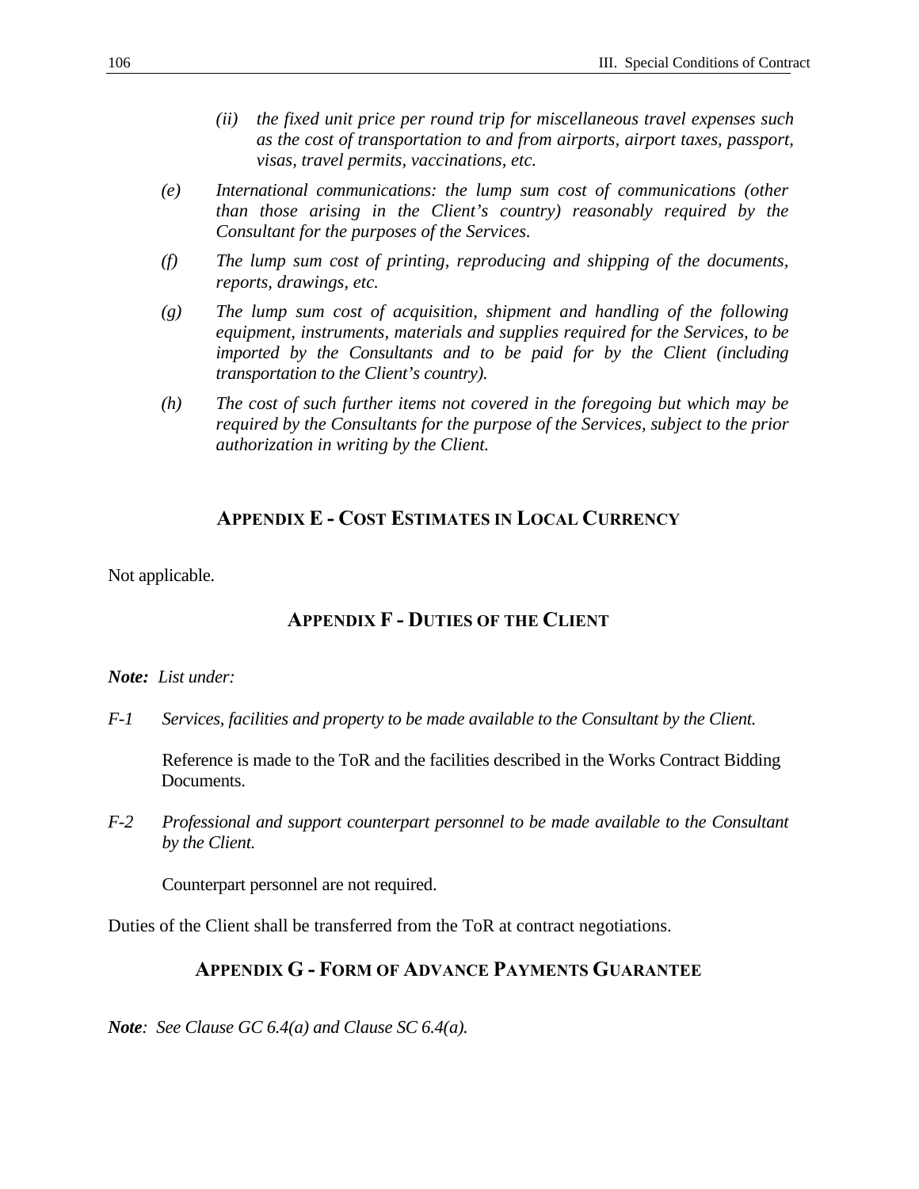*(ii) the fixed unit price per round trip for miscellaneous travel expenses such as the cost of transportation to and from airports, airport taxes, passport, visas, travel permits, vaccinations, etc.*

*(e) International communications: the lump sum cost of communications (other than those arising in the Client's country) reasonably required by the Consultant for the purposes of the Services.*

*(f) The lump sum cost of printing, reproducing and shipping of the documents, reports, drawings, etc.*

*(g) The lump sum cost of acquisition, shipment and handling of the following equipment, instruments, materials and supplies required for the Services, to be imported by the Consultants and to be paid for by the Client (including transportation to the Client's country).*

*(h) The cost of such further items not covered in the foregoing but which may be required by the Consultants for the purpose of the Services, subject to the prior authorization in writing by the Client.*

## Appendix E - Cost Estimates in Local Currency

Not applicable.

## Appendix F - Duties of the Client

***Note:*** *List under:*

*F-1 Services, facilities and property to be made available to the Consultant by the Client.*

Reference is made to the ToR and the facilities described in the Works Contract Bidding Documents.

*F-2 Professional and support counterpart personnel to be made available to the Consultant by the Client.*

Counterpart personnel are not required.

Duties of the Client shall be transferred from the ToR at contract negotiations.

## Appendix G - Form of Advance Payments Guarantee

***Note****: See Clause GC 6.4(a) and Clause SC 6.4(a).*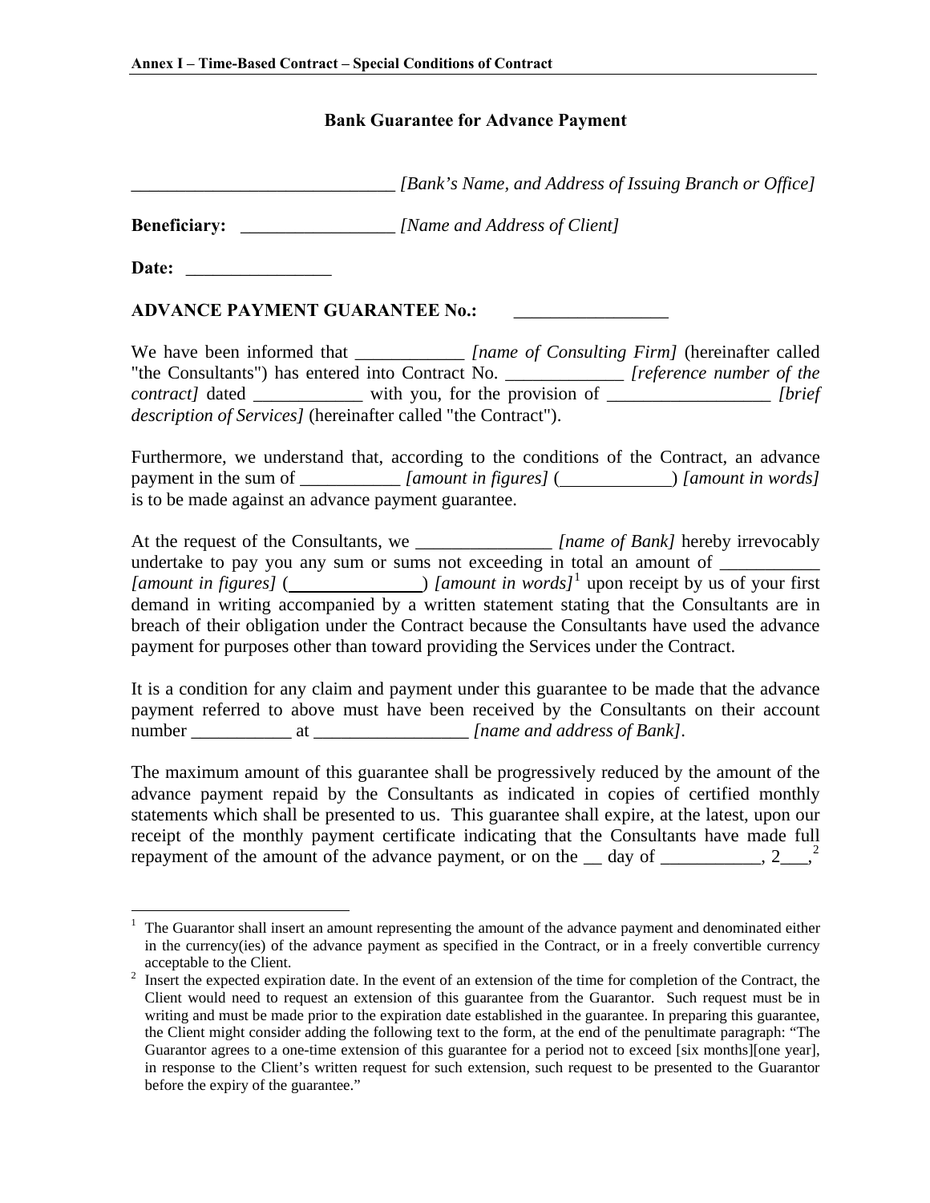### Bank Guarantee for Advance Payment

_____________________________ *[Bank's Name, and Address of Issuing Branch or Office]*

**Beneficiary:** _________________ *[Name and Address of Client]*

**Date:** ________________

**ADVANCE PAYMENT GUARANTEE No.:** _________________

We have been informed that ____________ *[name of Consulting Firm]* (hereinafter called "the Consultants") has entered into Contract No. _____________ *[reference number of the contract]* dated ____________ with you, for the provision of __________________ *[brief description of Services]* (hereinafter called "the Contract").

Furthermore, we understand that, according to the conditions of the Contract, an advance payment in the sum of ___________ *[amount in figures]* (____________) *[amount in words]* is to be made against an advance payment guarantee.

At the request of the Consultants, we _______________ *[name of Bank]* hereby irrevocably undertake to pay you any sum or sums not exceeding in total an amount of ___________ *[amount in figures]* (_______________) *[amount in words]*[1] upon receipt by us of your first demand in writing accompanied by a written statement stating that the Consultants are in breach of their obligation under the Contract because the Consultants have used the advance payment for purposes other than toward providing the Services under the Contract.

It is a condition for any claim and payment under this guarantee to be made that the advance payment referred to above must have been received by the Consultants on their account number ___________ at _________________ *[name and address of Bank]*.

The maximum amount of this guarantee shall be progressively reduced by the amount of the advance payment repaid by the Consultants as indicated in copies of certified monthly statements which shall be presented to us. This guarantee shall expire, at the latest, upon our receipt of the monthly payment certificate indicating that the Consultants have made full repayment of the amount of the advance payment, or on the __ day of ___________, 2___,[2]

---

[1] The Guarantor shall insert an amount representing the amount of the advance payment and denominated either in the currency(ies) of the advance payment as specified in the Contract, or in a freely convertible currency acceptable to the Client.

[2] Insert the expected expiration date. In the event of an extension of the time for completion of the Contract, the Client would need to request an extension of this guarantee from the Guarantor. Such request must be in writing and must be made prior to the expiration date established in the guarantee. In preparing this guarantee, the Client might consider adding the following text to the form, at the end of the penultimate paragraph: "The Guarantor agrees to a one-time extension of this guarantee for a period not to exceed [six months][one year], in response to the Client's written request for such extension, such request to be presented to the Guarantor before the expiry of the guarantee."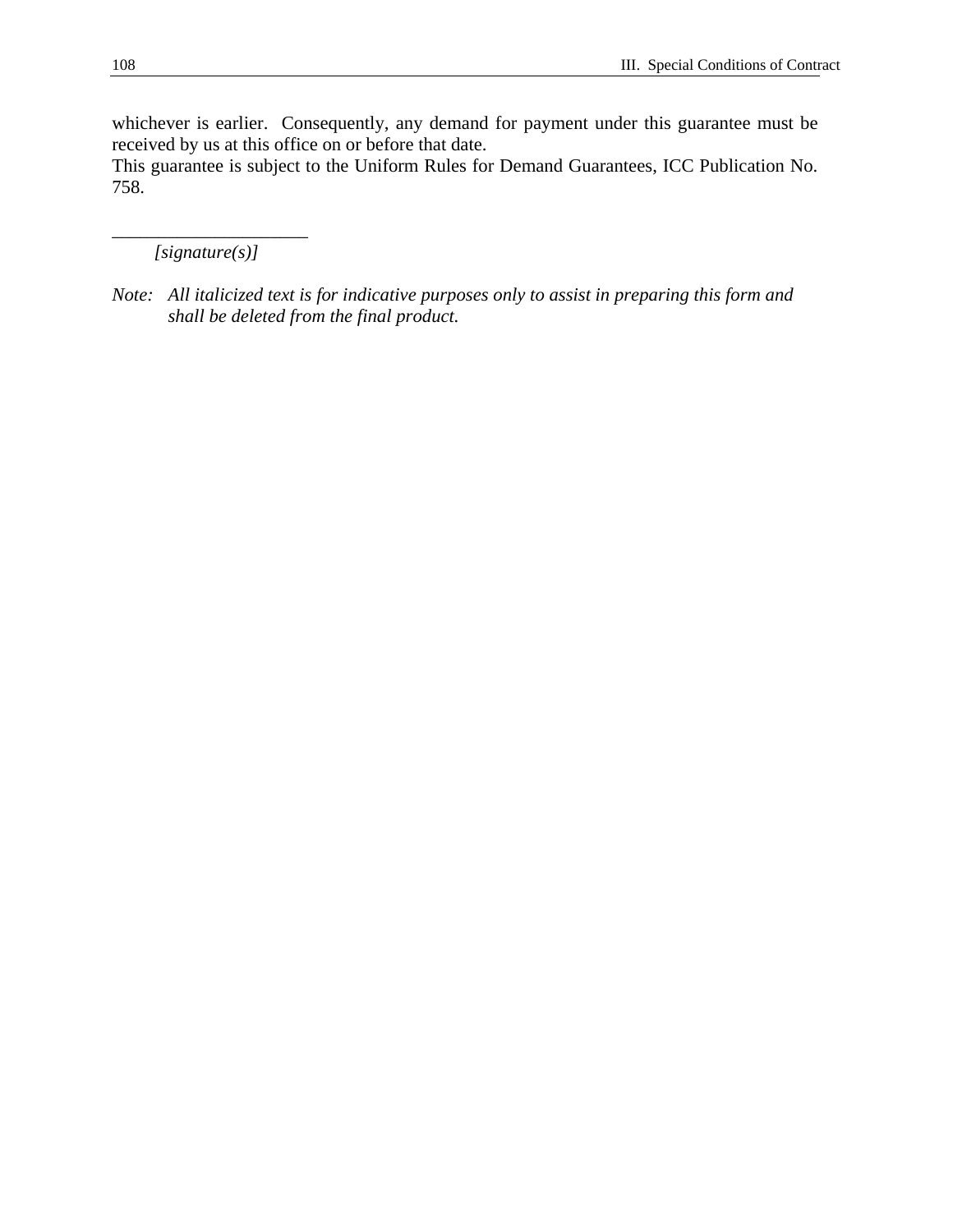whichever is earlier. Consequently, any demand for payment under this guarantee must be received by us at this office on or before that date.
This guarantee is subject to the Uniform Rules for Demand Guarantees, ICC Publication No. 758.

_____________________
*[signature(s)]*

*Note: All italicized text is for indicative purposes only to assist in preparing this form and shall be deleted from the final product.*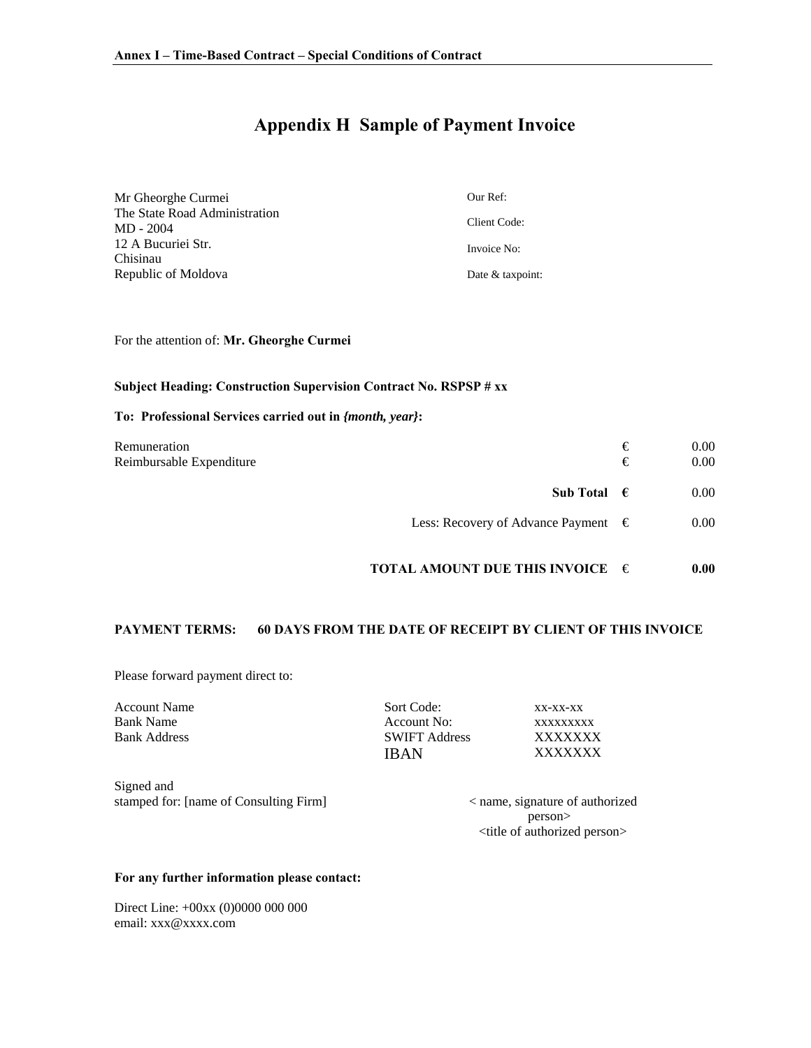# Appendix H Sample of Payment Invoice

Mr Gheorghe Curmei
The State Road Administration
MD - 2004
12 A Bucuriei Str.
Chisinau
Republic of Moldova

Our Ref:

Client Code:

Invoice No:

Date & taxpoint:

For the attention of: **Mr. Gheorghe Curmei**

**Subject Heading: Construction Supervision Contract No. RSPSP # xx**

**To: Professional Services carried out in *{month, year}*:**

| | | |
|---|---|---|
| Remuneration | € | 0.00 |
| Reimbursable Expenditure | € | 0.00 |
| **Sub Total** | **€** | 0.00 |
| Less: Recovery of Advance Payment | € | 0.00 |
| **TOTAL AMOUNT DUE THIS INVOICE** | € | **0.00** |

**PAYMENT TERMS: 60 DAYS FROM THE DATE OF RECEIPT BY CLIENT OF THIS INVOICE**

Please forward payment direct to:

| | | |
|---|---|---|
| Account Name | Sort Code: | xx-xx-xx |
| Bank Name | Account No: | xxxxxxxxx |
| Bank Address | SWIFT Address | XXXXXXX |
| | IBAN | XXXXXXX |

Signed and
stamped for: [name of Consulting Firm]

< name, signature of authorized person>
<title of authorized person>

**For any further information please contact:**

Direct Line: +00xx (0)0000 000 000
email: xxx@xxxx.com